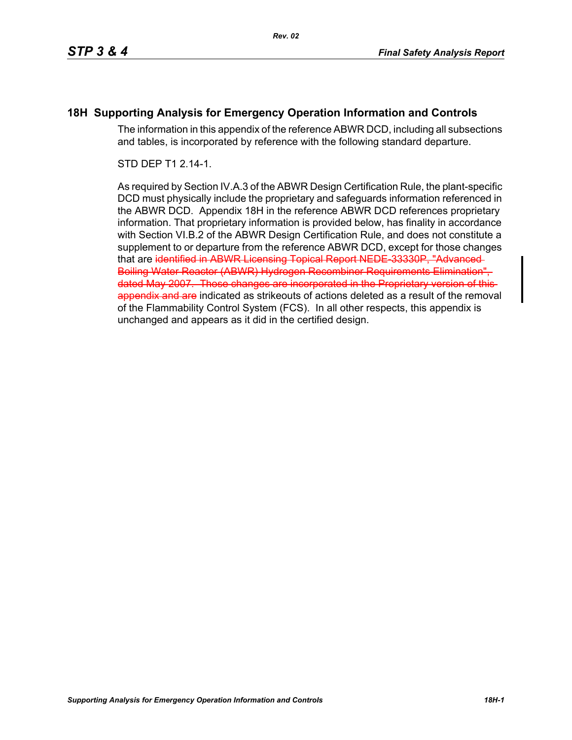# 18H Supporting Analysis for Emergency Operation Information and Controls

The information in this appendix of the reference ABWR DCD, including all subsections and tables, is incorporated by reference with the following standard departure.

STD DEP T1 2.14-1.

As required by Section IV.A.3 of the ABWR Design Certification Rule, the plant-specific DCD must physically include the proprietary and safeguards information referenced in the ABWR DCD. Appendix 18H in the reference ABWR DCD references proprietary information. That proprietary information is provided below, has finality in accordance with Section VI.B.2 of the ABWR Design Certification Rule, and does not constitute a supplement to or departure from the reference ABWR DCD, except for those changes that are ~~identified in ABWR Licensing Topical Report NEDE-33330P, "Advanced Boiling Water Reactor (ABWR) Hydrogen Recombiner Requirements Elimination", dated May 2007. Those changes are incorporated in the Proprietary version of this appendix and are~~ indicated as strikeouts of actions deleted as a result of the removal of the Flammability Control System (FCS). In all other respects, this appendix is unchanged and appears as it did in the certified design.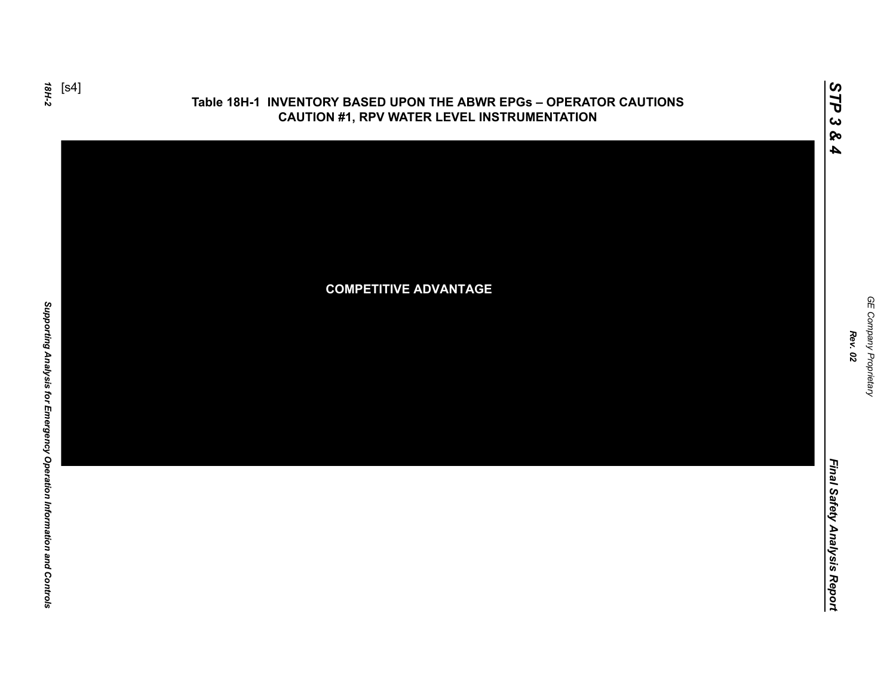[s4]

**Table 18H-1 INVENTORY BASED UPON THE ABWR EPGs – OPERATOR CAUTIONS CAUTION #1, RPV WATER LEVEL INSTRUMENTATION**

COMPETITIVE ADVANTAGE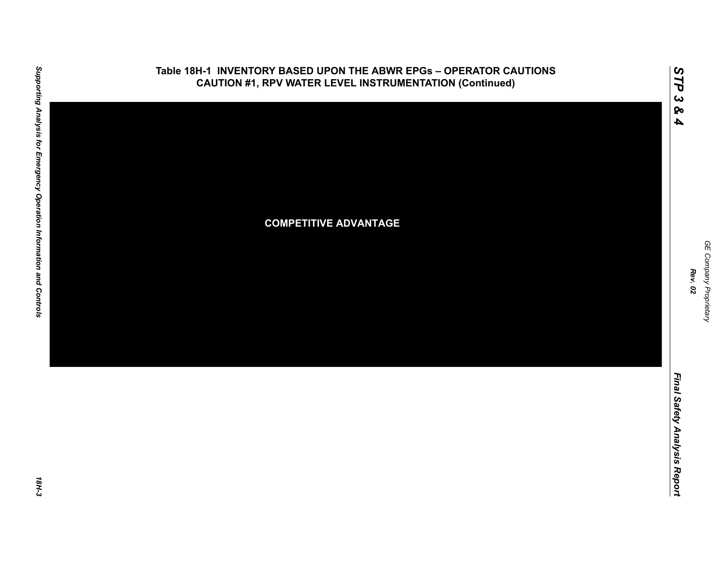## Table 18H-1 INVENTORY BASED UPON THE ABWR EPGs – OPERATOR CAUTIONS CAUTION #1, RPV WATER LEVEL INSTRUMENTATION (Continued)

**COMPETITIVE ADVANTAGE**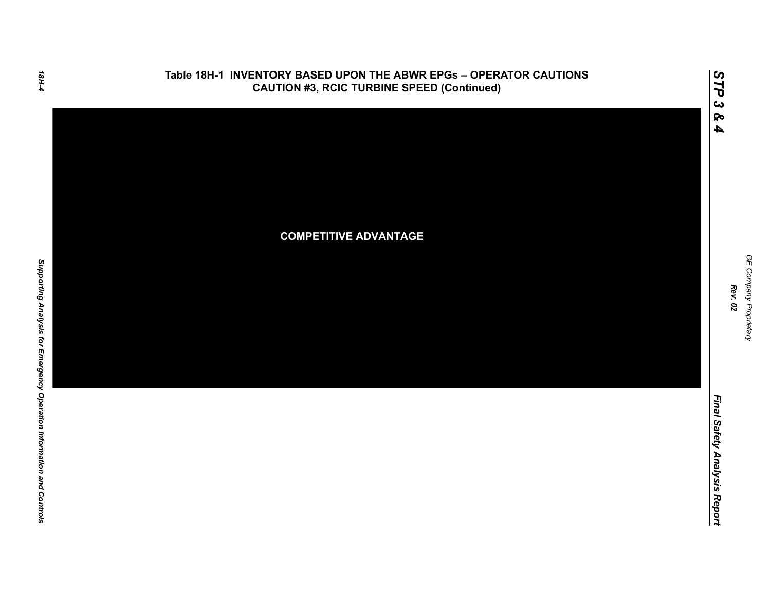## Table 18H-1 INVENTORY BASED UPON THE ABWR EPGs – OPERATOR CAUTIONS CAUTION #3, RCIC TURBINE SPEED (Continued)

**COMPETITIVE ADVANTAGE**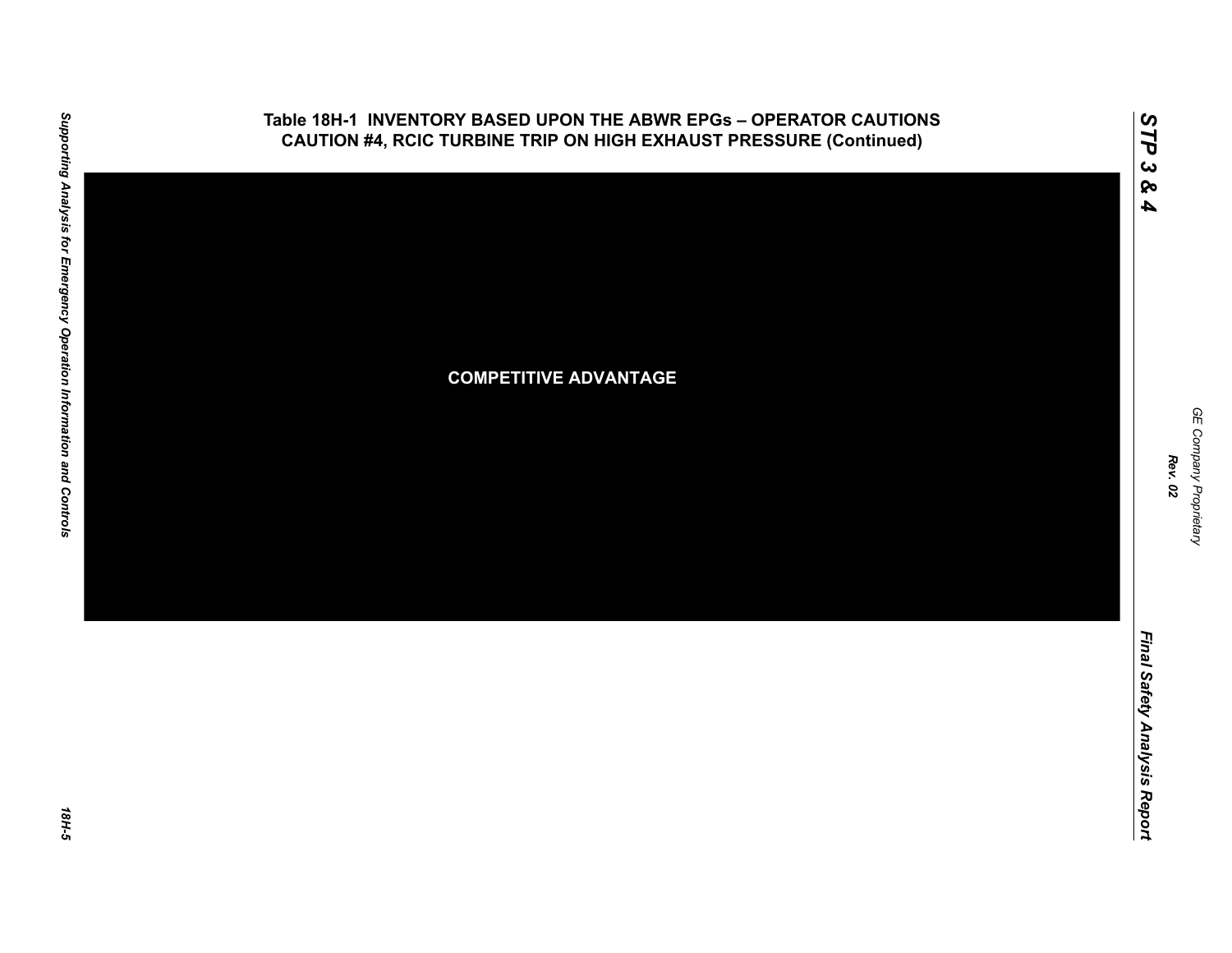## Table 18H-1 INVENTORY BASED UPON THE ABWR EPGs – OPERATOR CAUTIONS CAUTION #4, RCIC TURBINE TRIP ON HIGH EXHAUST PRESSURE (Continued)

**COMPETITIVE ADVANTAGE**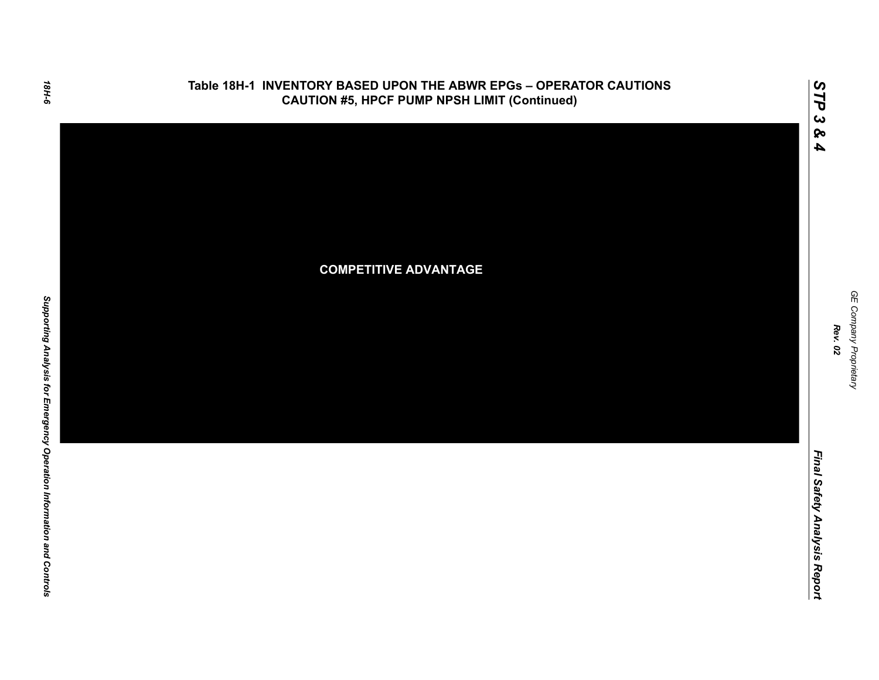## Table 18H-1 INVENTORY BASED UPON THE ABWR EPGs – OPERATOR CAUTIONS CAUTION #5, HPCF PUMP NPSH LIMIT (Continued)

COMPETITIVE ADVANTAGE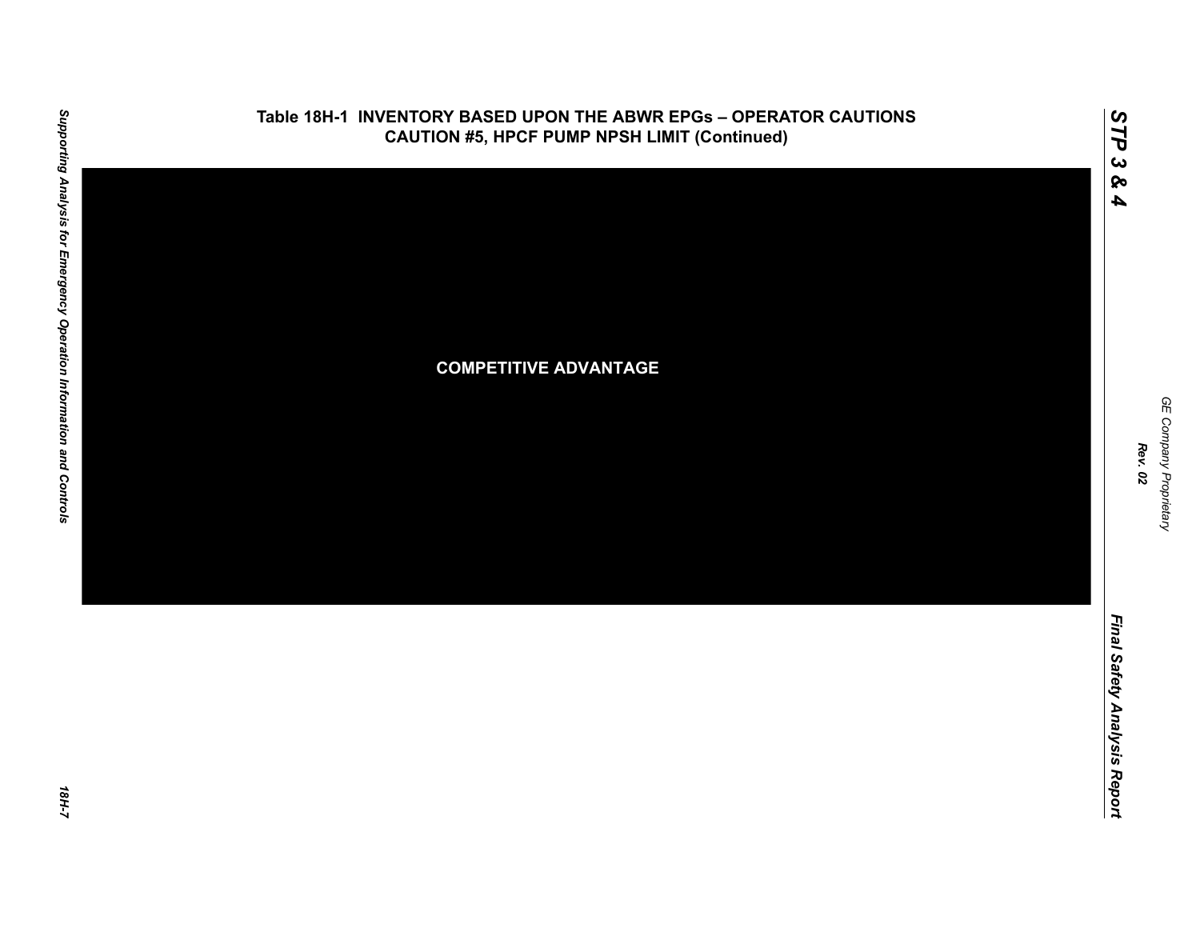Table 18H-1 INVENTORY BASED UPON THE ABWR EPGs – OPERATOR CAUTIONS
CAUTION #5, HPCF PUMP NPSH LIMIT (Continued)

COMPETITIVE ADVANTAGE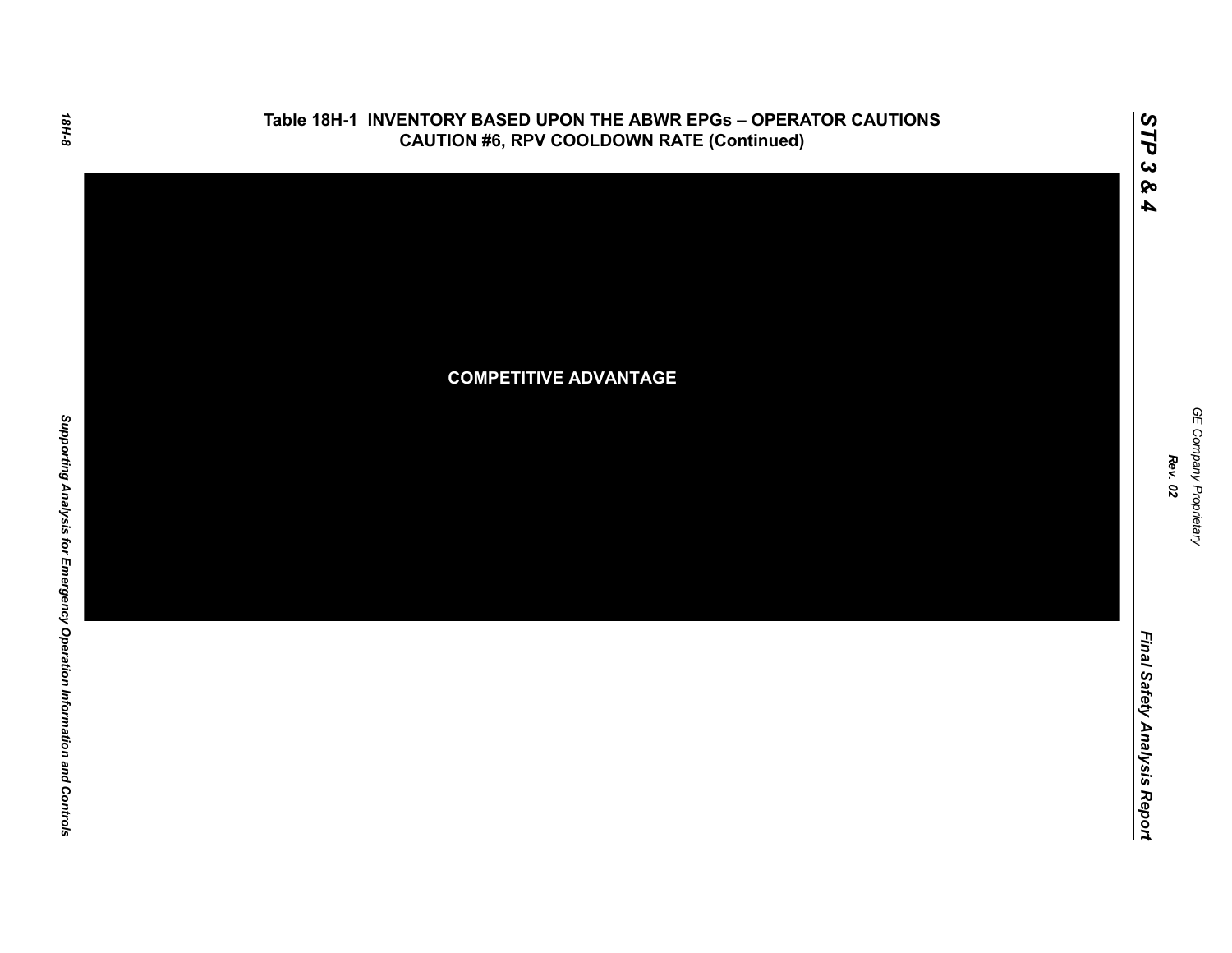## Table 18H-1 INVENTORY BASED UPON THE ABWR EPGs – OPERATOR CAUTIONS CAUTION #6, RPV COOLDOWN RATE (Continued)

**COMPETITIVE ADVANTAGE**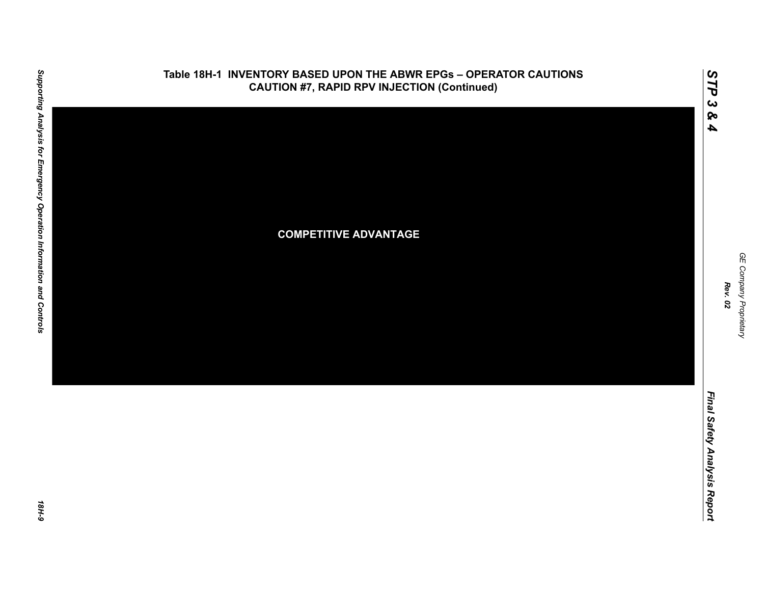## Table 18H-1 INVENTORY BASED UPON THE ABWR EPGs – OPERATOR CAUTIONS CAUTION #7, RAPID RPV INJECTION (Continued)

COMPETITIVE ADVANTAGE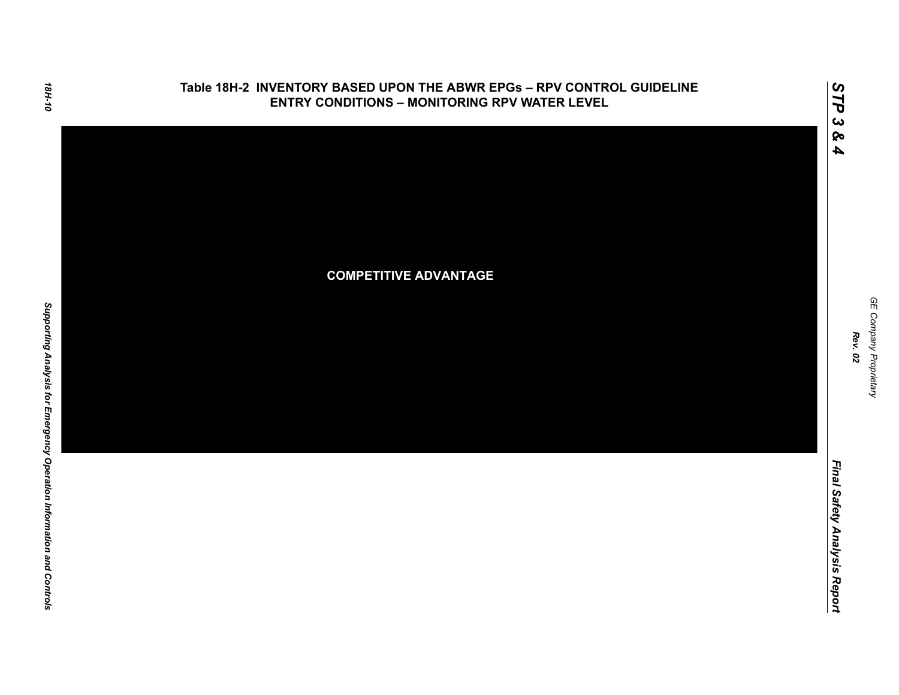# Table 18H-2 INVENTORY BASED UPON THE ABWR EPGs – RPV CONTROL GUIDELINE ENTRY CONDITIONS – MONITORING RPV WATER LEVEL

**COMPETITIVE ADVANTAGE**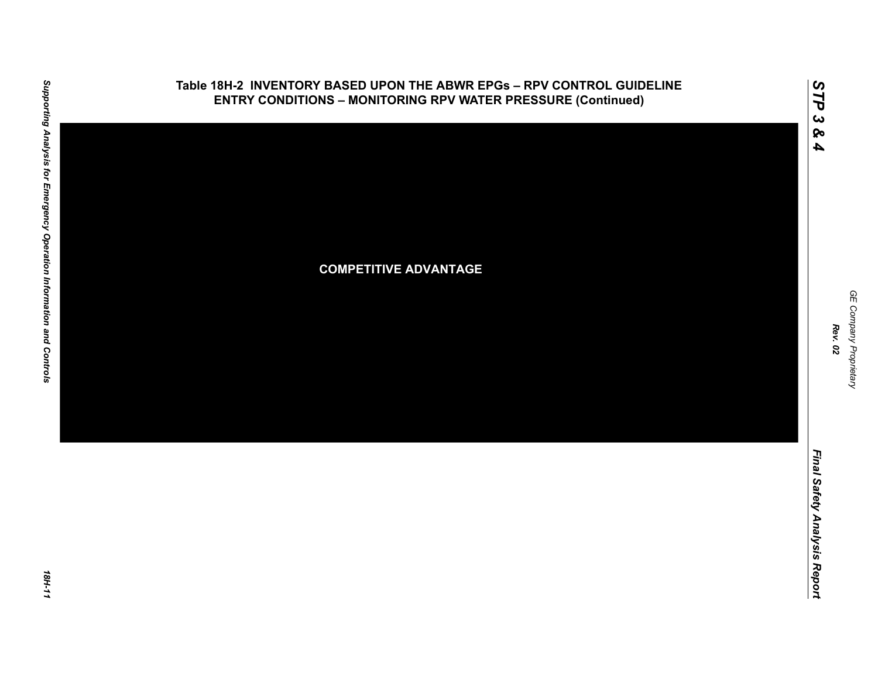**Table 18H-2 INVENTORY BASED UPON THE ABWR EPGs – RPV CONTROL GUIDELINE ENTRY CONDITIONS – MONITORING RPV WATER PRESSURE (Continued)**

**COMPETITIVE ADVANTAGE**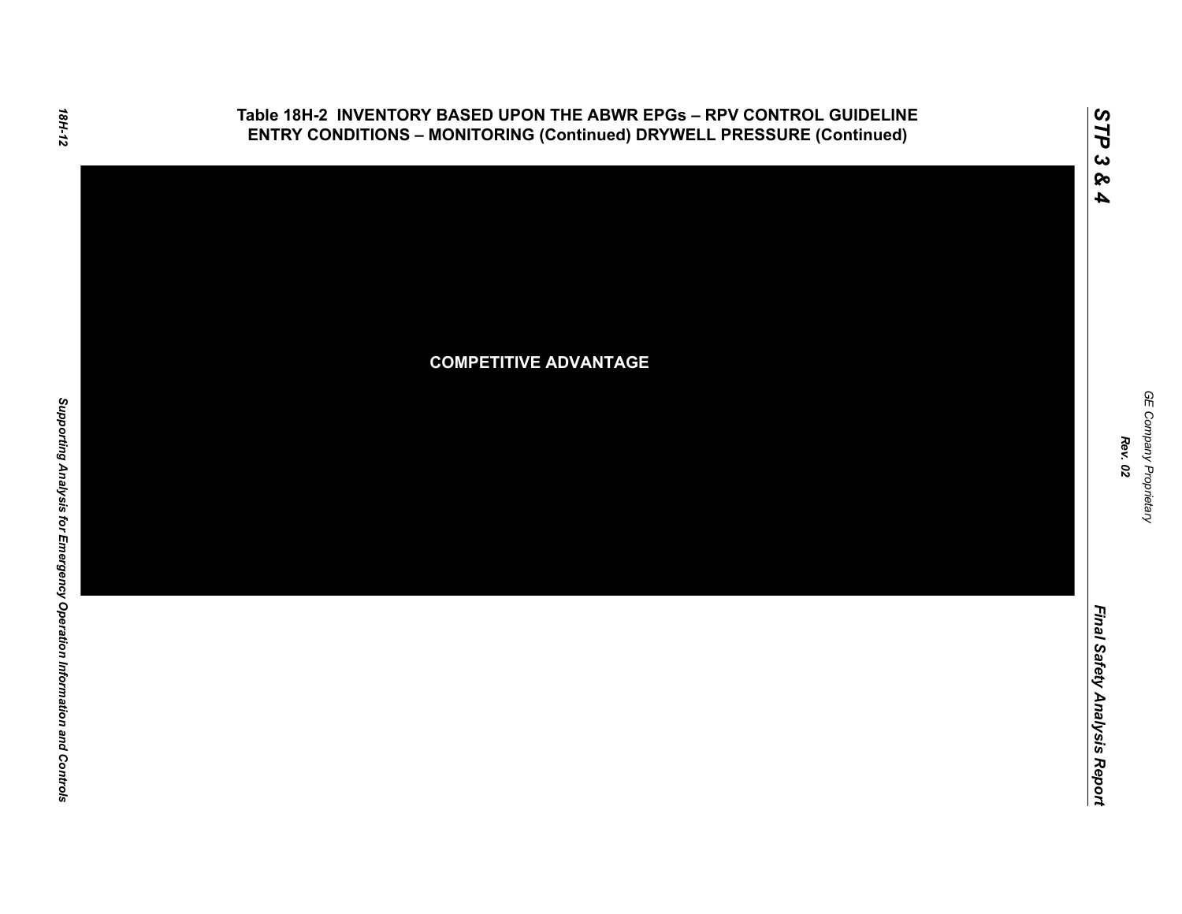**Table 18H-2 INVENTORY BASED UPON THE ABWR EPGs – RPV CONTROL GUIDELINE ENTRY CONDITIONS – MONITORING (Continued) DRYWELL PRESSURE (Continued)**

COMPETITIVE ADVANTAGE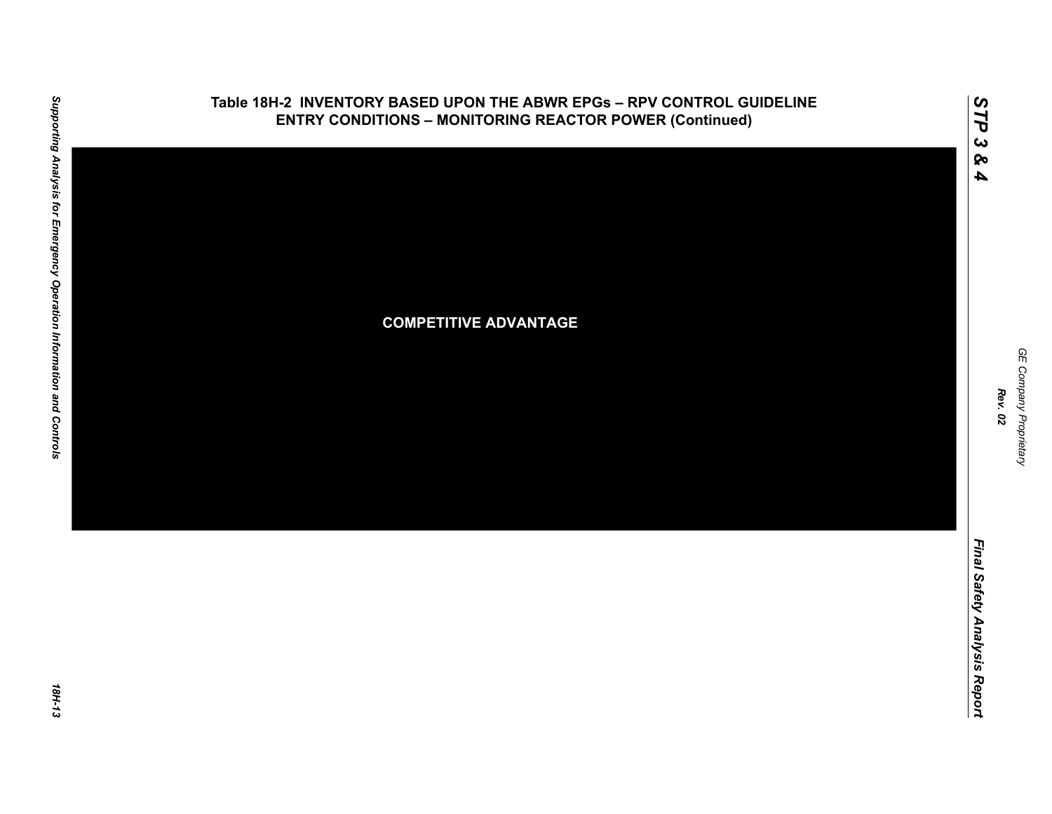## Table 18H-2 INVENTORY BASED UPON THE ABWR EPGs – RPV CONTROL GUIDELINE ENTRY CONDITIONS – MONITORING REACTOR POWER (Continued)

COMPETITIVE ADVANTAGE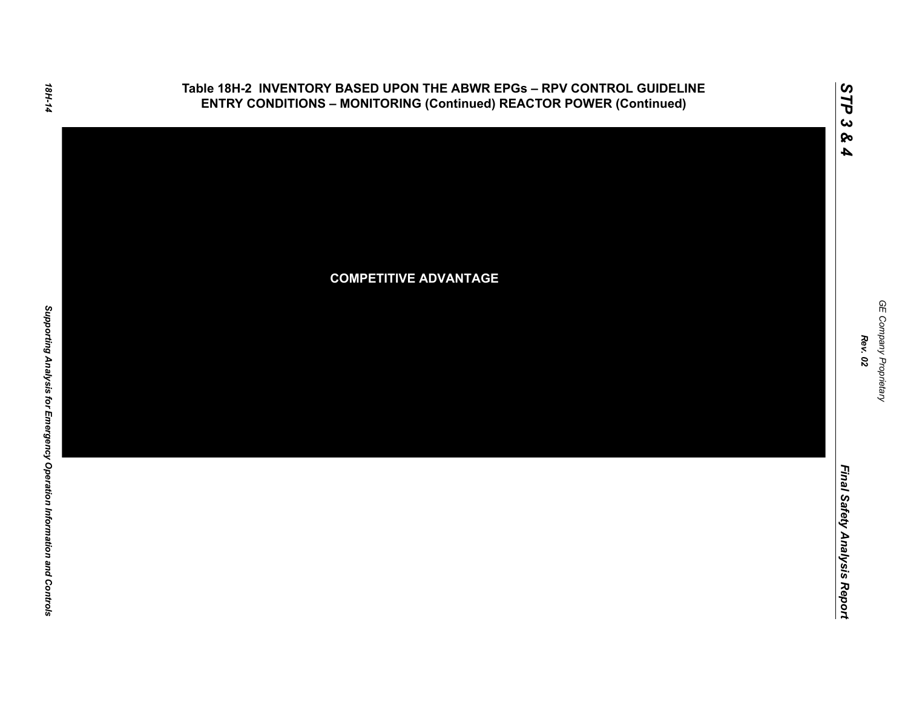# Table 18H-2 INVENTORY BASED UPON THE ABWR EPGs – RPV CONTROL GUIDELINE ENTRY CONDITIONS – MONITORING (Continued) REACTOR POWER (Continued)

COMPETITIVE ADVANTAGE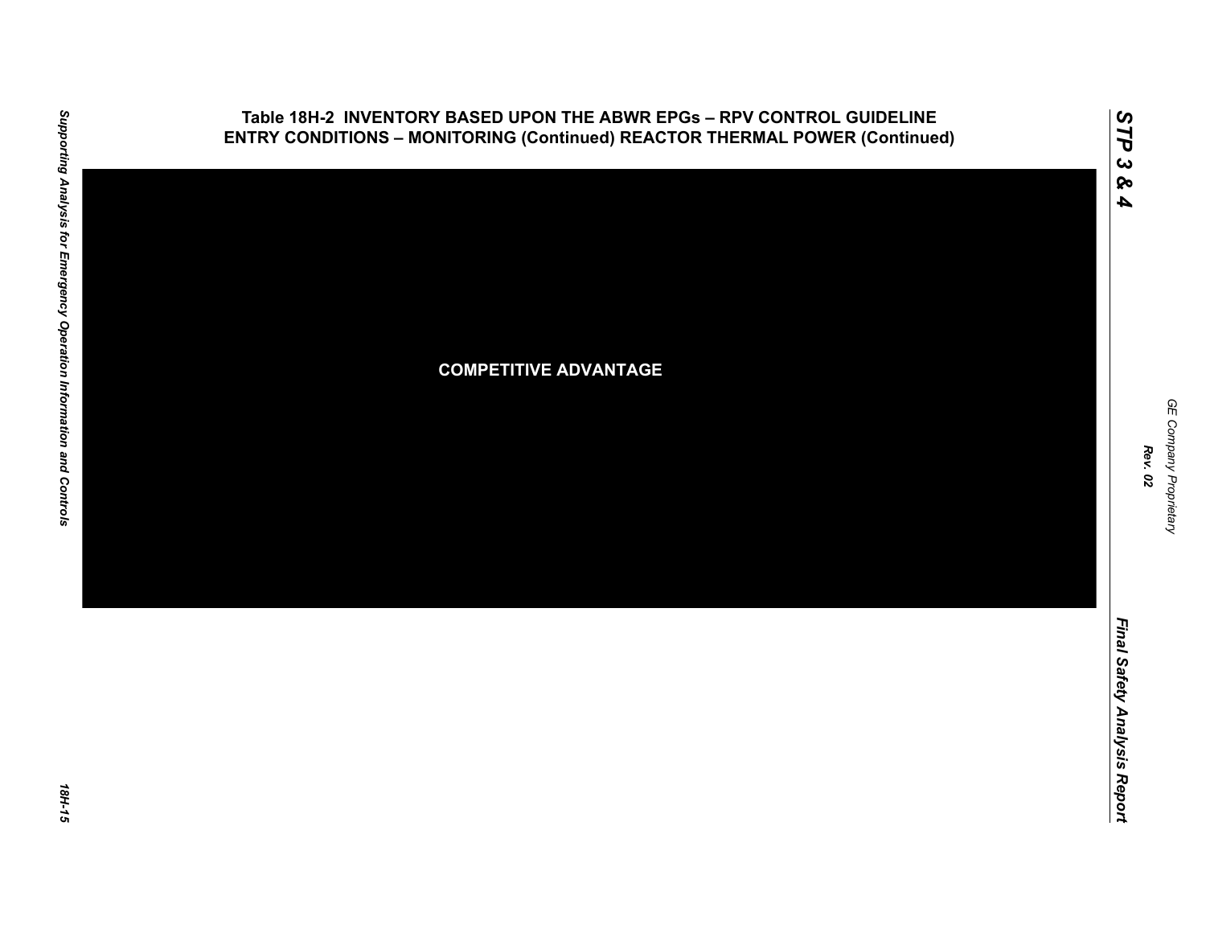# Table 18H-2 INVENTORY BASED UPON THE ABWR EPGs – RPV CONTROL GUIDELINE ENTRY CONDITIONS – MONITORING (Continued) REACTOR THERMAL POWER (Continued)

COMPETITIVE ADVANTAGE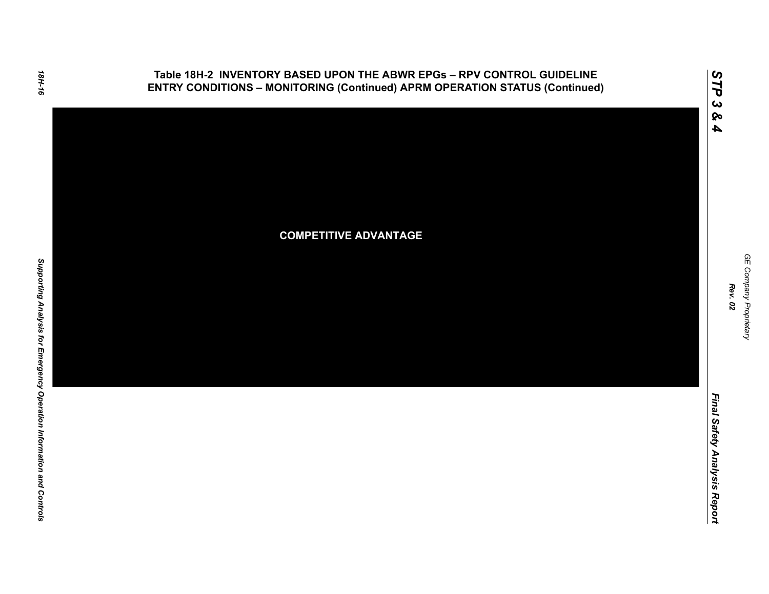## Table 18H-2 INVENTORY BASED UPON THE ABWR EPGs – RPV CONTROL GUIDELINE ENTRY CONDITIONS – MONITORING (Continued) APRM OPERATION STATUS (Continued)

**COMPETITIVE ADVANTAGE**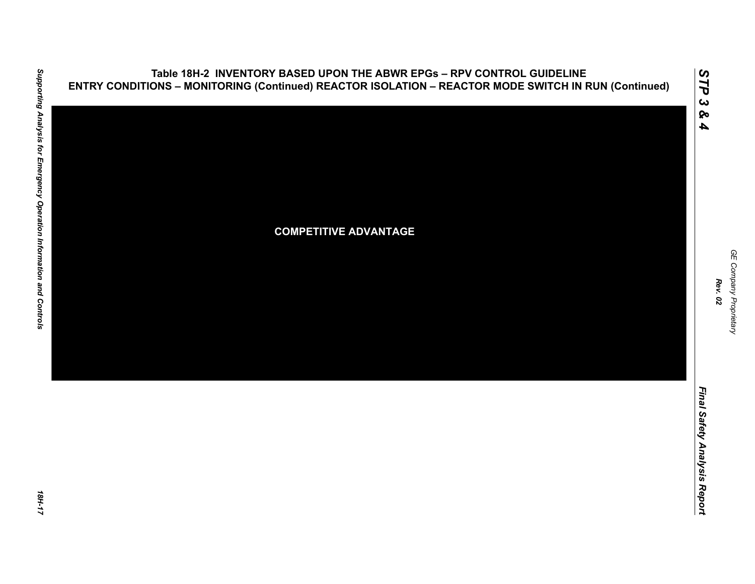### Table 18H-2 INVENTORY BASED UPON THE ABWR EPGs – RPV CONTROL GUIDELINE ENTRY CONDITIONS – MONITORING (Continued) REACTOR ISOLATION – REACTOR MODE SWITCH IN RUN (Continued)

**COMPETITIVE ADVANTAGE**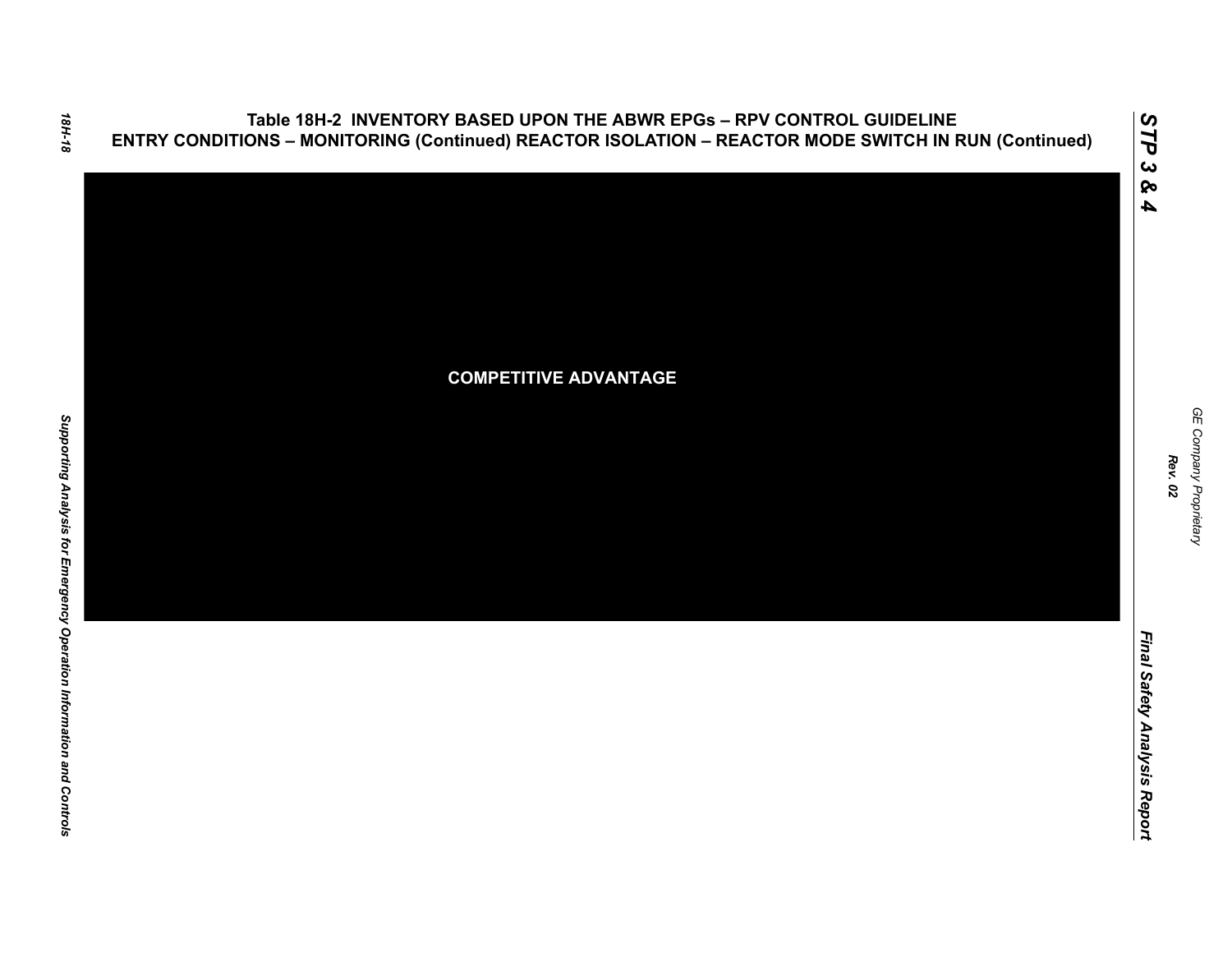## Table 18H-2 INVENTORY BASED UPON THE ABWR EPGs – RPV CONTROL GUIDELINE ENTRY CONDITIONS – MONITORING (Continued) REACTOR ISOLATION – REACTOR MODE SWITCH IN RUN (Continued)

**COMPETITIVE ADVANTAGE**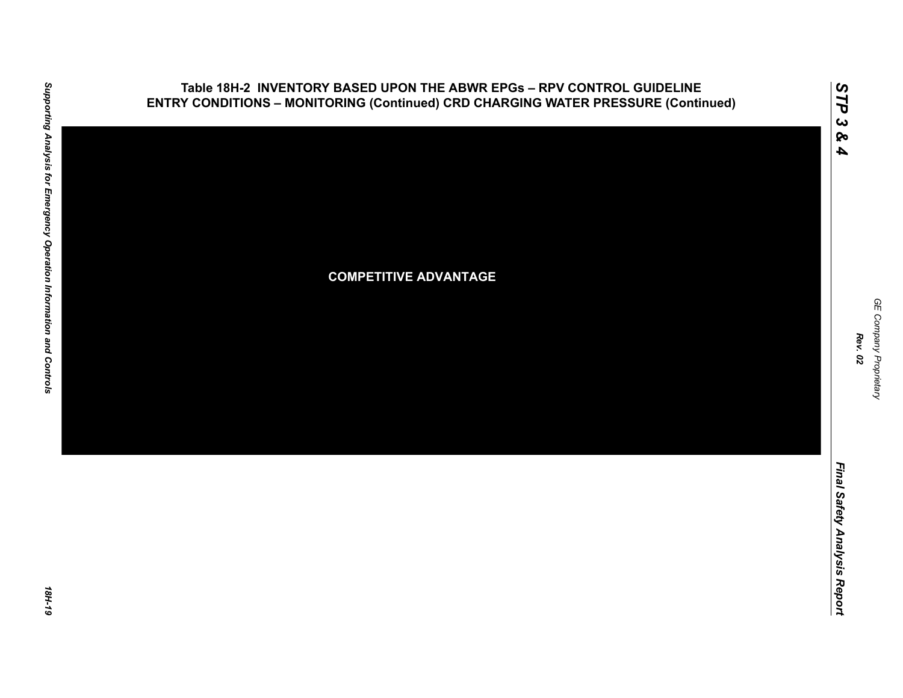# Table 18H-2 INVENTORY BASED UPON THE ABWR EPGs – RPV CONTROL GUIDELINE ENTRY CONDITIONS – MONITORING (Continued) CRD CHARGING WATER PRESSURE (Continued)

COMPETITIVE ADVANTAGE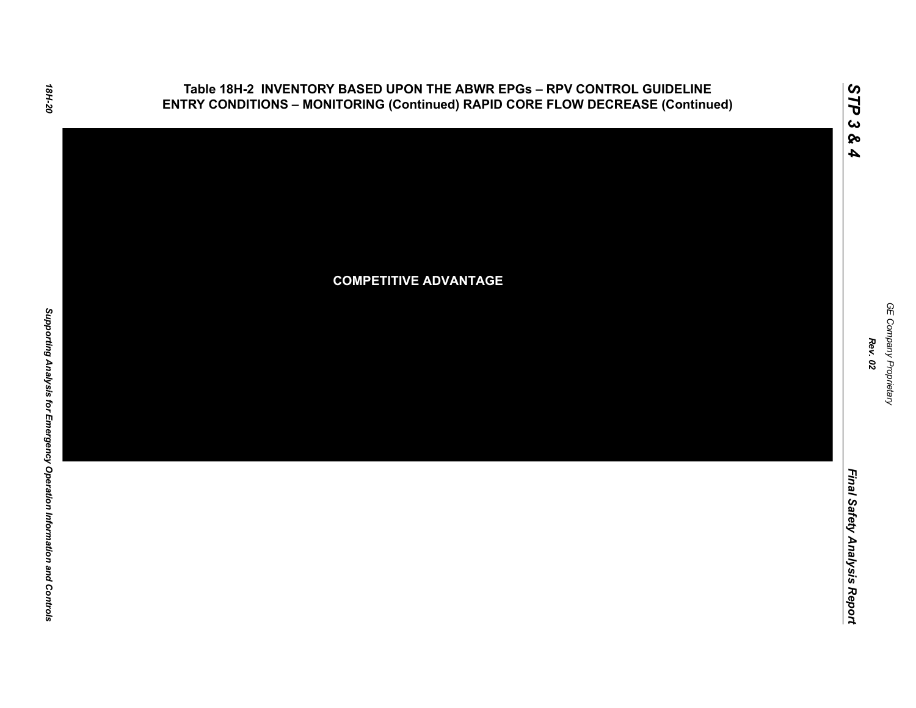## Table 18H-2 INVENTORY BASED UPON THE ABWR EPGs – RPV CONTROL GUIDELINE ENTRY CONDITIONS – MONITORING (Continued) RAPID CORE FLOW DECREASE (Continued)

**COMPETITIVE ADVANTAGE**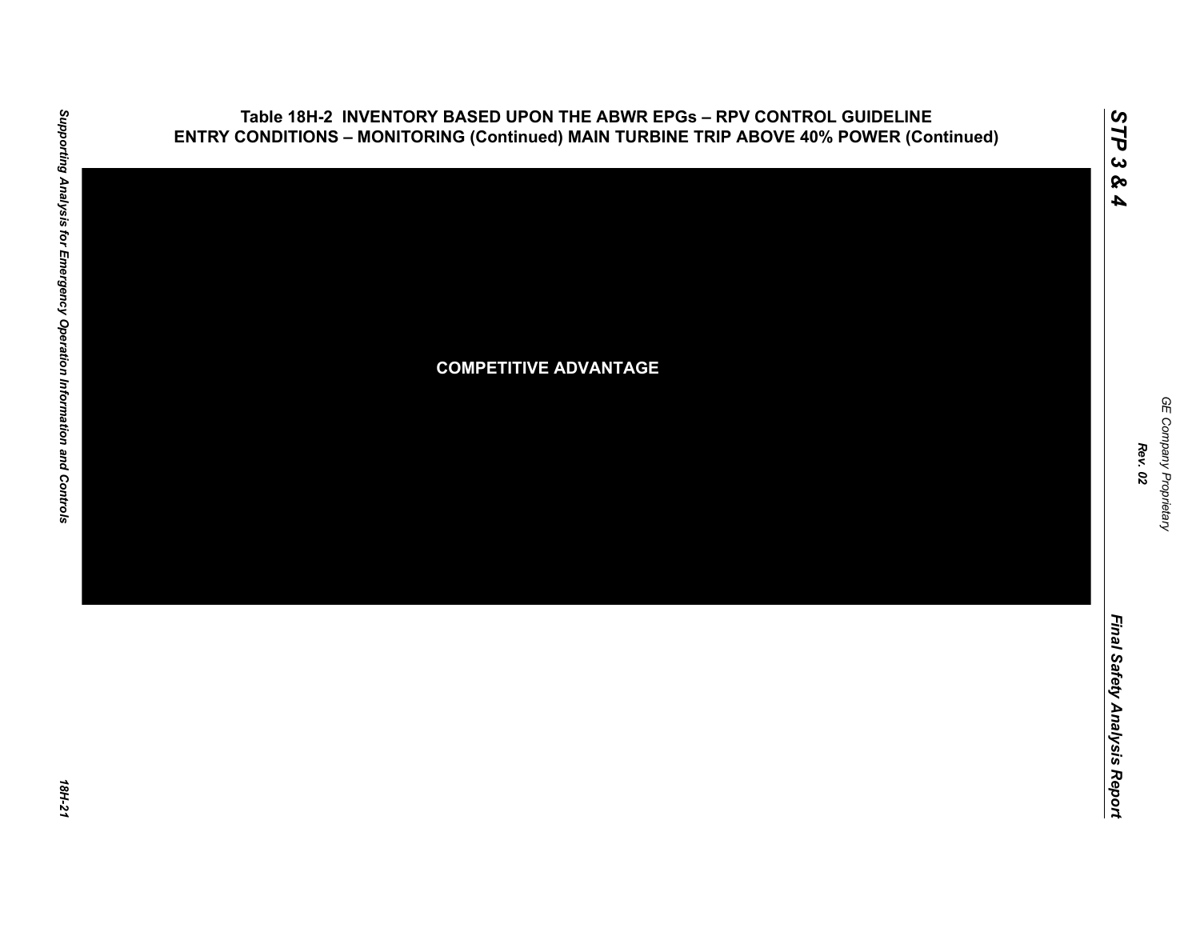# Table 18H-2 INVENTORY BASED UPON THE ABWR EPGs – RPV CONTROL GUIDELINE ENTRY CONDITIONS – MONITORING (Continued) MAIN TURBINE TRIP ABOVE 40% POWER (Continued)

COMPETITIVE ADVANTAGE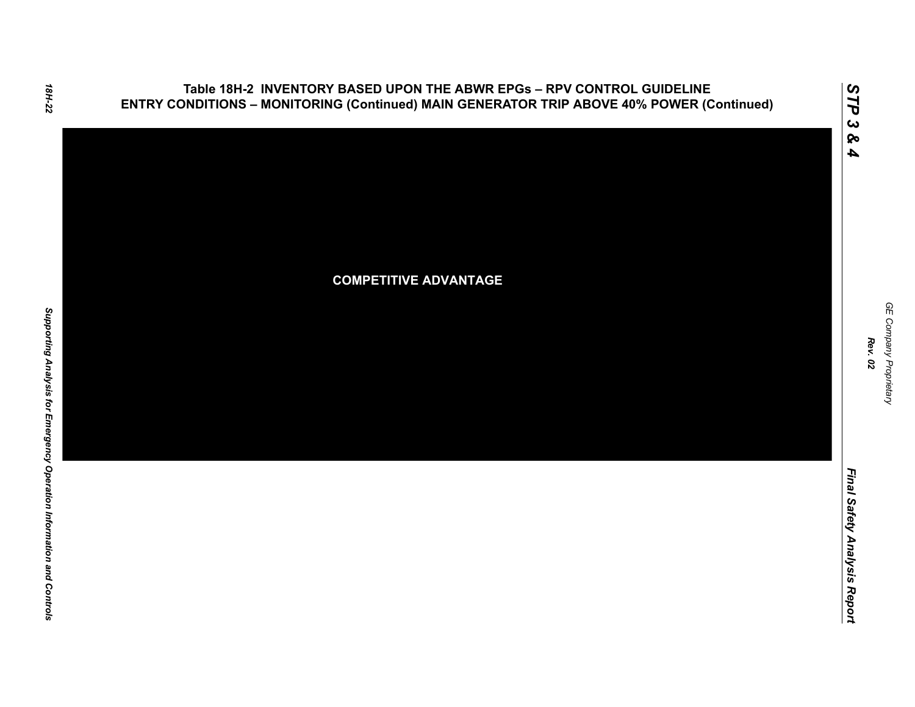Table 18H-2 INVENTORY BASED UPON THE ABWR EPGs – RPV CONTROL GUIDELINE ENTRY CONDITIONS – MONITORING (Continued) MAIN GENERATOR TRIP ABOVE 40% POWER (Continued)

COMPETITIVE ADVANTAGE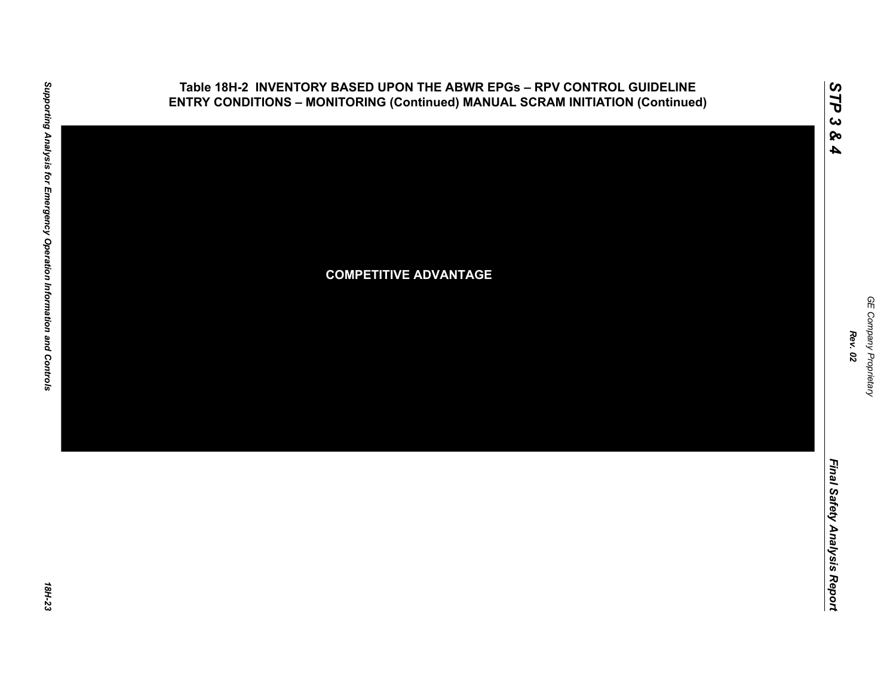**Table 18H-2 INVENTORY BASED UPON THE ABWR EPGs – RPV CONTROL GUIDELINE ENTRY CONDITIONS – MONITORING (Continued) MANUAL SCRAM INITIATION (Continued)**

**COMPETITIVE ADVANTAGE**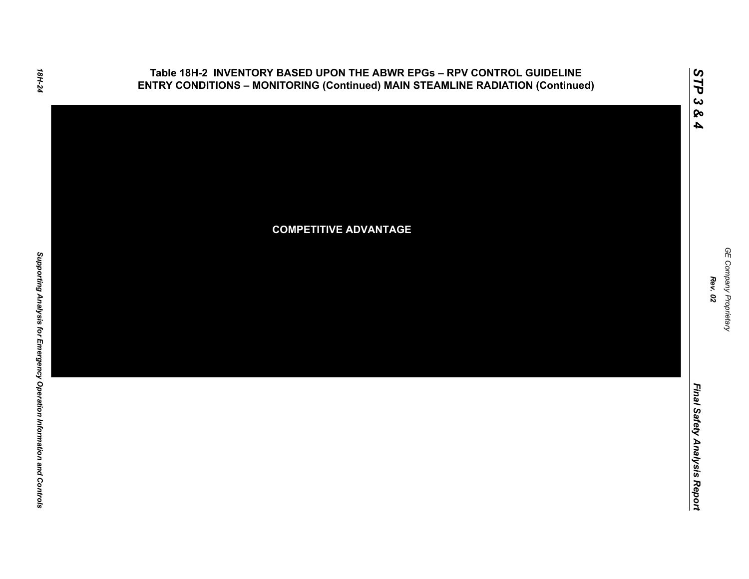## Table 18H-2 INVENTORY BASED UPON THE ABWR EPGs – RPV CONTROL GUIDELINE ENTRY CONDITIONS – MONITORING (Continued) MAIN STEAMLINE RADIATION (Continued)

**COMPETITIVE ADVANTAGE**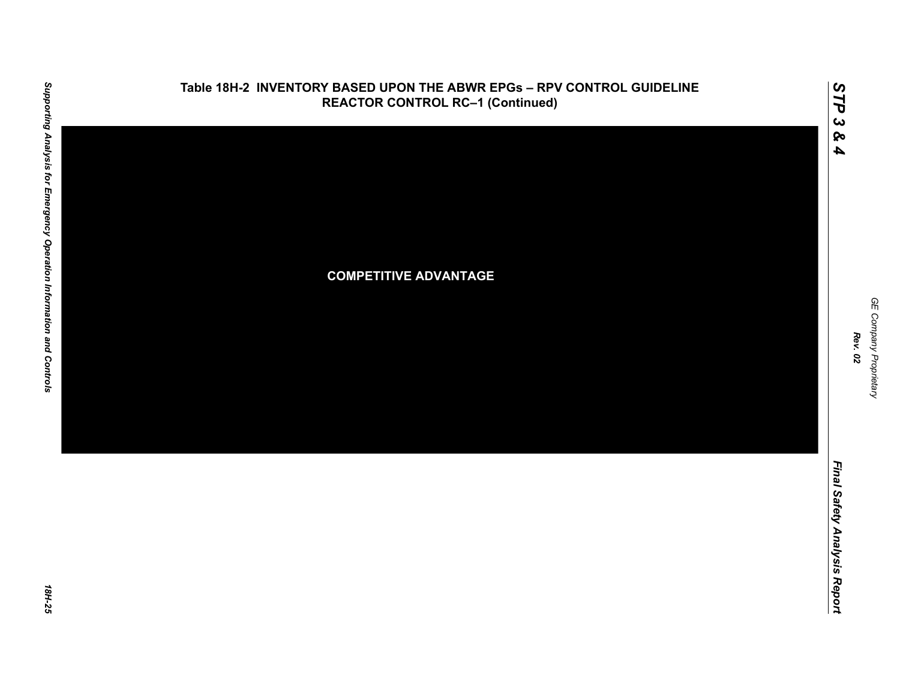# Table 18H-2 INVENTORY BASED UPON THE ABWR EPGs – RPV CONTROL GUIDELINE REACTOR CONTROL RC–1 (Continued)

COMPETITIVE ADVANTAGE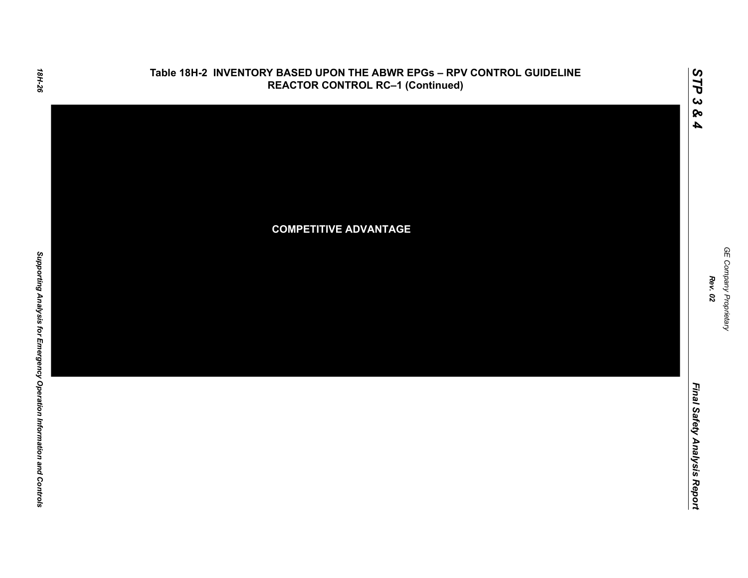**Table 18H-2 INVENTORY BASED UPON THE ABWR EPGs – RPV CONTROL GUIDELINE REACTOR CONTROL RC–1 (Continued)**

**COMPETITIVE ADVANTAGE**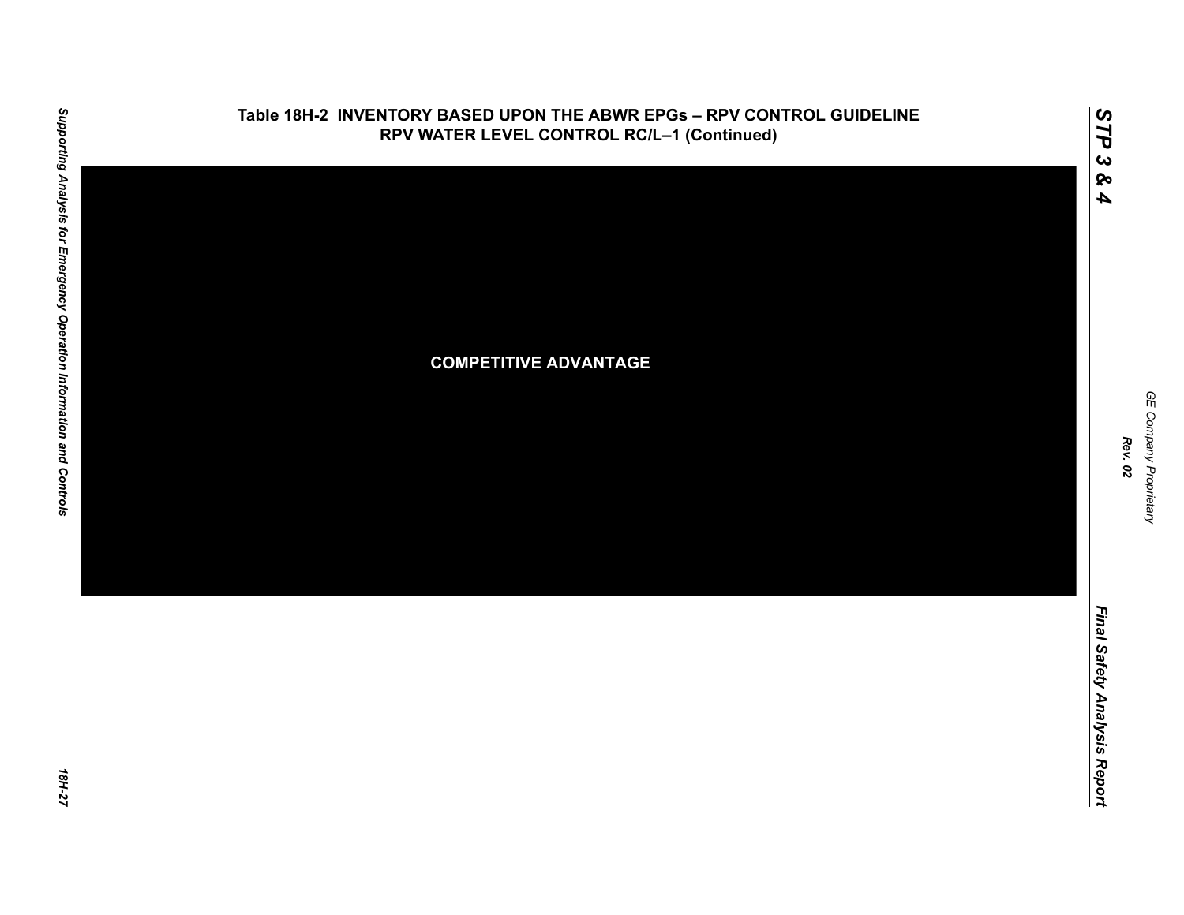**Table 18H-2 INVENTORY BASED UPON THE ABWR EPGs – RPV CONTROL GUIDELINE RPV WATER LEVEL CONTROL RC/L–1 (Continued)**

COMPETITIVE ADVANTAGE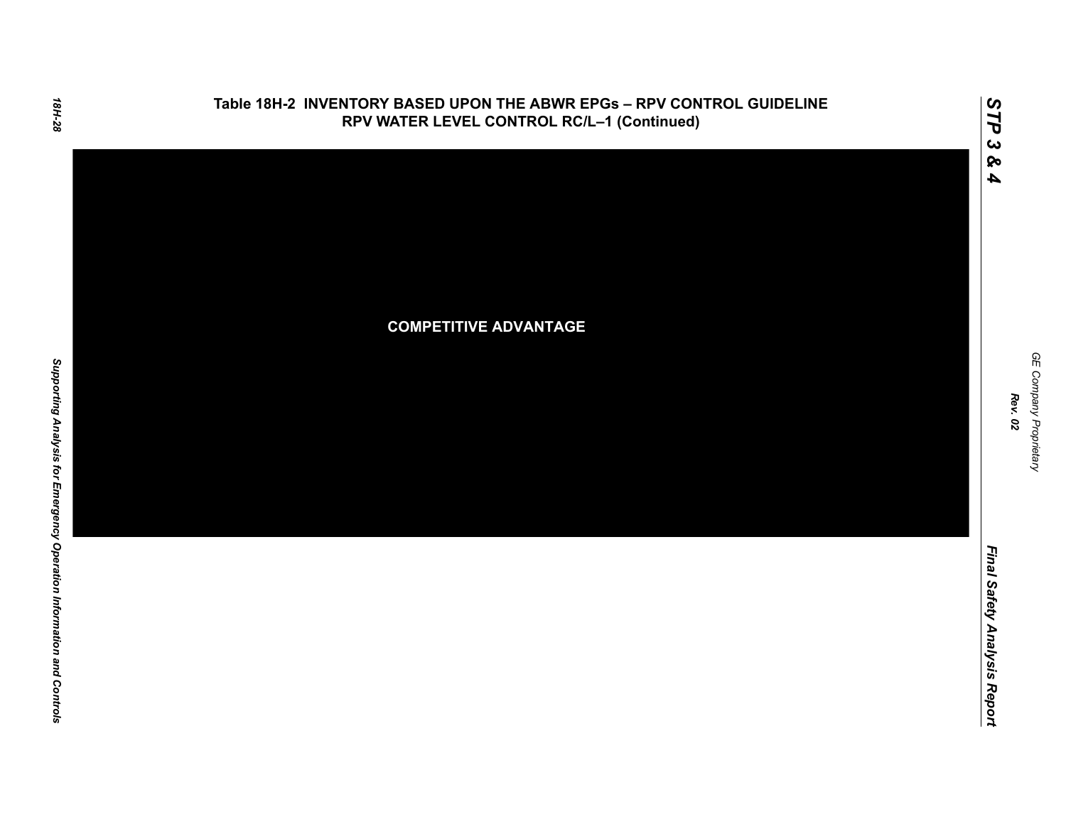# Table 18H-2 INVENTORY BASED UPON THE ABWR EPGs – RPV CONTROL GUIDELINE RPV WATER LEVEL CONTROL RC/L–1 (Continued)

COMPETITIVE ADVANTAGE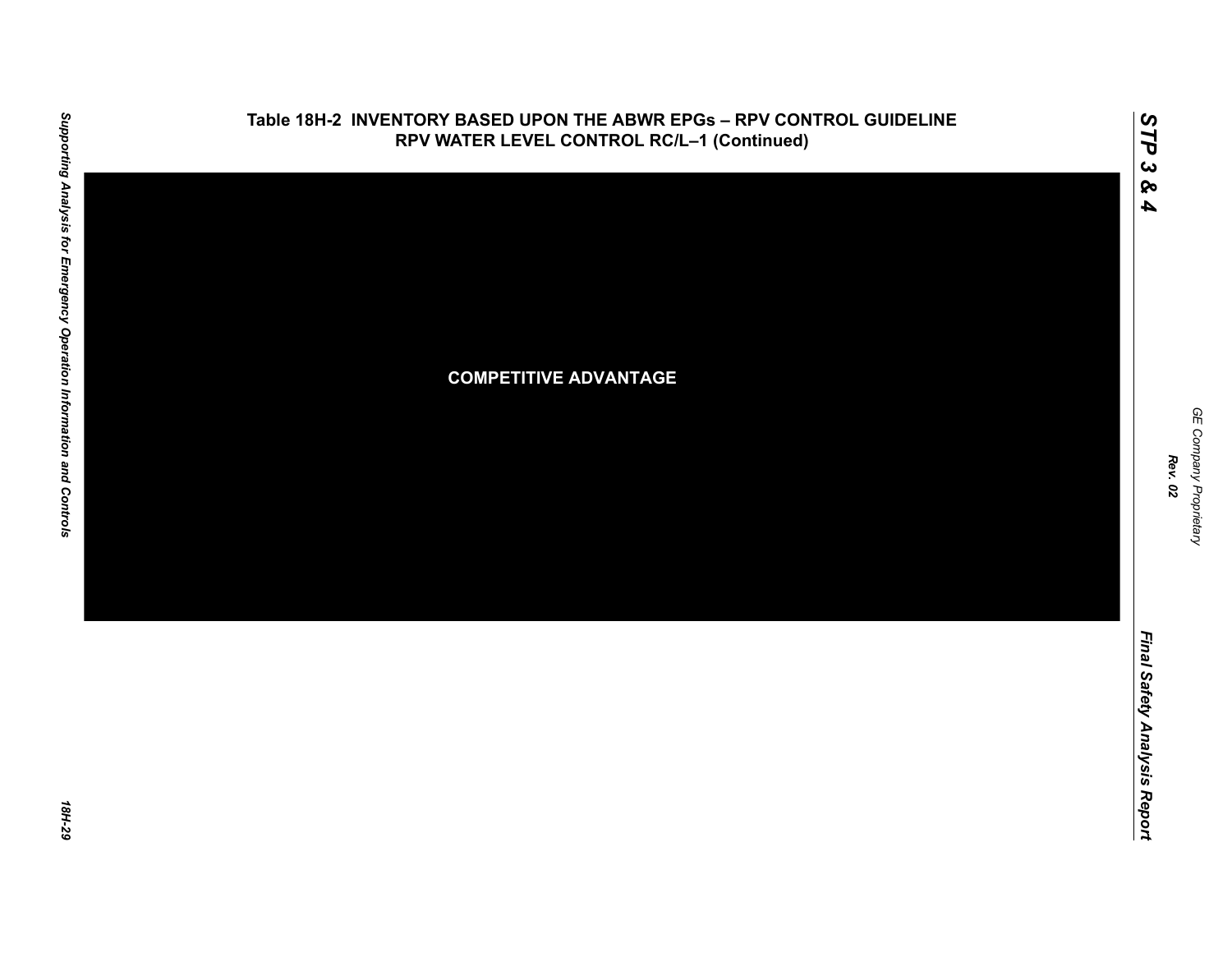# Table 18H-2 INVENTORY BASED UPON THE ABWR EPGs – RPV CONTROL GUIDELINE RPV WATER LEVEL CONTROL RC/L–1 (Continued)

**COMPETITIVE ADVANTAGE**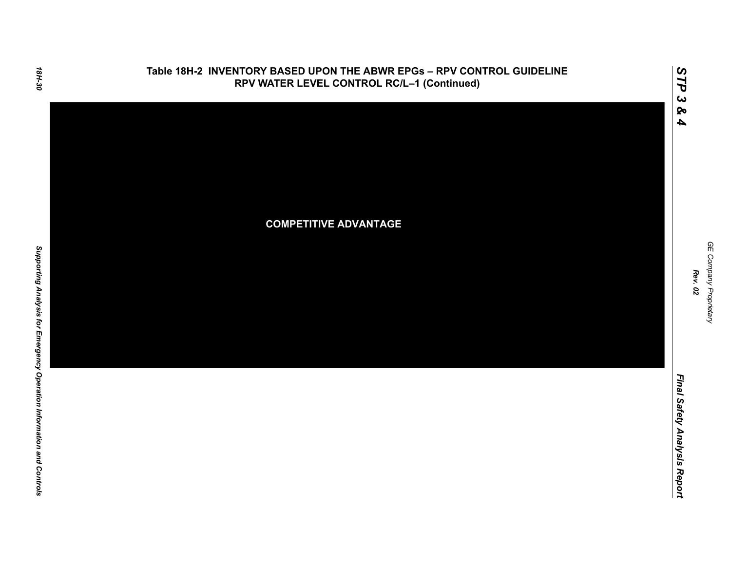## Table 18H-2 INVENTORY BASED UPON THE ABWR EPGs – RPV CONTROL GUIDELINE RPV WATER LEVEL CONTROL RC/L–1 (Continued)

**COMPETITIVE ADVANTAGE**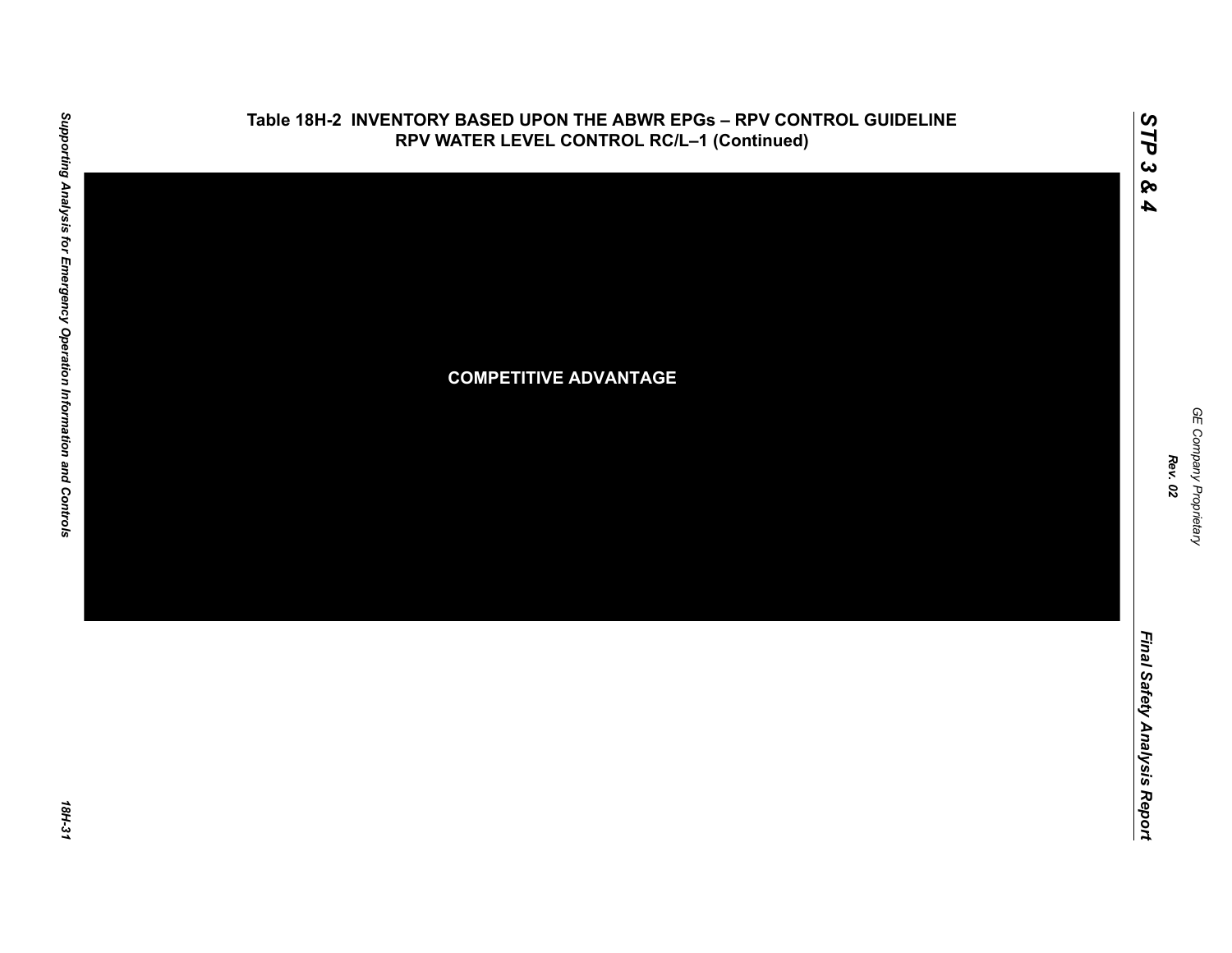**Table 18H-2 INVENTORY BASED UPON THE ABWR EPGs – RPV CONTROL GUIDELINE RPV WATER LEVEL CONTROL RC/L–1 (Continued)**

**COMPETITIVE ADVANTAGE**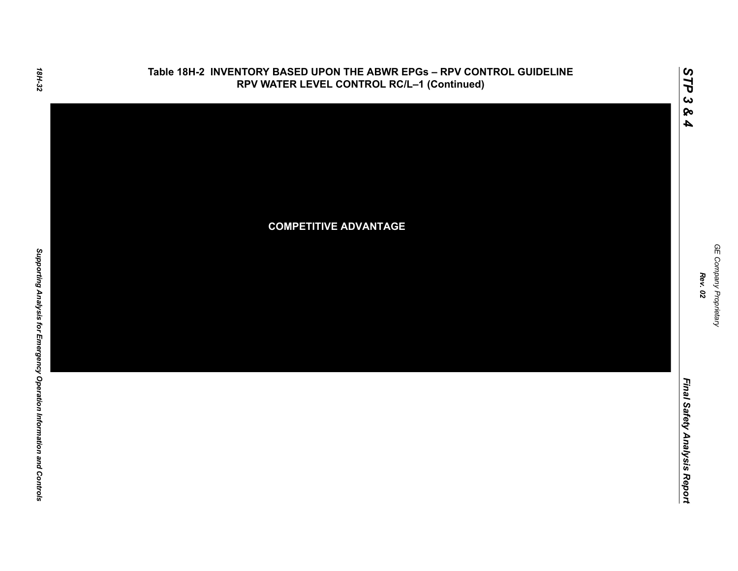## Table 18H-2 INVENTORY BASED UPON THE ABWR EPGs – RPV CONTROL GUIDELINE RPV WATER LEVEL CONTROL RC/L–1 (Continued)

COMPETITIVE ADVANTAGE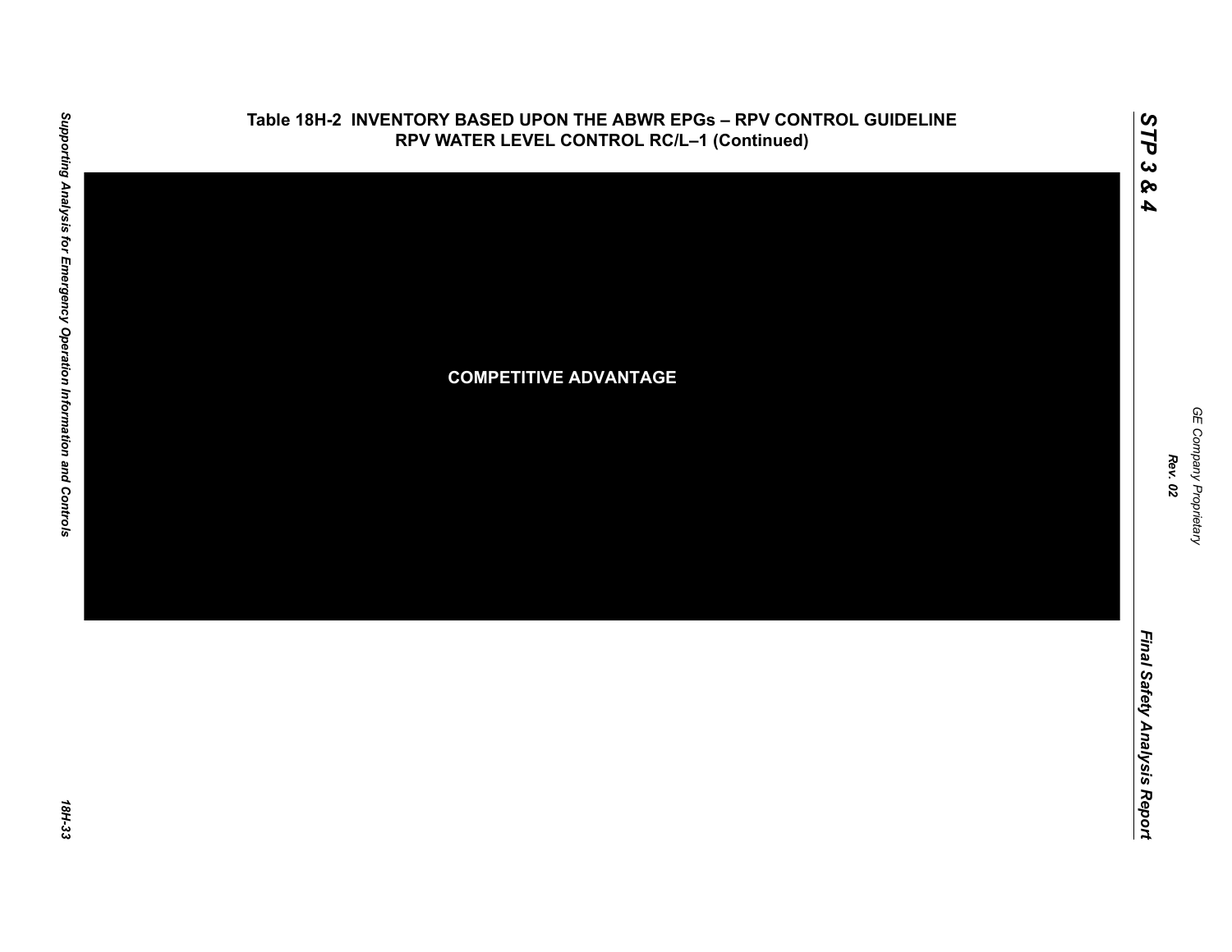**Table 18H-2 INVENTORY BASED UPON THE ABWR EPGs – RPV CONTROL GUIDELINE RPV WATER LEVEL CONTROL RC/L–1 (Continued)**

COMPETITIVE ADVANTAGE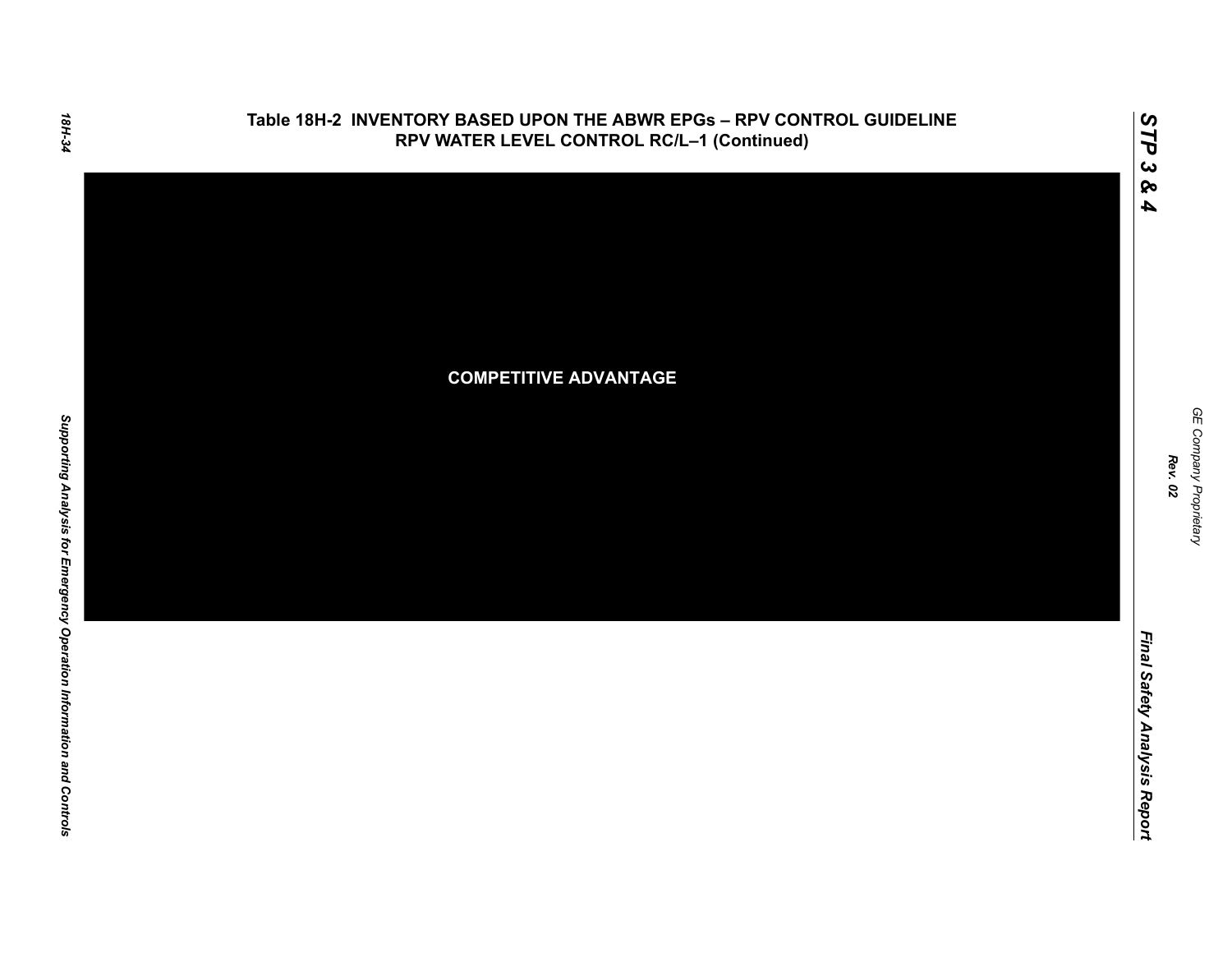## Table 18H-2 INVENTORY BASED UPON THE ABWR EPGs – RPV CONTROL GUIDELINE RPV WATER LEVEL CONTROL RC/L–1 (Continued)

**COMPETITIVE ADVANTAGE**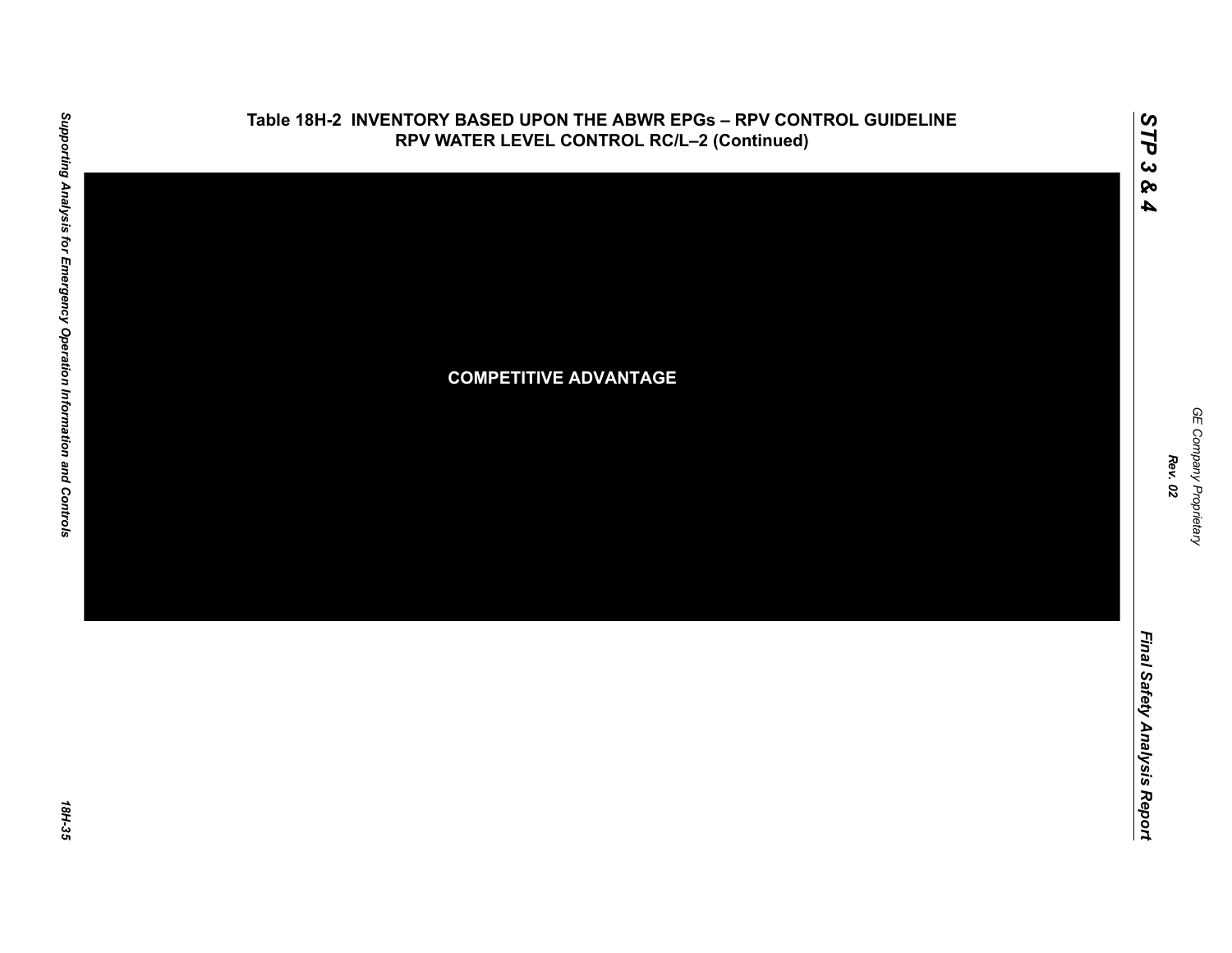# Table 18H-2 INVENTORY BASED UPON THE ABWR EPGs – RPV CONTROL GUIDELINE RPV WATER LEVEL CONTROL RC/L–2 (Continued)

COMPETITIVE ADVANTAGE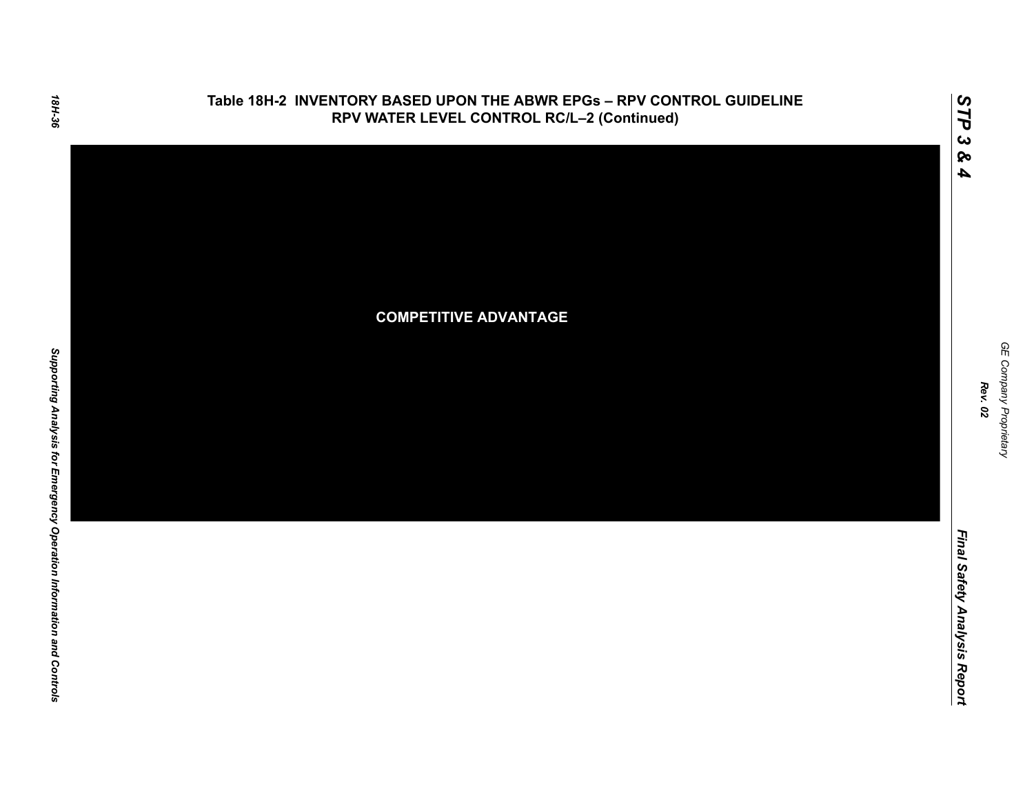**Table 18H-2 INVENTORY BASED UPON THE ABWR EPGs – RPV CONTROL GUIDELINE RPV WATER LEVEL CONTROL RC/L–2 (Continued)**

**COMPETITIVE ADVANTAGE**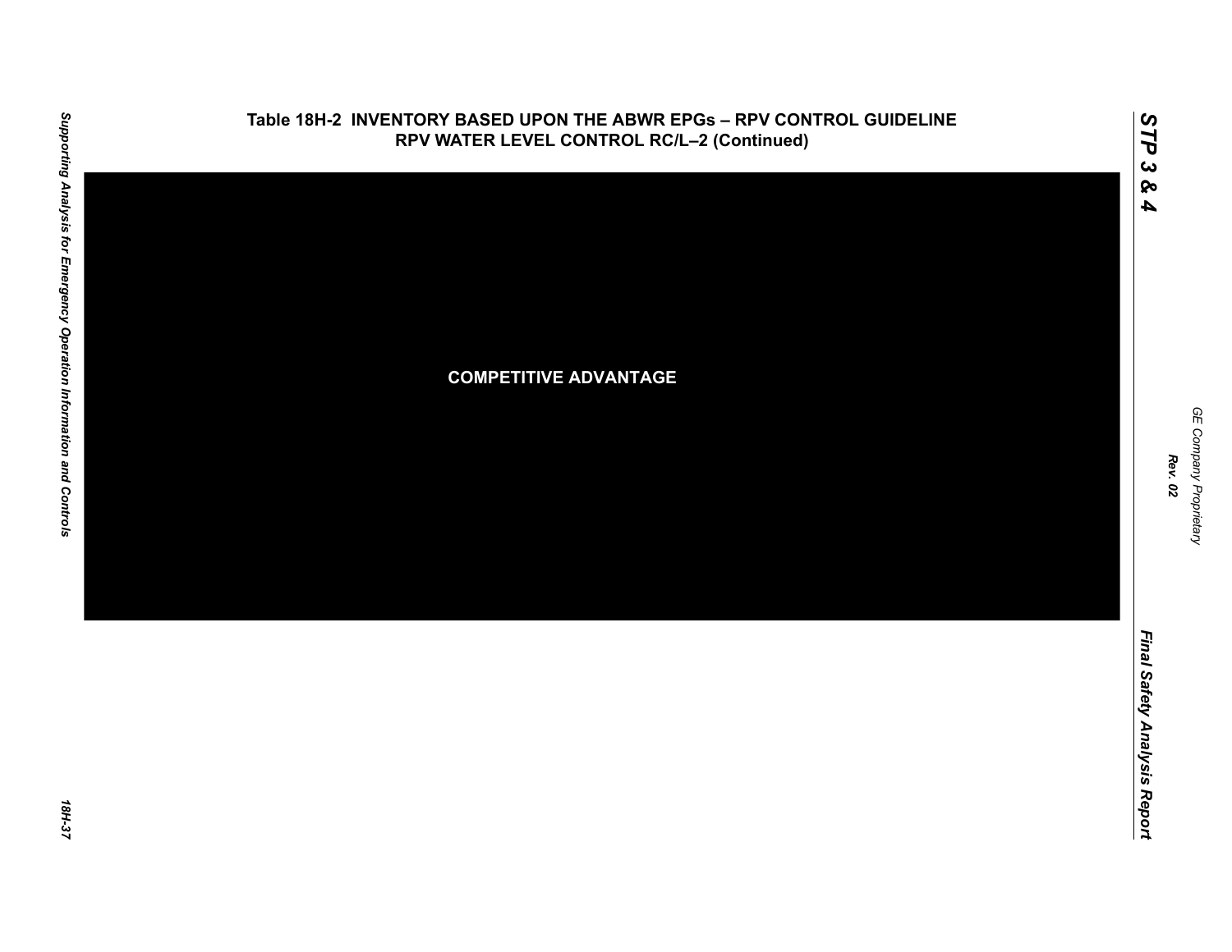## Table 18H-2 INVENTORY BASED UPON THE ABWR EPGs – RPV CONTROL GUIDELINE RPV WATER LEVEL CONTROL RC/L–2 (Continued)

COMPETITIVE ADVANTAGE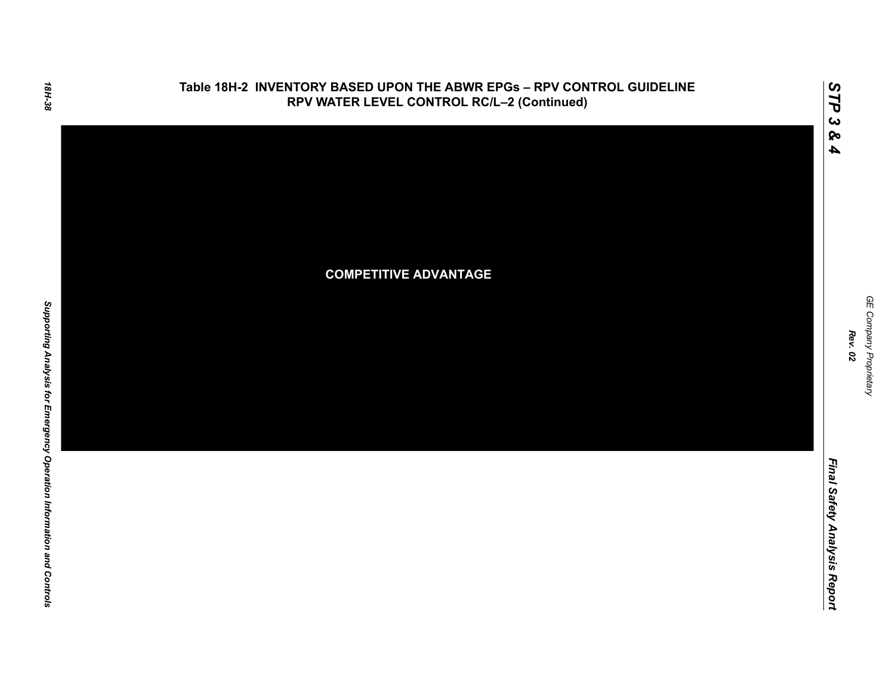# Table 18H-2 INVENTORY BASED UPON THE ABWR EPGs – RPV CONTROL GUIDELINE RPV WATER LEVEL CONTROL RC/L–2 (Continued)

**COMPETITIVE ADVANTAGE**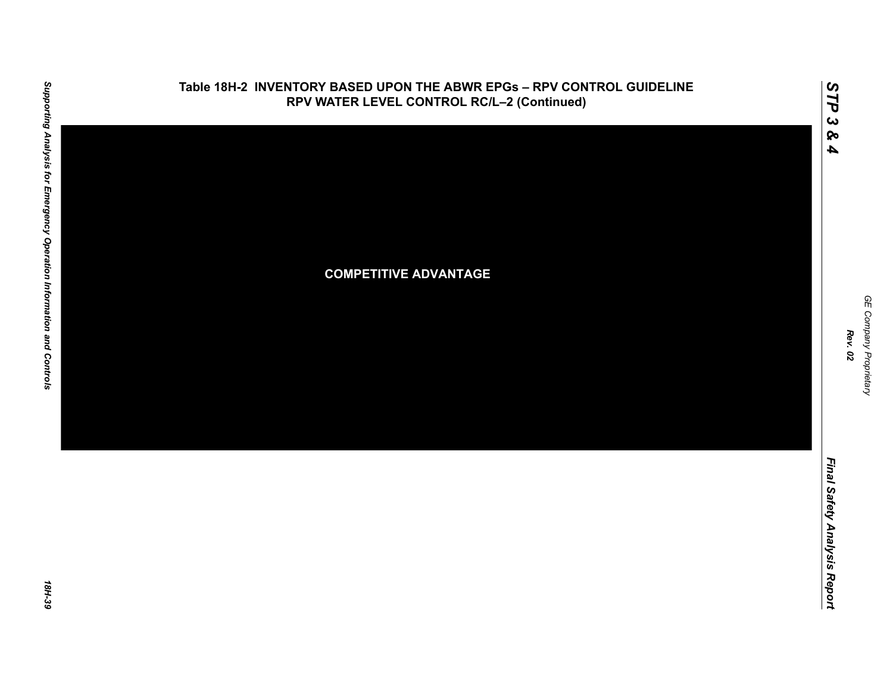## Table 18H-2 INVENTORY BASED UPON THE ABWR EPGs – RPV CONTROL GUIDELINE RPV WATER LEVEL CONTROL RC/L–2 (Continued)

COMPETITIVE ADVANTAGE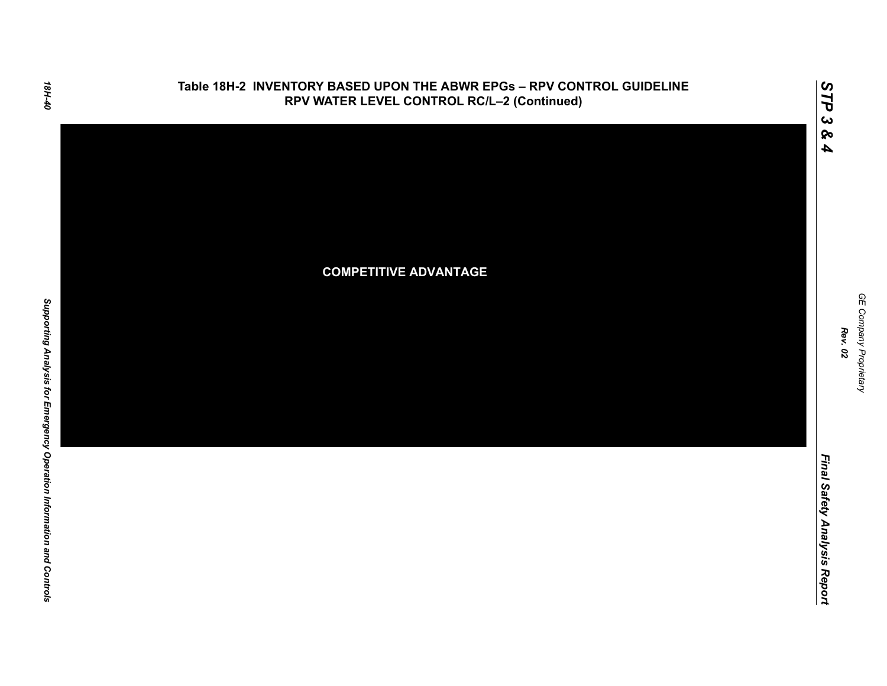# Table 18H-2 INVENTORY BASED UPON THE ABWR EPGs – RPV CONTROL GUIDELINE RPV WATER LEVEL CONTROL RC/L–2 (Continued)

COMPETITIVE ADVANTAGE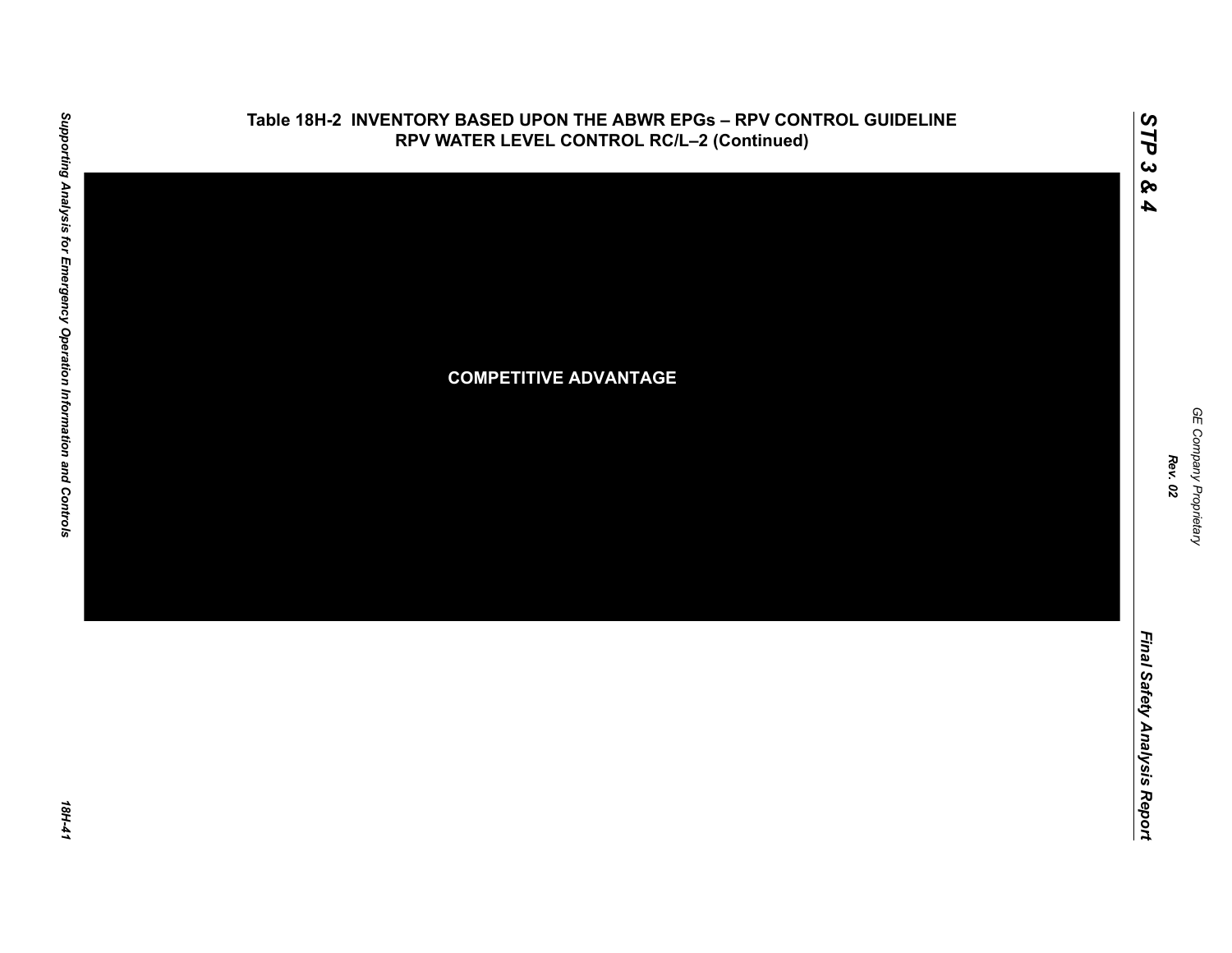## Table 18H-2 INVENTORY BASED UPON THE ABWR EPGs – RPV CONTROL GUIDELINE RPV WATER LEVEL CONTROL RC/L–2 (Continued)

COMPETITIVE ADVANTAGE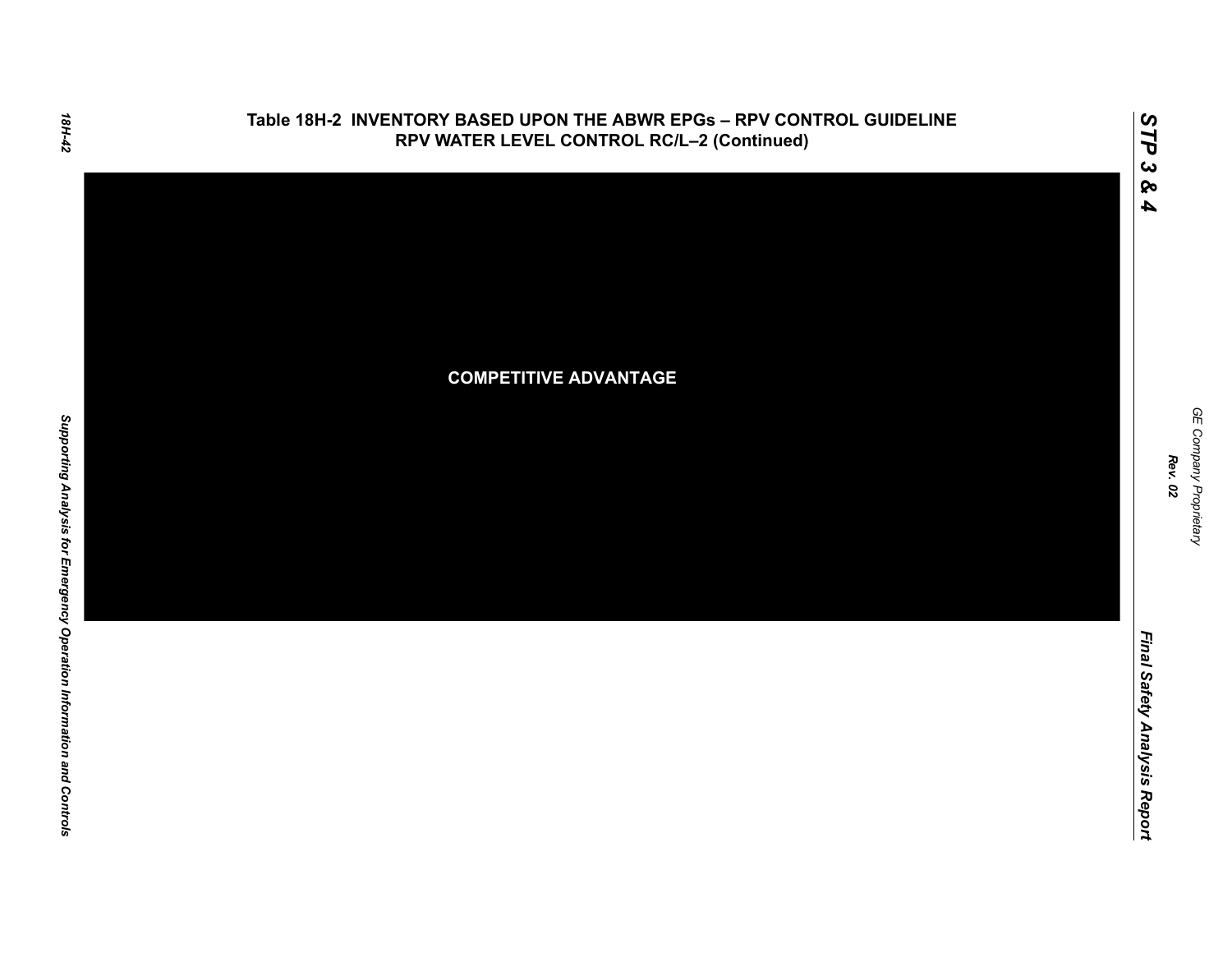## Table 18H-2 INVENTORY BASED UPON THE ABWR EPGs – RPV CONTROL GUIDELINE RPV WATER LEVEL CONTROL RC/L–2 (Continued)

**COMPETITIVE ADVANTAGE**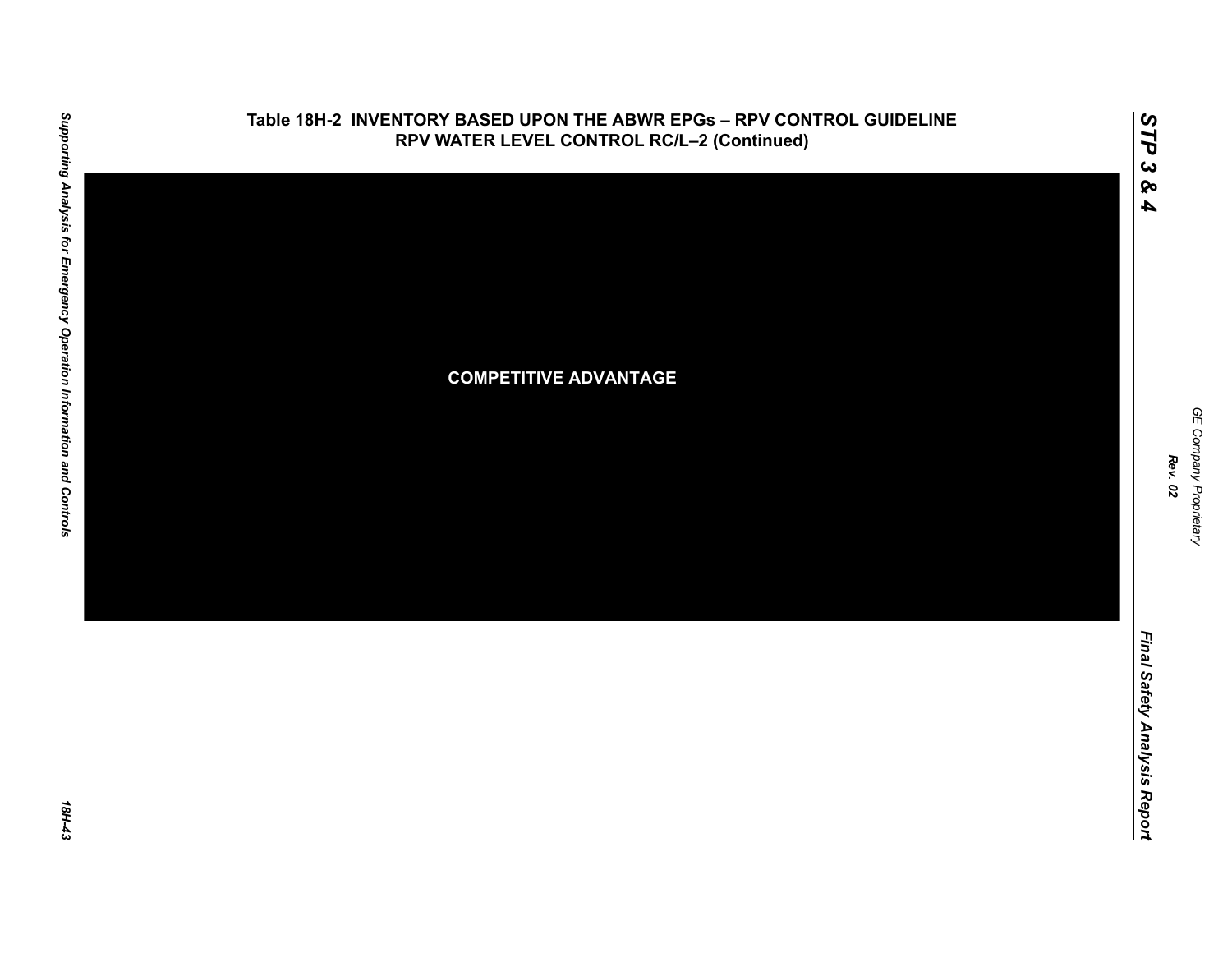# Table 18H-2 INVENTORY BASED UPON THE ABWR EPGs – RPV CONTROL GUIDELINE RPV WATER LEVEL CONTROL RC/L–2 (Continued)

COMPETITIVE ADVANTAGE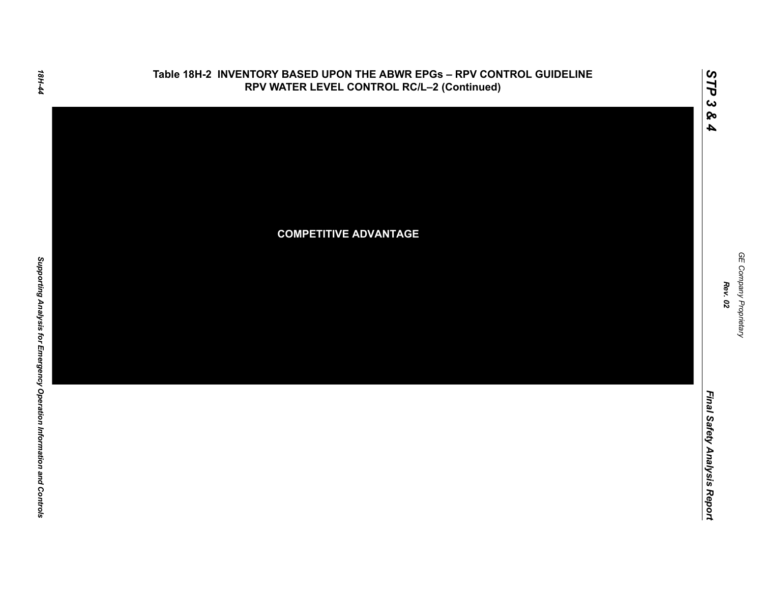**Table 18H-2 INVENTORY BASED UPON THE ABWR EPGs – RPV CONTROL GUIDELINE RPV WATER LEVEL CONTROL RC/L–2 (Continued)**

**COMPETITIVE ADVANTAGE**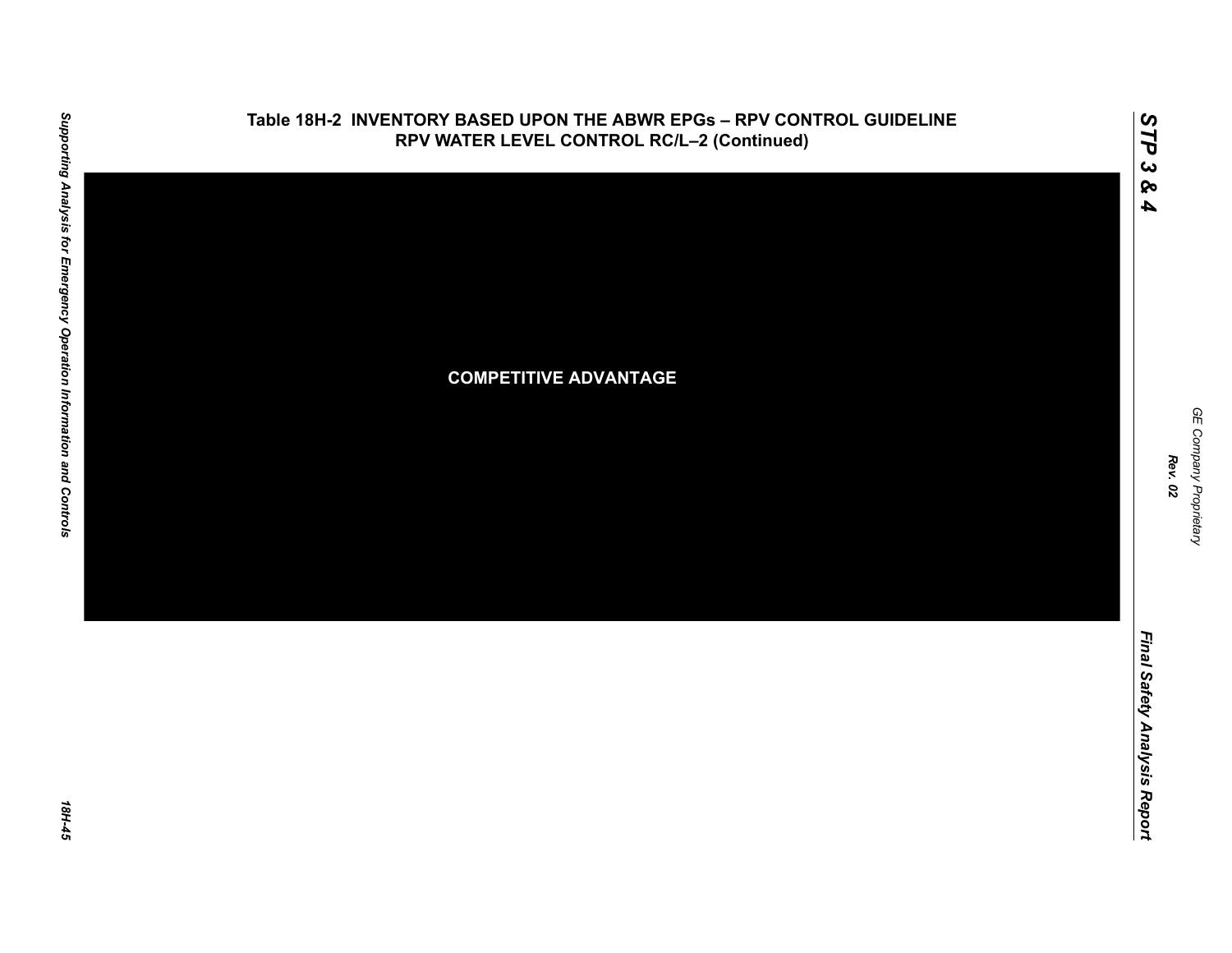## Table 18H-2 INVENTORY BASED UPON THE ABWR EPGs – RPV CONTROL GUIDELINE RPV WATER LEVEL CONTROL RC/L–2 (Continued)

**COMPETITIVE ADVANTAGE**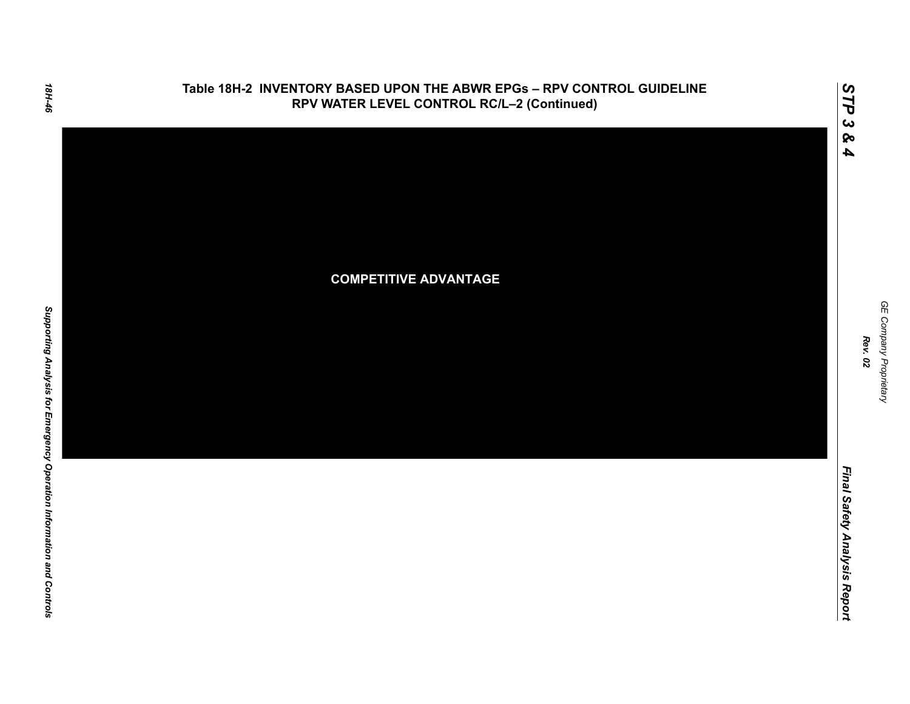**Table 18H-2 INVENTORY BASED UPON THE ABWR EPGs – RPV CONTROL GUIDELINE RPV WATER LEVEL CONTROL RC/L–2 (Continued)**

COMPETITIVE ADVANTAGE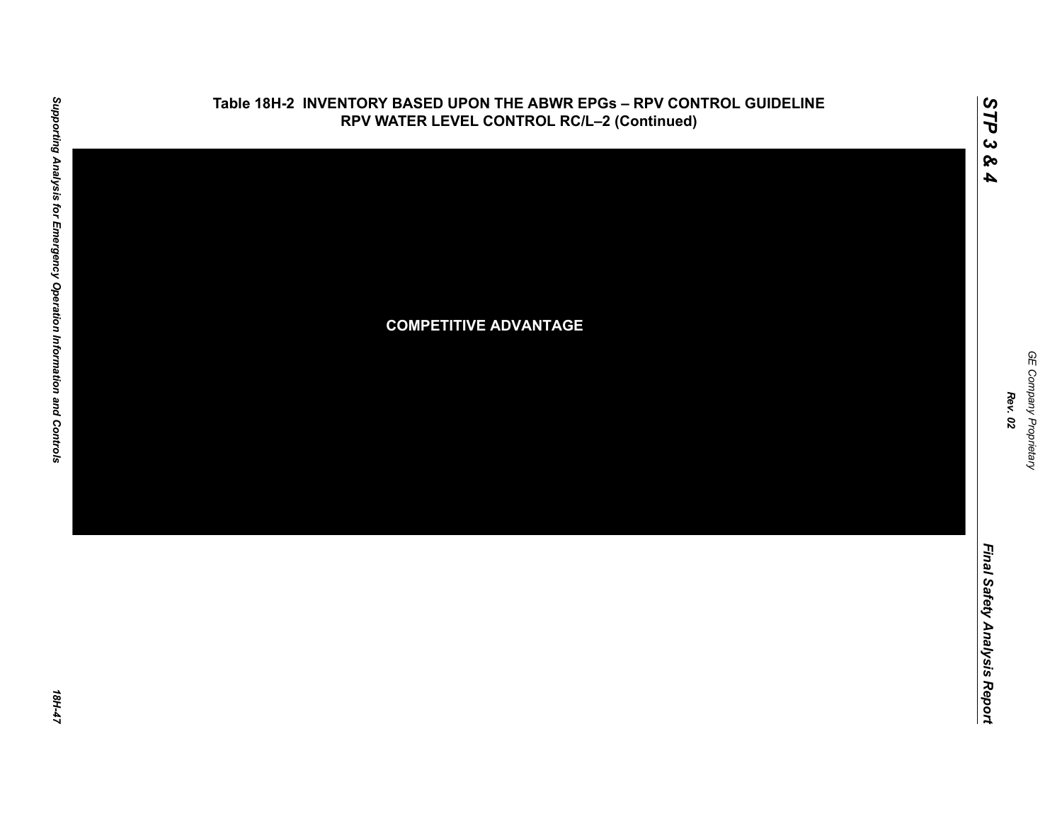# Table 18H-2 INVENTORY BASED UPON THE ABWR EPGs – RPV CONTROL GUIDELINE RPV WATER LEVEL CONTROL RC/L–2 (Continued)

COMPETITIVE ADVANTAGE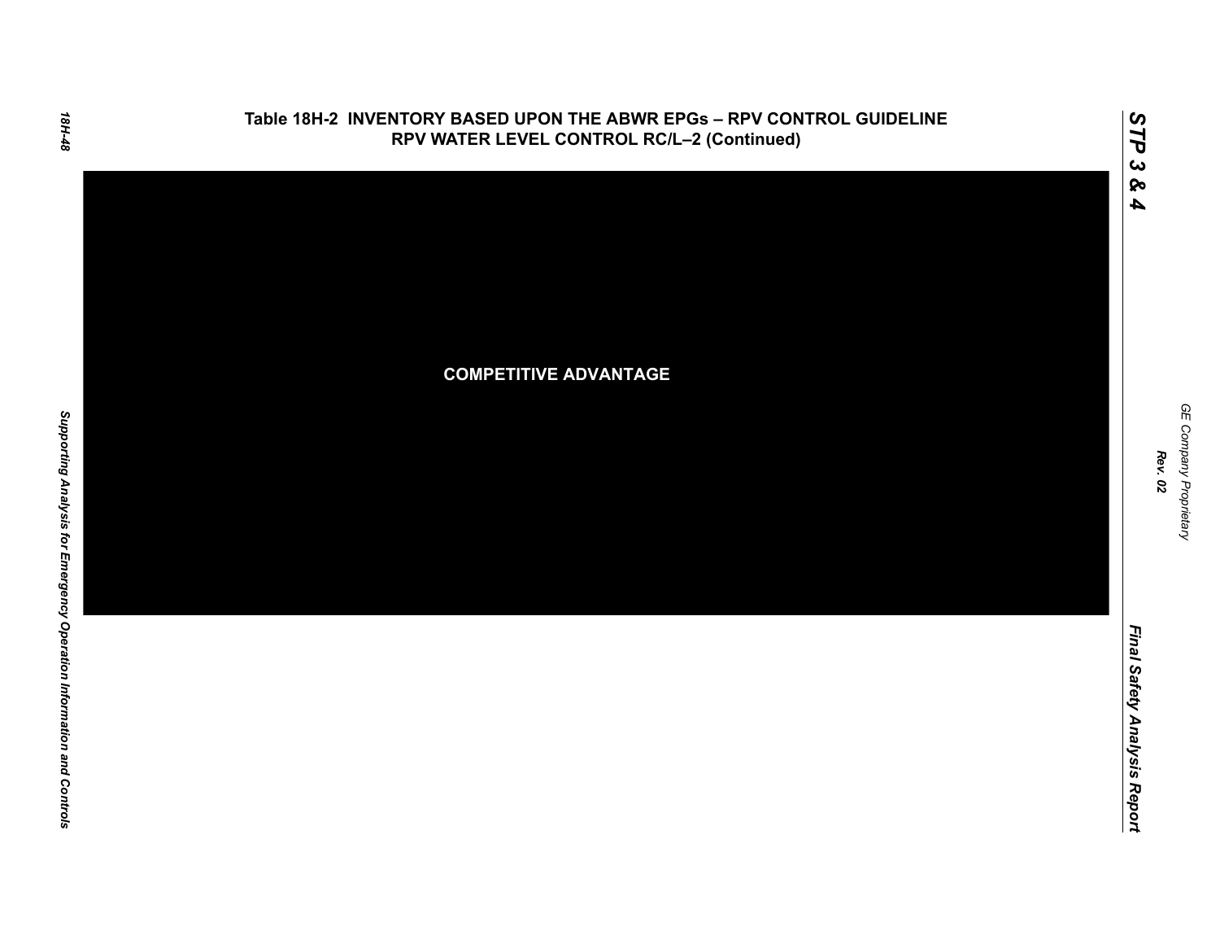**Table 18H-2 INVENTORY BASED UPON THE ABWR EPGs – RPV CONTROL GUIDELINE RPV WATER LEVEL CONTROL RC/L–2 (Continued)**

**COMPETITIVE ADVANTAGE**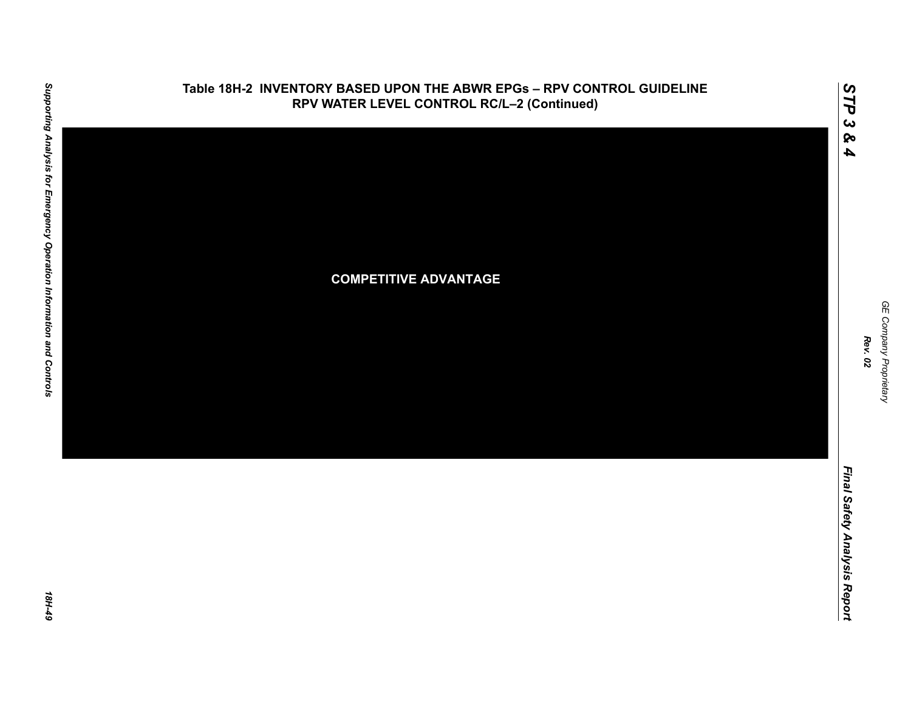## Table 18H-2 INVENTORY BASED UPON THE ABWR EPGs – RPV CONTROL GUIDELINE RPV WATER LEVEL CONTROL RC/L–2 (Continued)

COMPETITIVE ADVANTAGE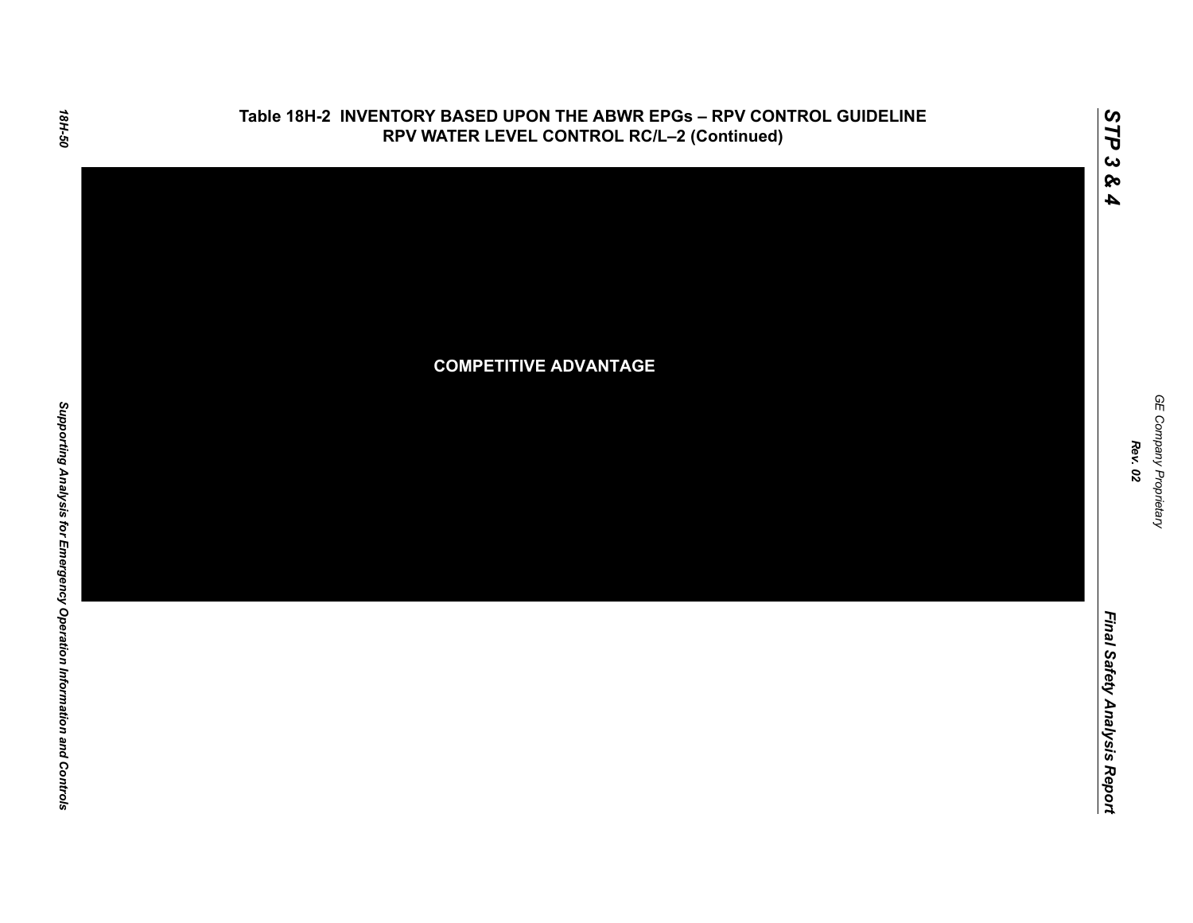Table 18H-2 INVENTORY BASED UPON THE ABWR EPGs – RPV CONTROL GUIDELINE RPV WATER LEVEL CONTROL RC/L–2 (Continued)

COMPETITIVE ADVANTAGE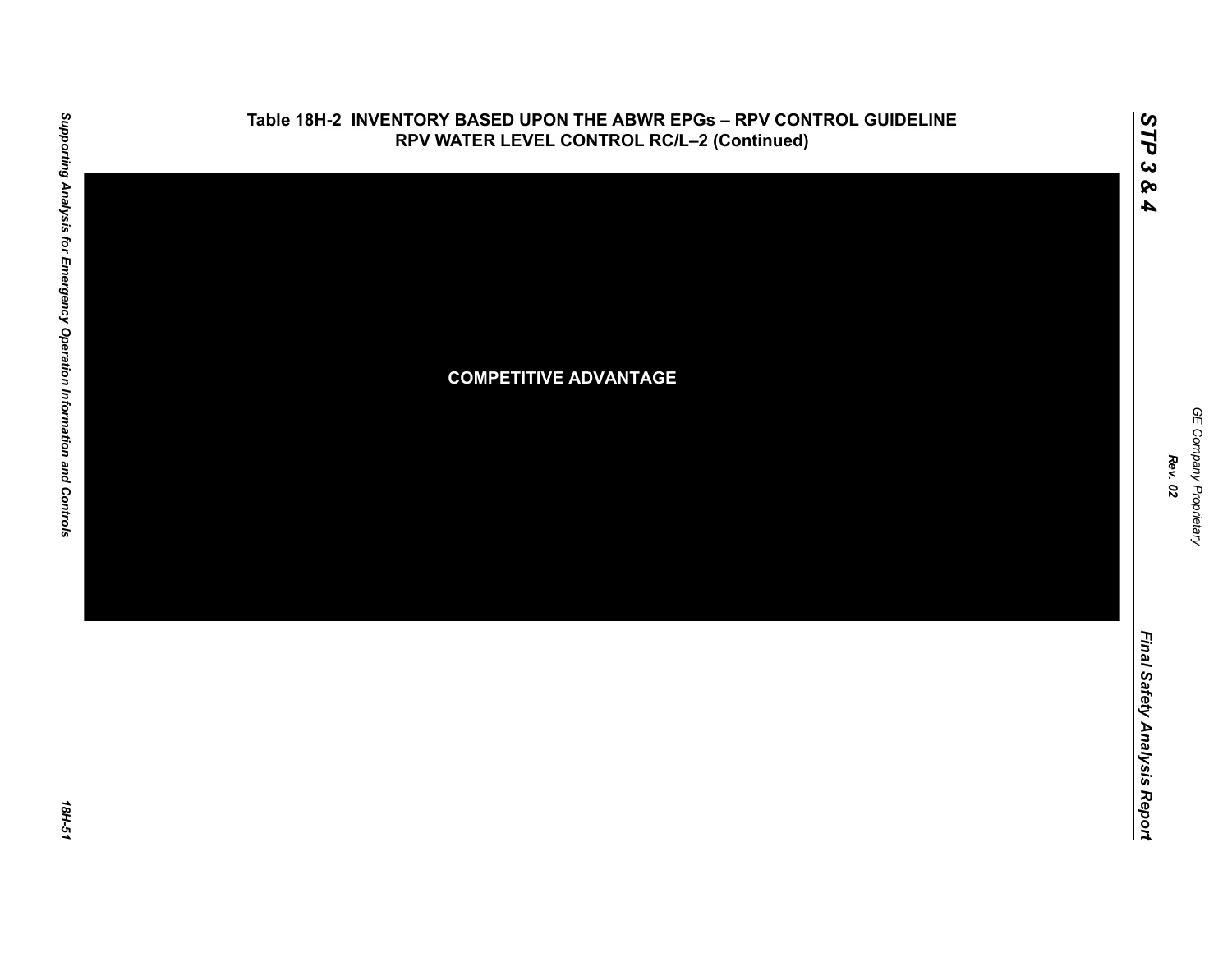## Table 18H-2 INVENTORY BASED UPON THE ABWR EPGs – RPV CONTROL GUIDELINE RPV WATER LEVEL CONTROL RC/L–2 (Continued)

**COMPETITIVE ADVANTAGE**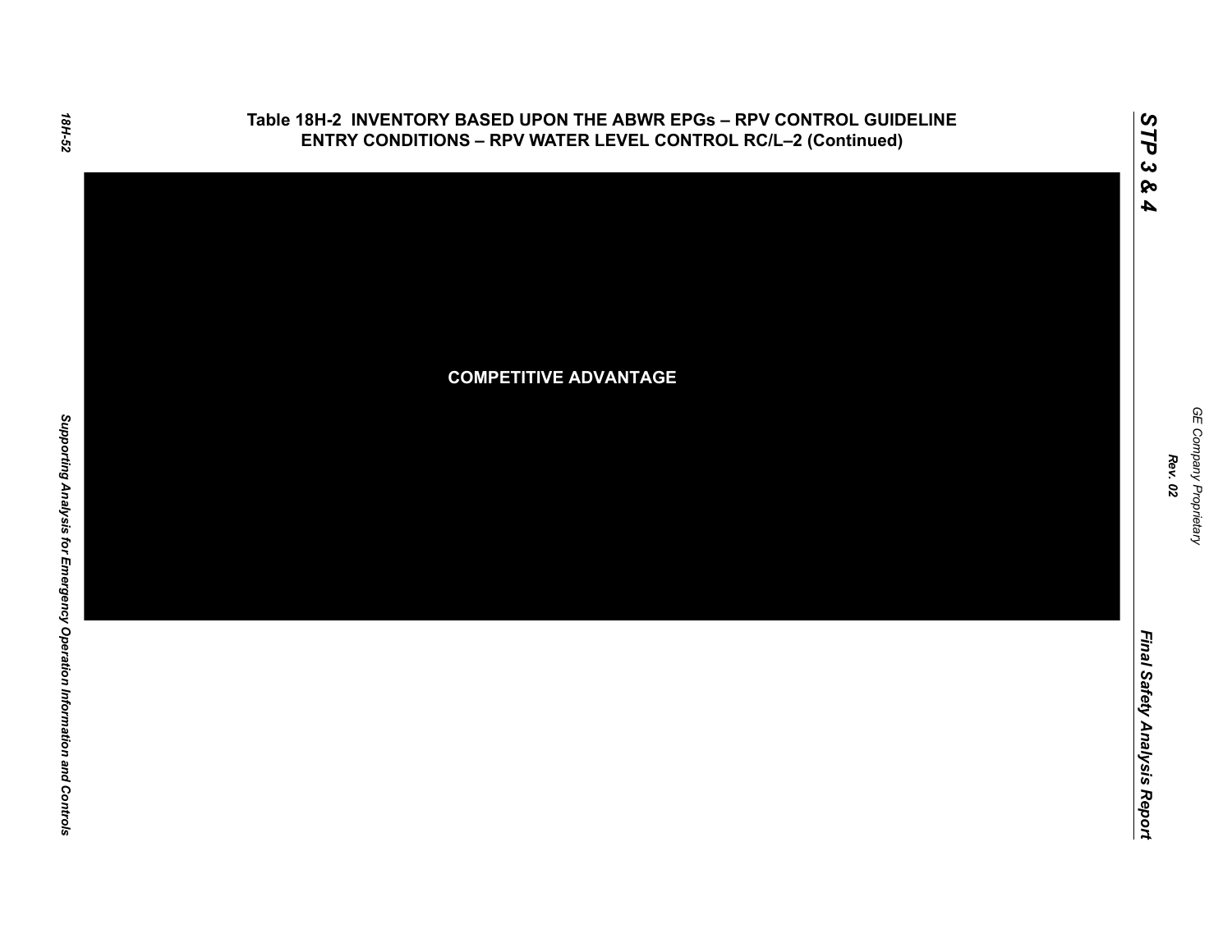# Table 18H-2 INVENTORY BASED UPON THE ABWR EPGs – RPV CONTROL GUIDELINE ENTRY CONDITIONS – RPV WATER LEVEL CONTROL RC/L–2 (Continued)

**COMPETITIVE ADVANTAGE**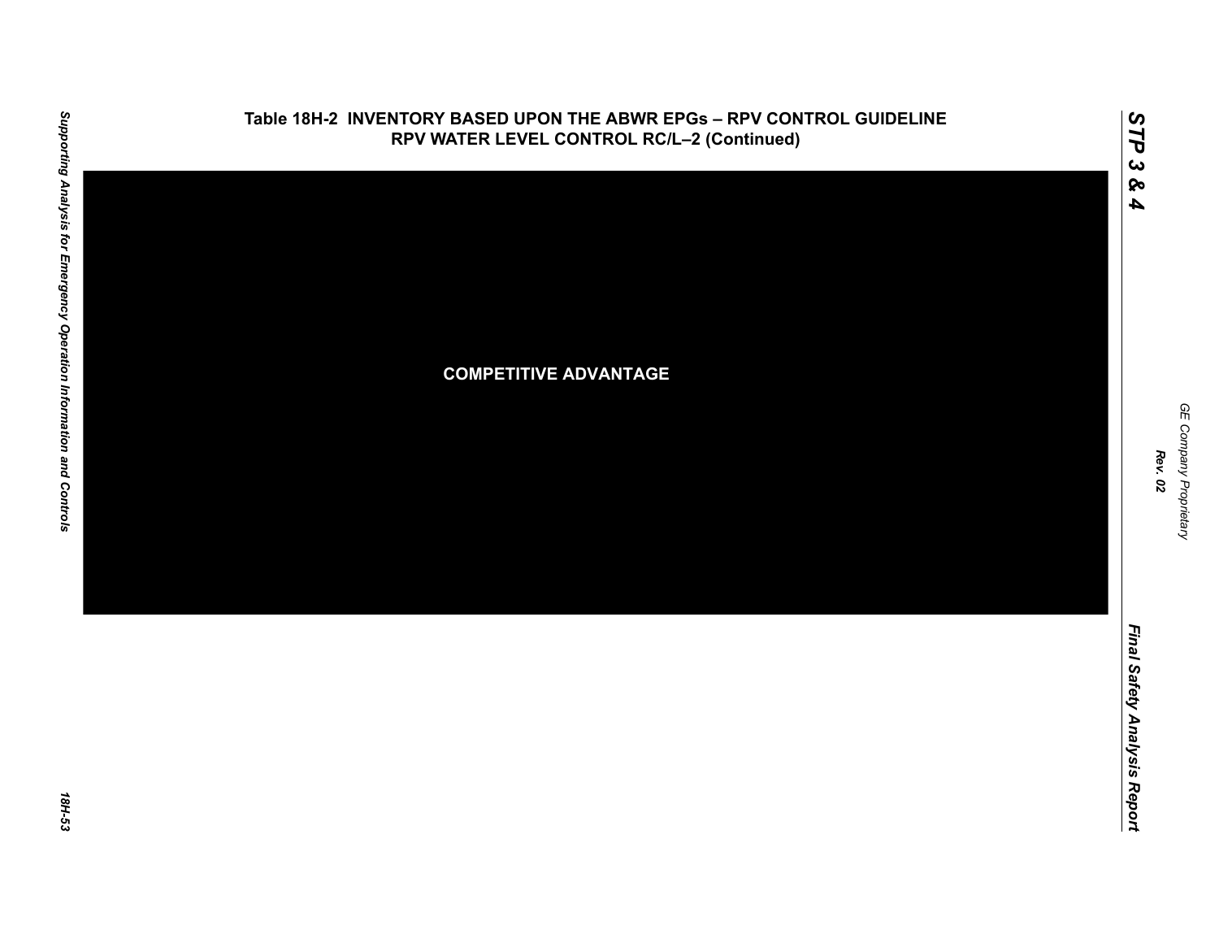## Table 18H-2 INVENTORY BASED UPON THE ABWR EPGs – RPV CONTROL GUIDELINE RPV WATER LEVEL CONTROL RC/L–2 (Continued)

**COMPETITIVE ADVANTAGE**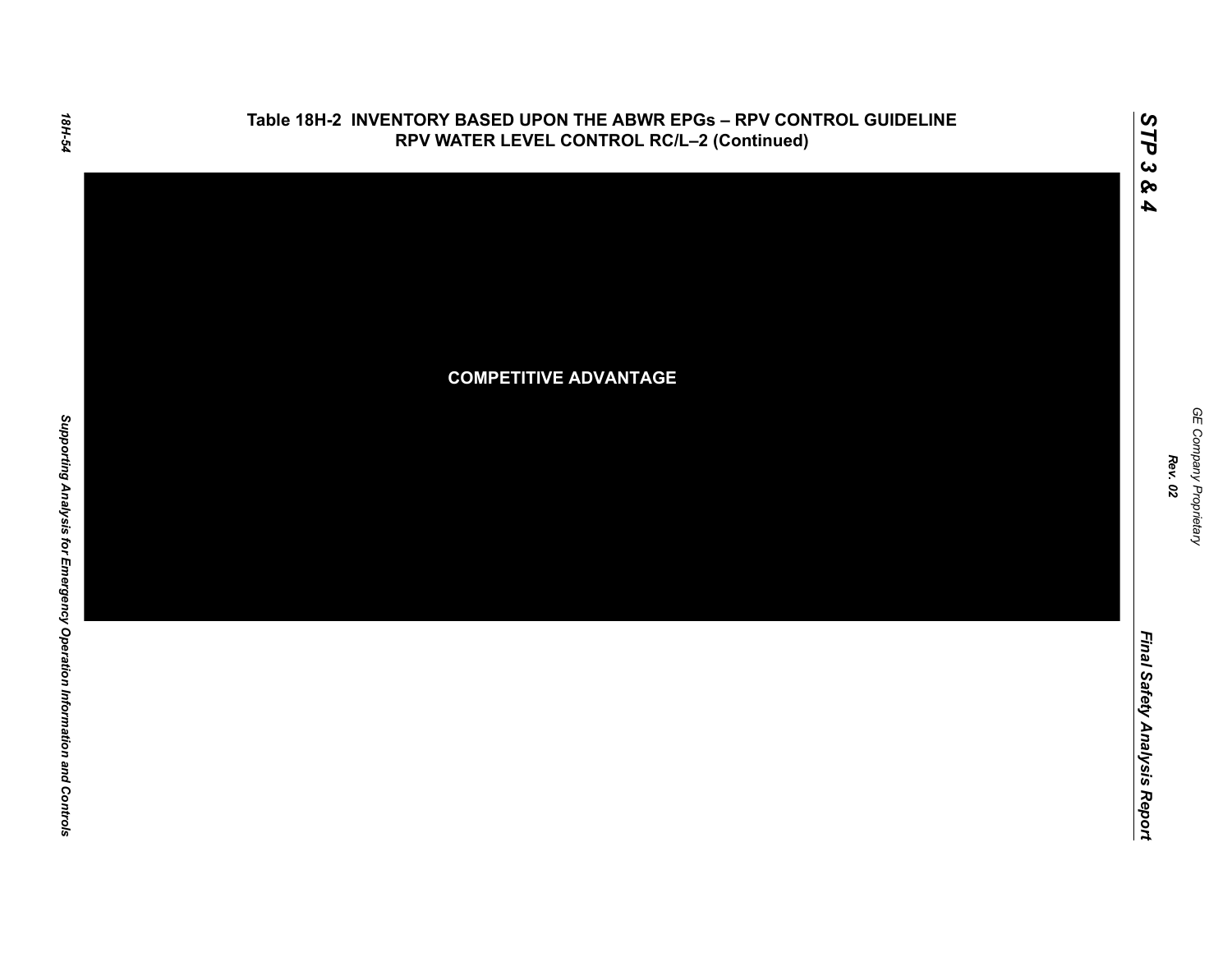**Table 18H-2 INVENTORY BASED UPON THE ABWR EPGs – RPV CONTROL GUIDELINE RPV WATER LEVEL CONTROL RC/L–2 (Continued)**

**COMPETITIVE ADVANTAGE**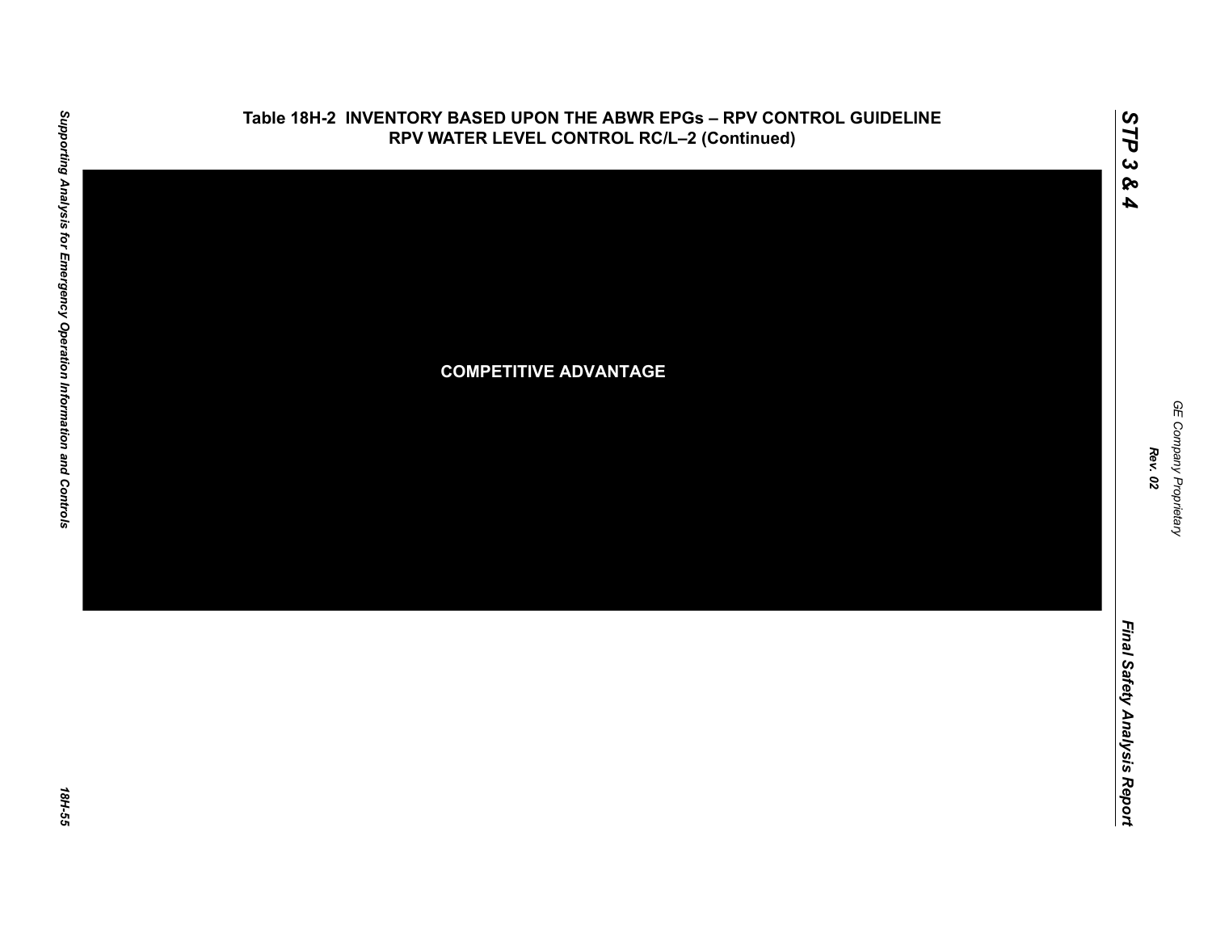**Table 18H-2 INVENTORY BASED UPON THE ABWR EPGs – RPV CONTROL GUIDELINE RPV WATER LEVEL CONTROL RC/L–2 (Continued)**

**COMPETITIVE ADVANTAGE**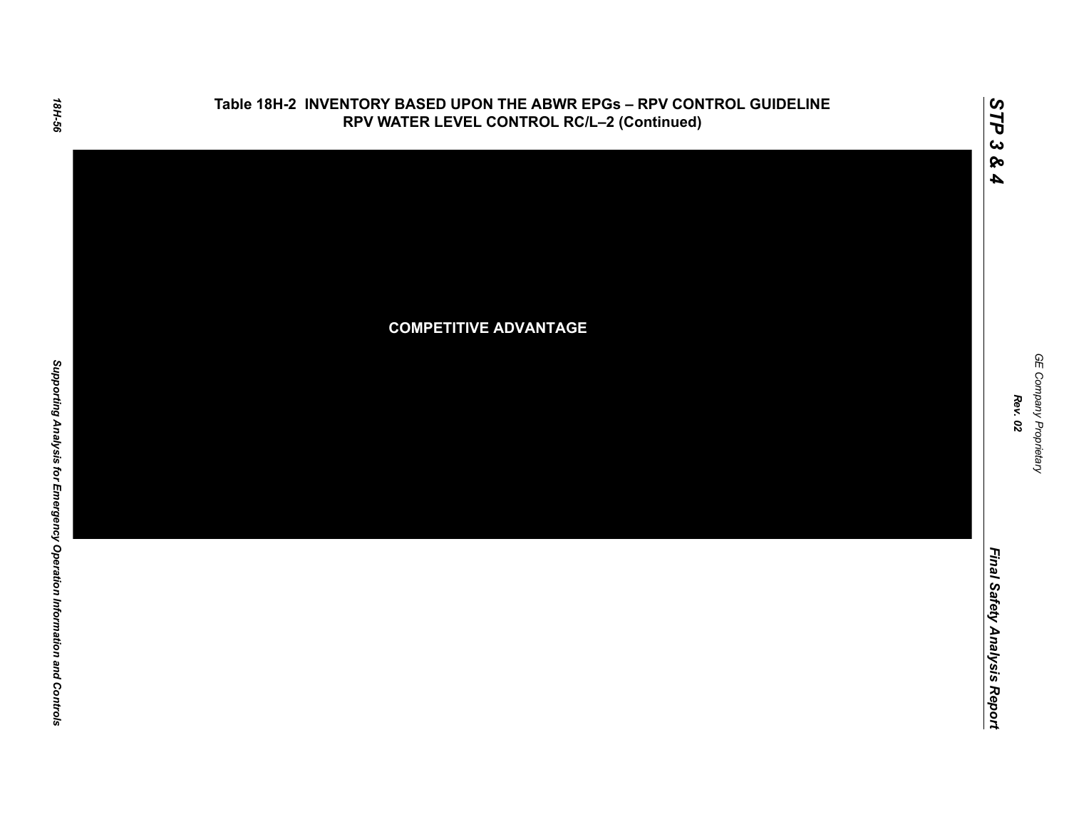## Table 18H-2 INVENTORY BASED UPON THE ABWR EPGs – RPV CONTROL GUIDELINE RPV WATER LEVEL CONTROL RC/L–2 (Continued)

COMPETITIVE ADVANTAGE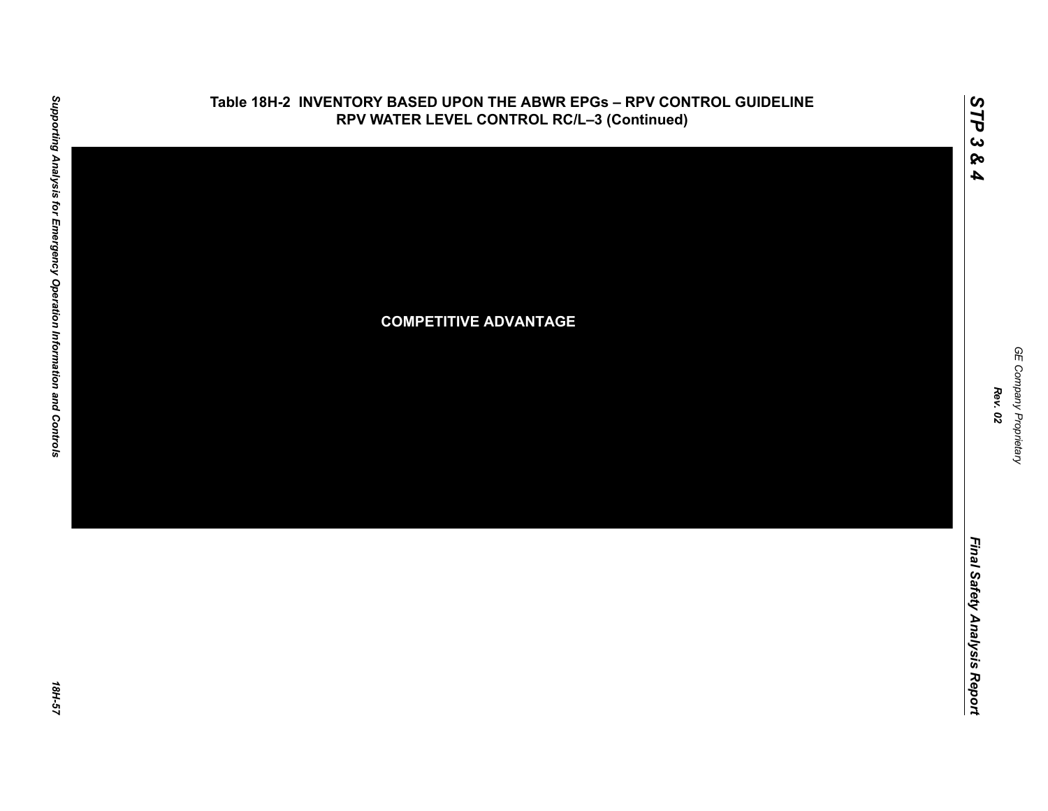# Table 18H-2 INVENTORY BASED UPON THE ABWR EPGs – RPV CONTROL GUIDELINE RPV WATER LEVEL CONTROL RC/L–3 (Continued)

COMPETITIVE ADVANTAGE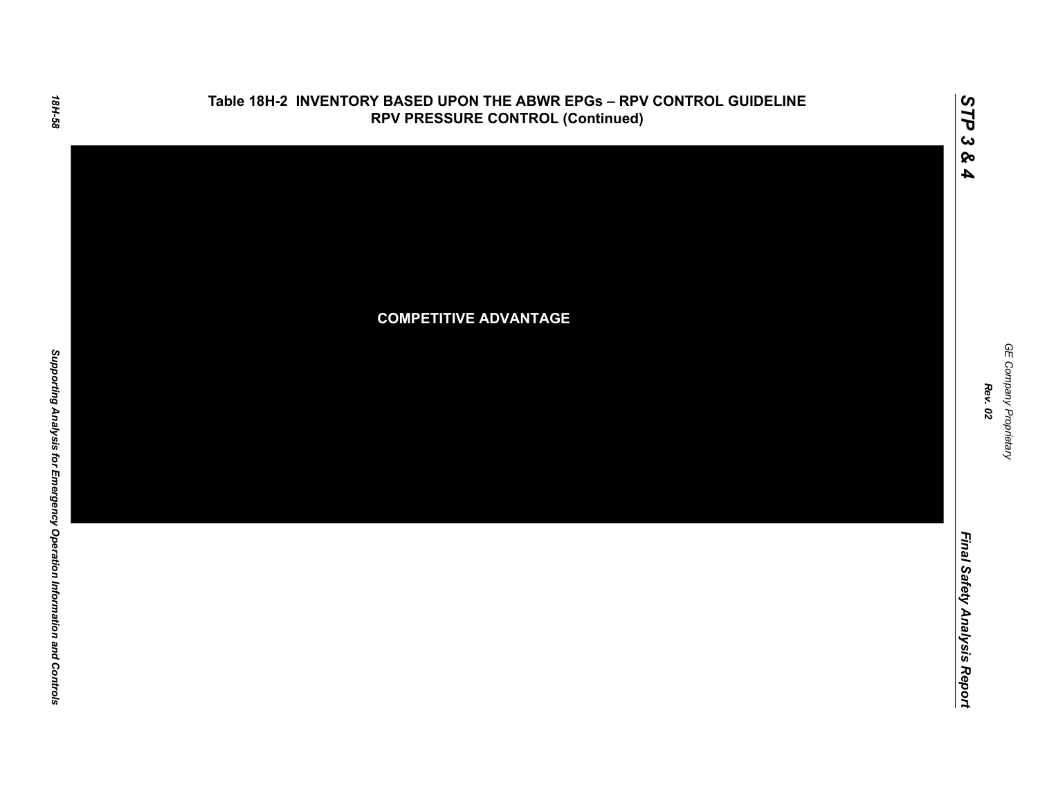## Table 18H-2 INVENTORY BASED UPON THE ABWR EPGs – RPV CONTROL GUIDELINE RPV PRESSURE CONTROL (Continued)

**COMPETITIVE ADVANTAGE**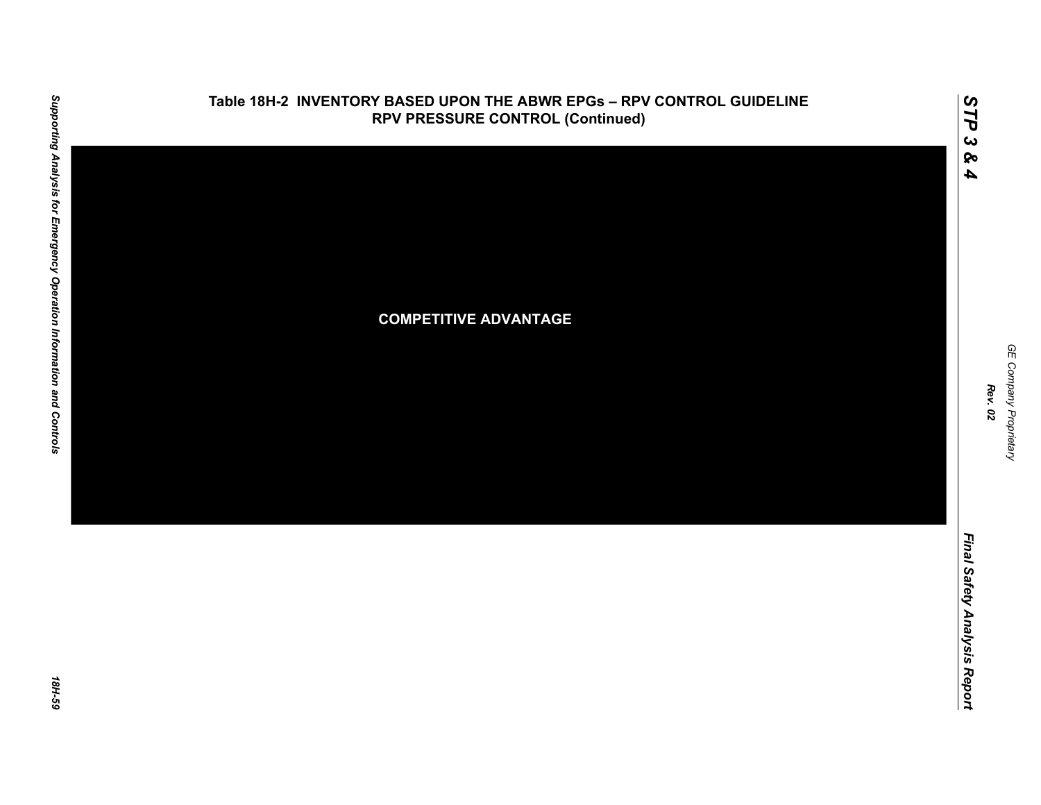**Table 18H-2 INVENTORY BASED UPON THE ABWR EPGs – RPV CONTROL GUIDELINE RPV PRESSURE CONTROL (Continued)**

COMPETITIVE ADVANTAGE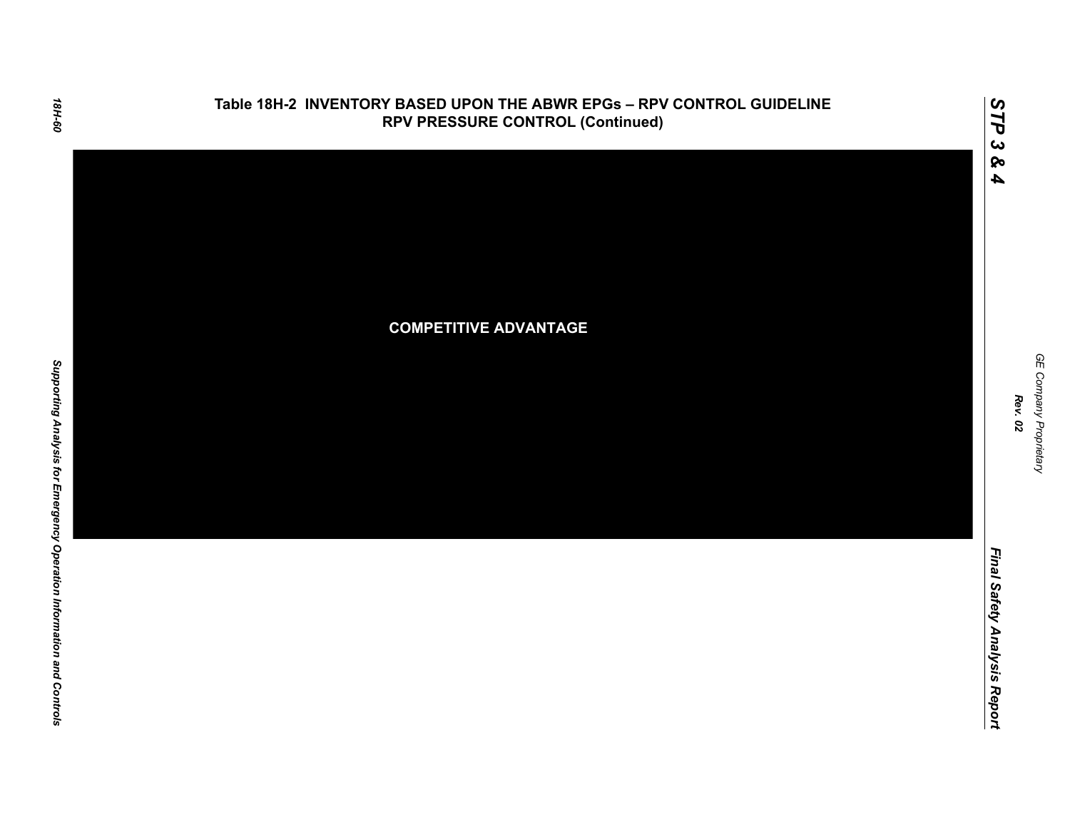## Table 18H-2 INVENTORY BASED UPON THE ABWR EPGs – RPV CONTROL GUIDELINE RPV PRESSURE CONTROL (Continued)

**COMPETITIVE ADVANTAGE**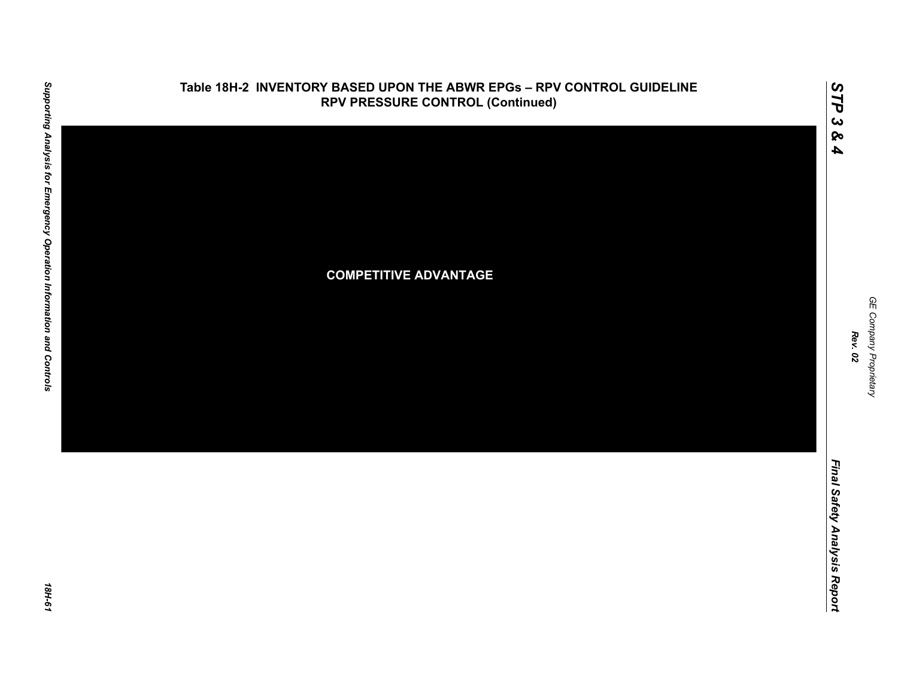# Table 18H-2 INVENTORY BASED UPON THE ABWR EPGs – RPV CONTROL GUIDELINE RPV PRESSURE CONTROL (Continued)

COMPETITIVE ADVANTAGE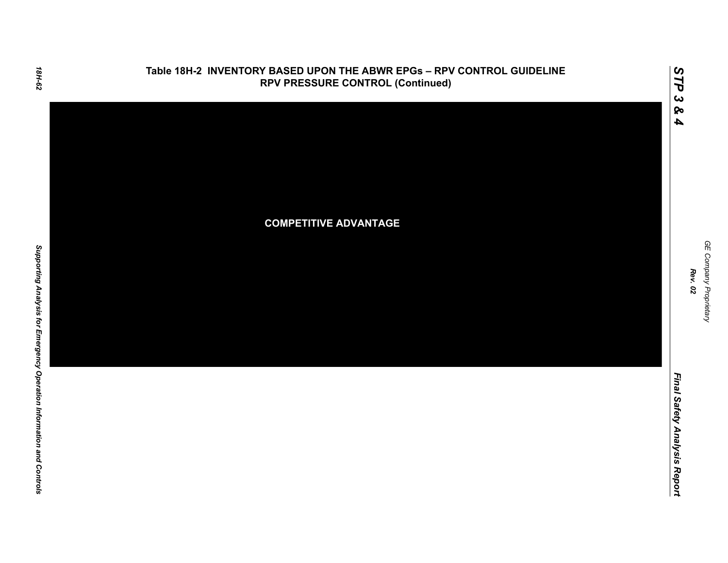# Table 18H-2 INVENTORY BASED UPON THE ABWR EPGs – RPV CONTROL GUIDELINE RPV PRESSURE CONTROL (Continued)

COMPETITIVE ADVANTAGE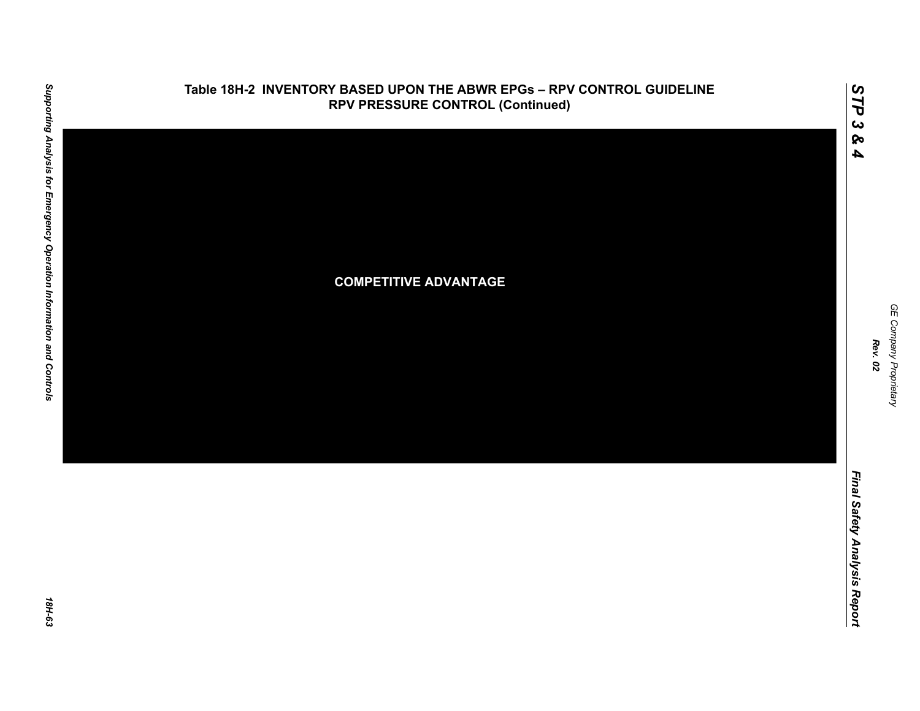## Table 18H-2 INVENTORY BASED UPON THE ABWR EPGs – RPV CONTROL GUIDELINE RPV PRESSURE CONTROL (Continued)

COMPETITIVE ADVANTAGE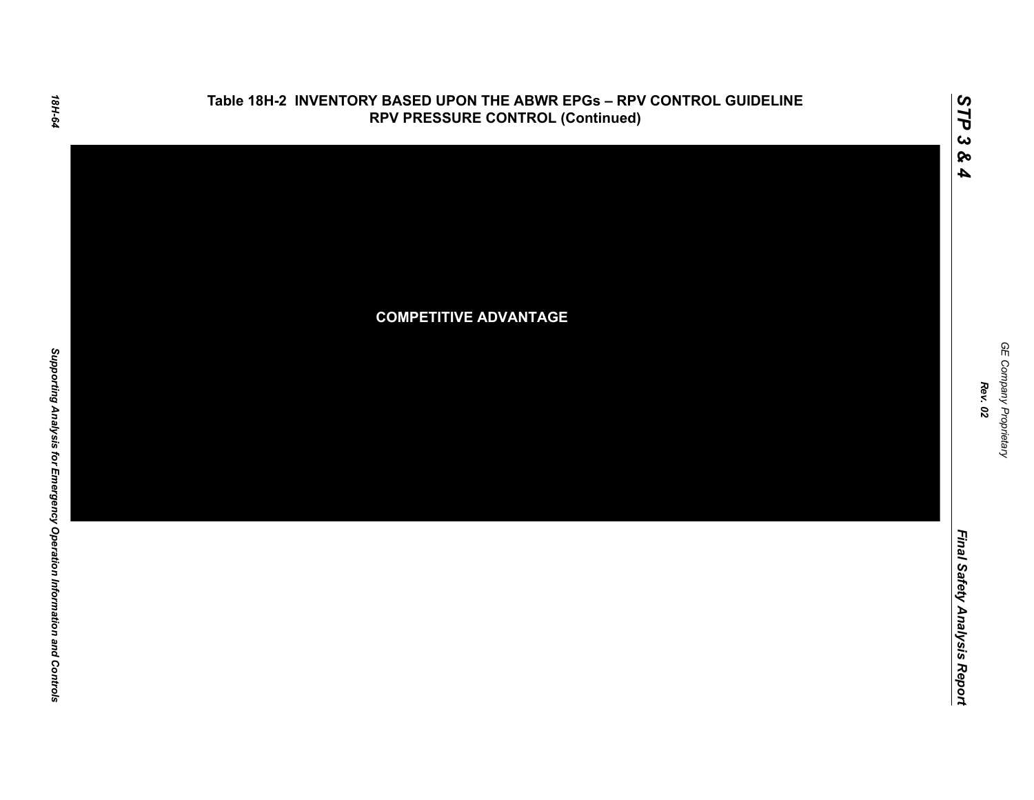## Table 18H-2 INVENTORY BASED UPON THE ABWR EPGs – RPV CONTROL GUIDELINE RPV PRESSURE CONTROL (Continued)

**COMPETITIVE ADVANTAGE**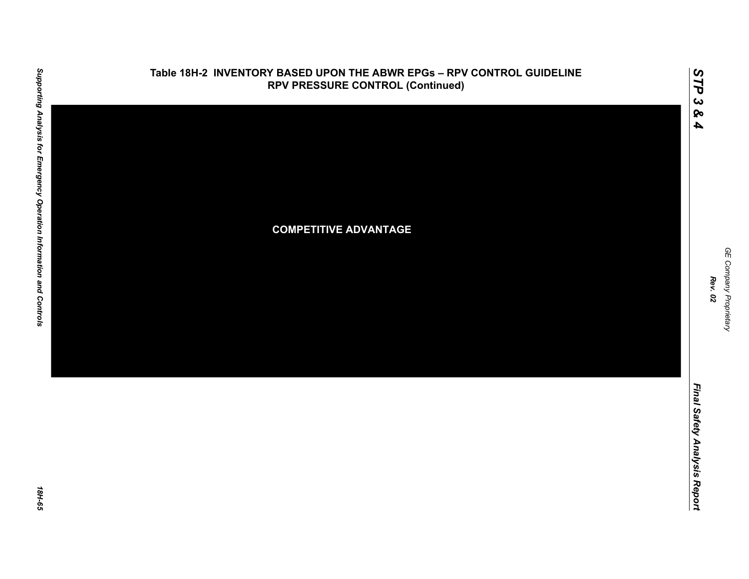## Table 18H-2 INVENTORY BASED UPON THE ABWR EPGs – RPV CONTROL GUIDELINE RPV PRESSURE CONTROL (Continued)

COMPETITIVE ADVANTAGE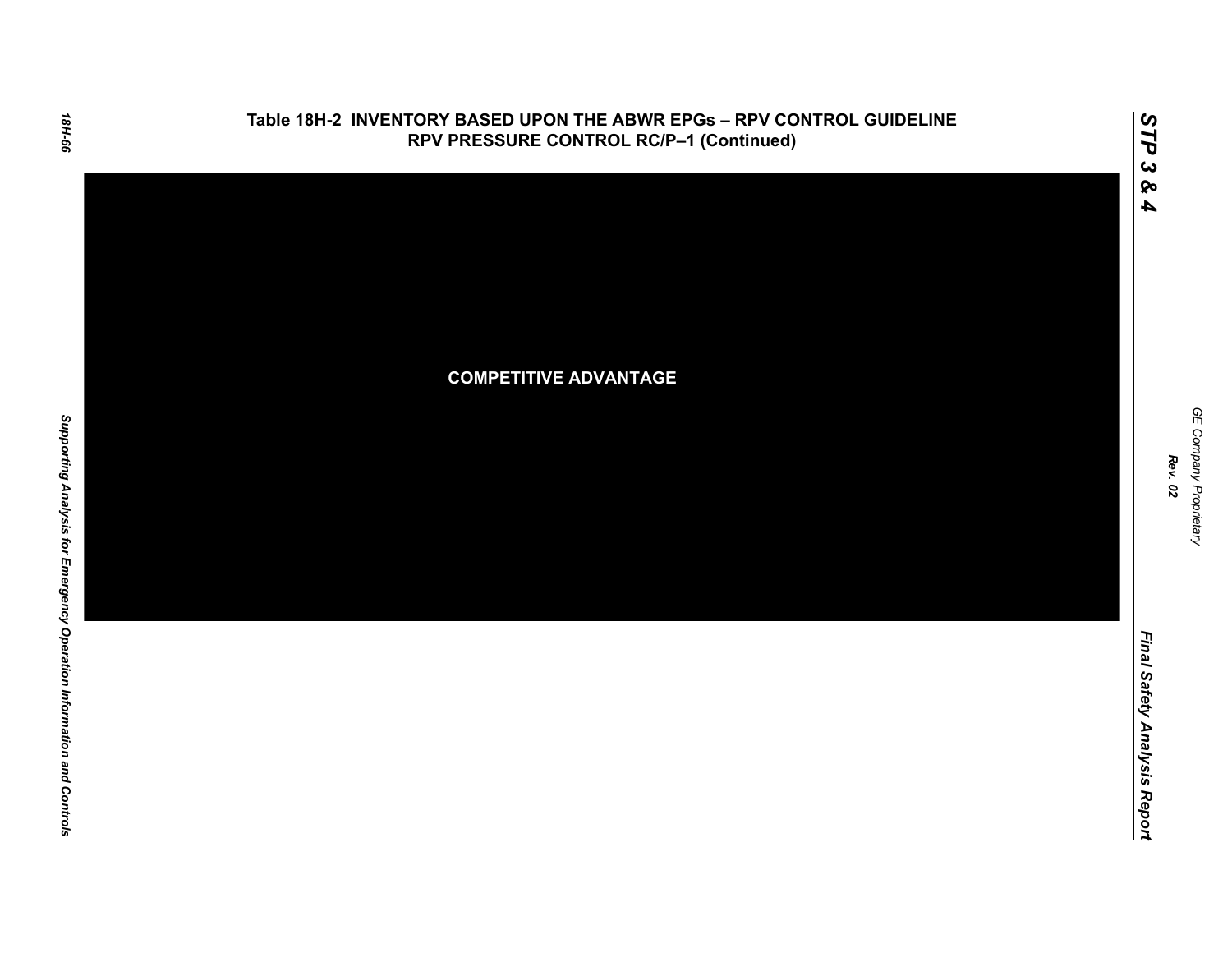# Table 18H-2 INVENTORY BASED UPON THE ABWR EPGs – RPV CONTROL GUIDELINE RPV PRESSURE CONTROL RC/P–1 (Continued)

COMPETITIVE ADVANTAGE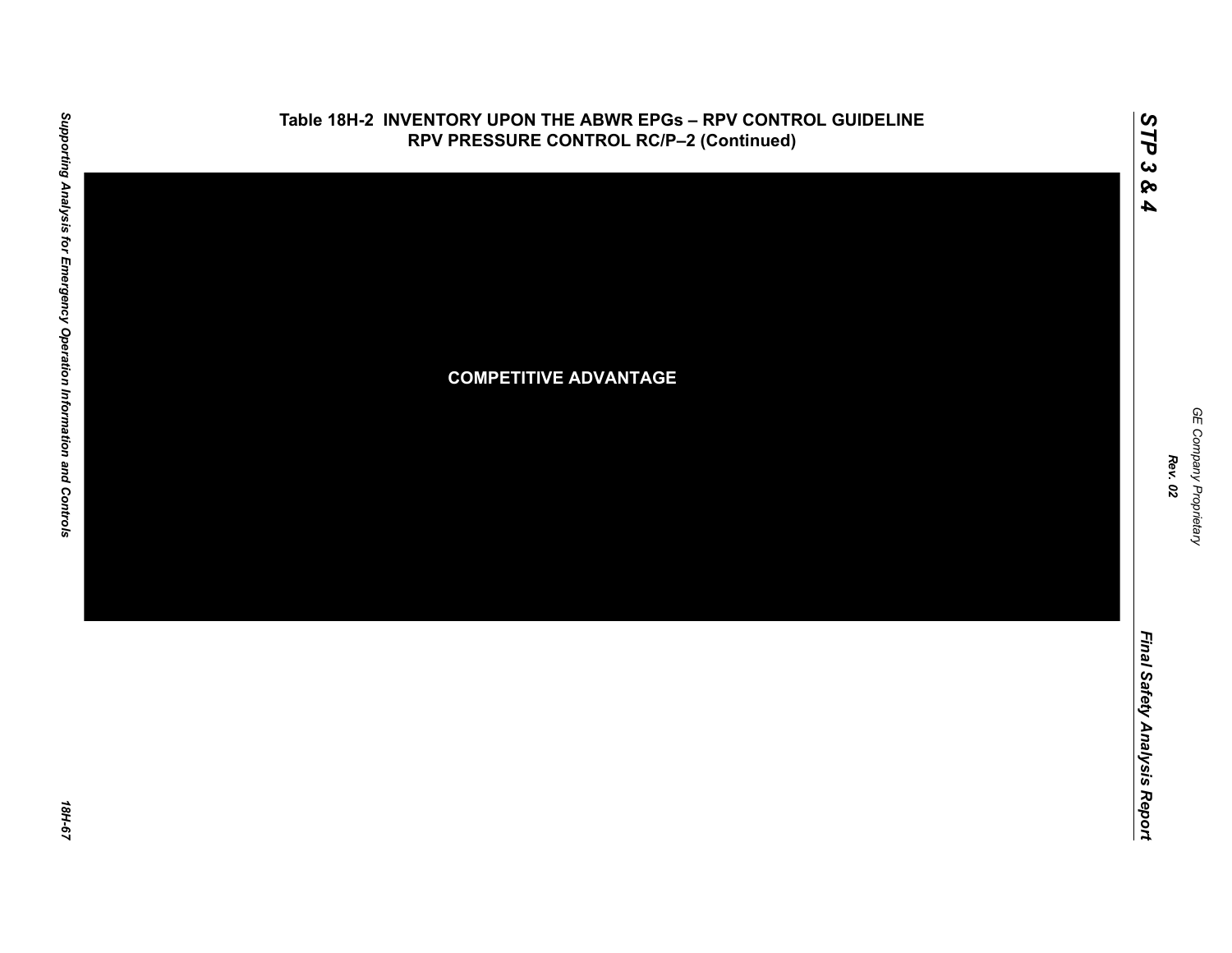# Table 18H-2 INVENTORY UPON THE ABWR EPGs – RPV CONTROL GUIDELINE RPV PRESSURE CONTROL RC/P–2 (Continued)

COMPETITIVE ADVANTAGE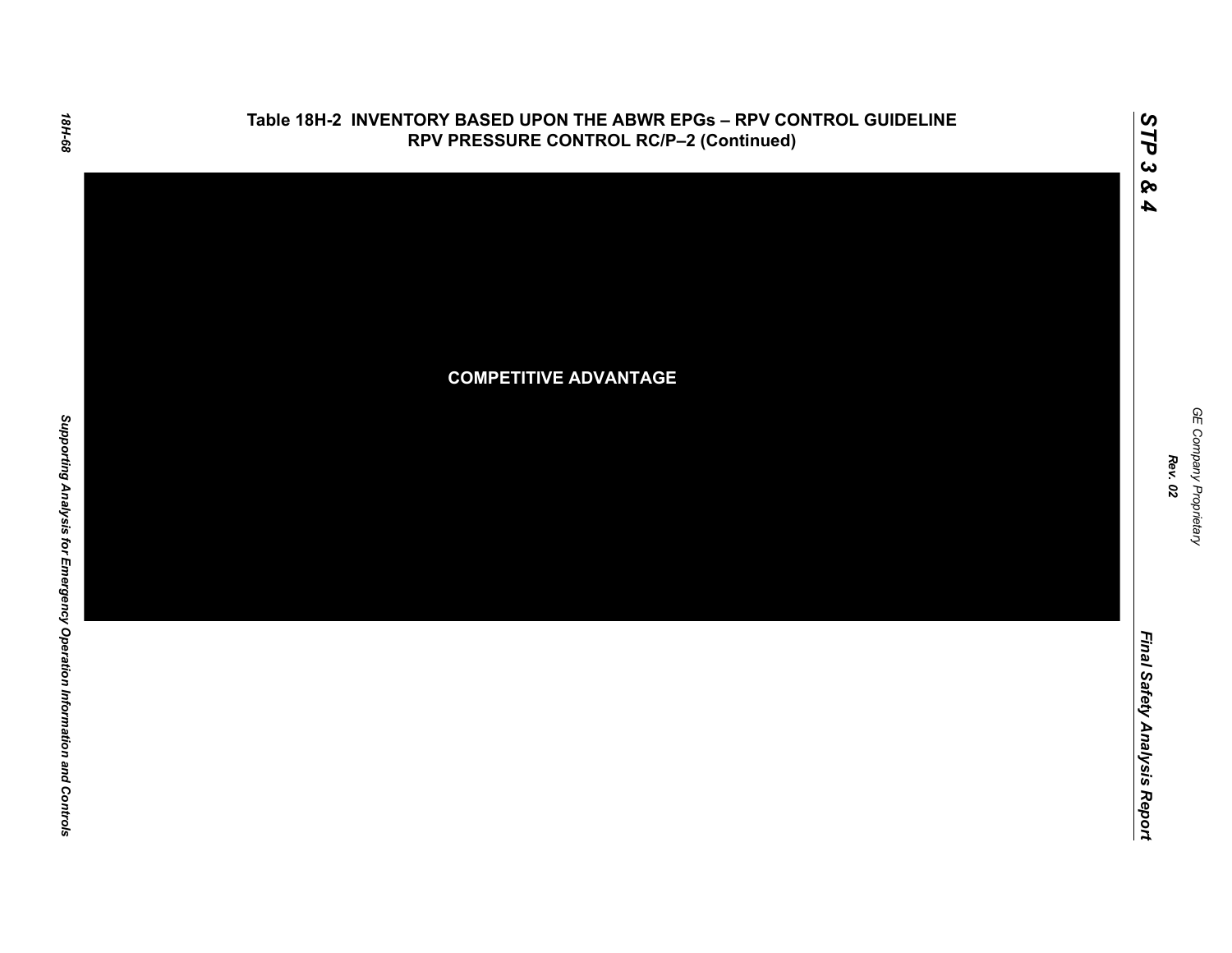# Table 18H-2 INVENTORY BASED UPON THE ABWR EPGs – RPV CONTROL GUIDELINE RPV PRESSURE CONTROL RC/P–2 (Continued)

**COMPETITIVE ADVANTAGE**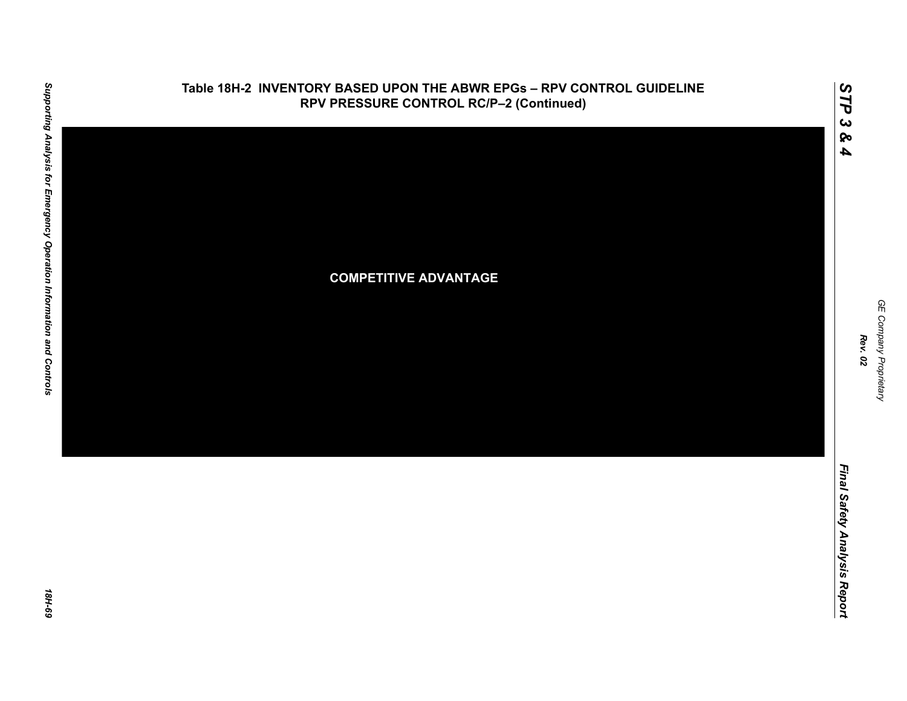## Table 18H-2 INVENTORY BASED UPON THE ABWR EPGs – RPV CONTROL GUIDELINE RPV PRESSURE CONTROL RC/P–2 (Continued)

COMPETITIVE ADVANTAGE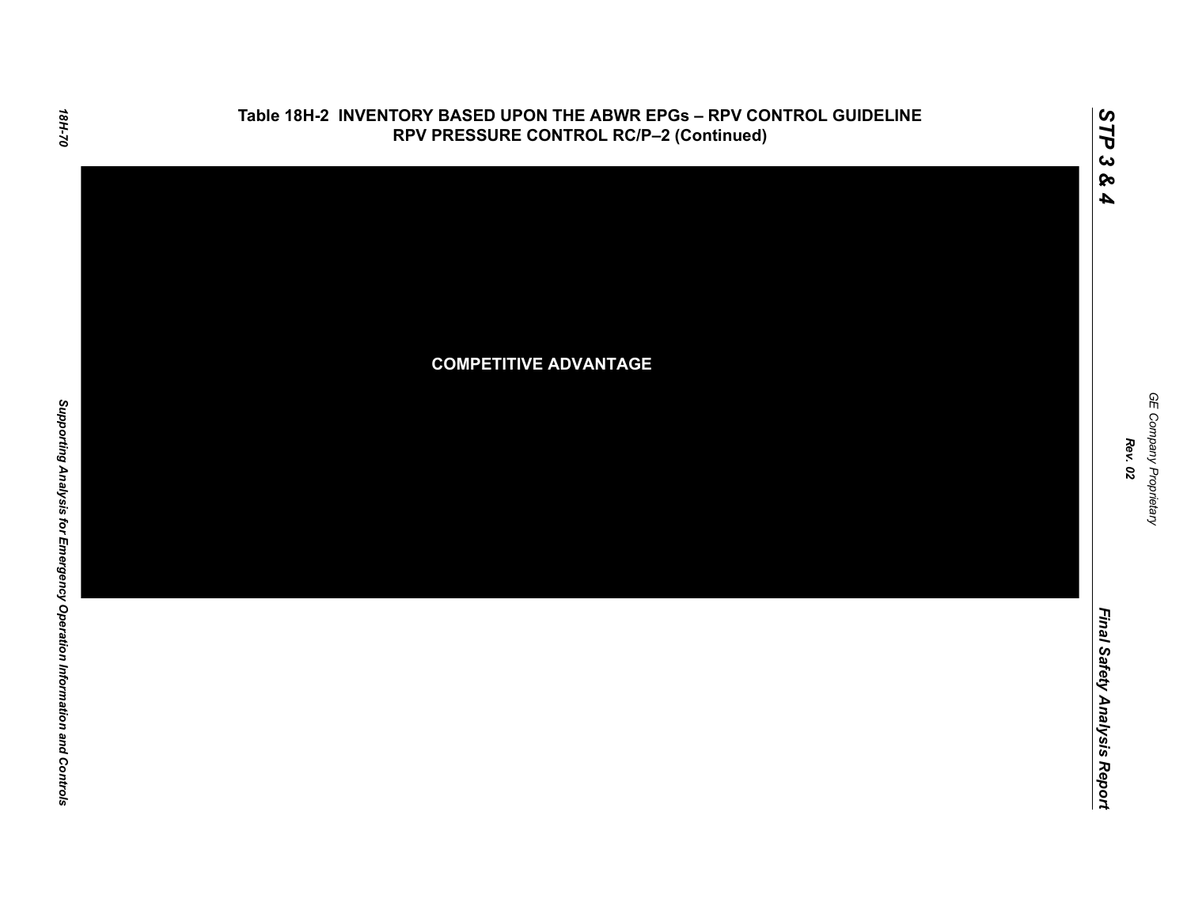## Table 18H-2 INVENTORY BASED UPON THE ABWR EPGs – RPV CONTROL GUIDELINE RPV PRESSURE CONTROL RC/P–2 (Continued)

**COMPETITIVE ADVANTAGE**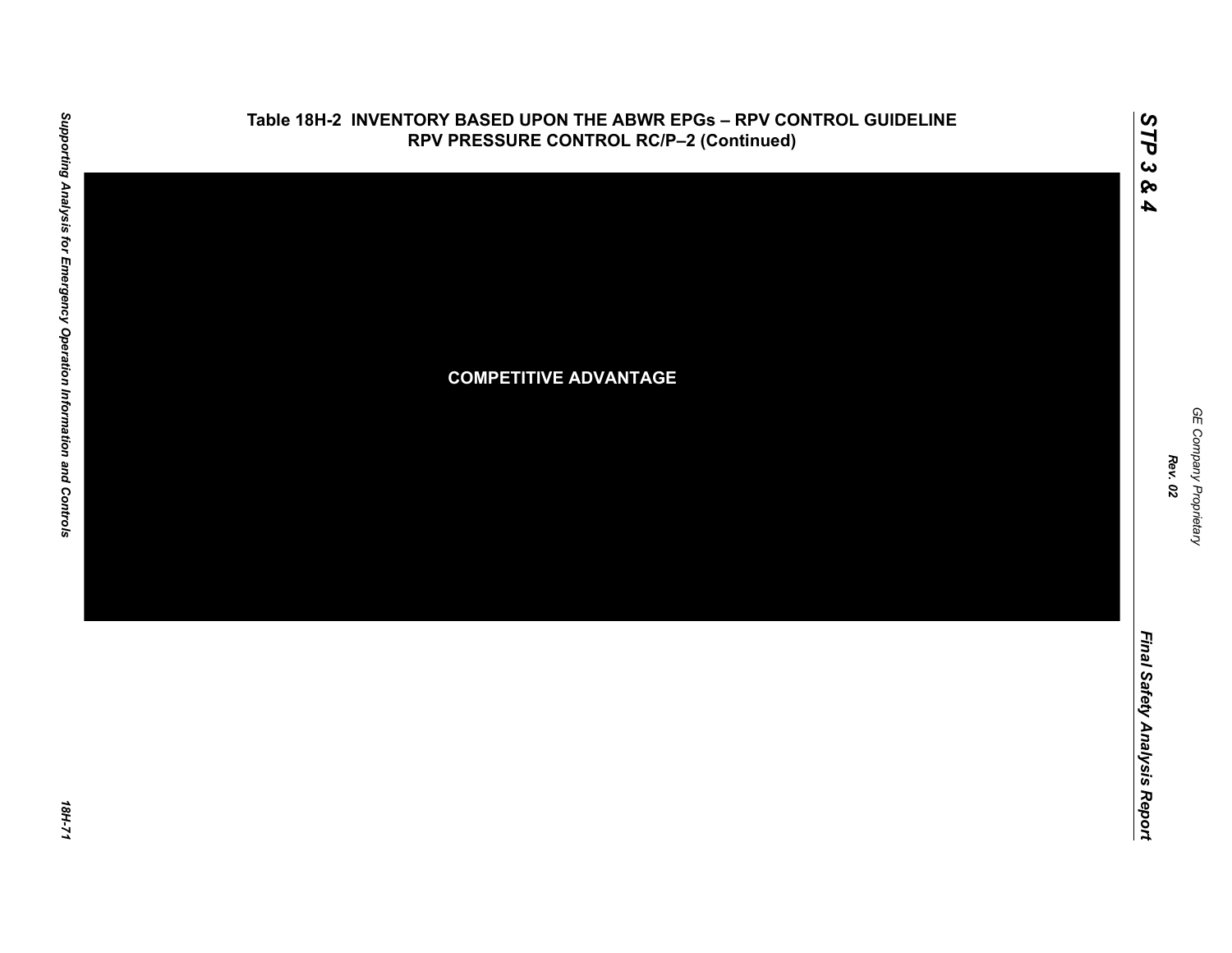# Table 18H-2 INVENTORY BASED UPON THE ABWR EPGs – RPV CONTROL GUIDELINE RPV PRESSURE CONTROL RC/P–2 (Continued)

COMPETITIVE ADVANTAGE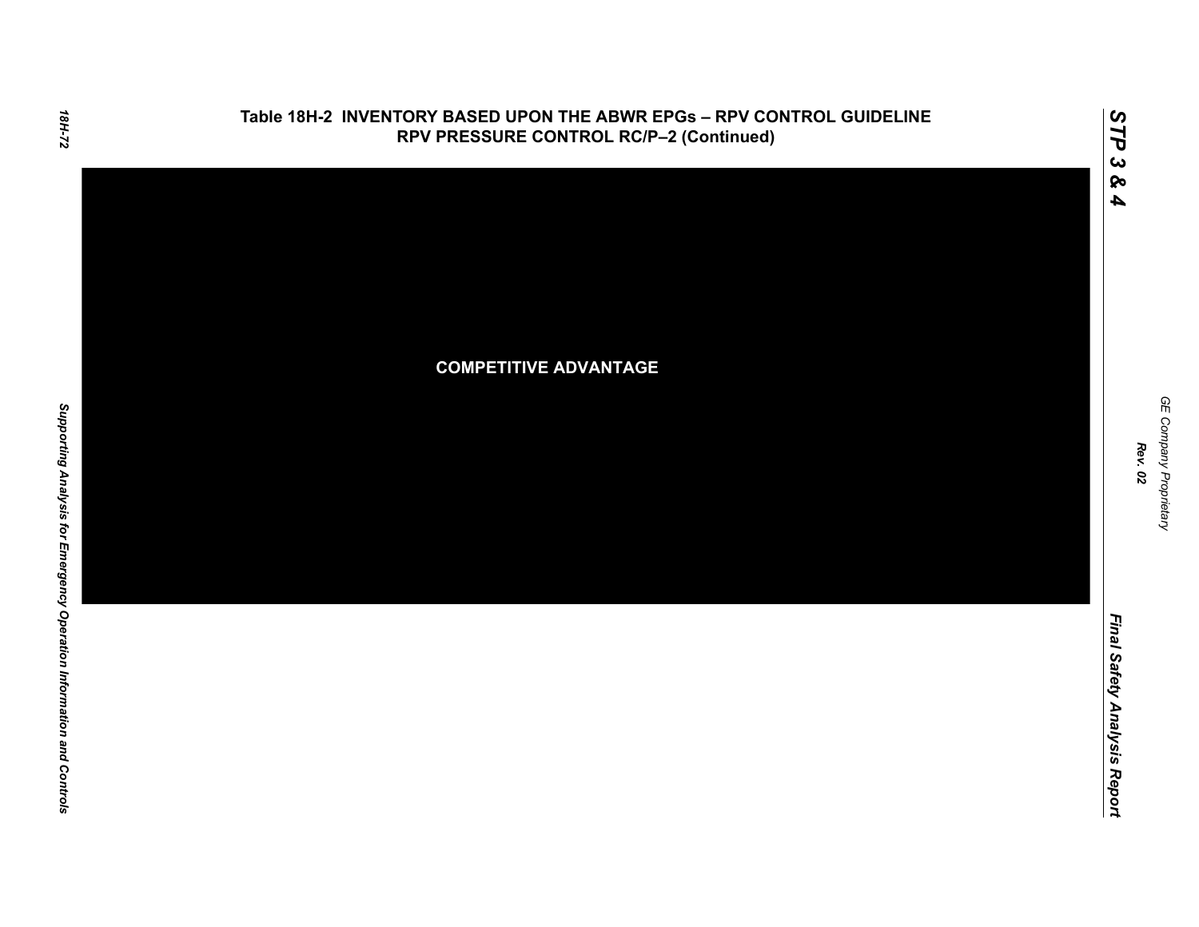## Table 18H-2 INVENTORY BASED UPON THE ABWR EPGs – RPV CONTROL GUIDELINE RPV PRESSURE CONTROL RC/P–2 (Continued)

**COMPETITIVE ADVANTAGE**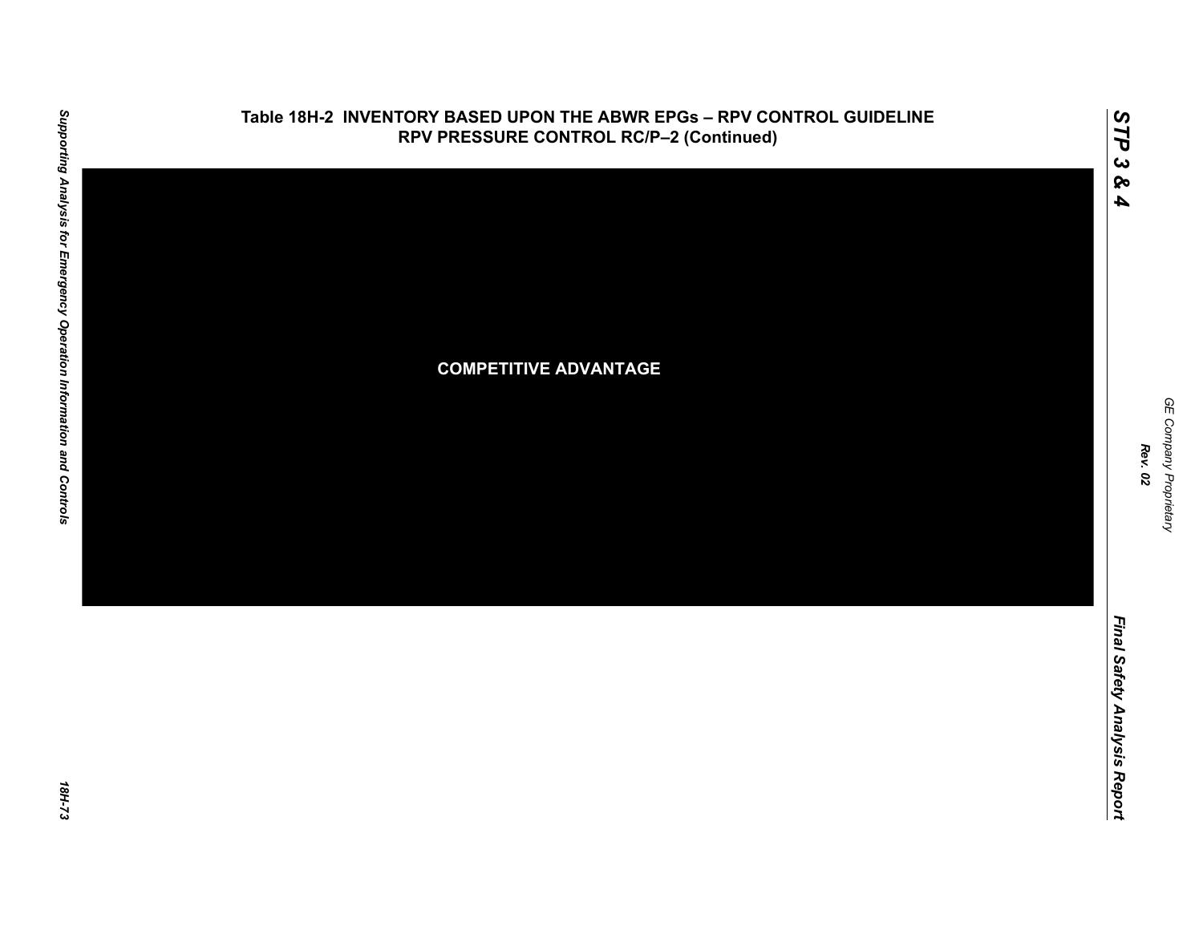# Table 18H-2 INVENTORY BASED UPON THE ABWR EPGs – RPV CONTROL GUIDELINE RPV PRESSURE CONTROL RC/P–2 (Continued)

COMPETITIVE ADVANTAGE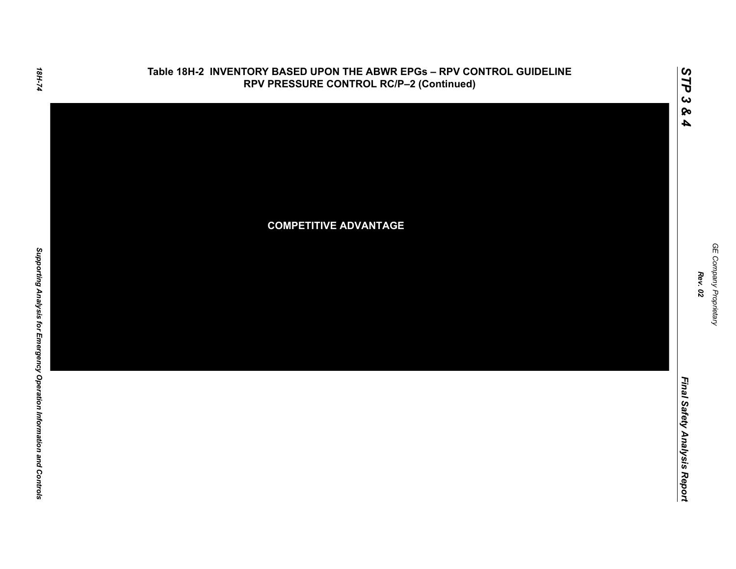# Table 18H-2 INVENTORY BASED UPON THE ABWR EPGs – RPV CONTROL GUIDELINE RPV PRESSURE CONTROL RC/P–2 (Continued)

**COMPETITIVE ADVANTAGE**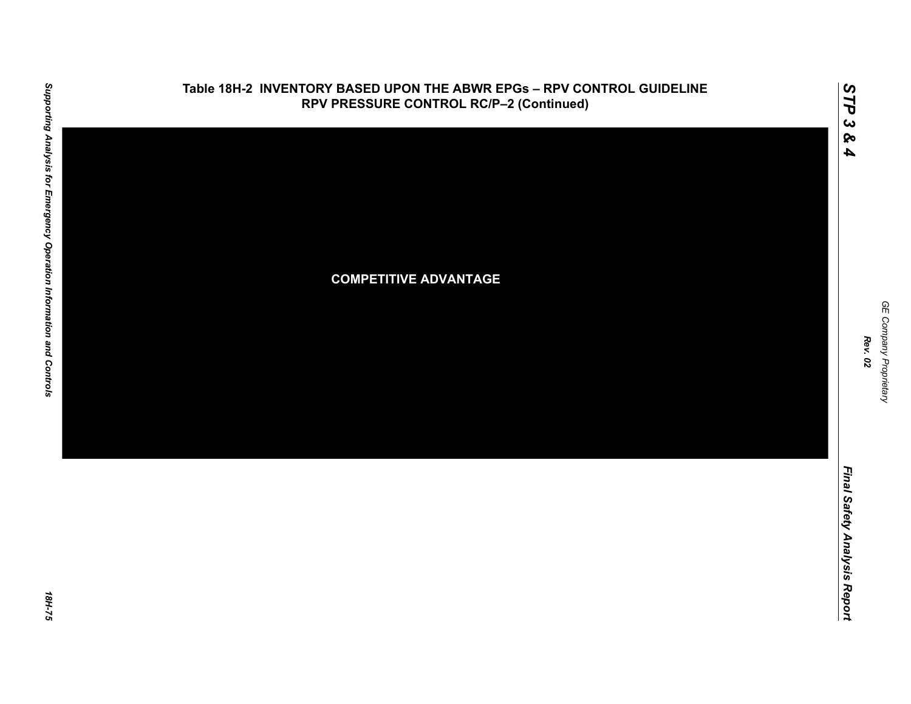# Table 18H-2 INVENTORY BASED UPON THE ABWR EPGs – RPV CONTROL GUIDELINE RPV PRESSURE CONTROL RC/P–2 (Continued)

COMPETITIVE ADVANTAGE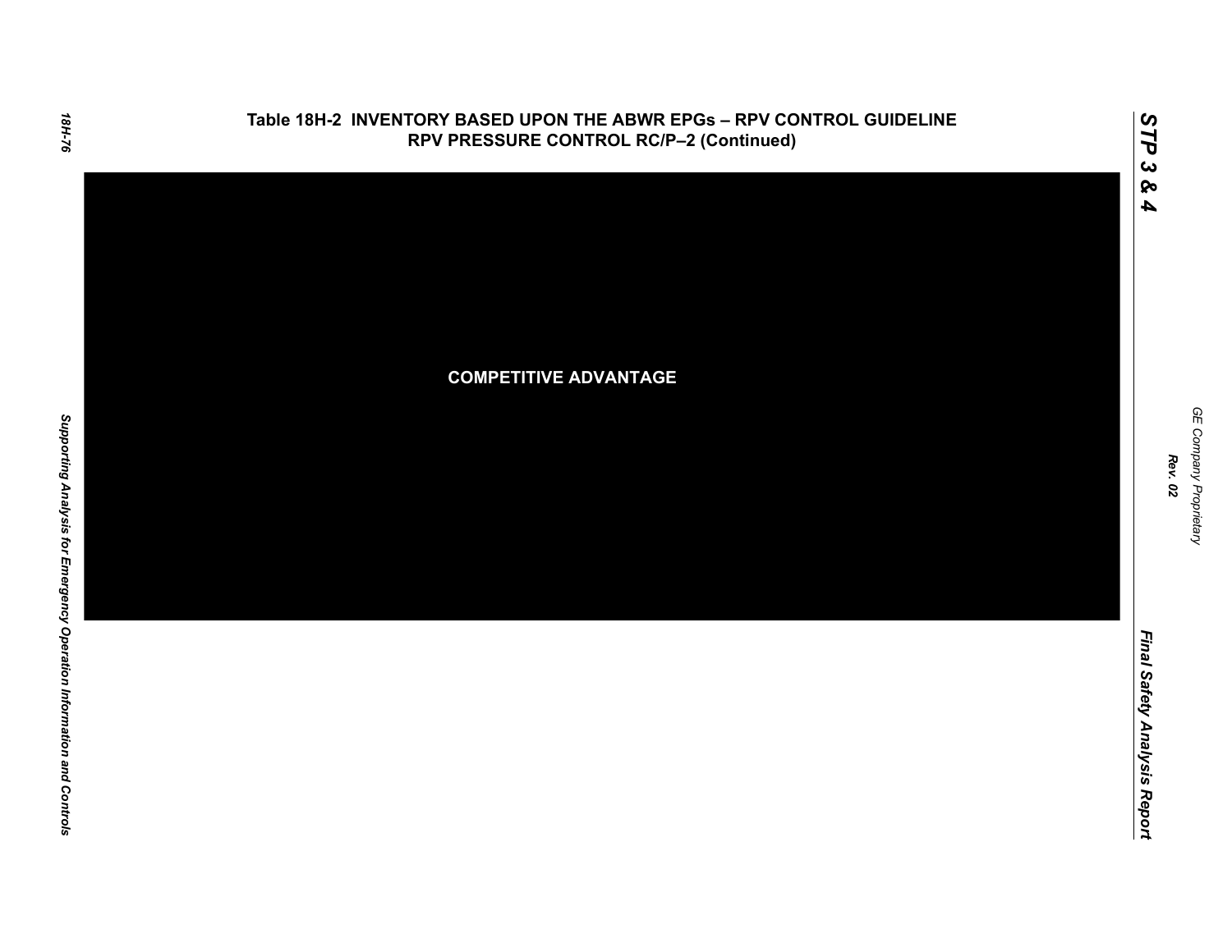## Table 18H-2 INVENTORY BASED UPON THE ABWR EPGs – RPV CONTROL GUIDELINE RPV PRESSURE CONTROL RC/P–2 (Continued)

**COMPETITIVE ADVANTAGE**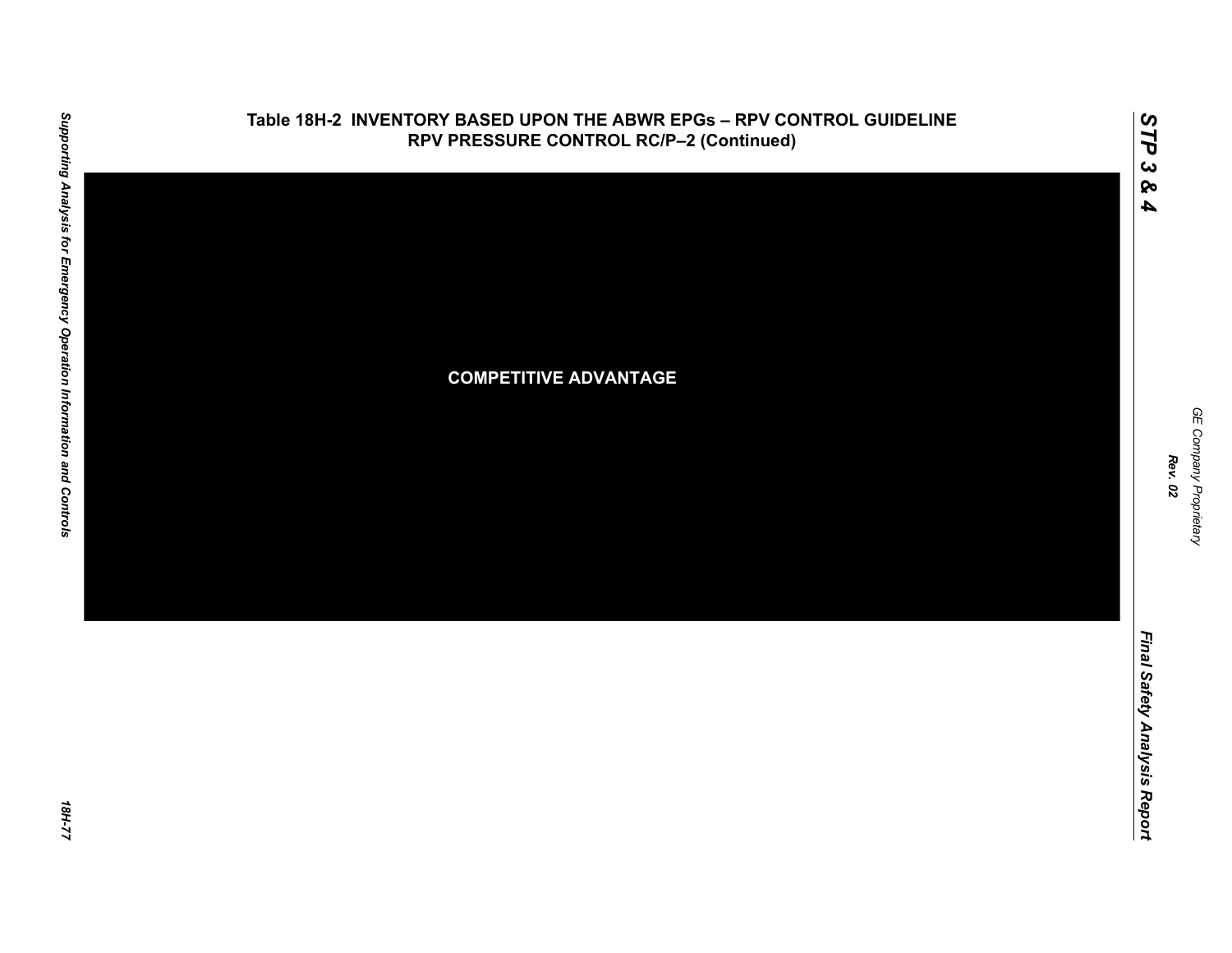**Table 18H-2 INVENTORY BASED UPON THE ABWR EPGs – RPV CONTROL GUIDELINE RPV PRESSURE CONTROL RC/P–2 (Continued)**

COMPETITIVE ADVANTAGE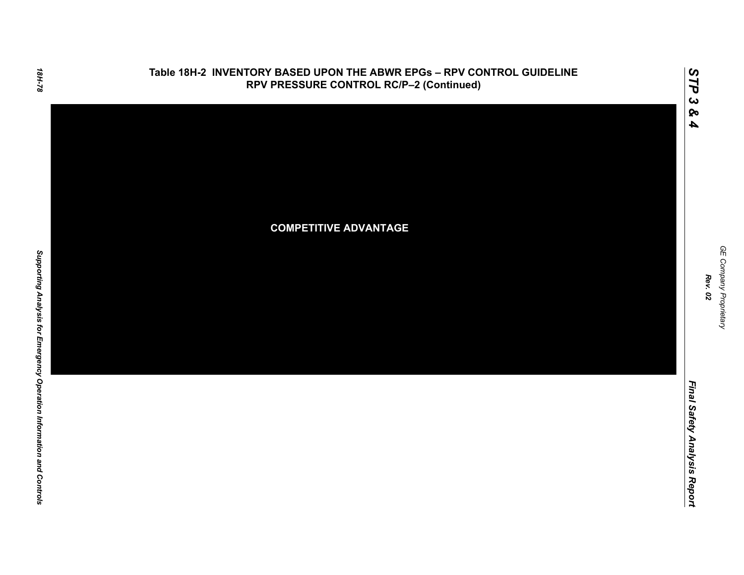**Table 18H-2 INVENTORY BASED UPON THE ABWR EPGs – RPV CONTROL GUIDELINE RPV PRESSURE CONTROL RC/P–2 (Continued)**

COMPETITIVE ADVANTAGE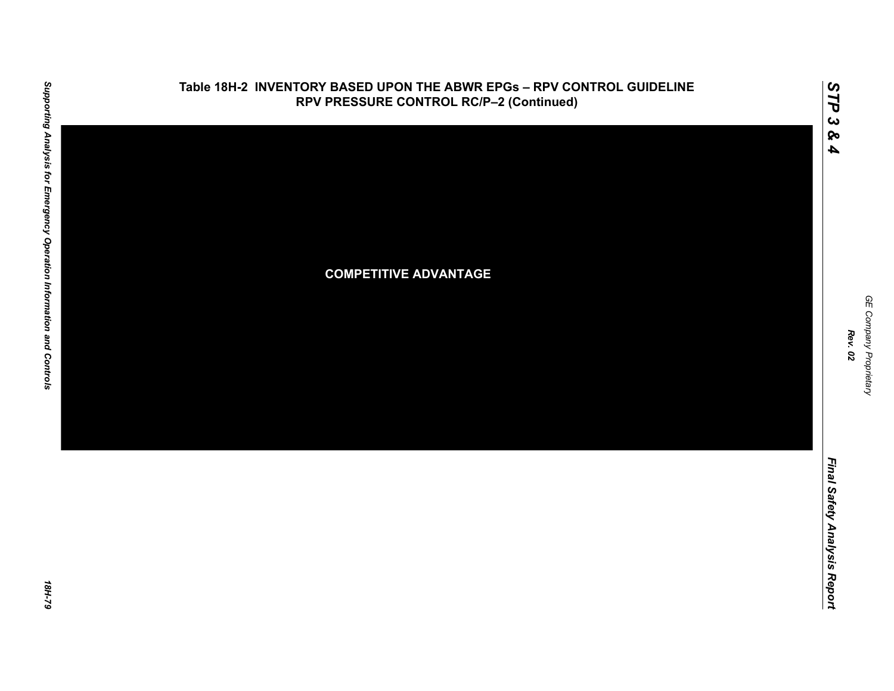**Table 18H-2 INVENTORY BASED UPON THE ABWR EPGs – RPV CONTROL GUIDELINE RPV PRESSURE CONTROL RC/P–2 (Continued)**

COMPETITIVE ADVANTAGE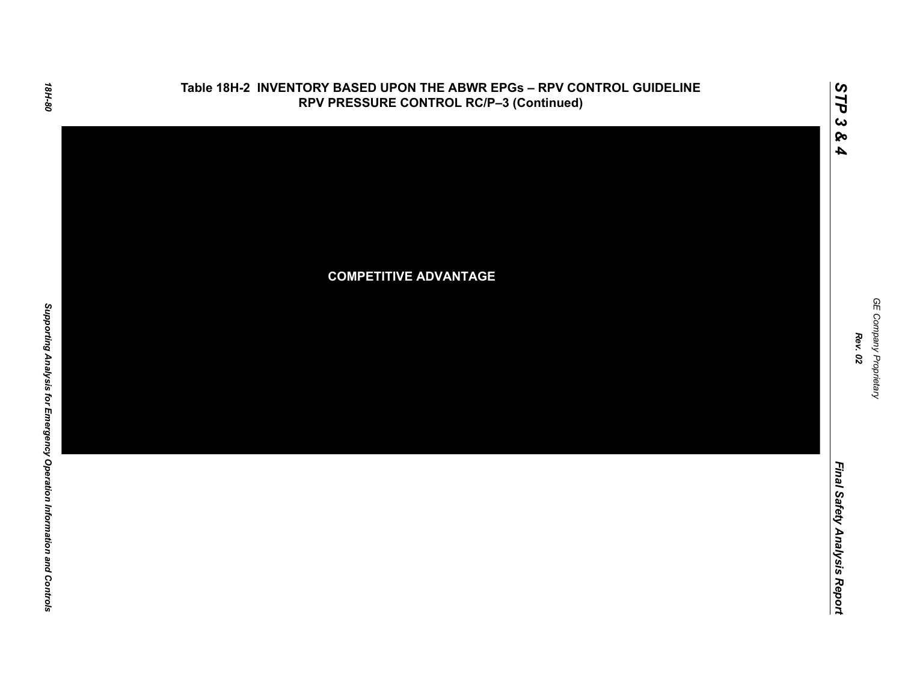## Table 18H-2 INVENTORY BASED UPON THE ABWR EPGs – RPV CONTROL GUIDELINE RPV PRESSURE CONTROL RC/P–3 (Continued)

**COMPETITIVE ADVANTAGE**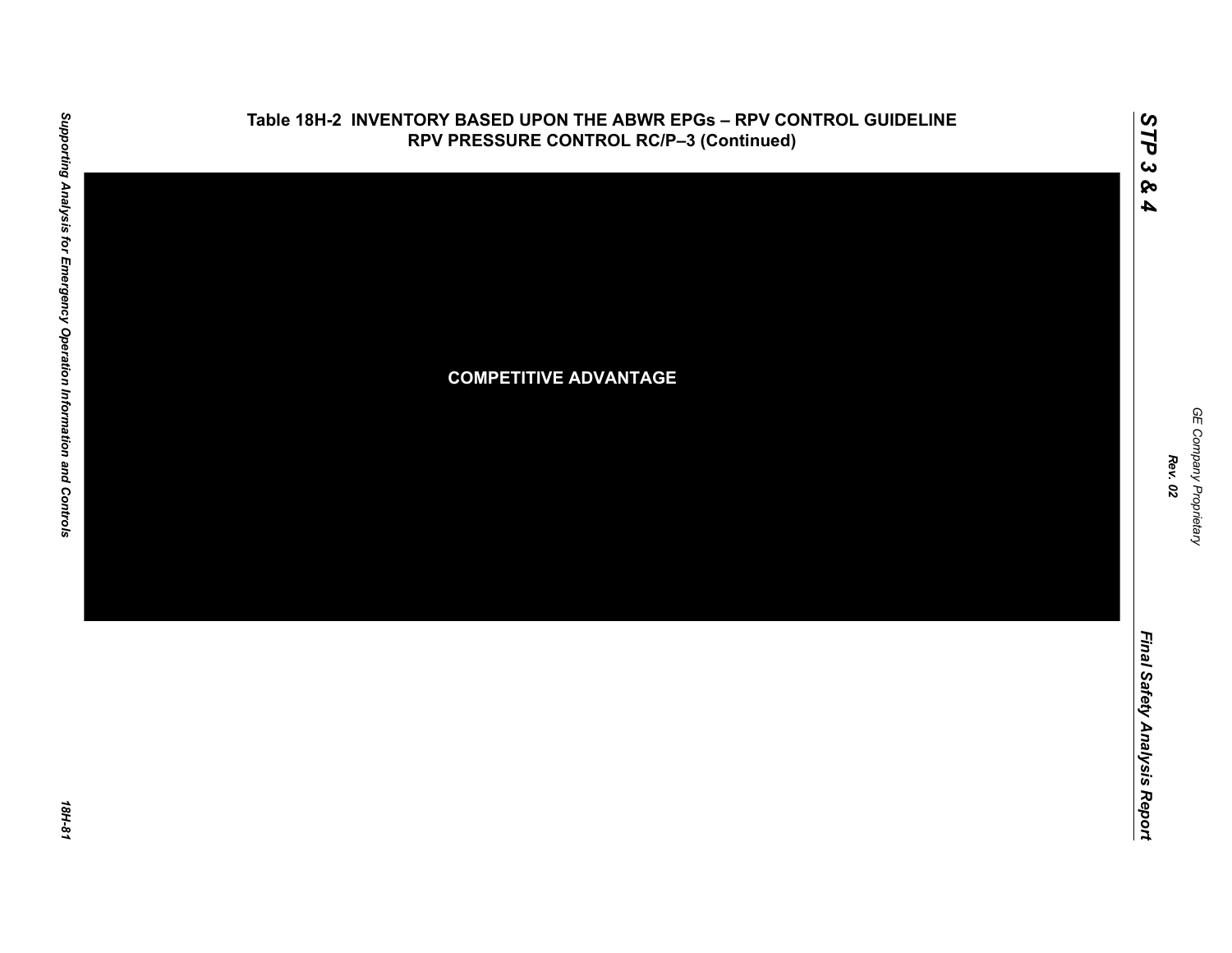# Table 18H-2 INVENTORY BASED UPON THE ABWR EPGs – RPV CONTROL GUIDELINE RPV PRESSURE CONTROL RC/P–3 (Continued)

**COMPETITIVE ADVANTAGE**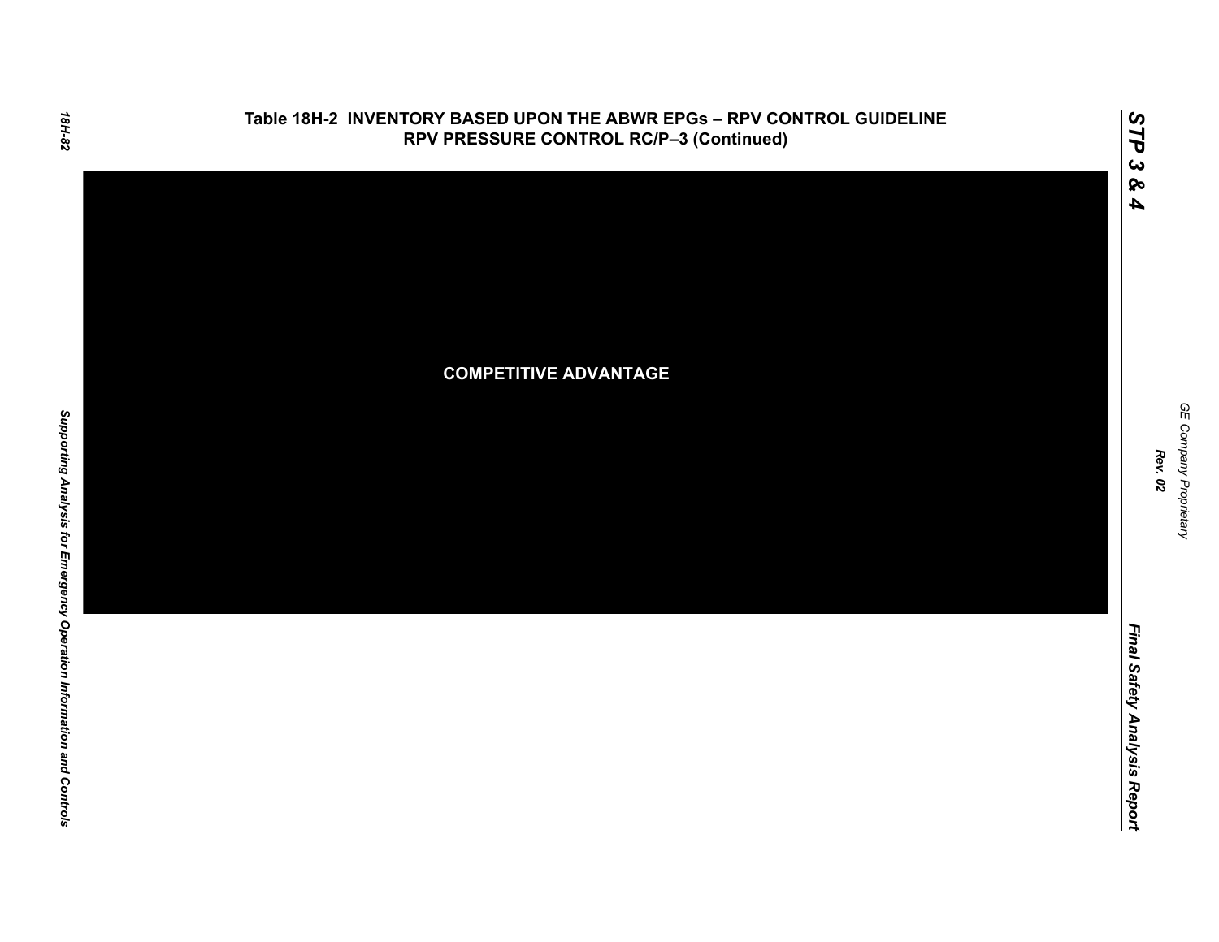## Table 18H-2 INVENTORY BASED UPON THE ABWR EPGs – RPV CONTROL GUIDELINE RPV PRESSURE CONTROL RC/P–3 (Continued)

**COMPETITIVE ADVANTAGE**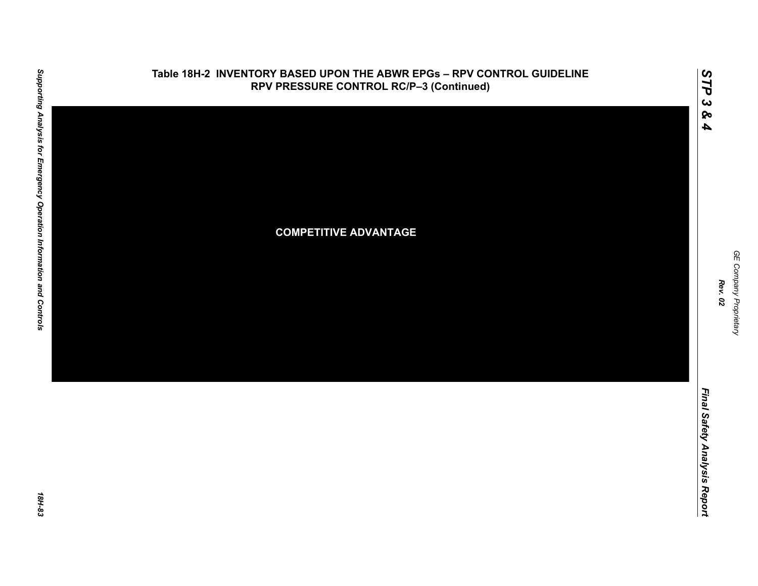**Table 18H-2 INVENTORY BASED UPON THE ABWR EPGs – RPV CONTROL GUIDELINE RPV PRESSURE CONTROL RC/P–3 (Continued)**

**COMPETITIVE ADVANTAGE**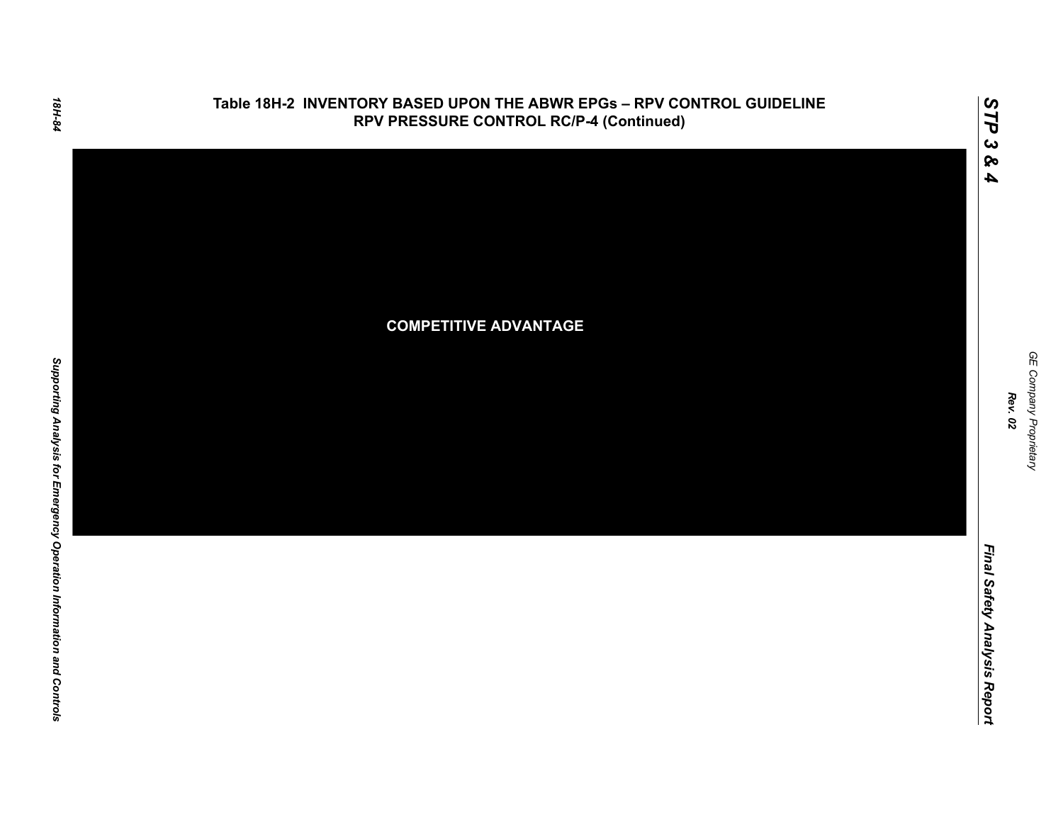**Table 18H-2 INVENTORY BASED UPON THE ABWR EPGs – RPV CONTROL GUIDELINE RPV PRESSURE CONTROL RC/P-4 (Continued)**

**COMPETITIVE ADVANTAGE**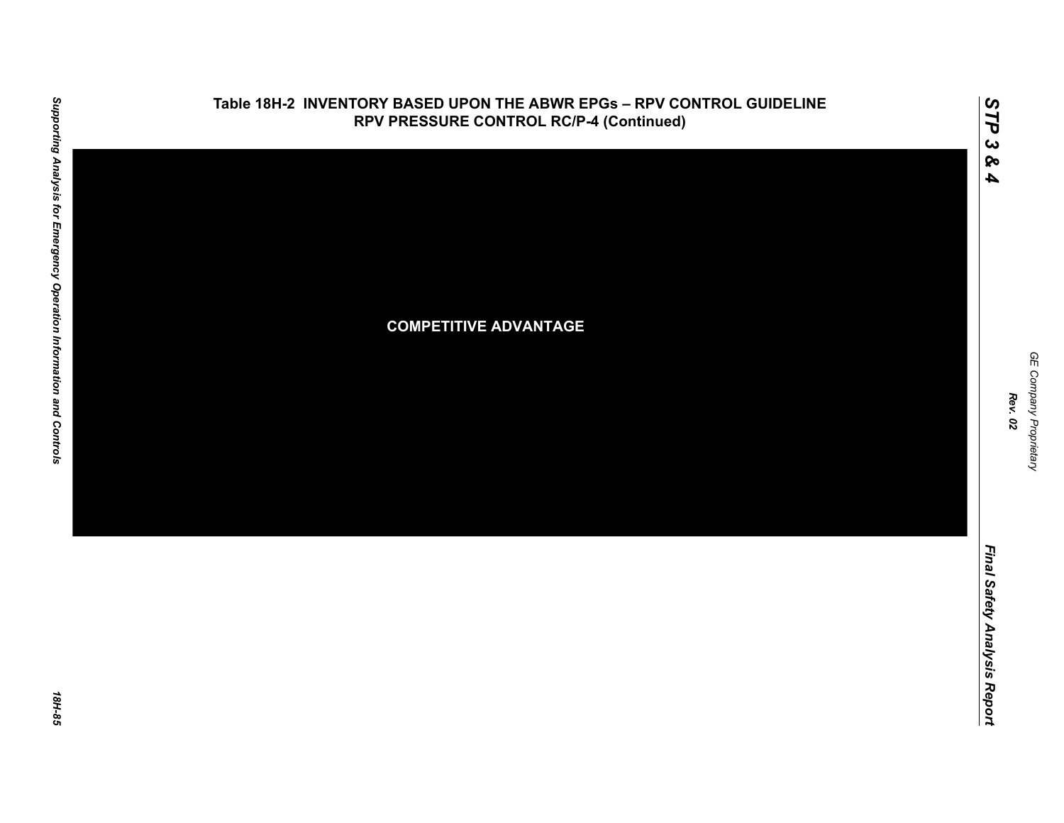## Table 18H-2 INVENTORY BASED UPON THE ABWR EPGs – RPV CONTROL GUIDELINE RPV PRESSURE CONTROL RC/P-4 (Continued)

**COMPETITIVE ADVANTAGE**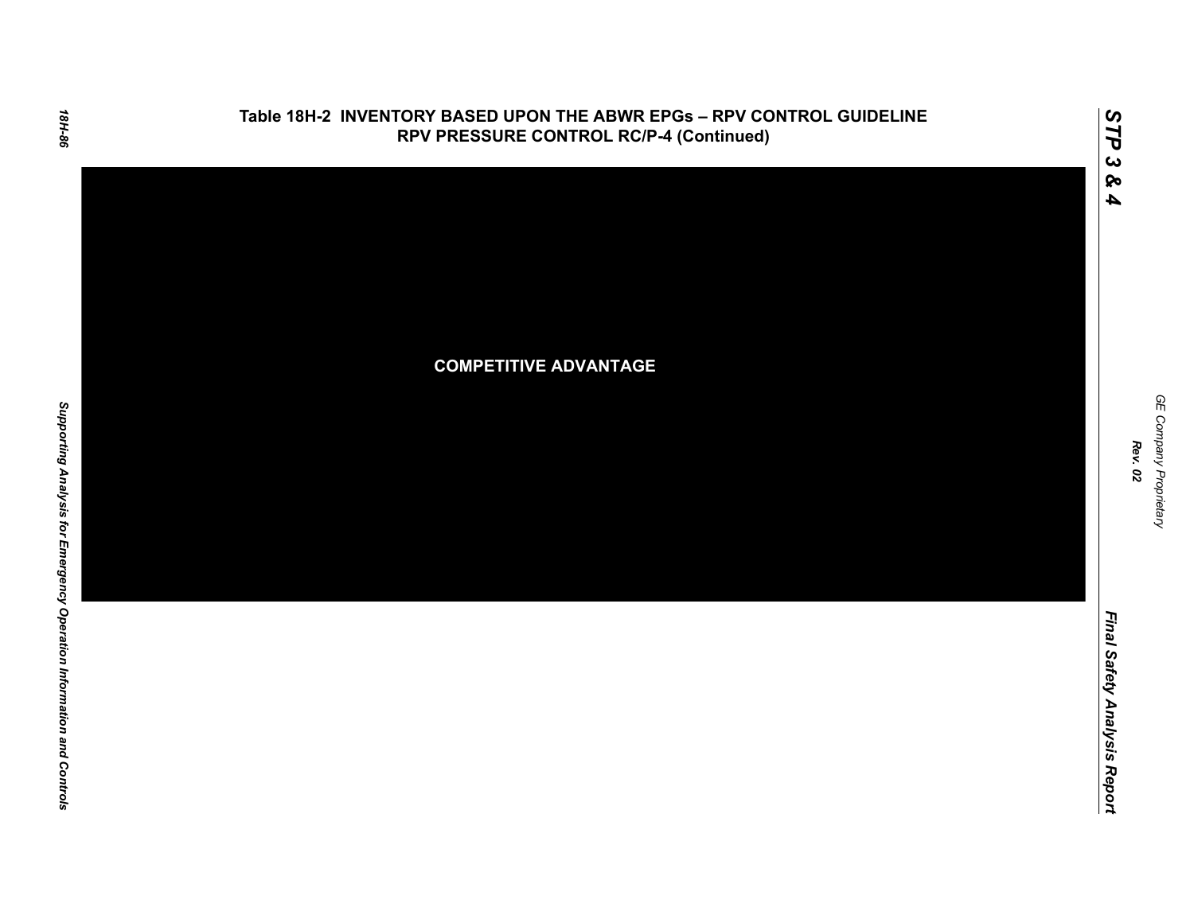**Table 18H-2 INVENTORY BASED UPON THE ABWR EPGs – RPV CONTROL GUIDELINE RPV PRESSURE CONTROL RC/P-4 (Continued)**

**COMPETITIVE ADVANTAGE**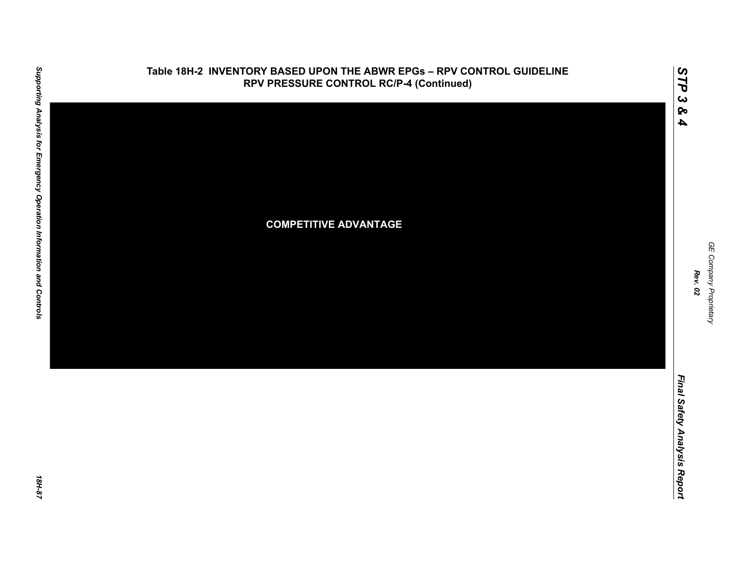**Table 18H-2 INVENTORY BASED UPON THE ABWR EPGs – RPV CONTROL GUIDELINE RPV PRESSURE CONTROL RC/P-4 (Continued)**

**COMPETITIVE ADVANTAGE**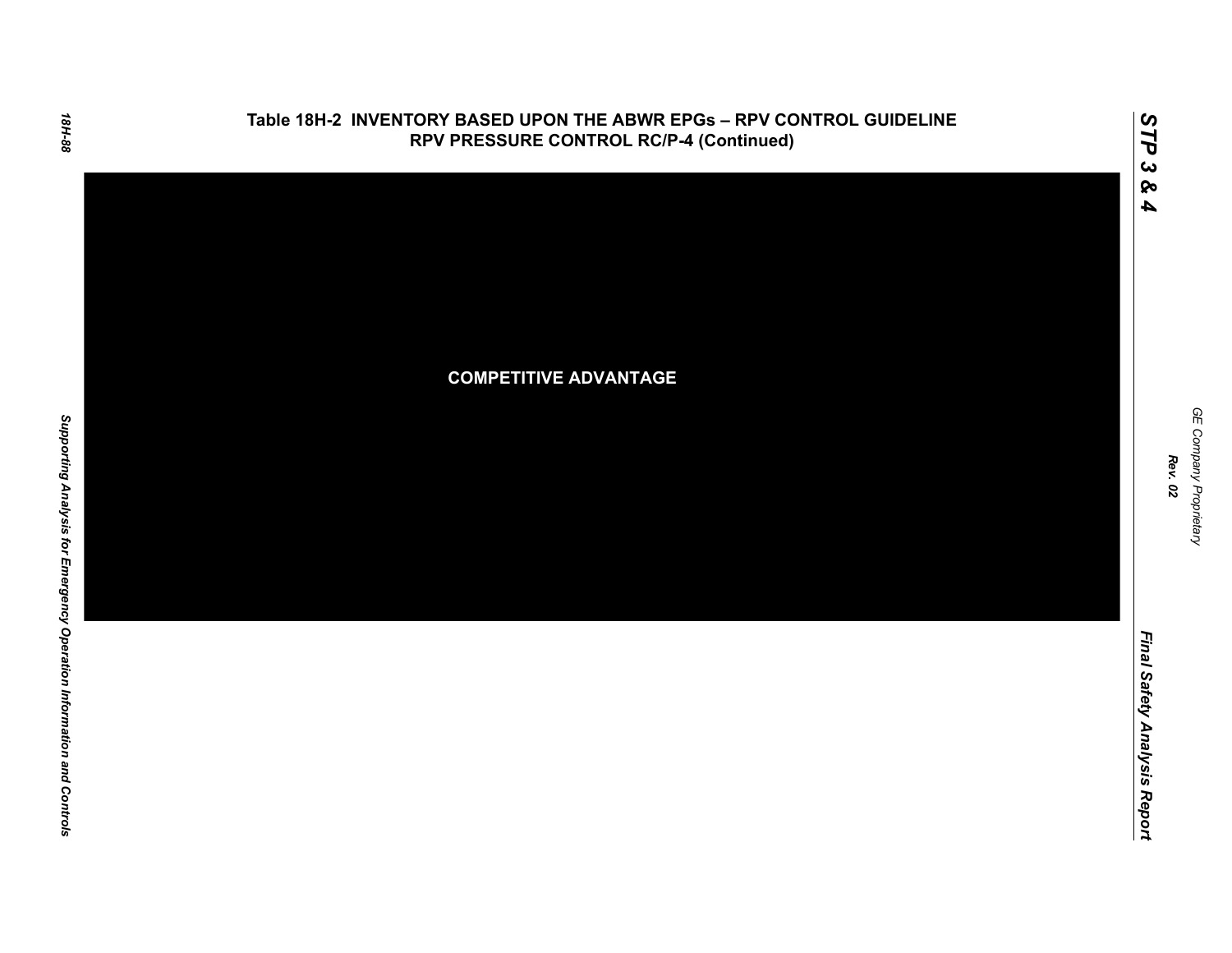**Table 18H-2 INVENTORY BASED UPON THE ABWR EPGs – RPV CONTROL GUIDELINE RPV PRESSURE CONTROL RC/P-4 (Continued)**

**COMPETITIVE ADVANTAGE**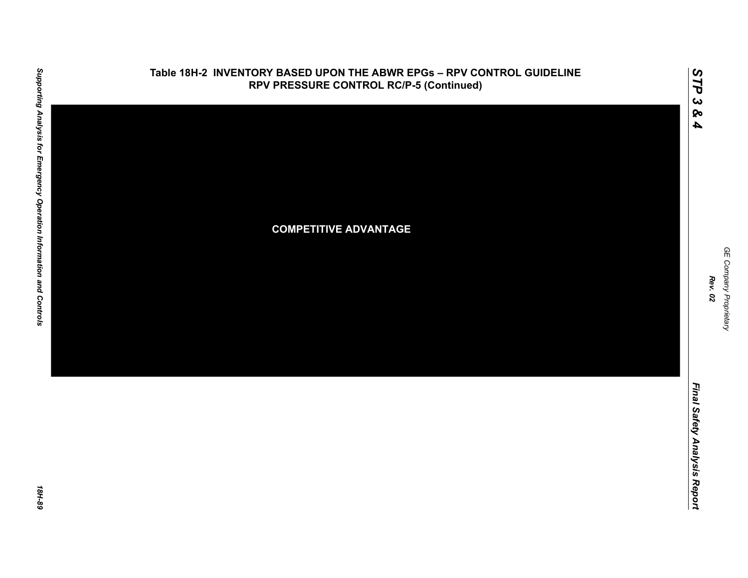**Table 18H-2 INVENTORY BASED UPON THE ABWR EPGs – RPV CONTROL GUIDELINE RPV PRESSURE CONTROL RC/P-5 (Continued)**

COMPETITIVE ADVANTAGE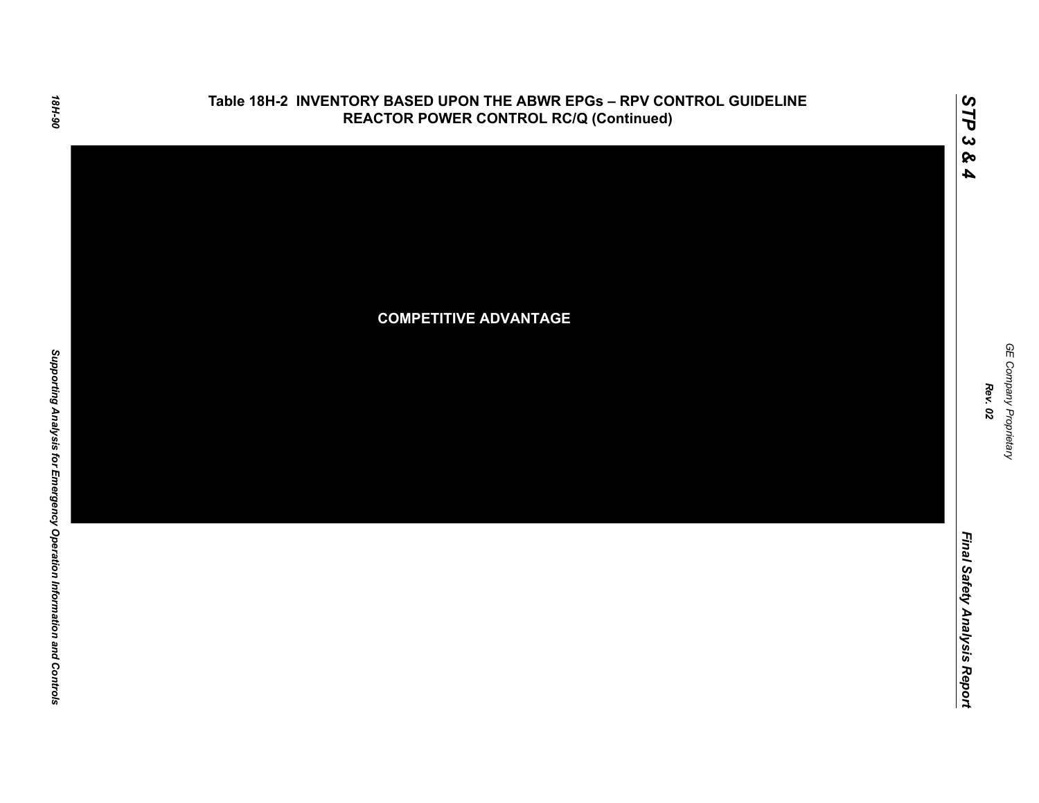# Table 18H-2 INVENTORY BASED UPON THE ABWR EPGs – RPV CONTROL GUIDELINE REACTOR POWER CONTROL RC/Q (Continued)

**COMPETITIVE ADVANTAGE**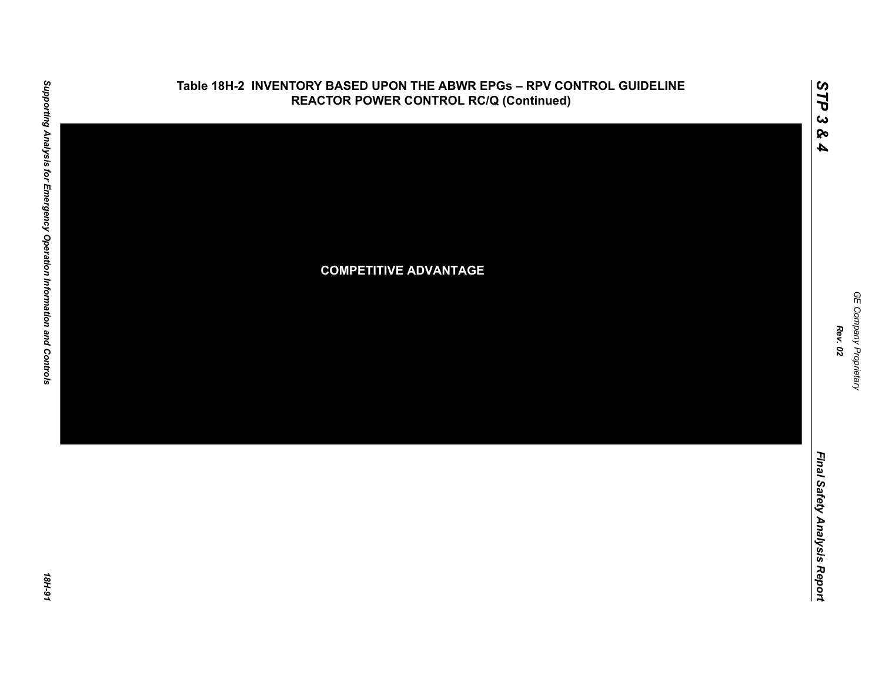**Table 18H-2 INVENTORY BASED UPON THE ABWR EPGs – RPV CONTROL GUIDELINE REACTOR POWER CONTROL RC/Q (Continued)**

**COMPETITIVE ADVANTAGE**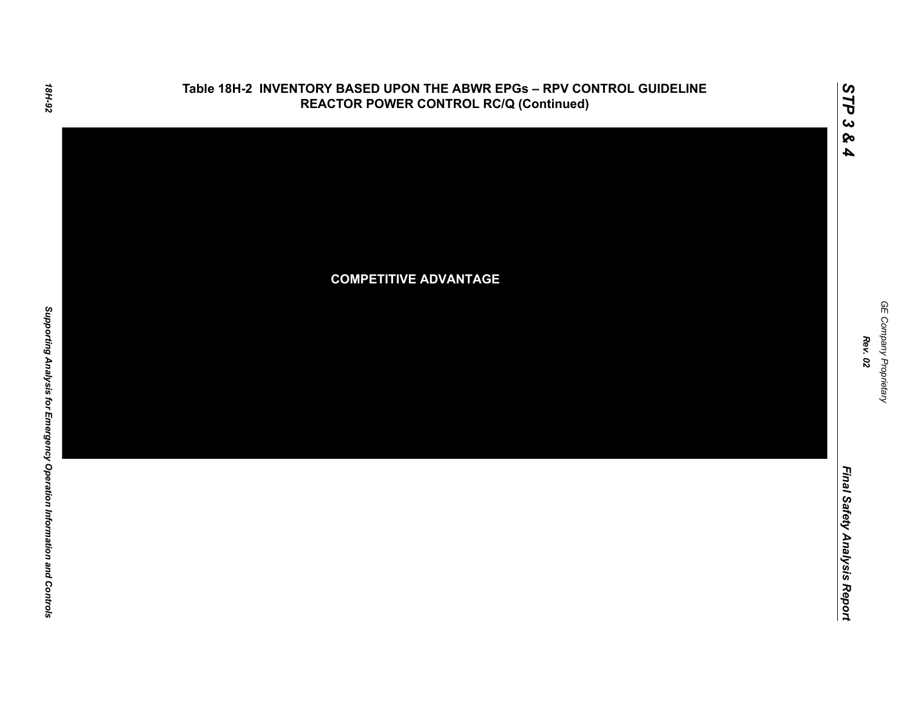# Table 18H-2 INVENTORY BASED UPON THE ABWR EPGs – RPV CONTROL GUIDELINE REACTOR POWER CONTROL RC/Q (Continued)

COMPETITIVE ADVANTAGE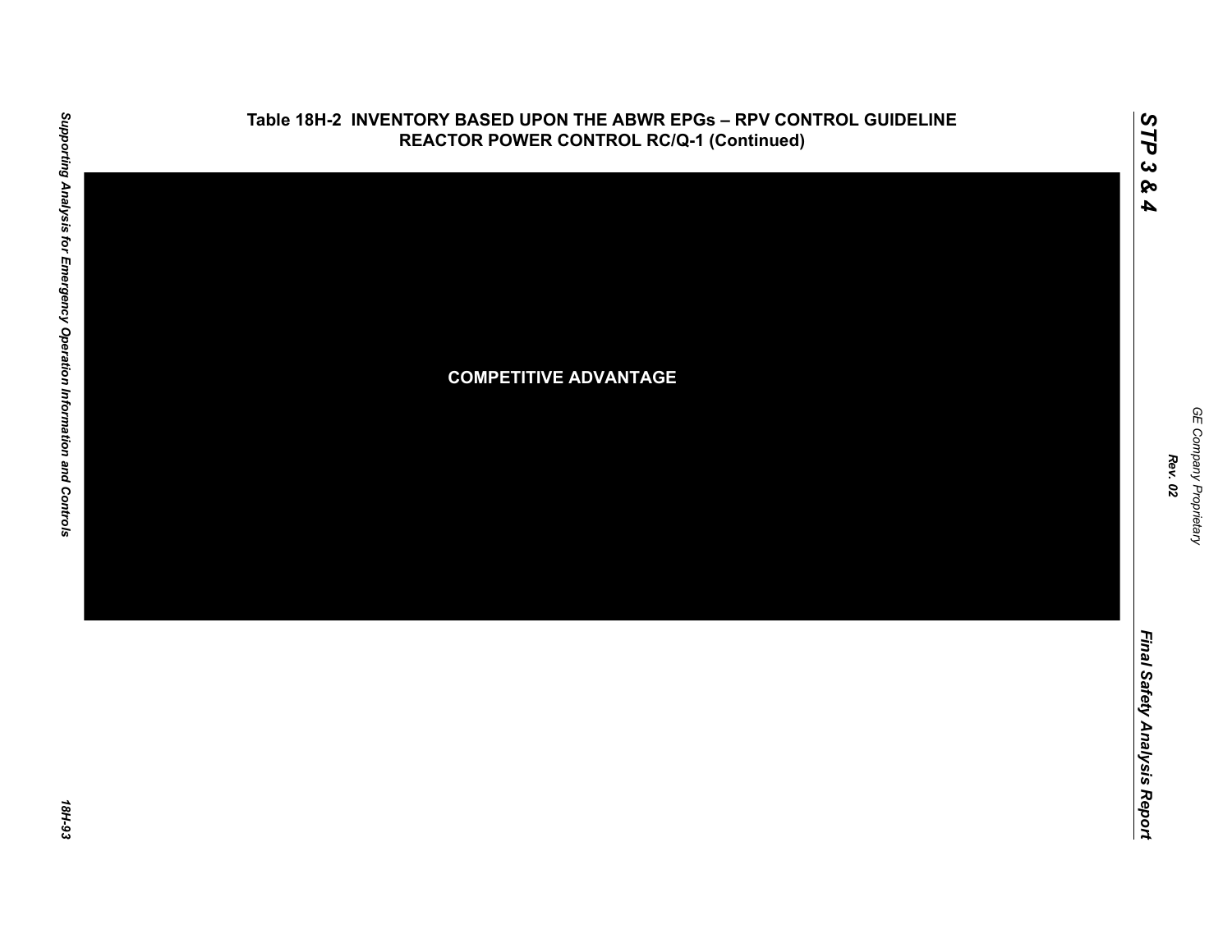## Table 18H-2 INVENTORY BASED UPON THE ABWR EPGs – RPV CONTROL GUIDELINE REACTOR POWER CONTROL RC/Q-1 (Continued)

**COMPETITIVE ADVANTAGE**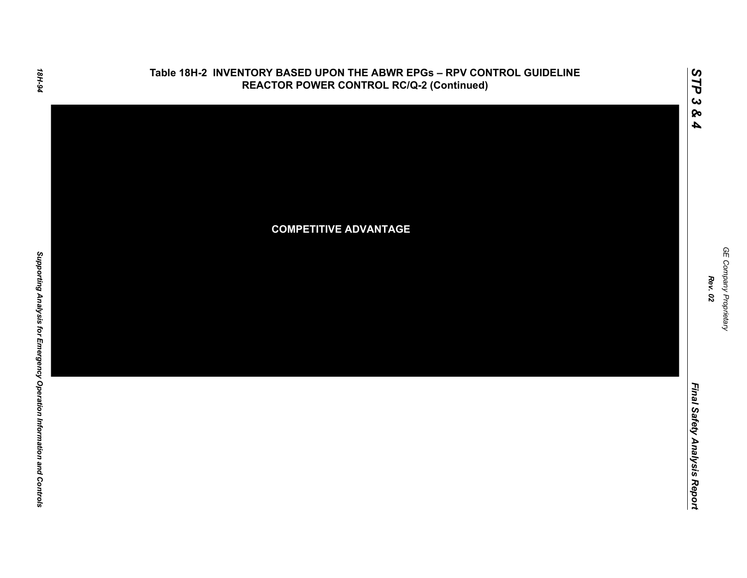## Table 18H-2 INVENTORY BASED UPON THE ABWR EPGs – RPV CONTROL GUIDELINE REACTOR POWER CONTROL RC/Q-2 (Continued)

**COMPETITIVE ADVANTAGE**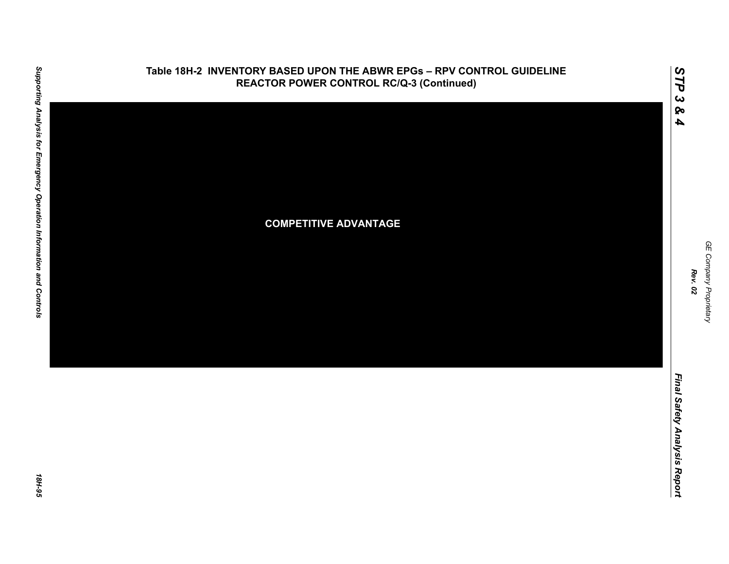## Table 18H-2 INVENTORY BASED UPON THE ABWR EPGs – RPV CONTROL GUIDELINE REACTOR POWER CONTROL RC/Q-3 (Continued)

**COMPETITIVE ADVANTAGE**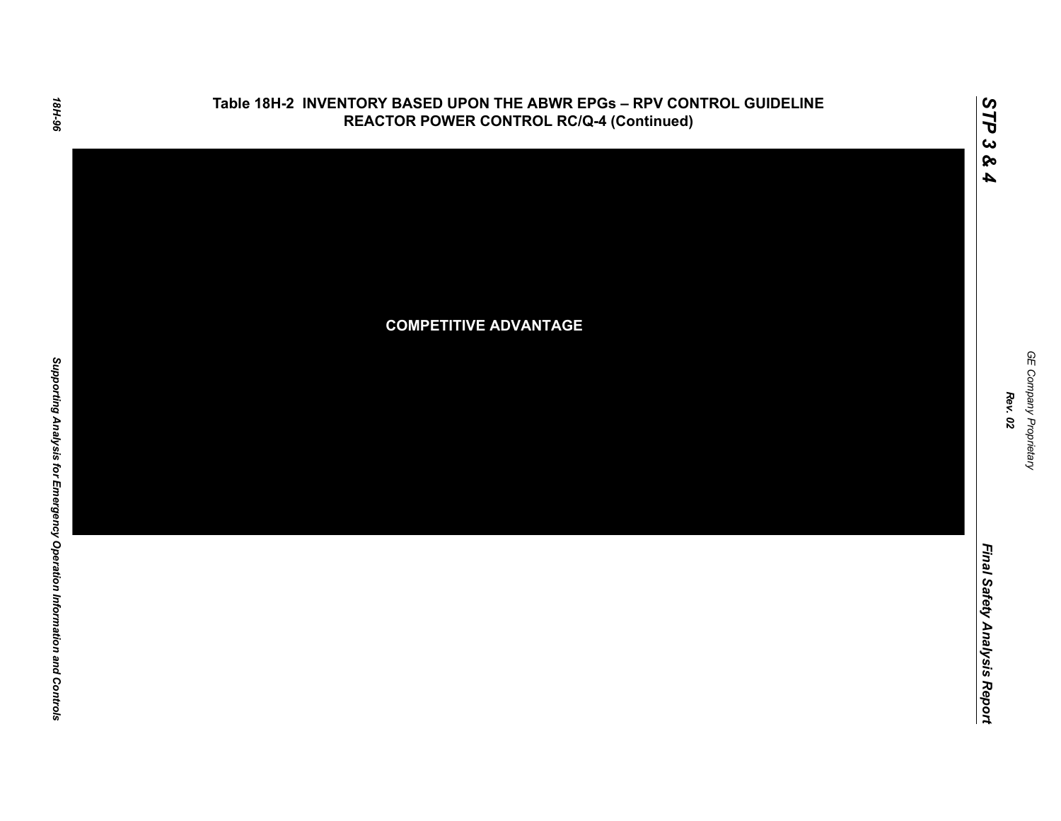## Table 18H-2 INVENTORY BASED UPON THE ABWR EPGs – RPV CONTROL GUIDELINE REACTOR POWER CONTROL RC/Q-4 (Continued)

**COMPETITIVE ADVANTAGE**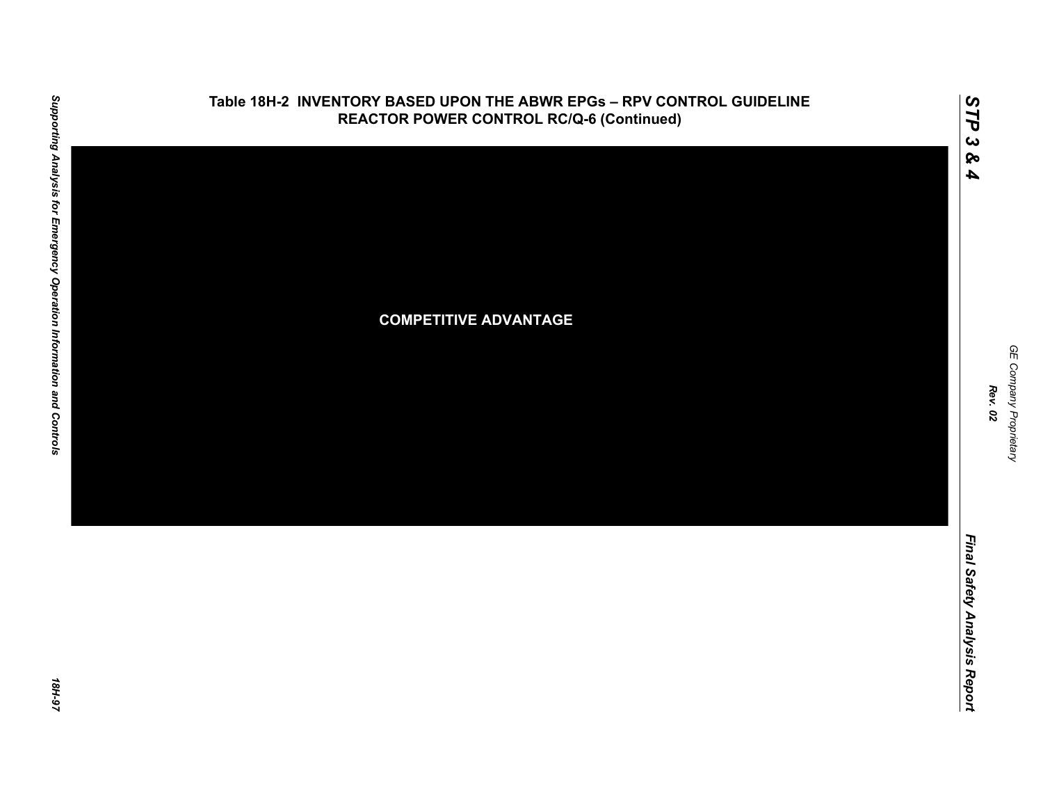**Table 18H-2 INVENTORY BASED UPON THE ABWR EPGs – RPV CONTROL GUIDELINE REACTOR POWER CONTROL RC/Q-6 (Continued)**

COMPETITIVE ADVANTAGE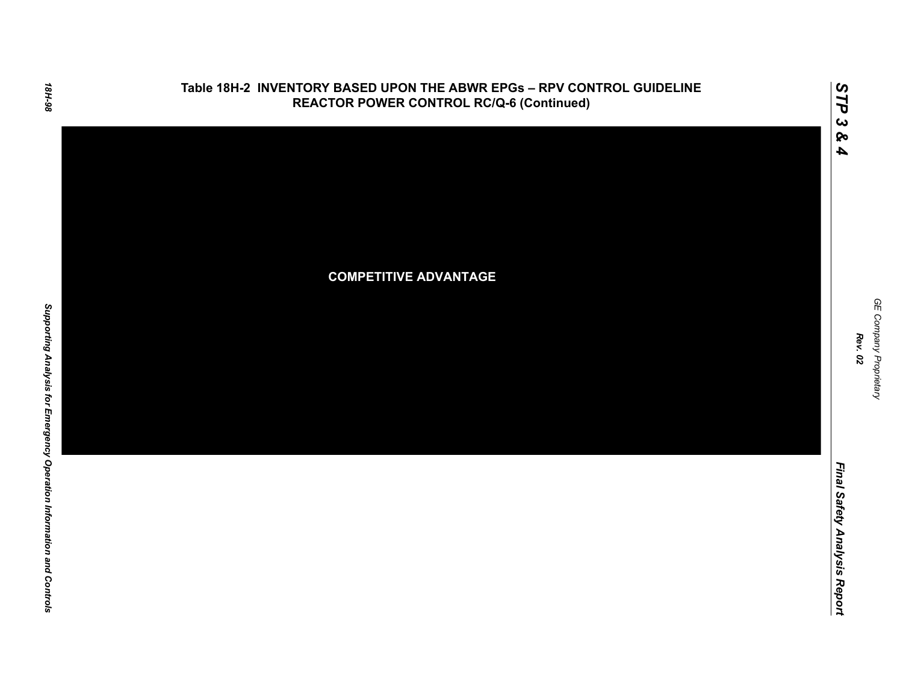# Table 18H-2 INVENTORY BASED UPON THE ABWR EPGs – RPV CONTROL GUIDELINE REACTOR POWER CONTROL RC/Q-6 (Continued)

**COMPETITIVE ADVANTAGE**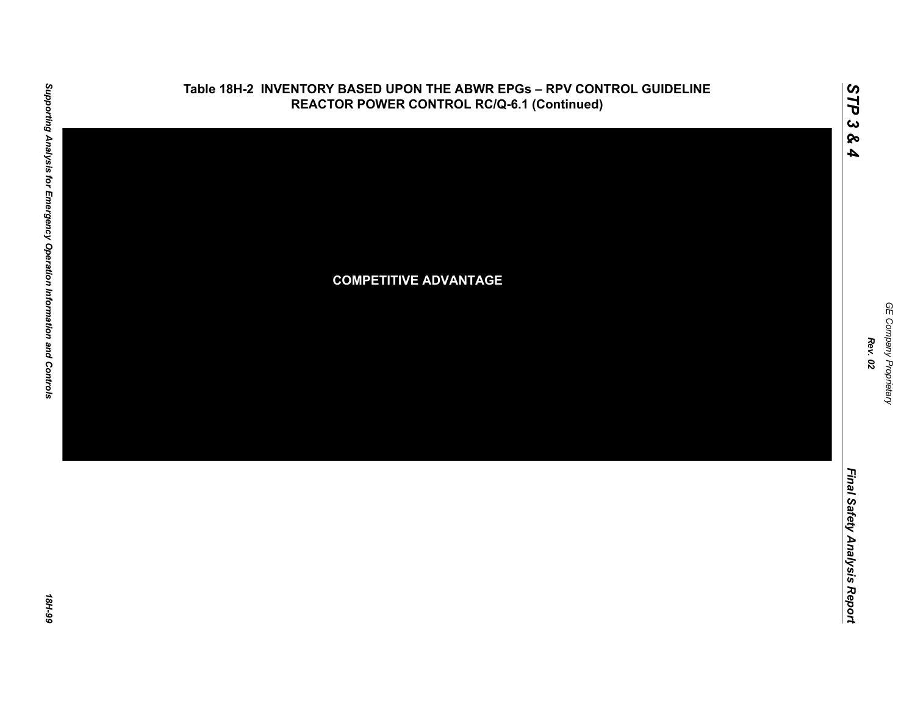**Table 18H-2 INVENTORY BASED UPON THE ABWR EPGs – RPV CONTROL GUIDELINE REACTOR POWER CONTROL RC/Q-6.1 (Continued)**

COMPETITIVE ADVANTAGE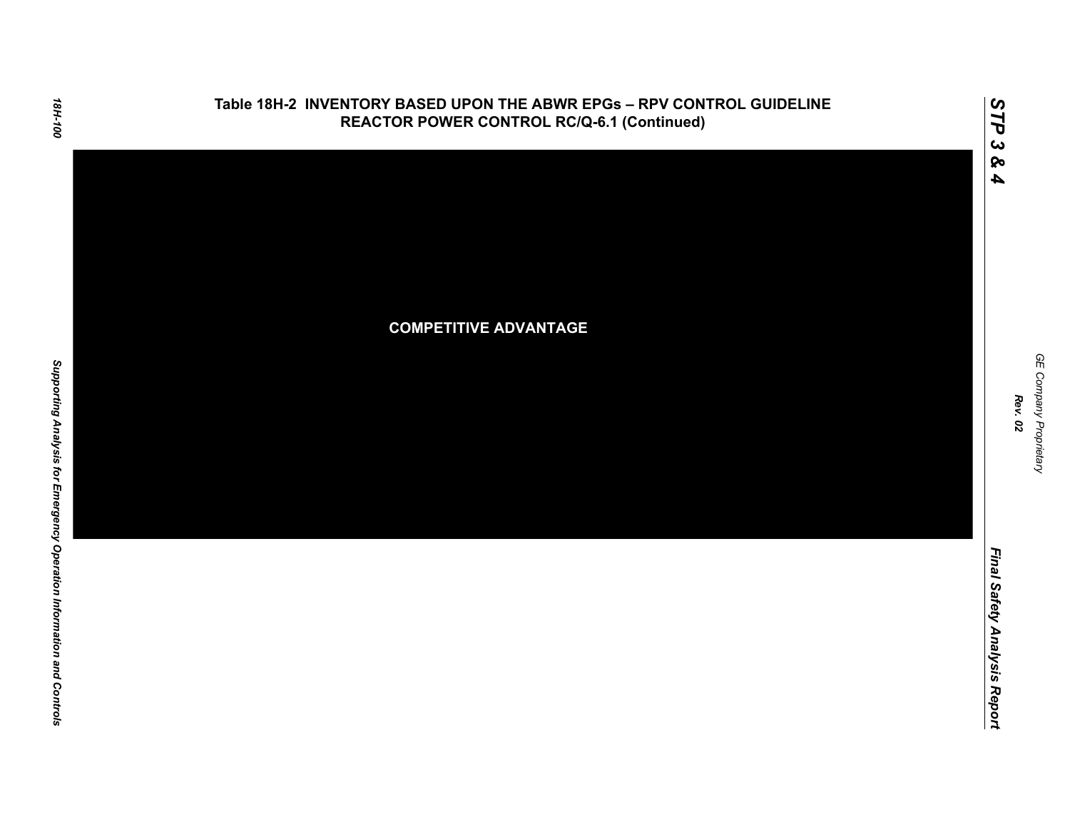Table 18H-2 INVENTORY BASED UPON THE ABWR EPGs – RPV CONTROL GUIDELINE REACTOR POWER CONTROL RC/Q-6.1 (Continued)

COMPETITIVE ADVANTAGE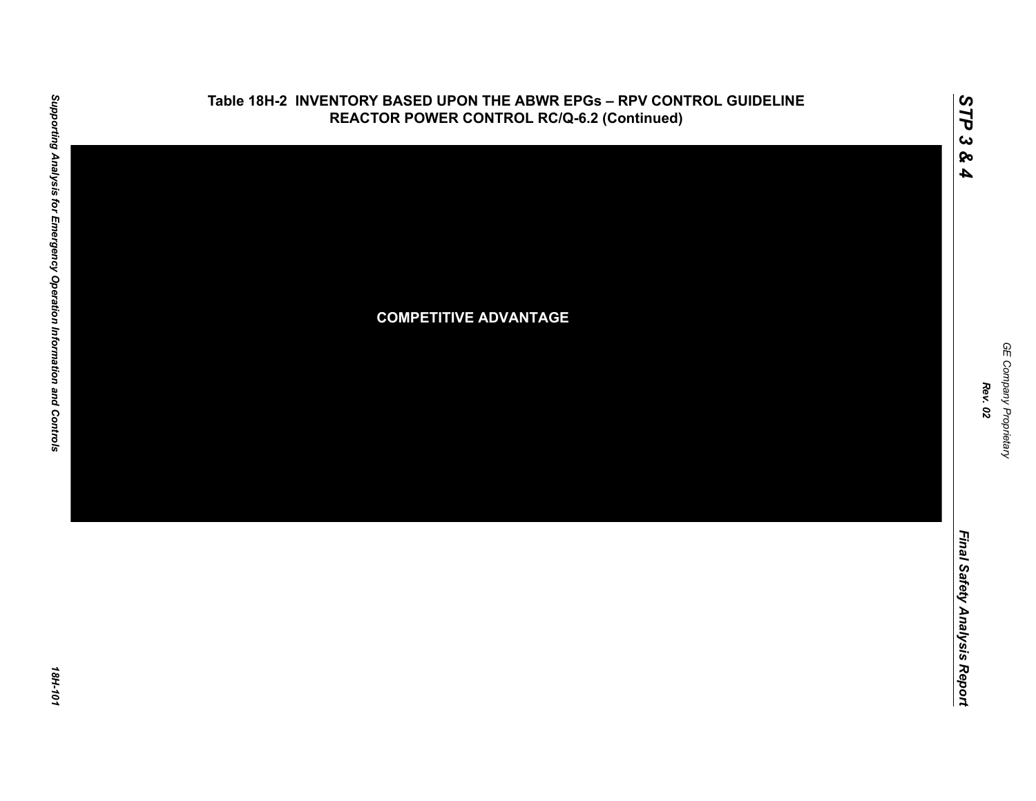# Table 18H-2 INVENTORY BASED UPON THE ABWR EPGs – RPV CONTROL GUIDELINE REACTOR POWER CONTROL RC/Q-6.2 (Continued)

**COMPETITIVE ADVANTAGE**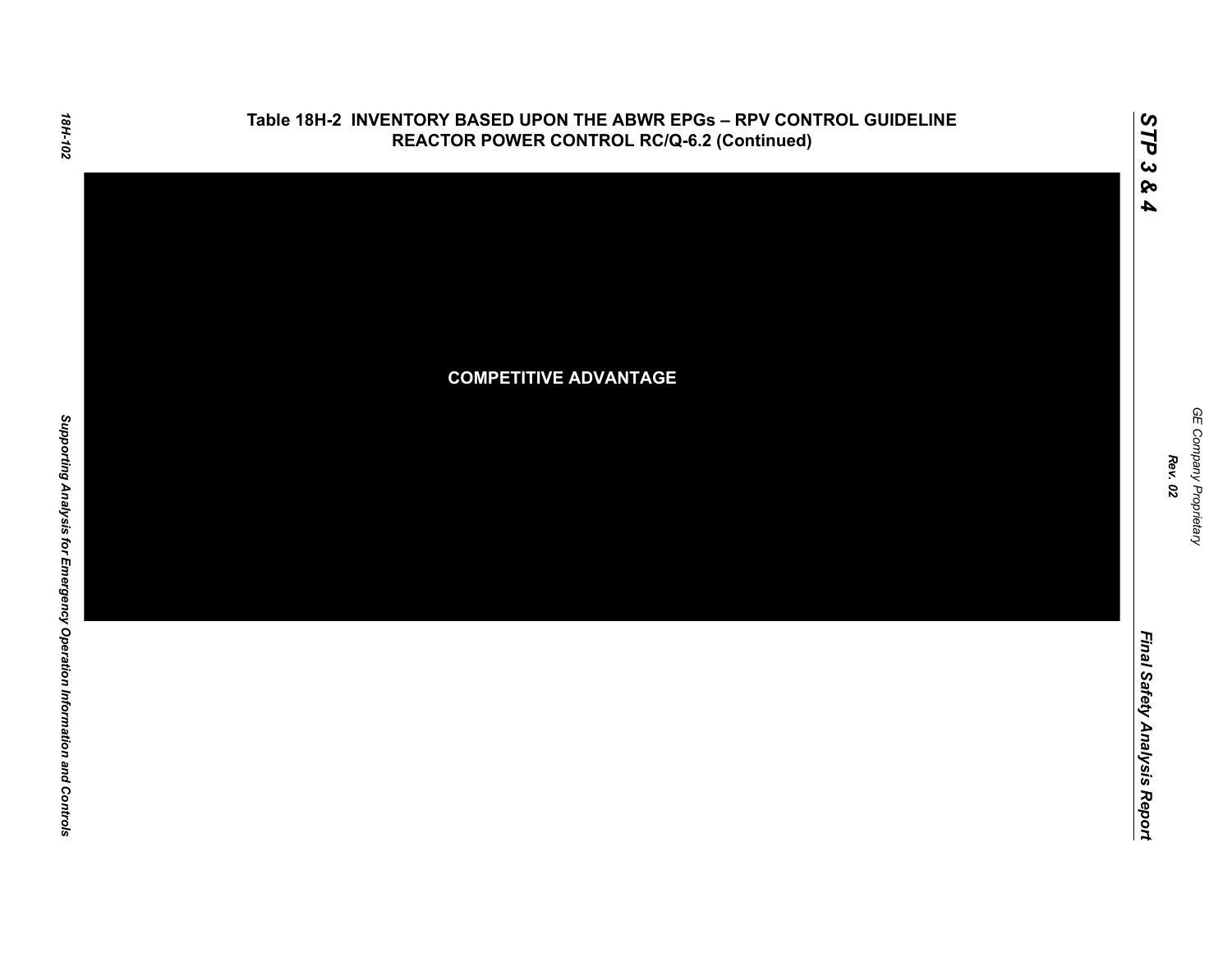**Table 18H-2 INVENTORY BASED UPON THE ABWR EPGs – RPV CONTROL GUIDELINE REACTOR POWER CONTROL RC/Q-6.2 (Continued)**

**COMPETITIVE ADVANTAGE**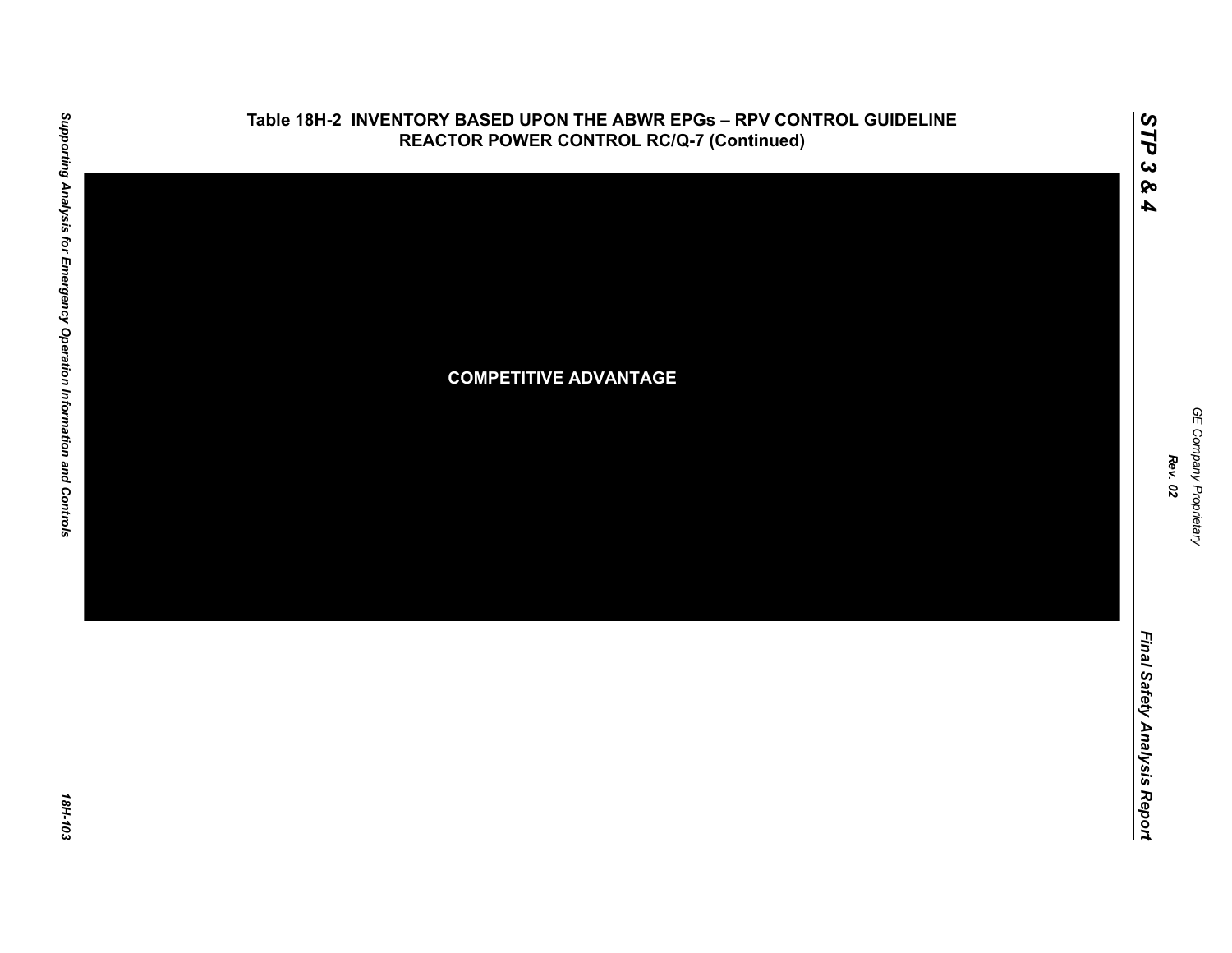**Table 18H-2 INVENTORY BASED UPON THE ABWR EPGs – RPV CONTROL GUIDELINE REACTOR POWER CONTROL RC/Q-7 (Continued)**

**COMPETITIVE ADVANTAGE**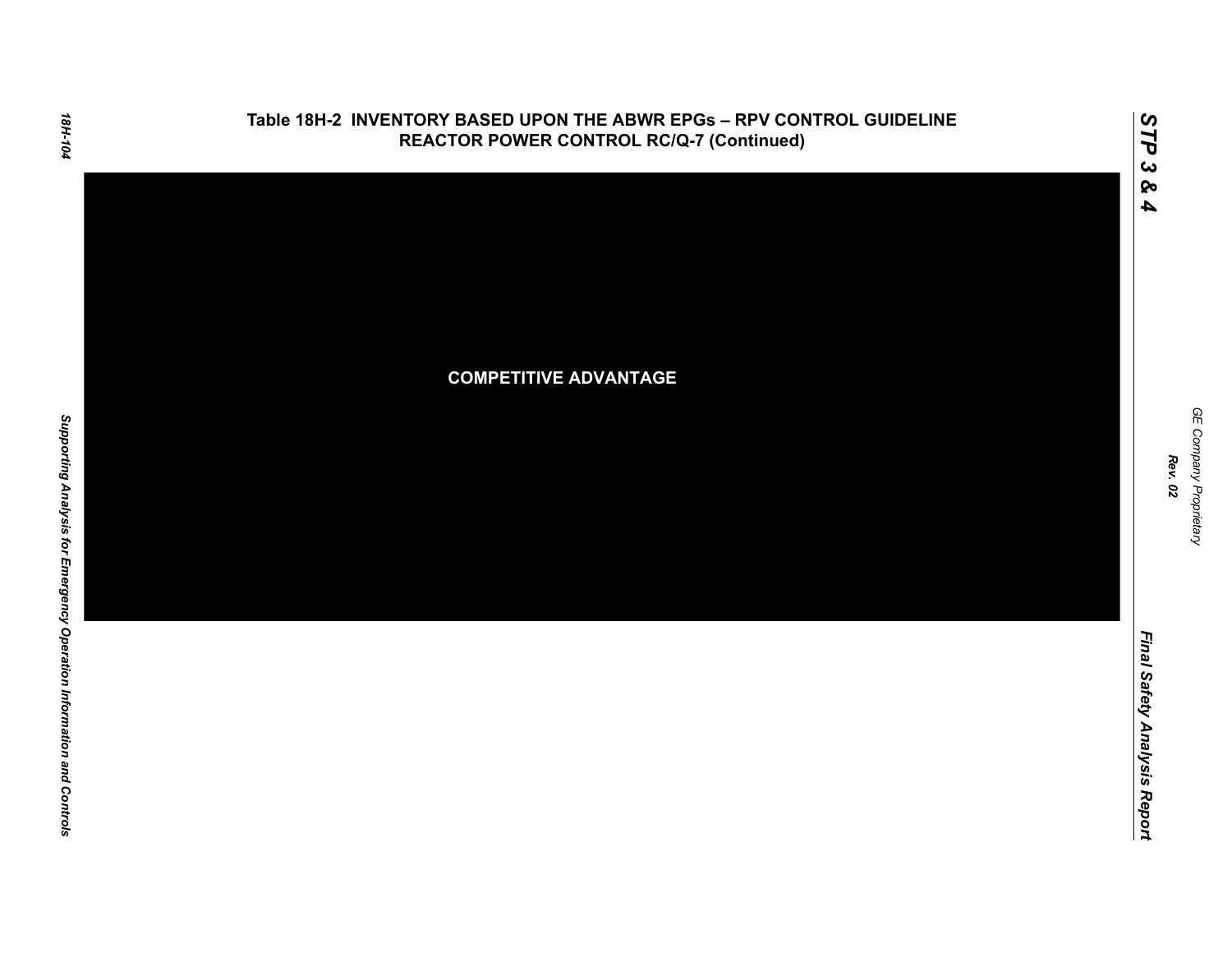## Table 18H-2 INVENTORY BASED UPON THE ABWR EPGs – RPV CONTROL GUIDELINE REACTOR POWER CONTROL RC/Q-7 (Continued)

**COMPETITIVE ADVANTAGE**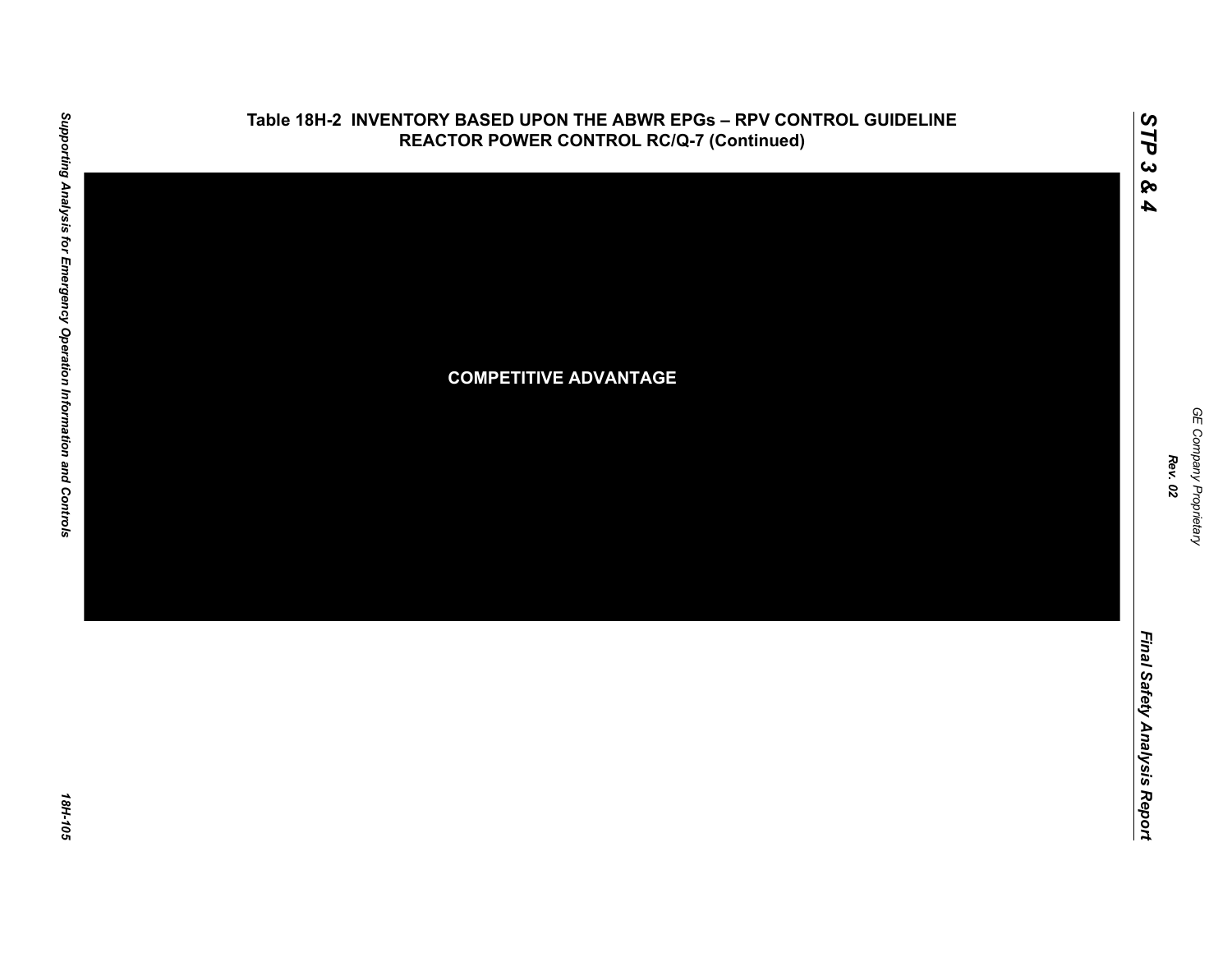## Table 18H-2 INVENTORY BASED UPON THE ABWR EPGs – RPV CONTROL GUIDELINE REACTOR POWER CONTROL RC/Q-7 (Continued)

COMPETITIVE ADVANTAGE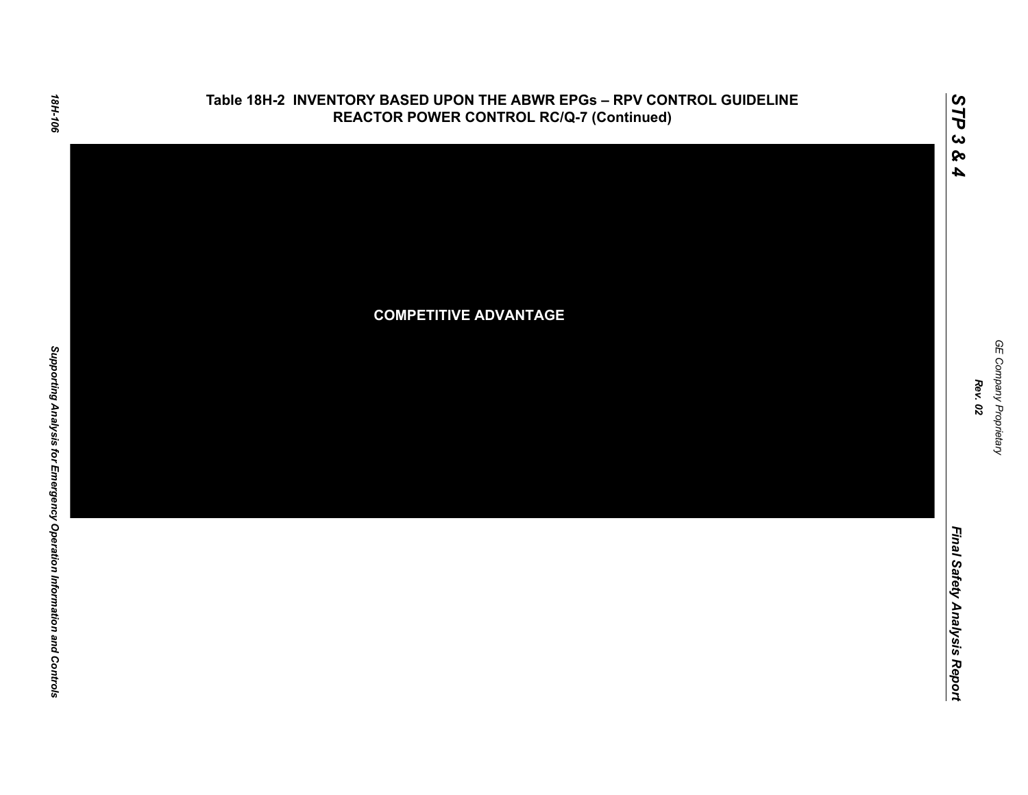# Table 18H-2 INVENTORY BASED UPON THE ABWR EPGs – RPV CONTROL GUIDELINE REACTOR POWER CONTROL RC/Q-7 (Continued)

**COMPETITIVE ADVANTAGE**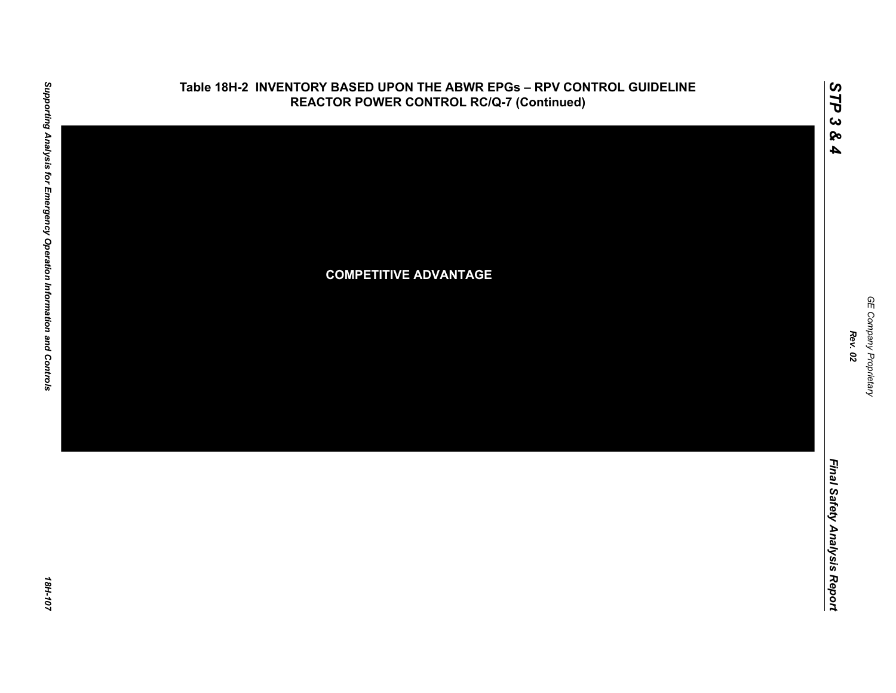**Table 18H-2 INVENTORY BASED UPON THE ABWR EPGs – RPV CONTROL GUIDELINE REACTOR POWER CONTROL RC/Q-7 (Continued)**

COMPETITIVE ADVANTAGE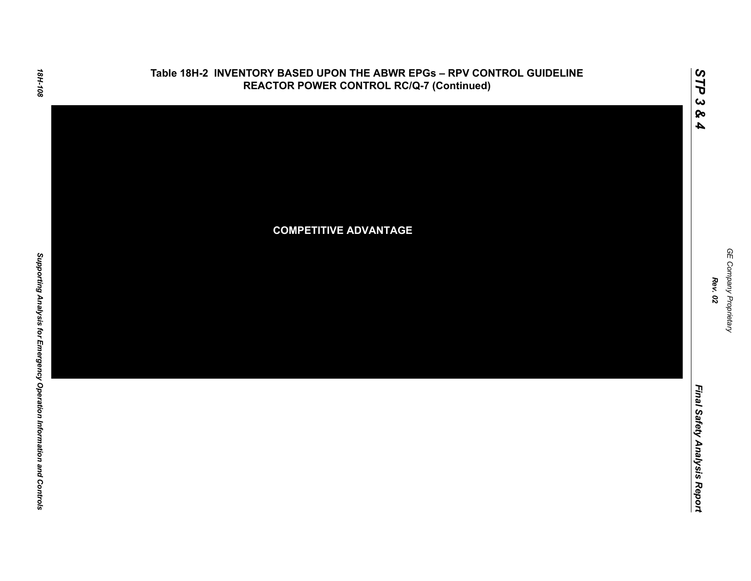# Table 18H-2 INVENTORY BASED UPON THE ABWR EPGs – RPV CONTROL GUIDELINE REACTOR POWER CONTROL RC/Q-7 (Continued)

**COMPETITIVE ADVANTAGE**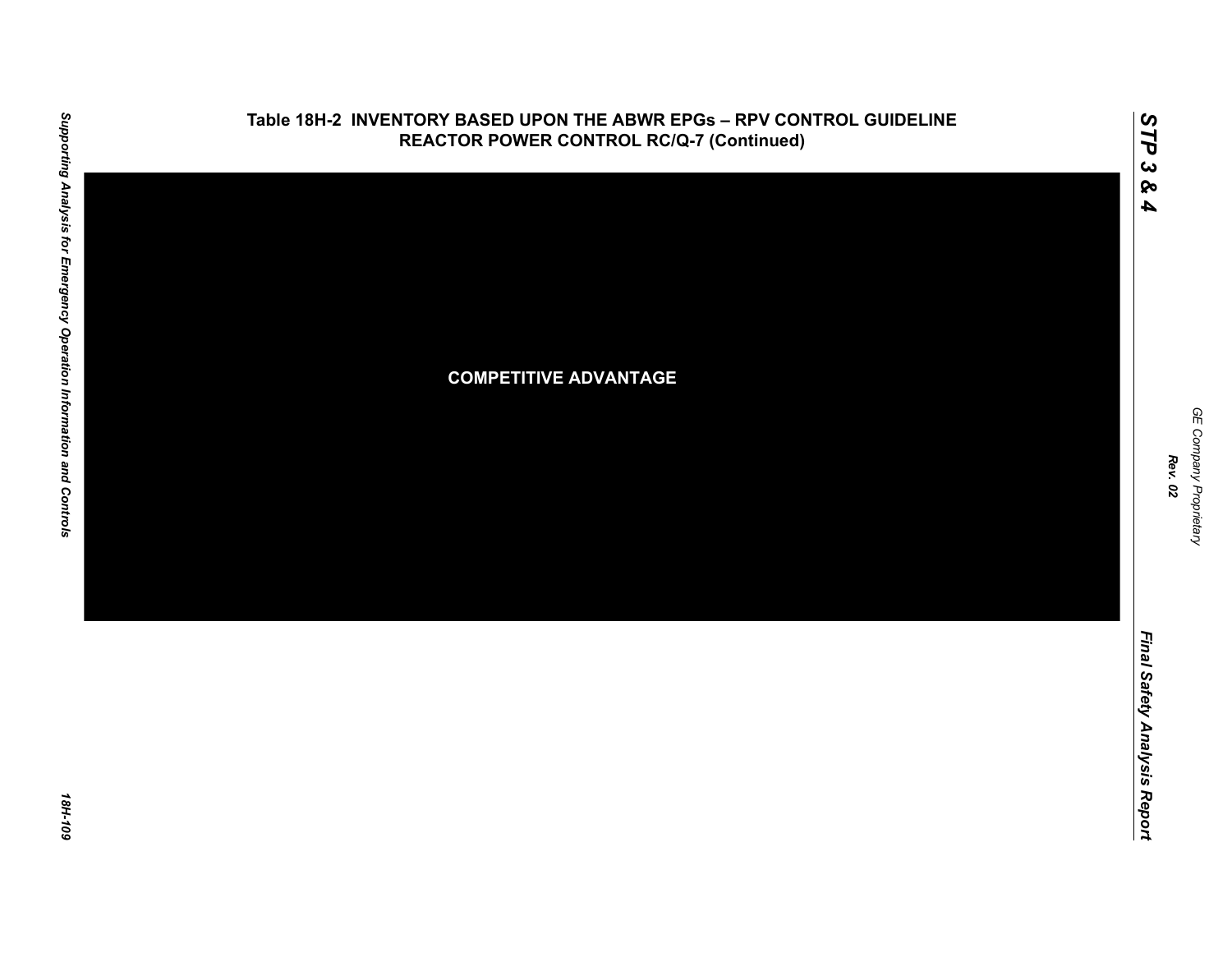# Table 18H-2 INVENTORY BASED UPON THE ABWR EPGs – RPV CONTROL GUIDELINE REACTOR POWER CONTROL RC/Q-7 (Continued)

COMPETITIVE ADVANTAGE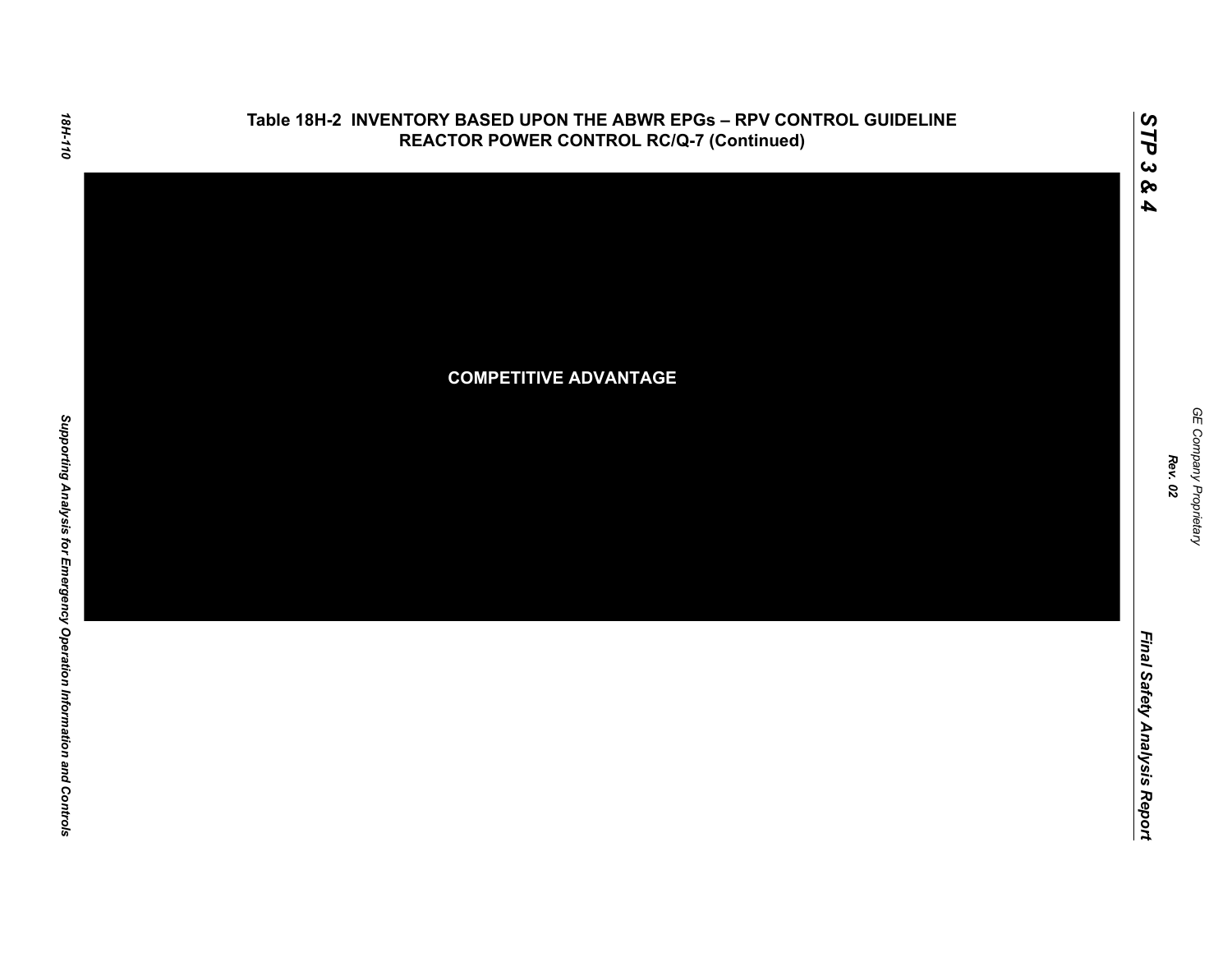**Table 18H-2 INVENTORY BASED UPON THE ABWR EPGs – RPV CONTROL GUIDELINE REACTOR POWER CONTROL RC/Q-7 (Continued)**

**COMPETITIVE ADVANTAGE**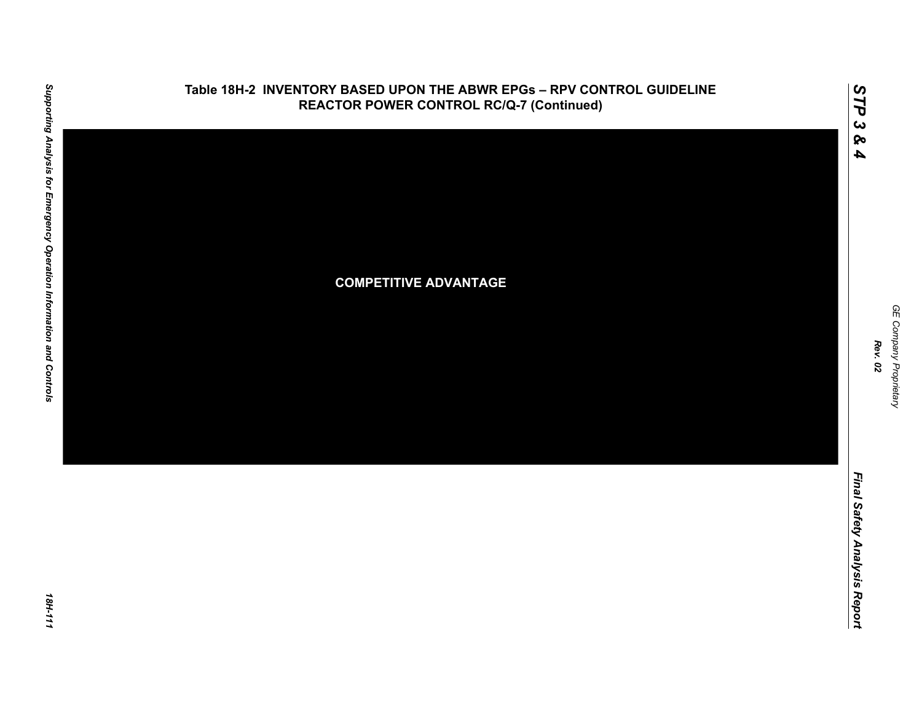# Table 18H-2 INVENTORY BASED UPON THE ABWR EPGs – RPV CONTROL GUIDELINE REACTOR POWER CONTROL RC/Q-7 (Continued)

COMPETITIVE ADVANTAGE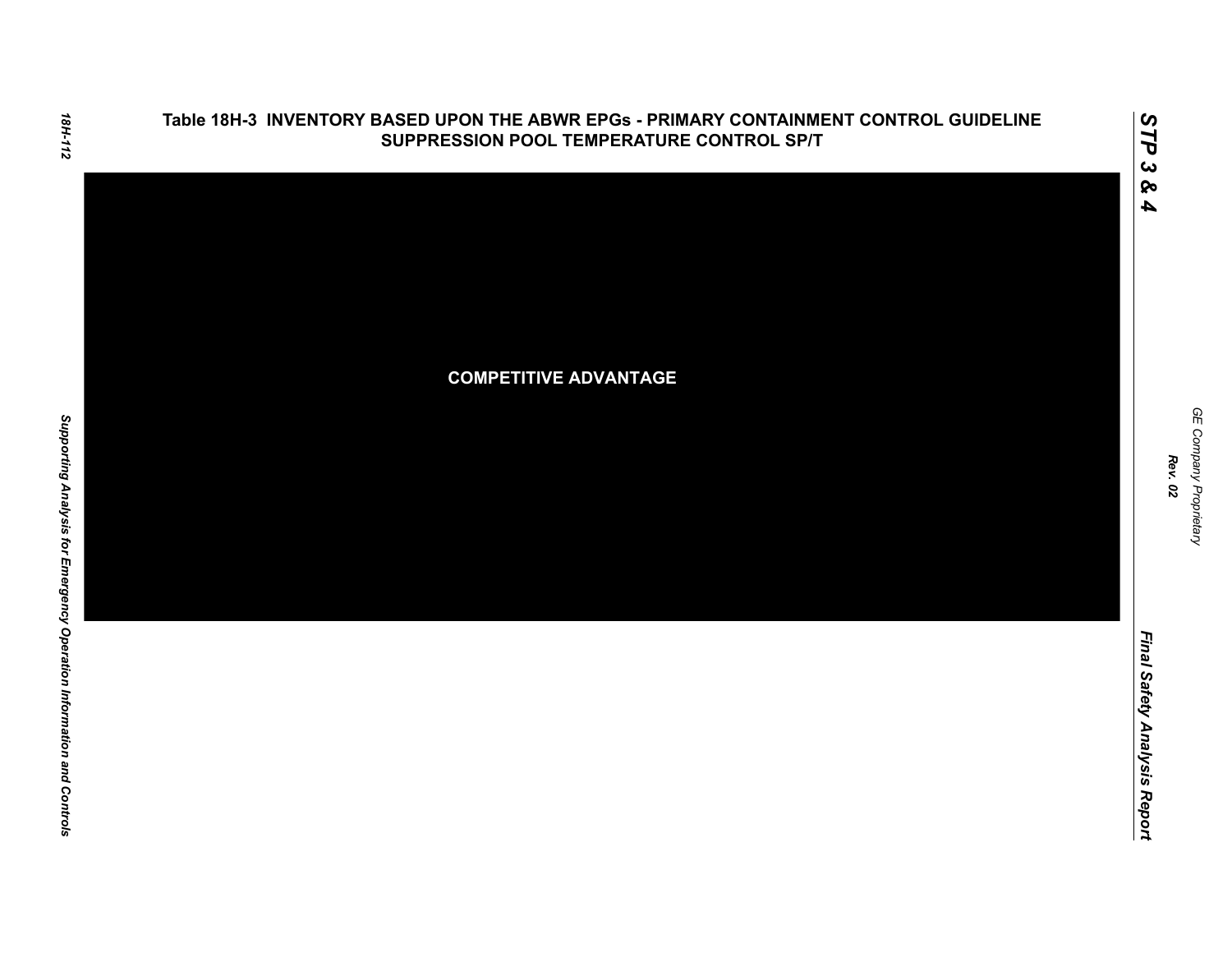**Table 18H-3 INVENTORY BASED UPON THE ABWR EPGs - PRIMARY CONTAINMENT CONTROL GUIDELINE SUPPRESSION POOL TEMPERATURE CONTROL SP/T**

**COMPETITIVE ADVANTAGE**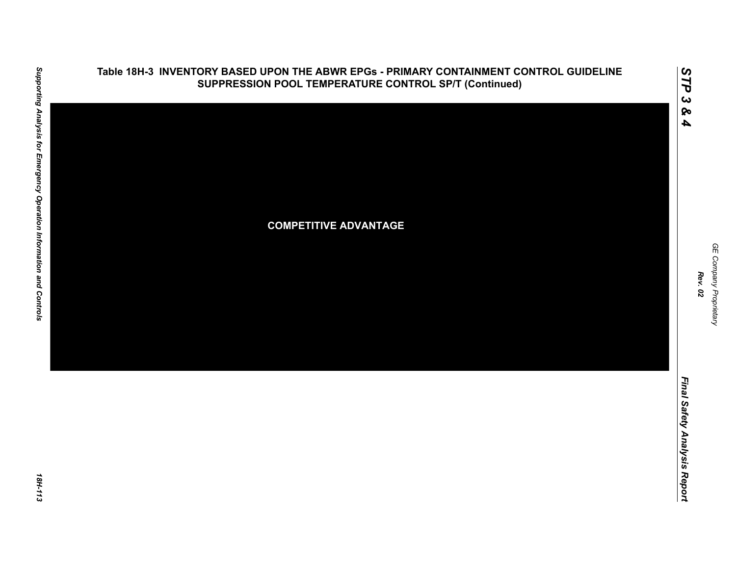### Table 18H-3 INVENTORY BASED UPON THE ABWR EPGs - PRIMARY CONTAINMENT CONTROL GUIDELINE SUPPRESSION POOL TEMPERATURE CONTROL SP/T (Continued)

**COMPETITIVE ADVANTAGE**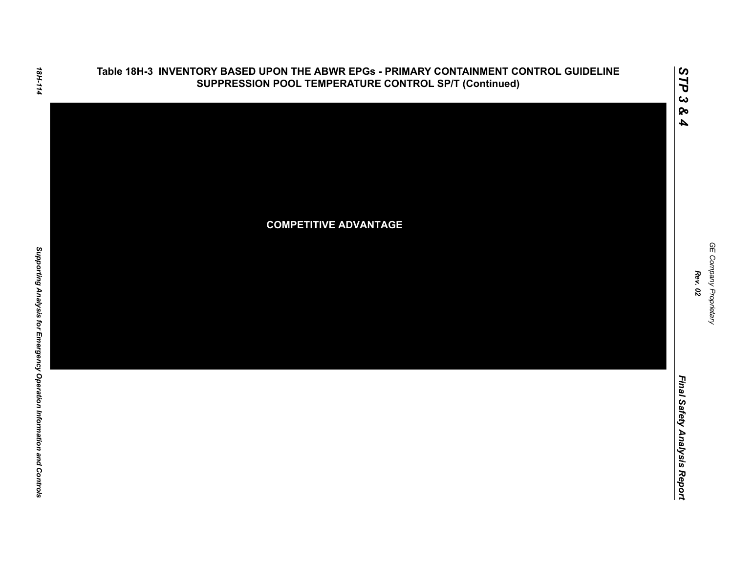# Table 18H-3 INVENTORY BASED UPON THE ABWR EPGs - PRIMARY CONTAINMENT CONTROL GUIDELINE SUPPRESSION POOL TEMPERATURE CONTROL SP/T (Continued)

COMPETITIVE ADVANTAGE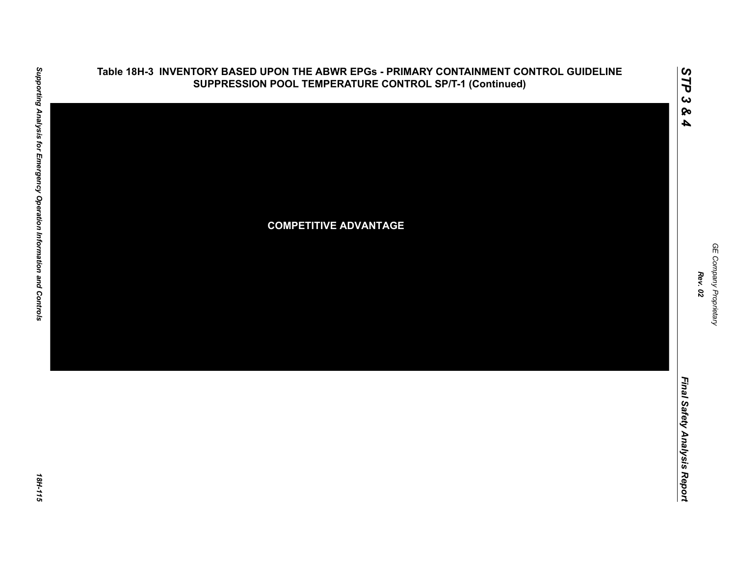**Table 18H-3 INVENTORY BASED UPON THE ABWR EPGs - PRIMARY CONTAINMENT CONTROL GUIDELINE SUPPRESSION POOL TEMPERATURE CONTROL SP/T-1 (Continued)**

COMPETITIVE ADVANTAGE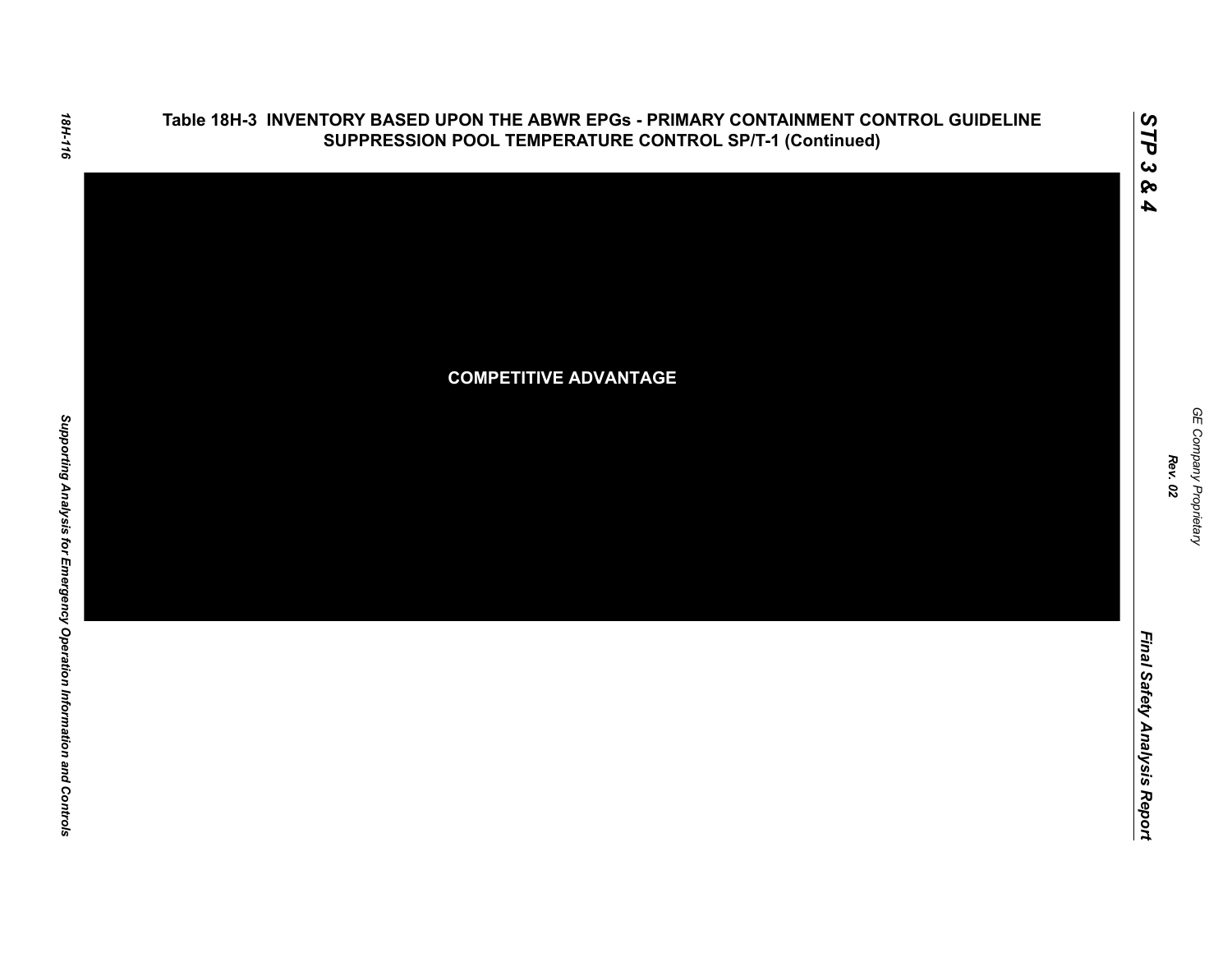## Table 18H-3 INVENTORY BASED UPON THE ABWR EPGs - PRIMARY CONTAINMENT CONTROL GUIDELINE SUPPRESSION POOL TEMPERATURE CONTROL SP/T-1 (Continued)

**COMPETITIVE ADVANTAGE**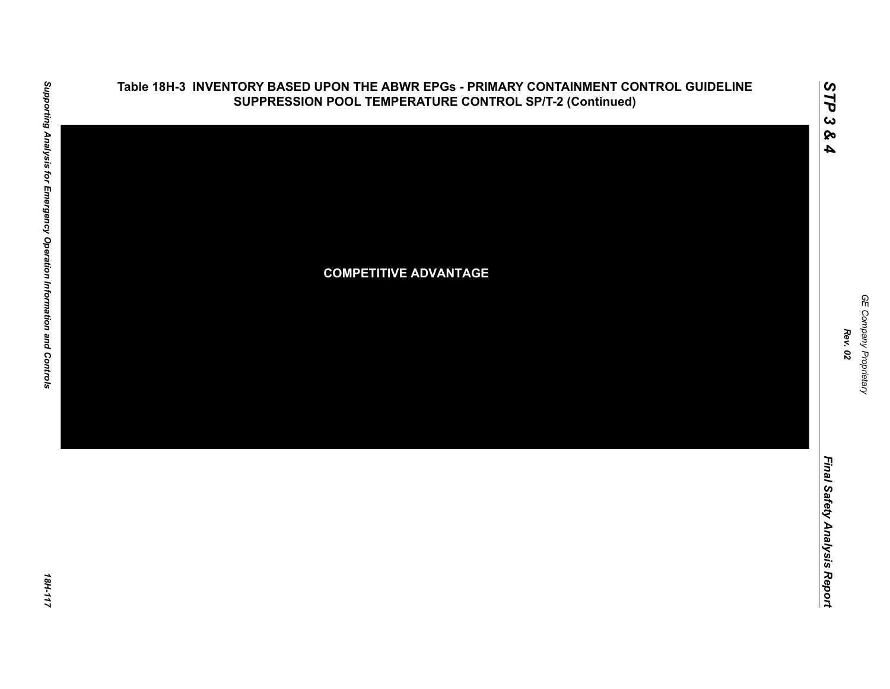## Table 18H-3 INVENTORY BASED UPON THE ABWR EPGs - PRIMARY CONTAINMENT CONTROL GUIDELINE SUPPRESSION POOL TEMPERATURE CONTROL SP/T-2 (Continued)

COMPETITIVE ADVANTAGE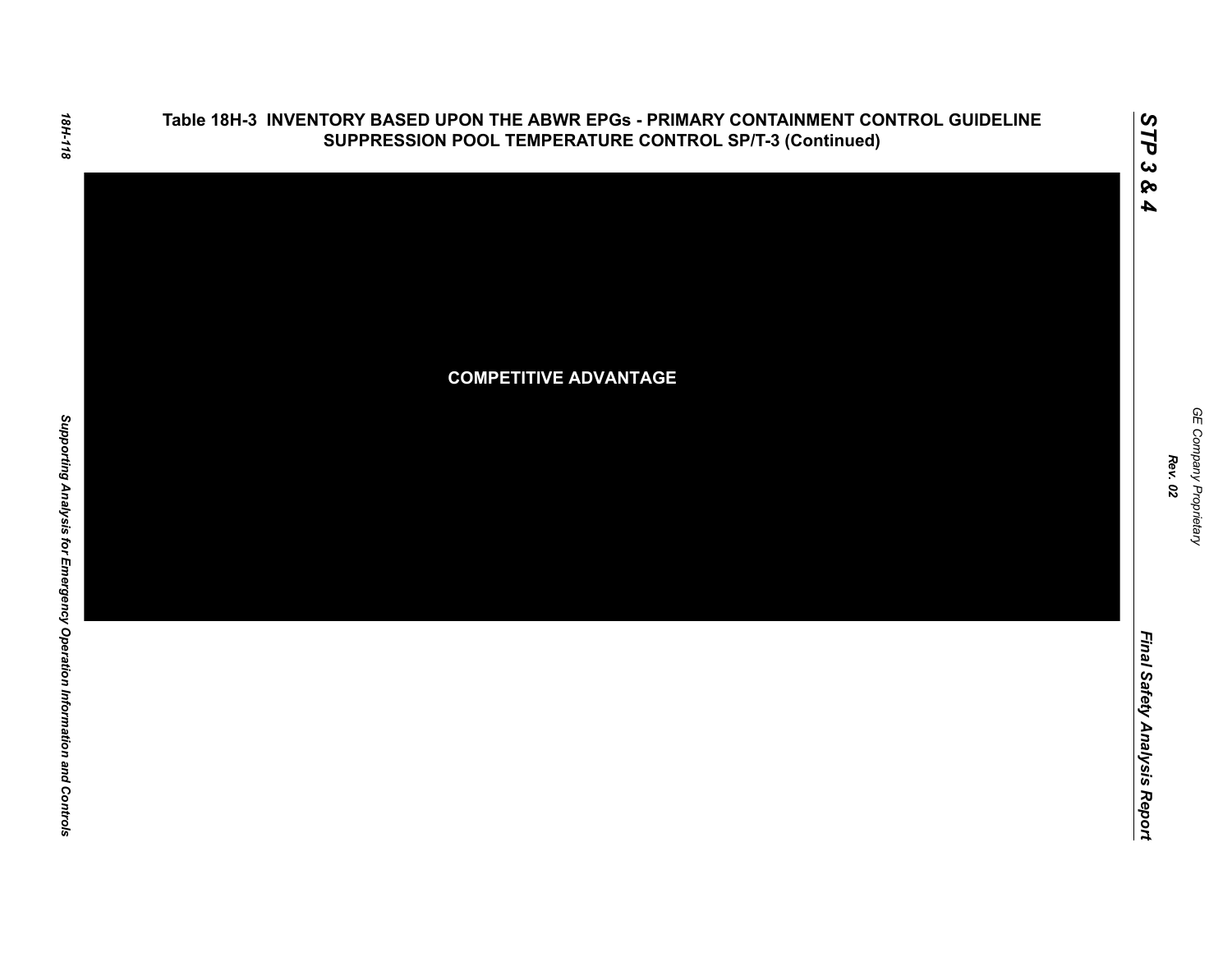## Table 18H-3 INVENTORY BASED UPON THE ABWR EPGs - PRIMARY CONTAINMENT CONTROL GUIDELINE SUPPRESSION POOL TEMPERATURE CONTROL SP/T-3 (Continued)

**COMPETITIVE ADVANTAGE**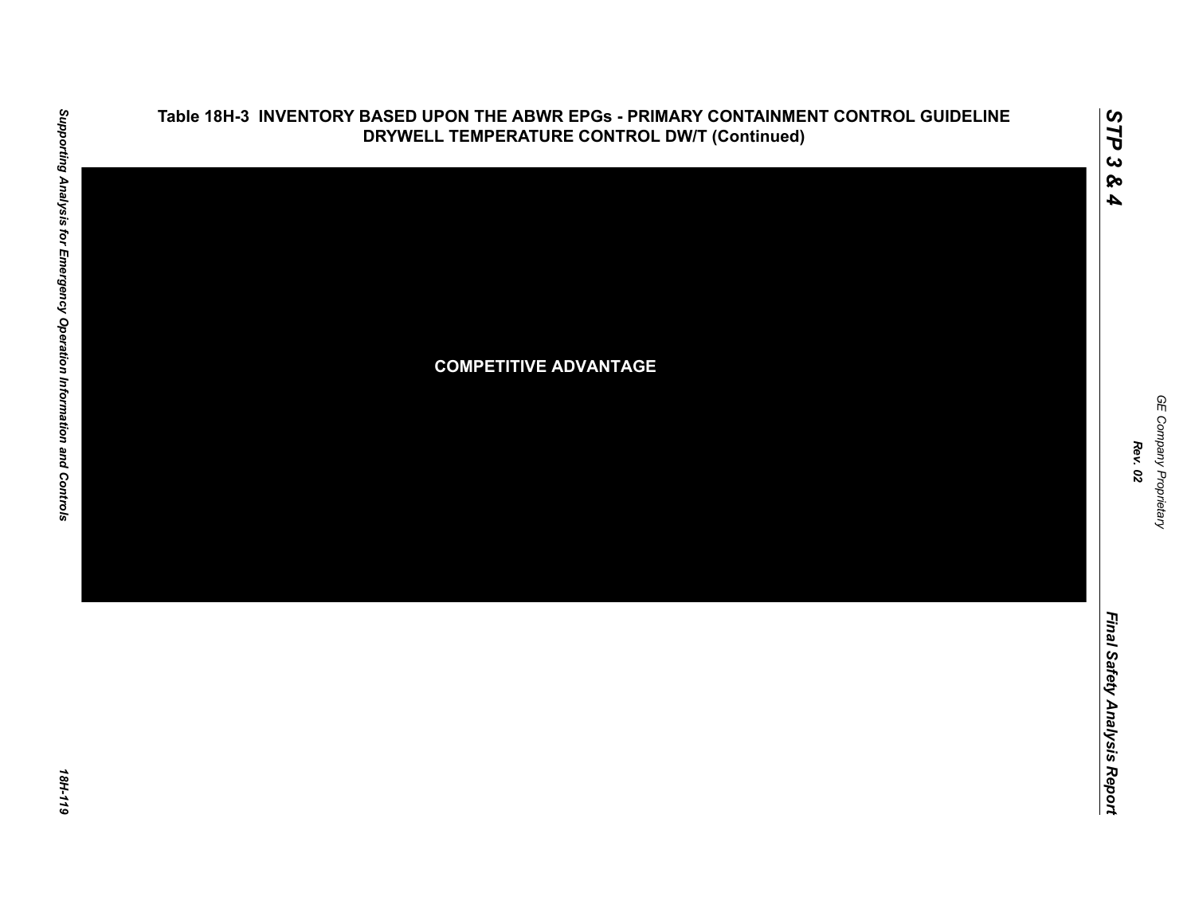# Table 18H-3 INVENTORY BASED UPON THE ABWR EPGs - PRIMARY CONTAINMENT CONTROL GUIDELINE DRYWELL TEMPERATURE CONTROL DW/T (Continued)

COMPETITIVE ADVANTAGE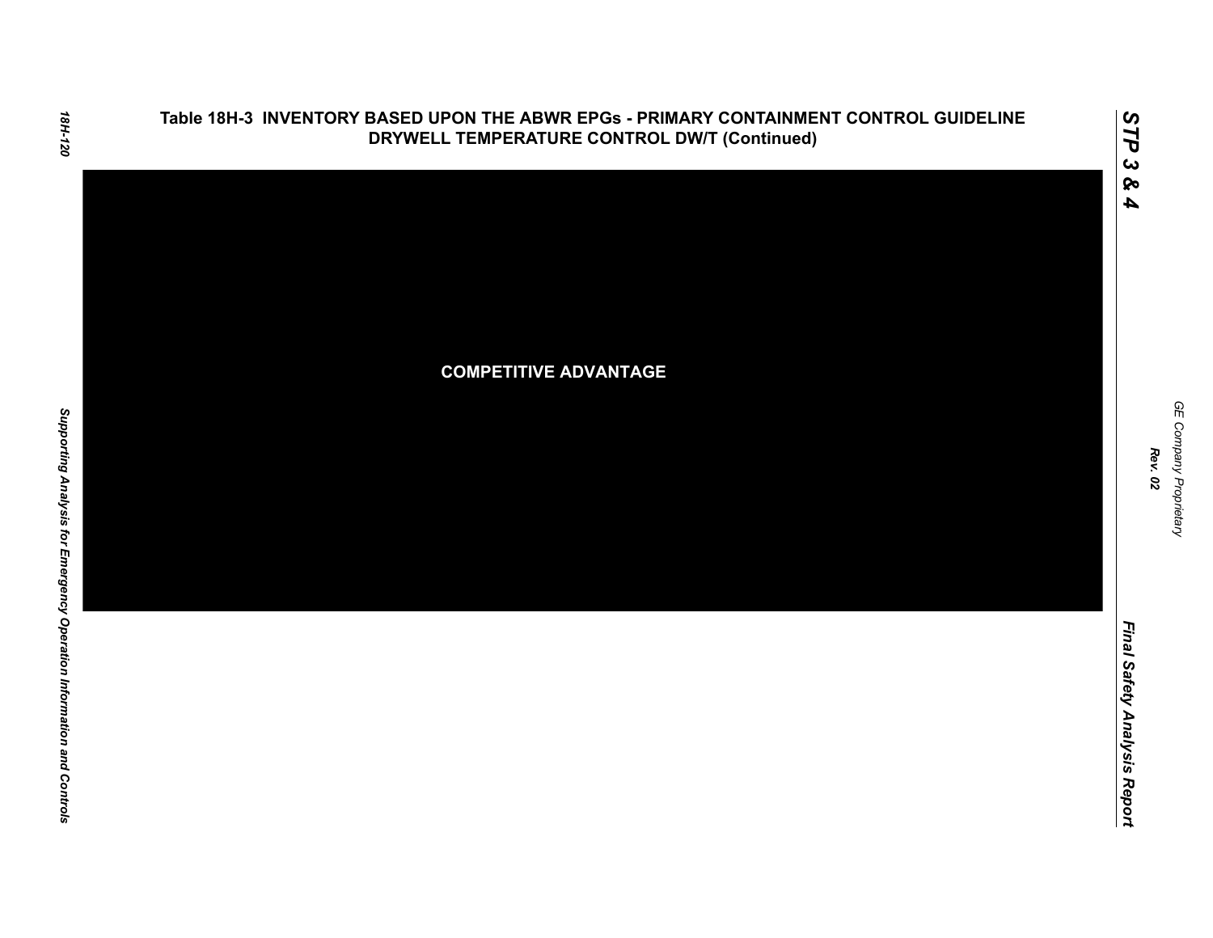## Table 18H-3 INVENTORY BASED UPON THE ABWR EPGs - PRIMARY CONTAINMENT CONTROL GUIDELINE DRYWELL TEMPERATURE CONTROL DW/T (Continued)

**COMPETITIVE ADVANTAGE**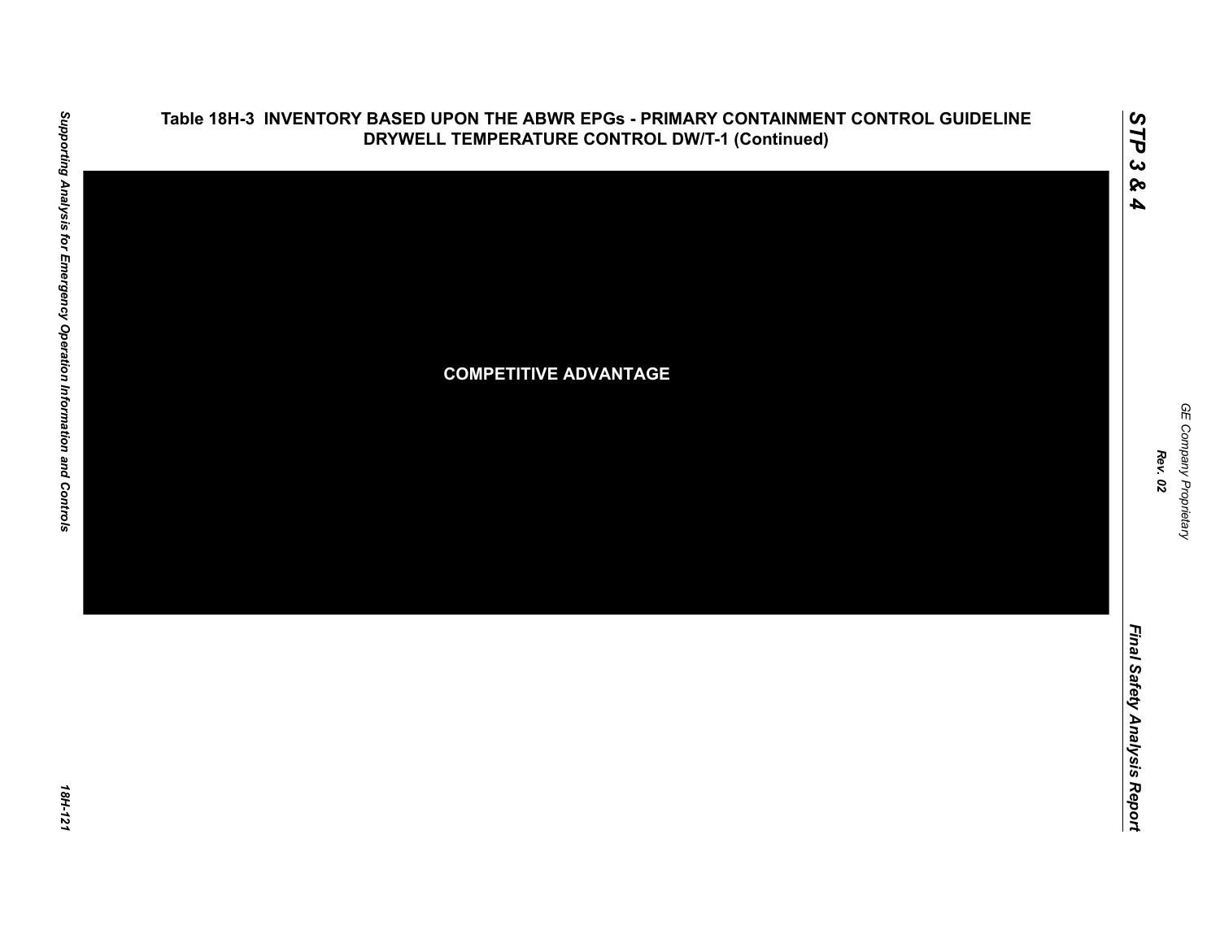## Table 18H-3 INVENTORY BASED UPON THE ABWR EPGs - PRIMARY CONTAINMENT CONTROL GUIDELINE DRYWELL TEMPERATURE CONTROL DW/T-1 (Continued)

**COMPETITIVE ADVANTAGE**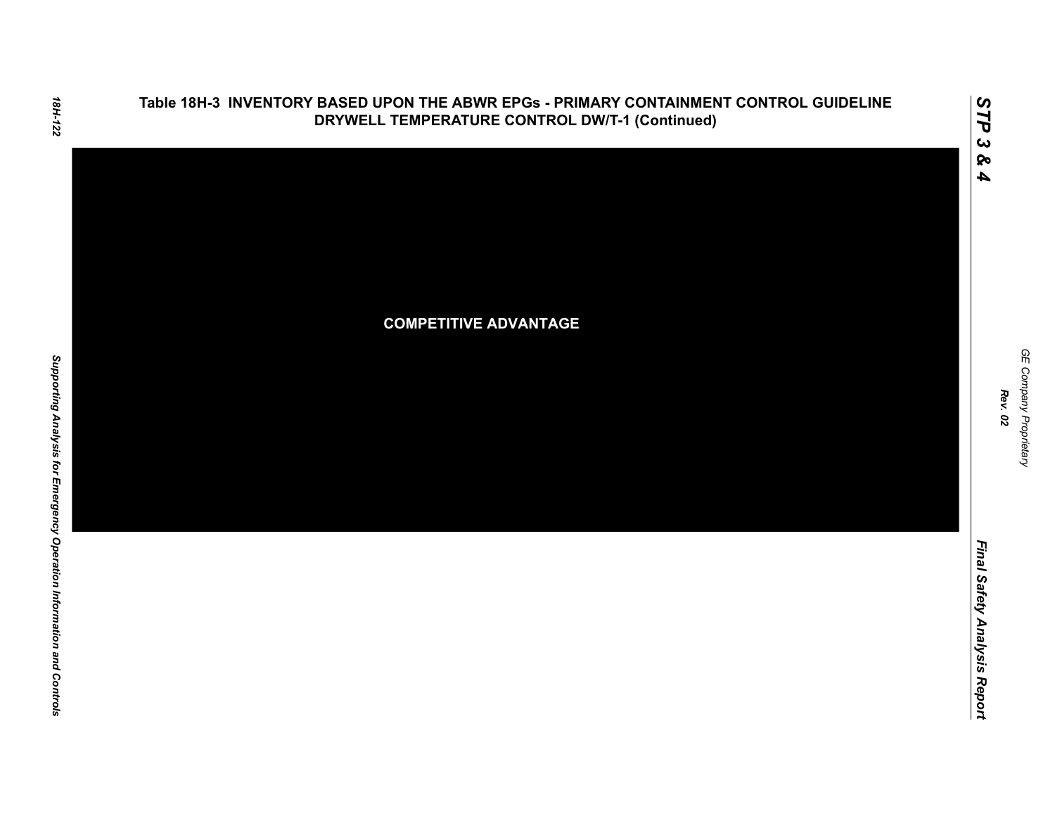## Table 18H-3 INVENTORY BASED UPON THE ABWR EPGs - PRIMARY CONTAINMENT CONTROL GUIDELINE DRYWELL TEMPERATURE CONTROL DW/T-1 (Continued)

COMPETITIVE ADVANTAGE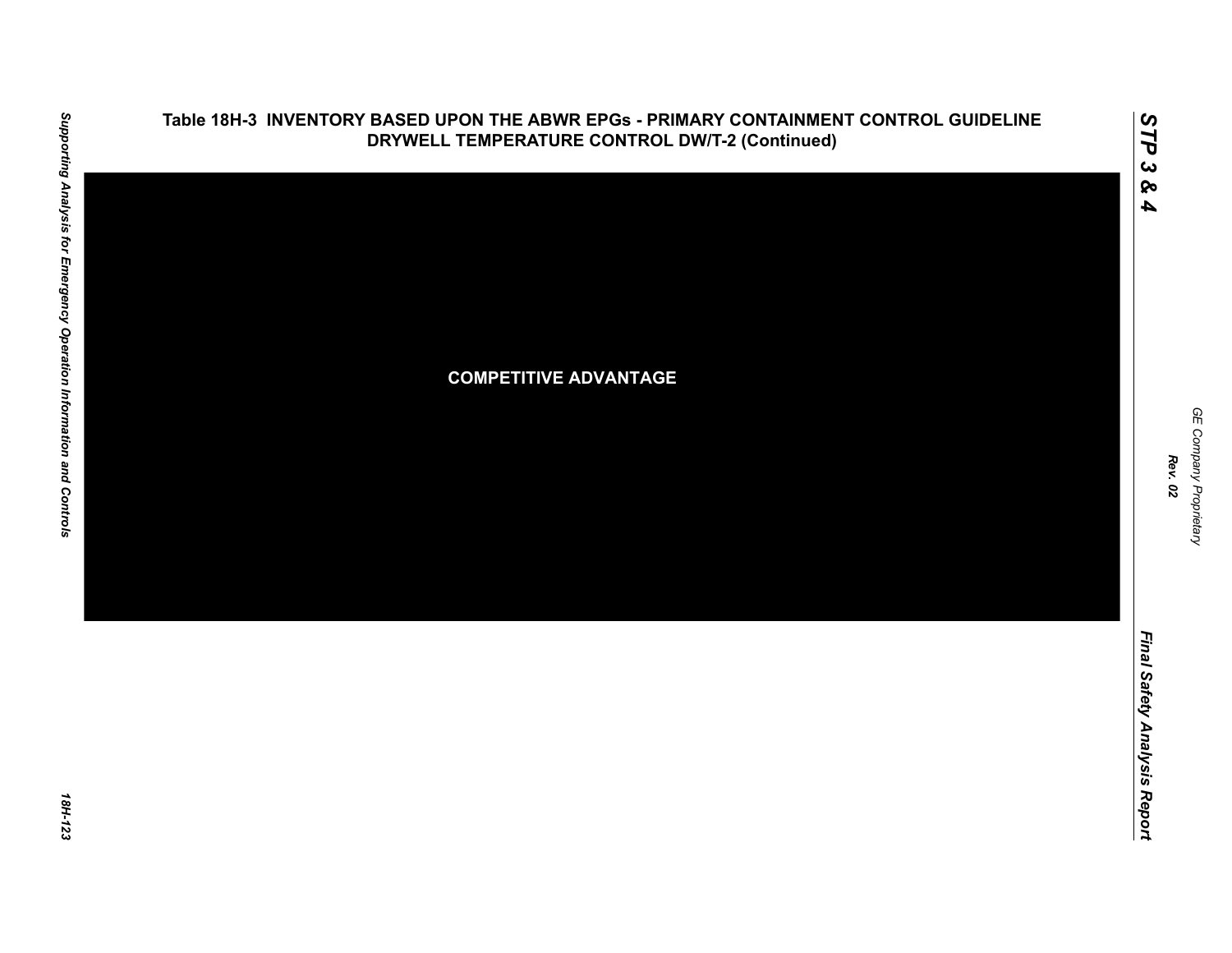# Table 18H-3 INVENTORY BASED UPON THE ABWR EPGs - PRIMARY CONTAINMENT CONTROL GUIDELINE DRYWELL TEMPERATURE CONTROL DW/T-2 (Continued)

COMPETITIVE ADVANTAGE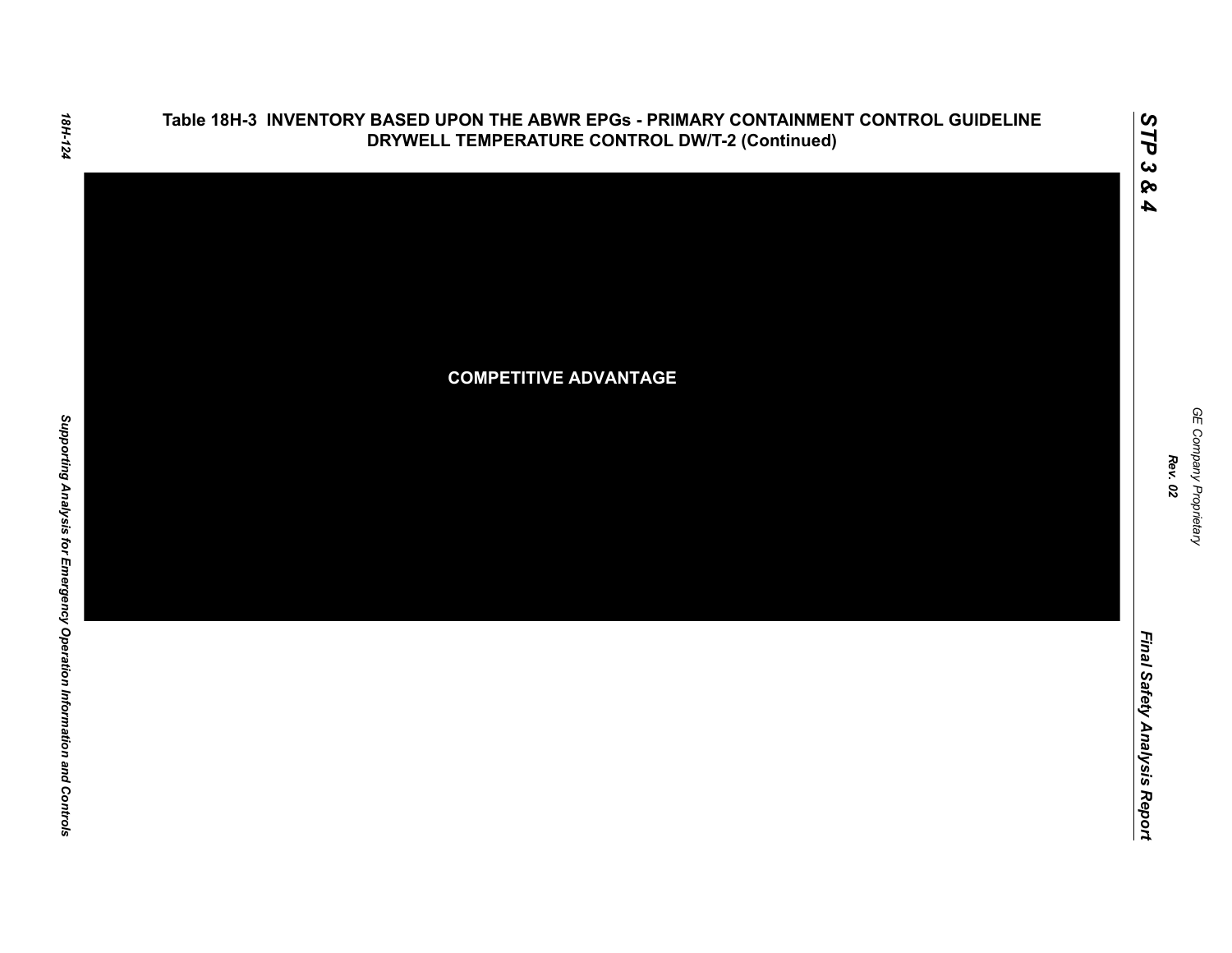## Table 18H-3 INVENTORY BASED UPON THE ABWR EPGs - PRIMARY CONTAINMENT CONTROL GUIDELINE DRYWELL TEMPERATURE CONTROL DW/T-2 (Continued)

COMPETITIVE ADVANTAGE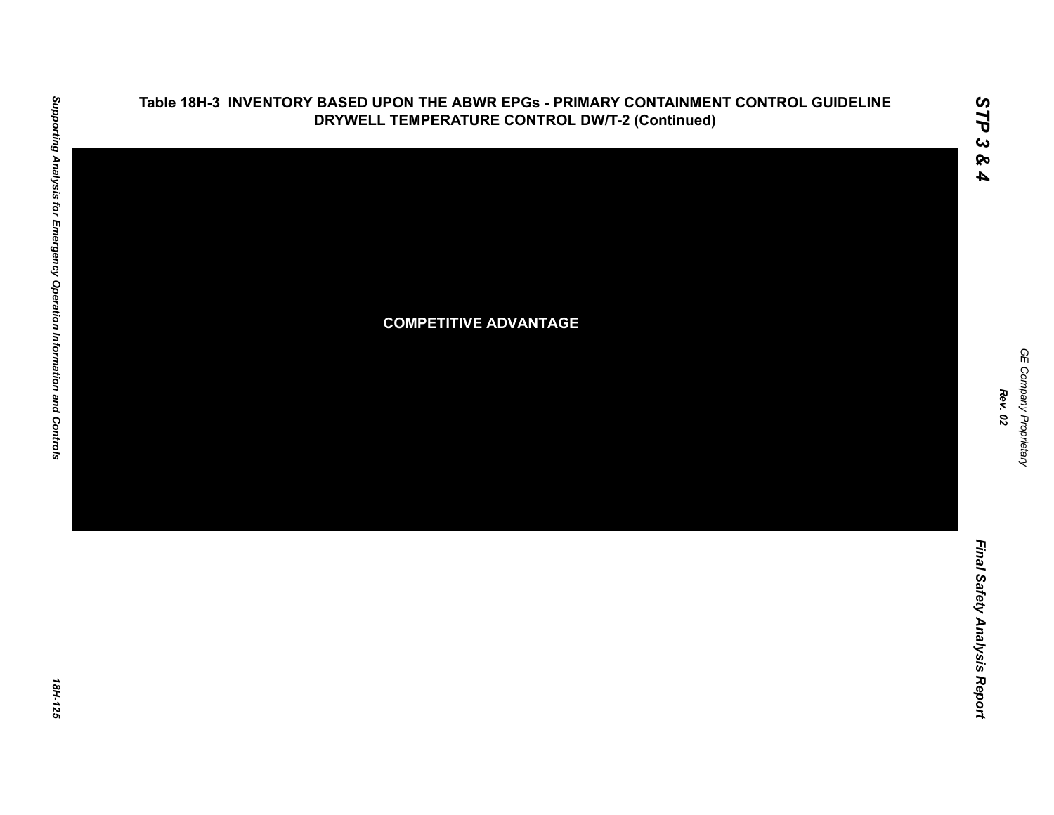**Table 18H-3 INVENTORY BASED UPON THE ABWR EPGs - PRIMARY CONTAINMENT CONTROL GUIDELINE DRYWELL TEMPERATURE CONTROL DW/T-2 (Continued)**

COMPETITIVE ADVANTAGE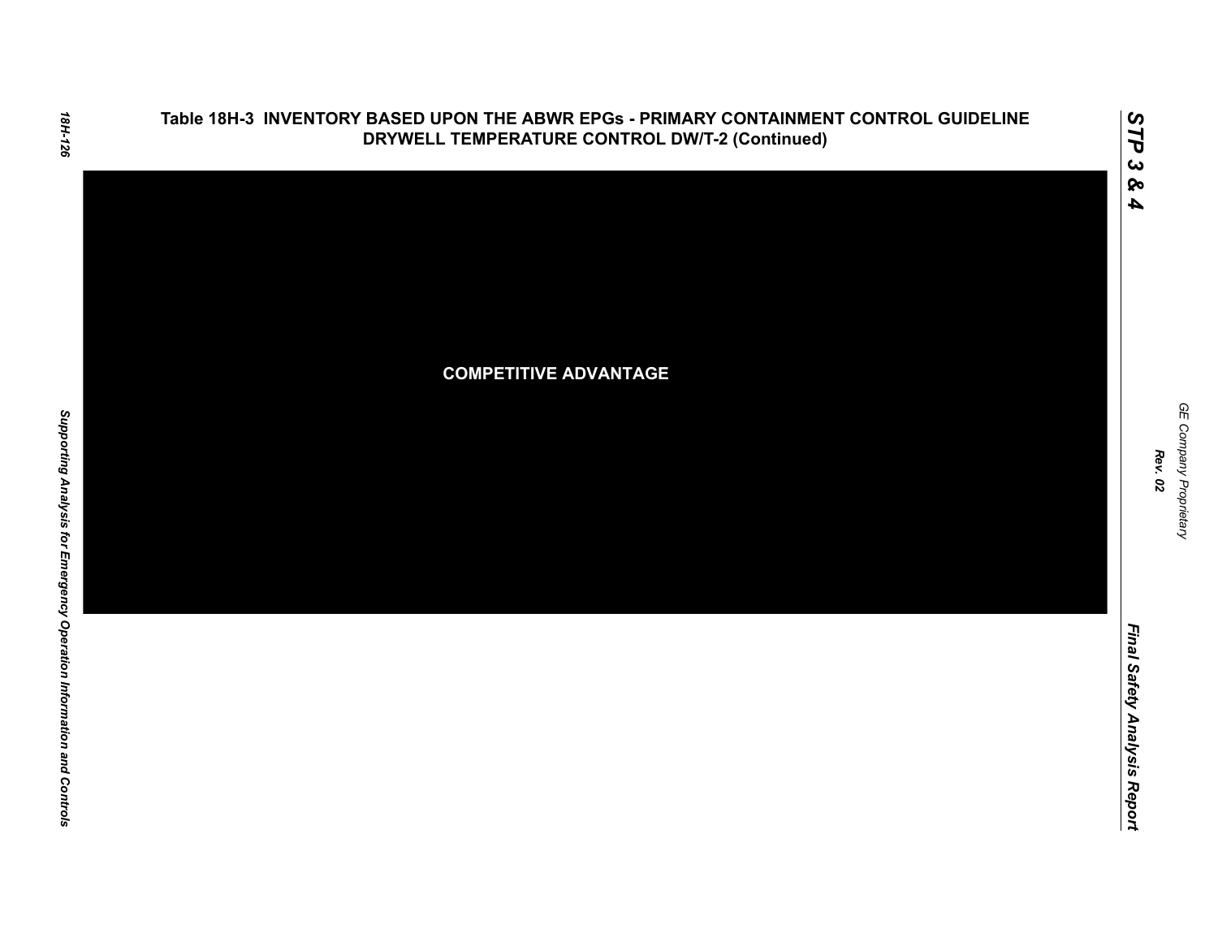# Table 18H-3 INVENTORY BASED UPON THE ABWR EPGs - PRIMARY CONTAINMENT CONTROL GUIDELINE DRYWELL TEMPERATURE CONTROL DW/T-2 (Continued)

COMPETITIVE ADVANTAGE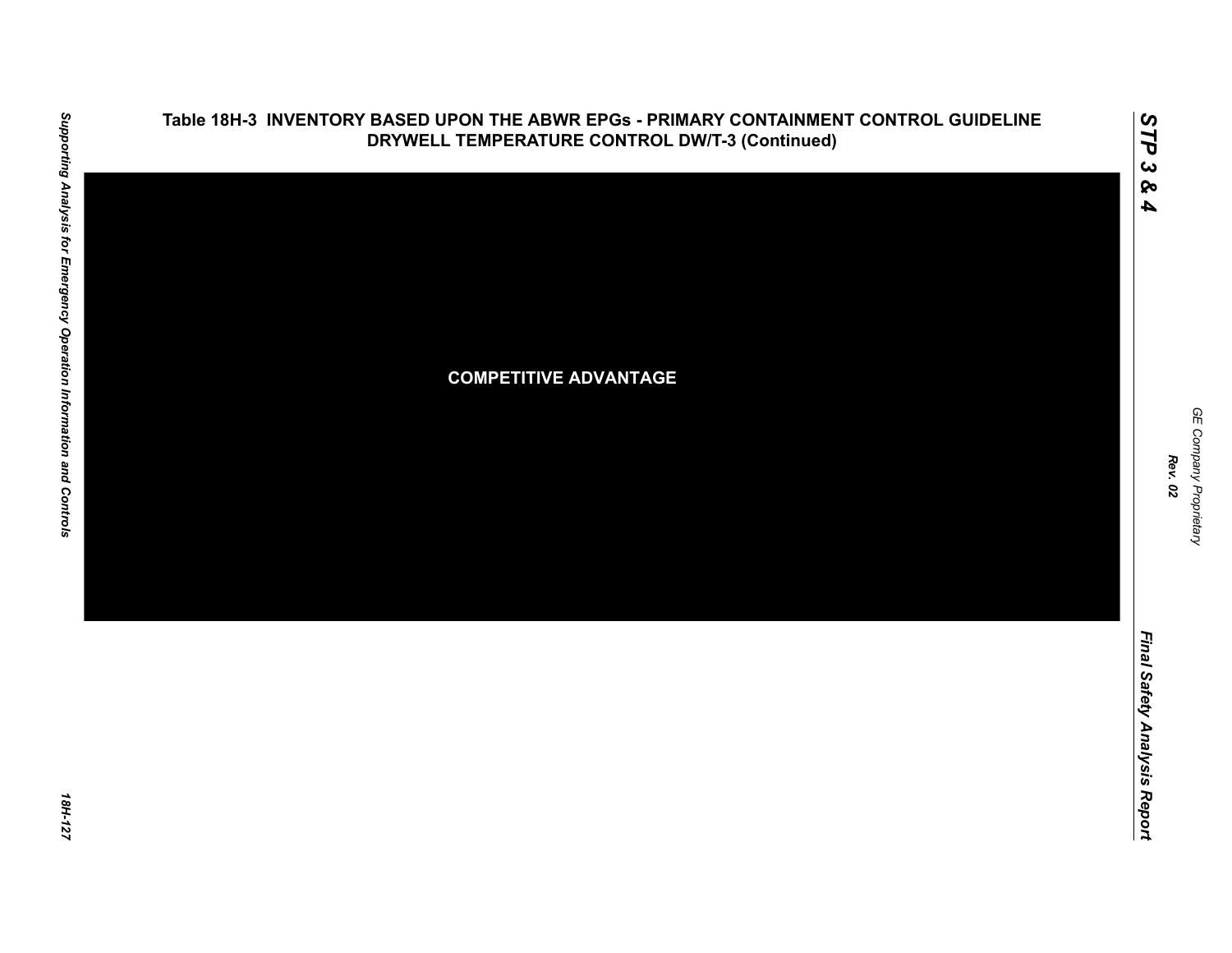## Table 18H-3 INVENTORY BASED UPON THE ABWR EPGs - PRIMARY CONTAINMENT CONTROL GUIDELINE DRYWELL TEMPERATURE CONTROL DW/T-3 (Continued)

COMPETITIVE ADVANTAGE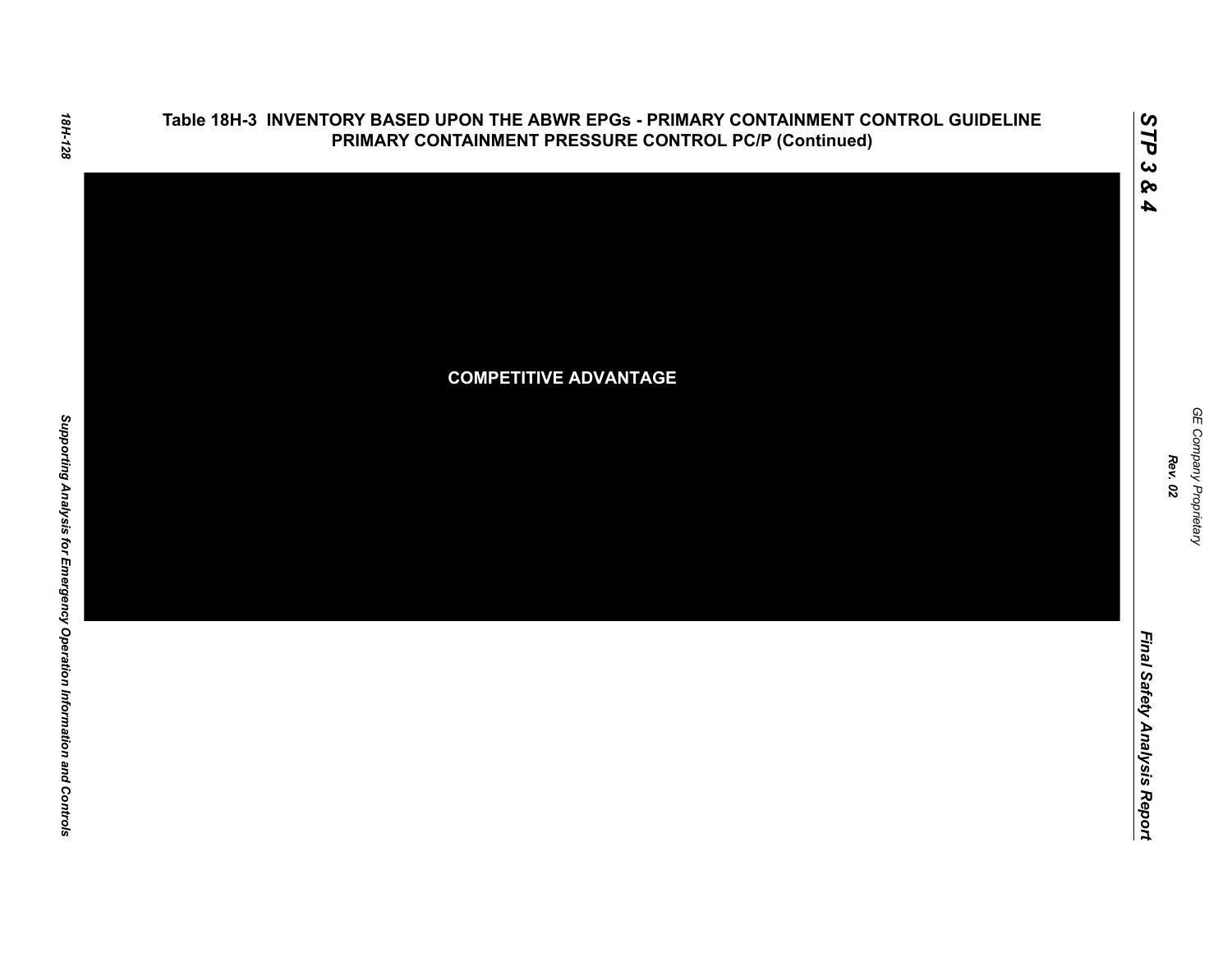## Table 18H-3 INVENTORY BASED UPON THE ABWR EPGs - PRIMARY CONTAINMENT CONTROL GUIDELINE PRIMARY CONTAINMENT PRESSURE CONTROL PC/P (Continued)

**COMPETITIVE ADVANTAGE**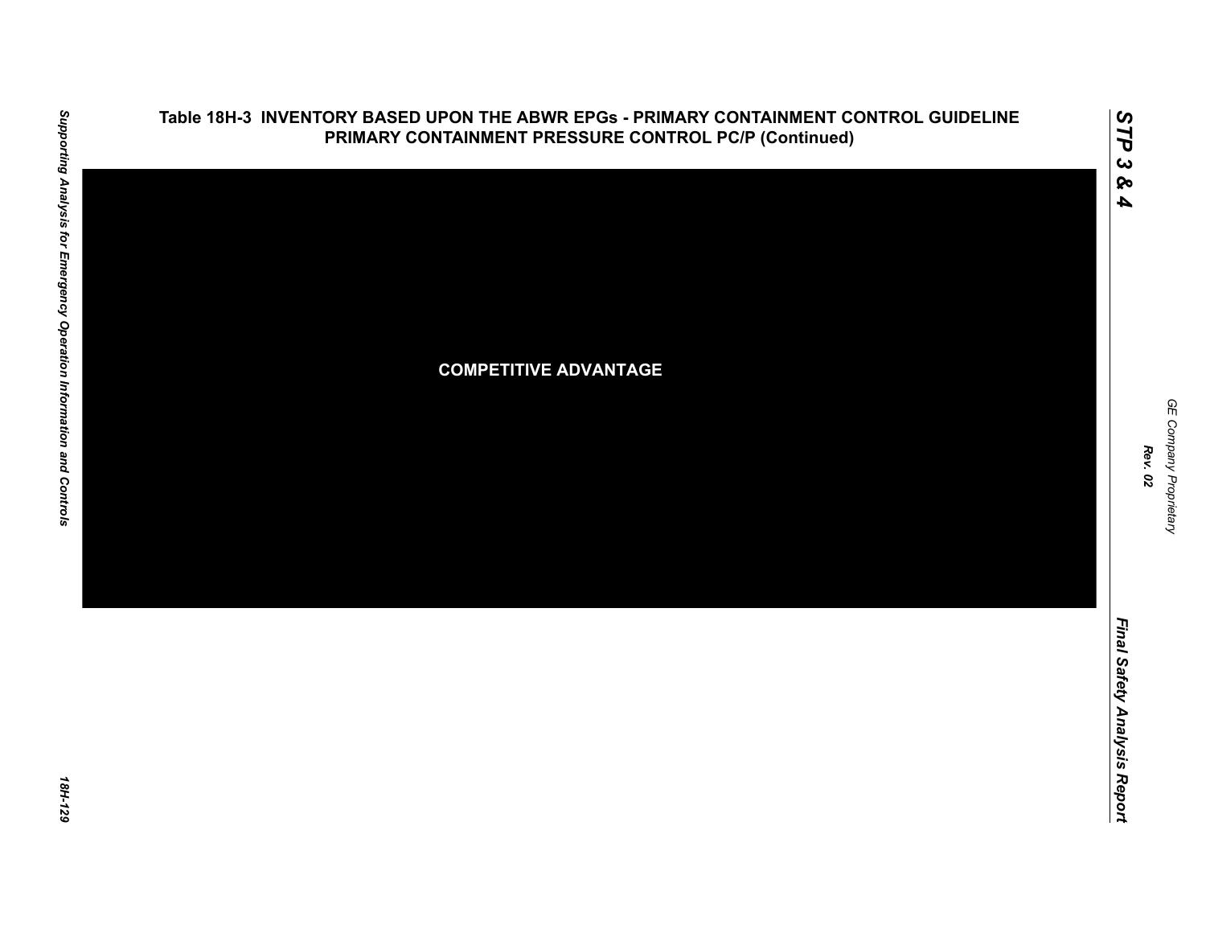## Table 18H-3 INVENTORY BASED UPON THE ABWR EPGs - PRIMARY CONTAINMENT CONTROL GUIDELINE PRIMARY CONTAINMENT PRESSURE CONTROL PC/P (Continued)

**COMPETITIVE ADVANTAGE**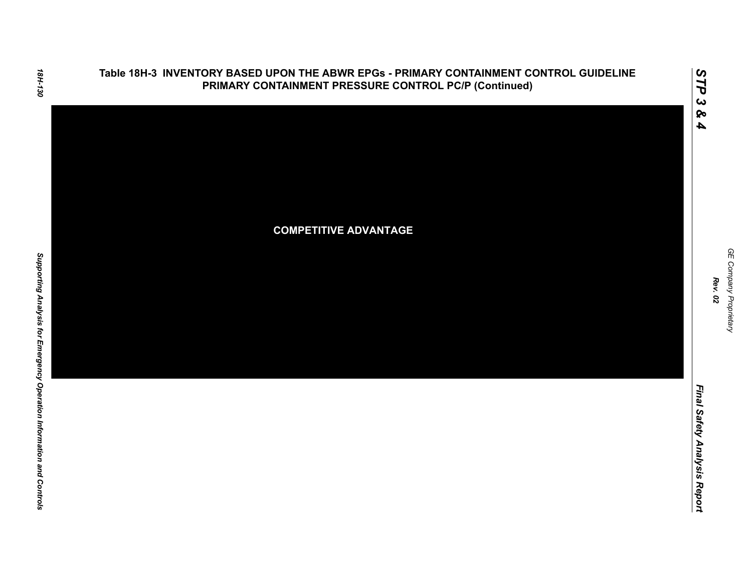# Table 18H-3 INVENTORY BASED UPON THE ABWR EPGs - PRIMARY CONTAINMENT CONTROL GUIDELINE PRIMARY CONTAINMENT PRESSURE CONTROL PC/P (Continued)

COMPETITIVE ADVANTAGE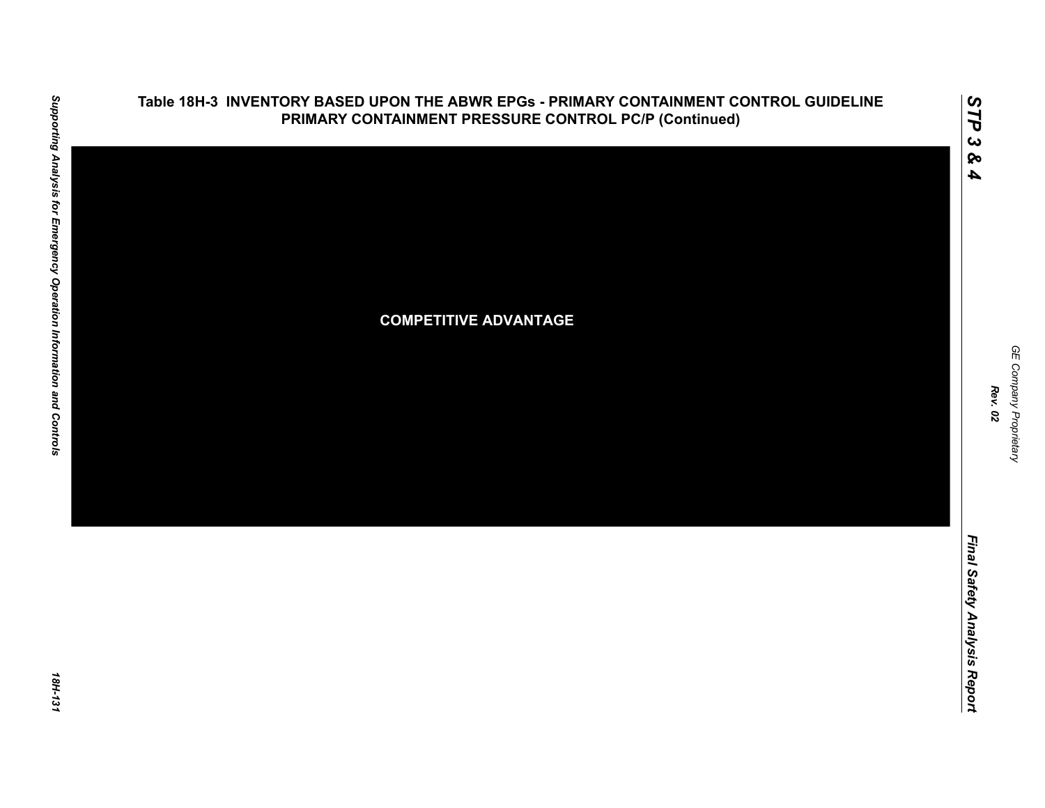## Table 18H-3 INVENTORY BASED UPON THE ABWR EPGs - PRIMARY CONTAINMENT CONTROL GUIDELINE PRIMARY CONTAINMENT PRESSURE CONTROL PC/P (Continued)

COMPETITIVE ADVANTAGE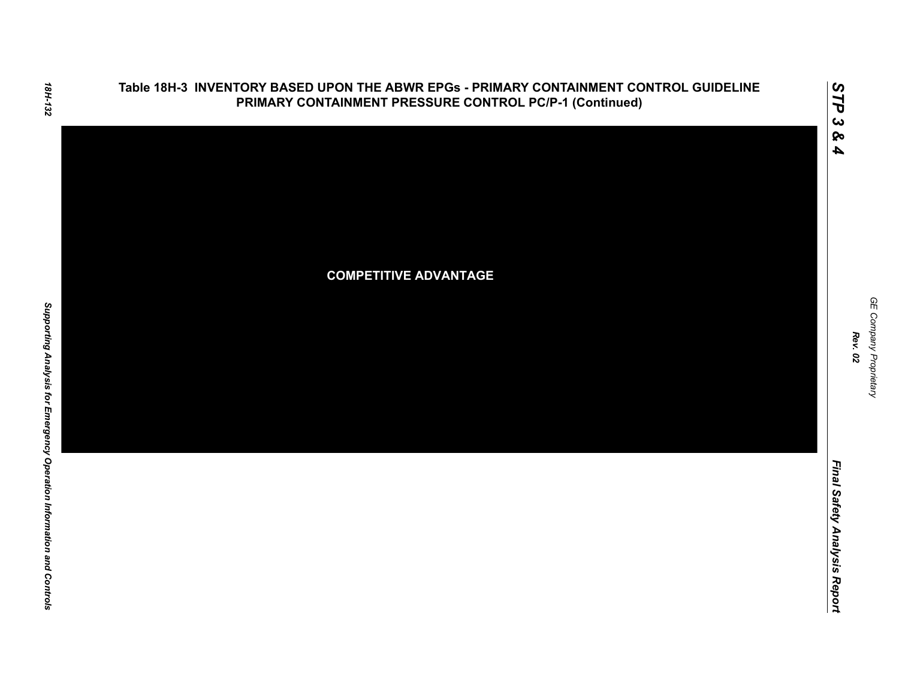## Table 18H-3 INVENTORY BASED UPON THE ABWR EPGs - PRIMARY CONTAINMENT CONTROL GUIDELINE PRIMARY CONTAINMENT PRESSURE CONTROL PC/P-1 (Continued)

COMPETITIVE ADVANTAGE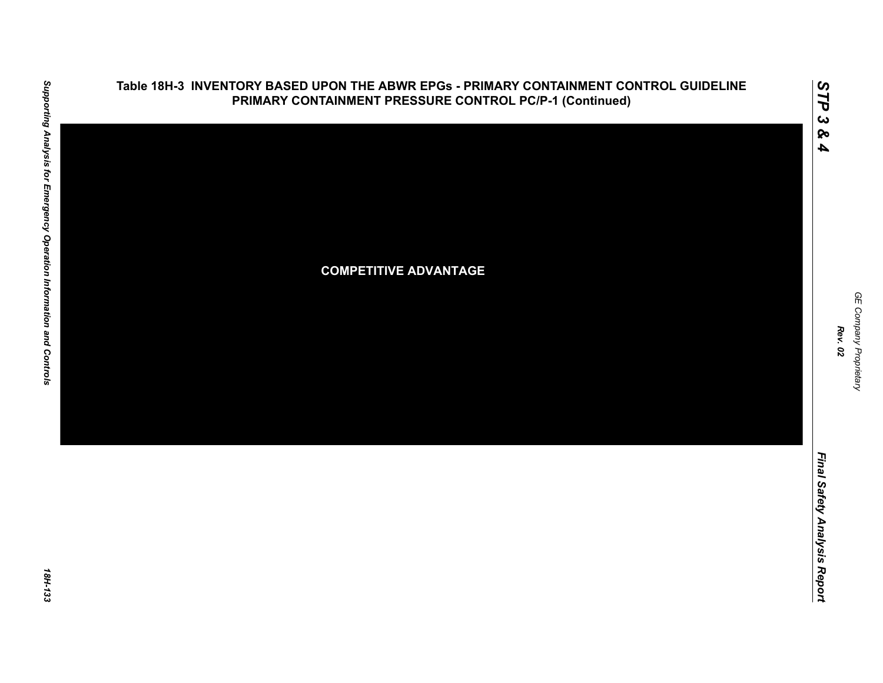## Table 18H-3 INVENTORY BASED UPON THE ABWR EPGs - PRIMARY CONTAINMENT CONTROL GUIDELINE PRIMARY CONTAINMENT PRESSURE CONTROL PC/P-1 (Continued)

COMPETITIVE ADVANTAGE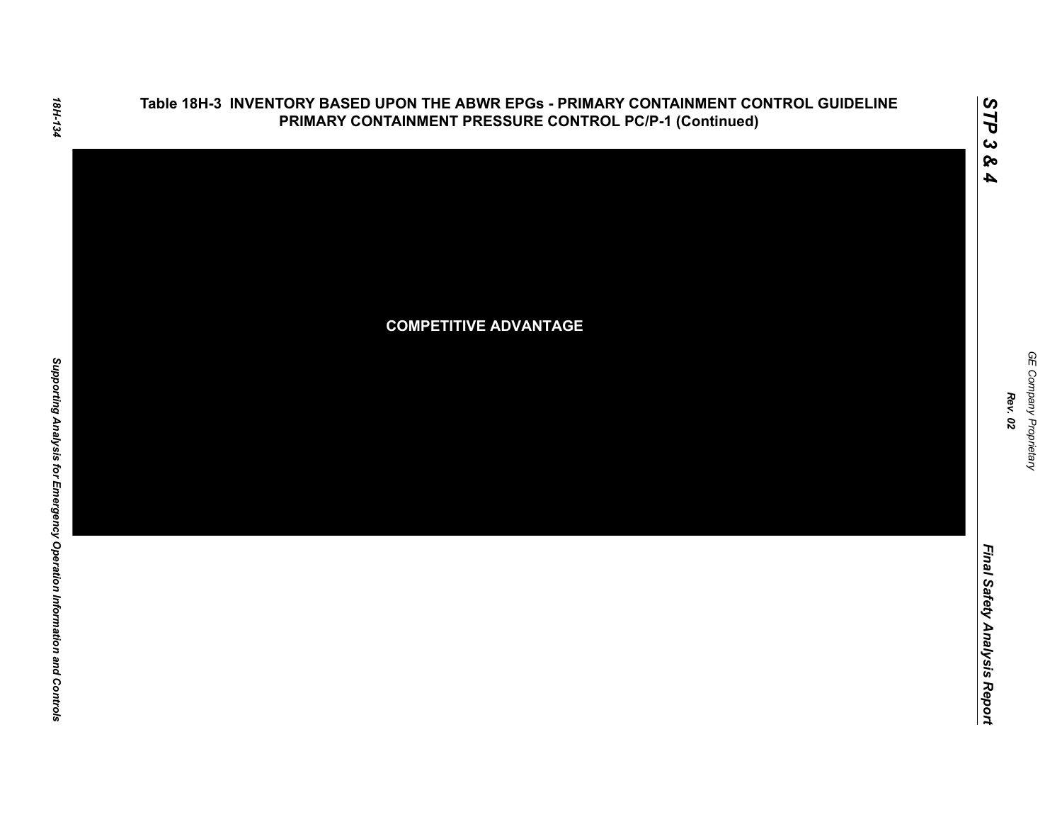## Table 18H-3 INVENTORY BASED UPON THE ABWR EPGs - PRIMARY CONTAINMENT CONTROL GUIDELINE PRIMARY CONTAINMENT PRESSURE CONTROL PC/P-1 (Continued)

**COMPETITIVE ADVANTAGE**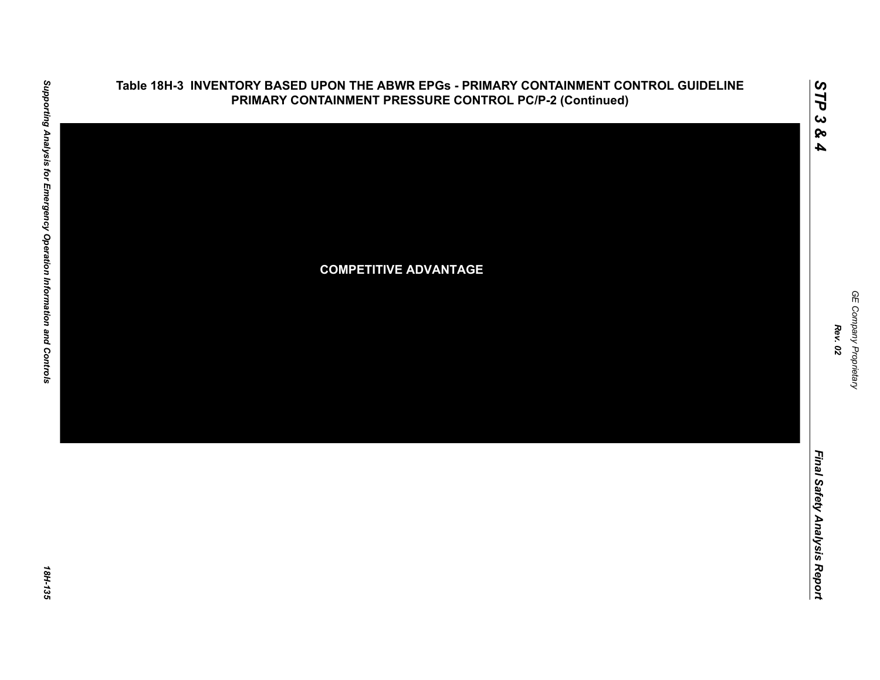# Table 18H-3 INVENTORY BASED UPON THE ABWR EPGs - PRIMARY CONTAINMENT CONTROL GUIDELINE PRIMARY CONTAINMENT PRESSURE CONTROL PC/P-2 (Continued)

COMPETITIVE ADVANTAGE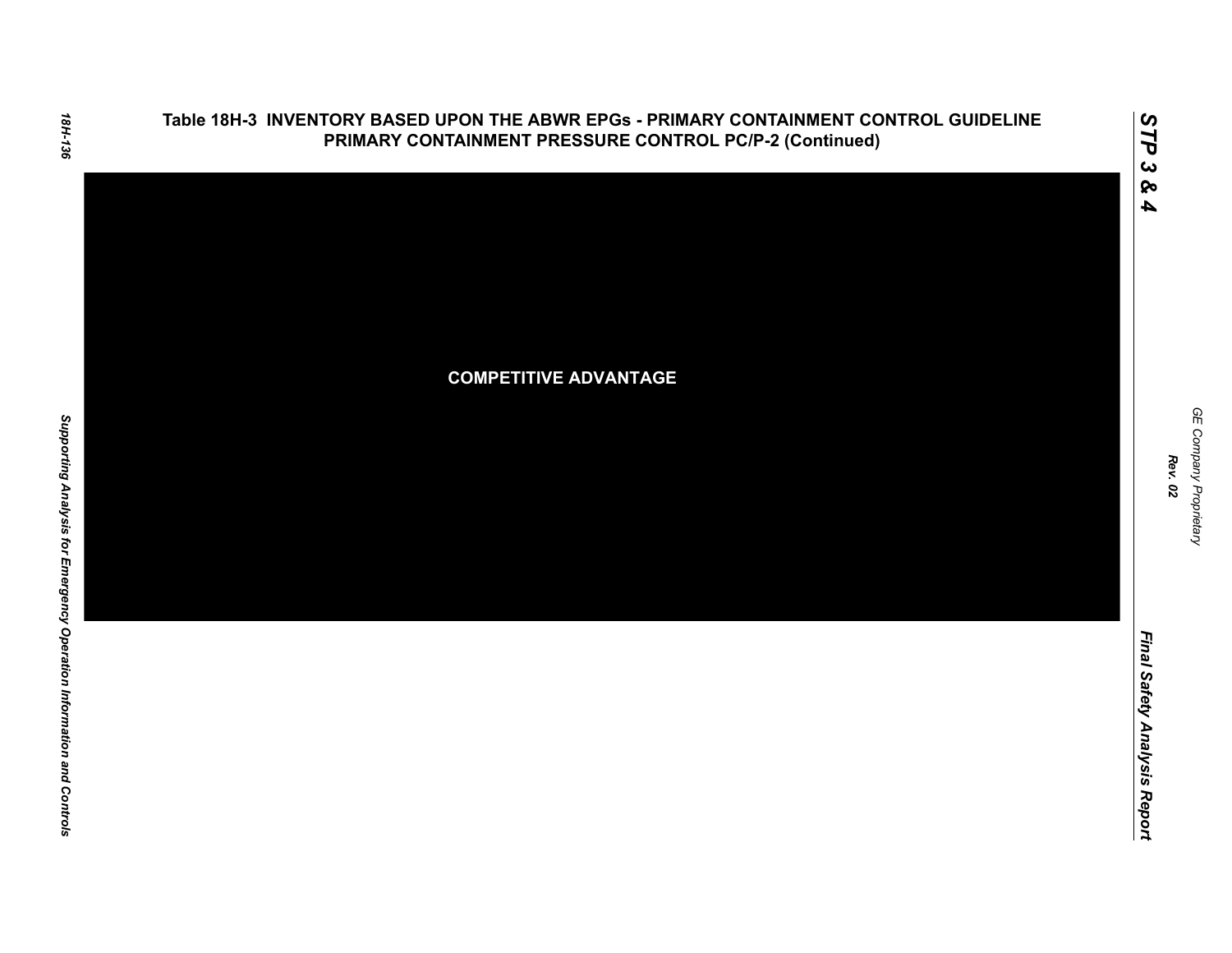## Table 18H-3 INVENTORY BASED UPON THE ABWR EPGs - PRIMARY CONTAINMENT CONTROL GUIDELINE PRIMARY CONTAINMENT PRESSURE CONTROL PC/P-2 (Continued)

COMPETITIVE ADVANTAGE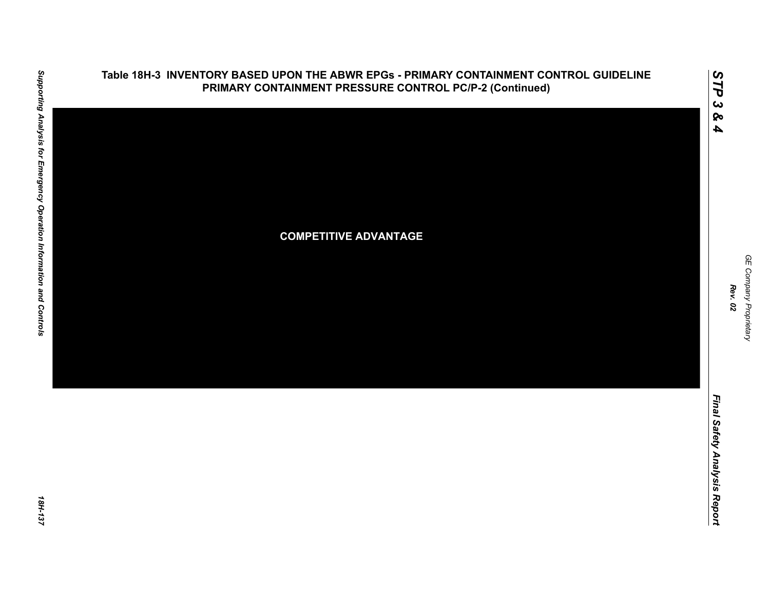**Table 18H-3 INVENTORY BASED UPON THE ABWR EPGs - PRIMARY CONTAINMENT CONTROL GUIDELINE PRIMARY CONTAINMENT PRESSURE CONTROL PC/P-2 (Continued)**

**COMPETITIVE ADVANTAGE**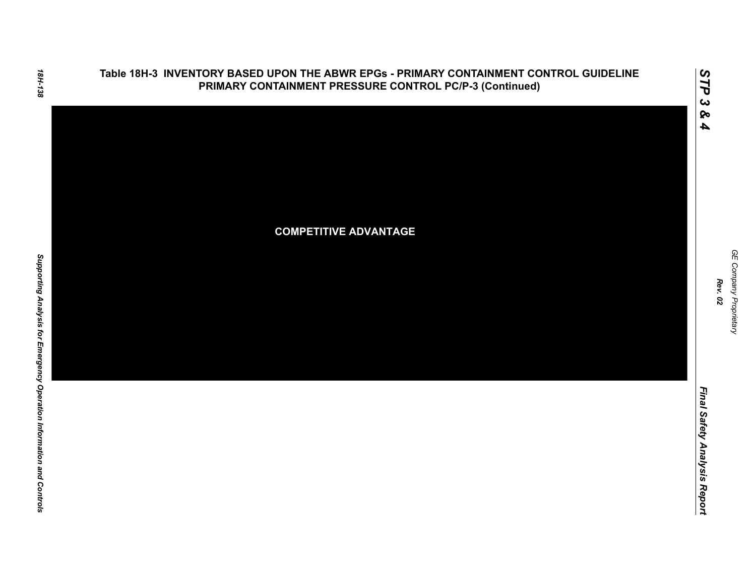**Table 18H-3 INVENTORY BASED UPON THE ABWR EPGs - PRIMARY CONTAINMENT CONTROL GUIDELINE PRIMARY CONTAINMENT PRESSURE CONTROL PC/P-3 (Continued)**

**COMPETITIVE ADVANTAGE**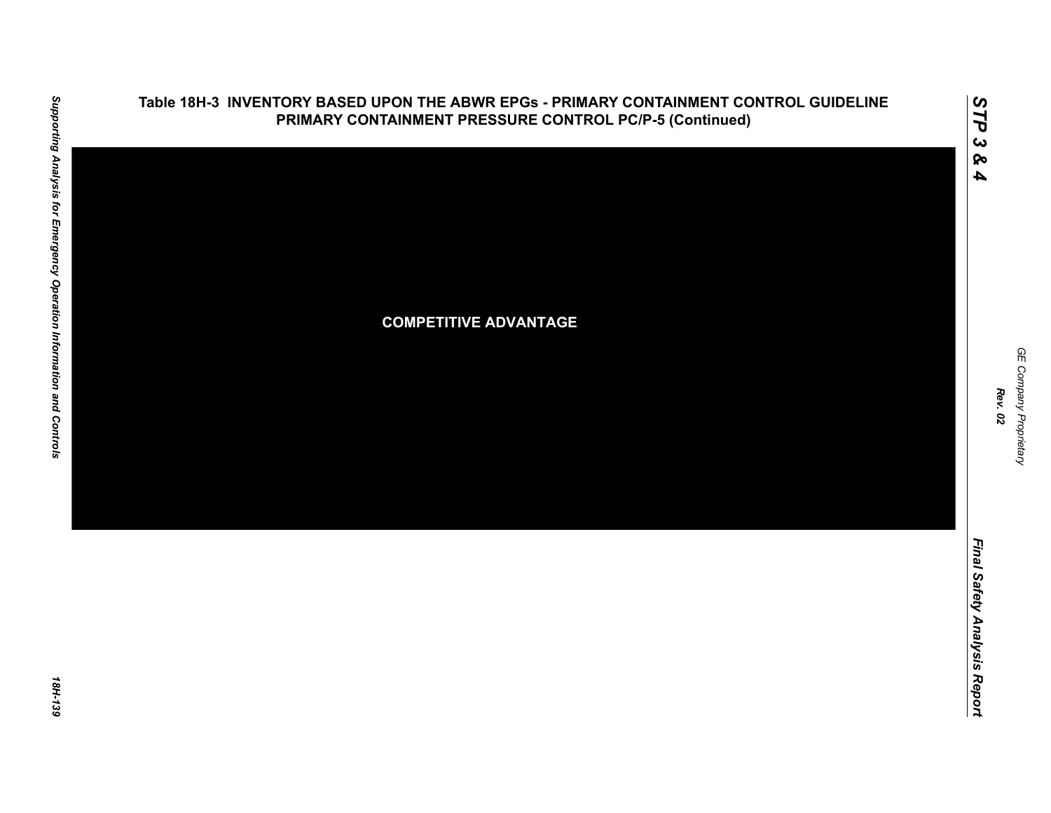## Table 18H-3 INVENTORY BASED UPON THE ABWR EPGs - PRIMARY CONTAINMENT CONTROL GUIDELINE PRIMARY CONTAINMENT PRESSURE CONTROL PC/P-5 (Continued)

COMPETITIVE ADVANTAGE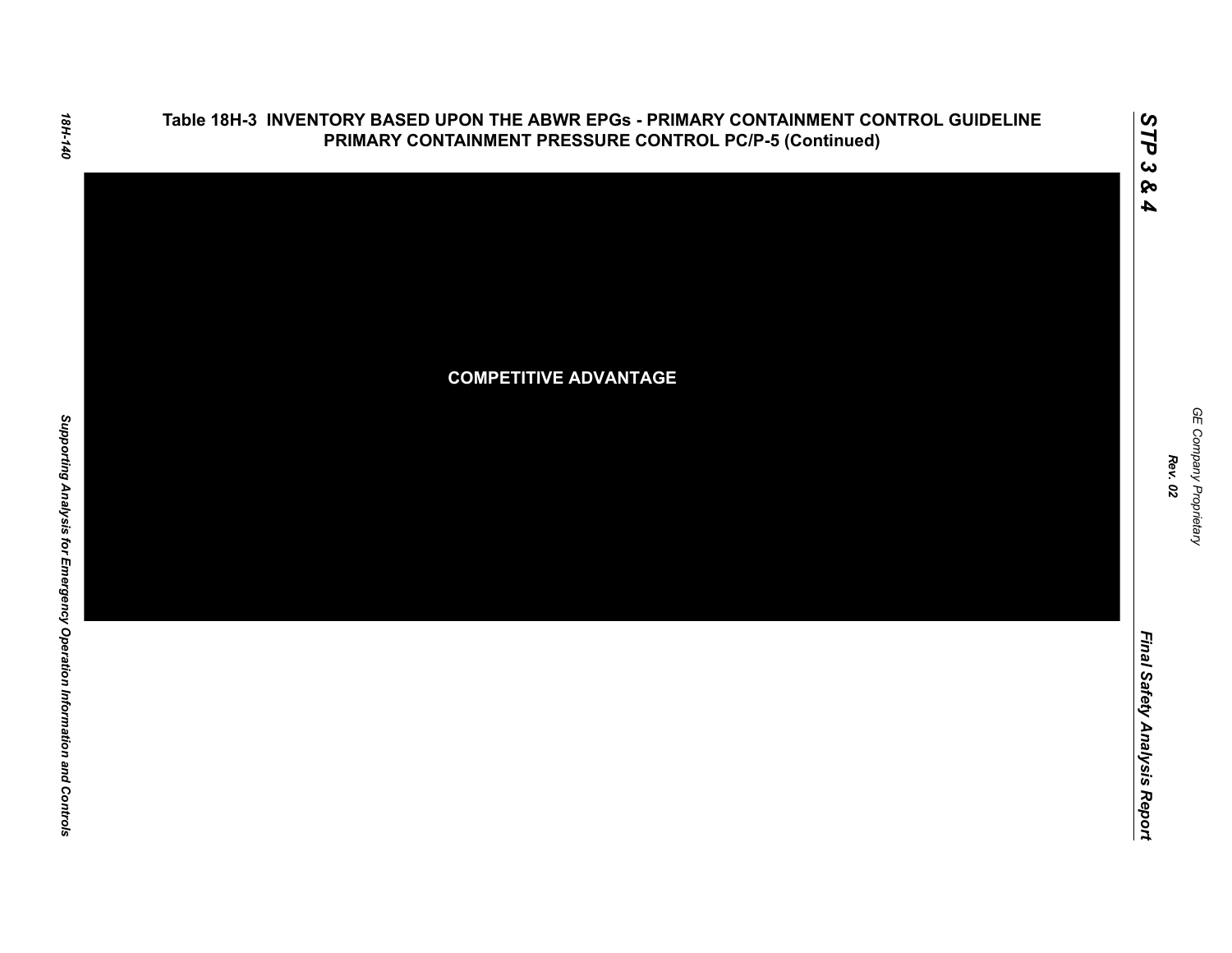## Table 18H-3 INVENTORY BASED UPON THE ABWR EPGs - PRIMARY CONTAINMENT CONTROL GUIDELINE PRIMARY CONTAINMENT PRESSURE CONTROL PC/P-5 (Continued)

**COMPETITIVE ADVANTAGE**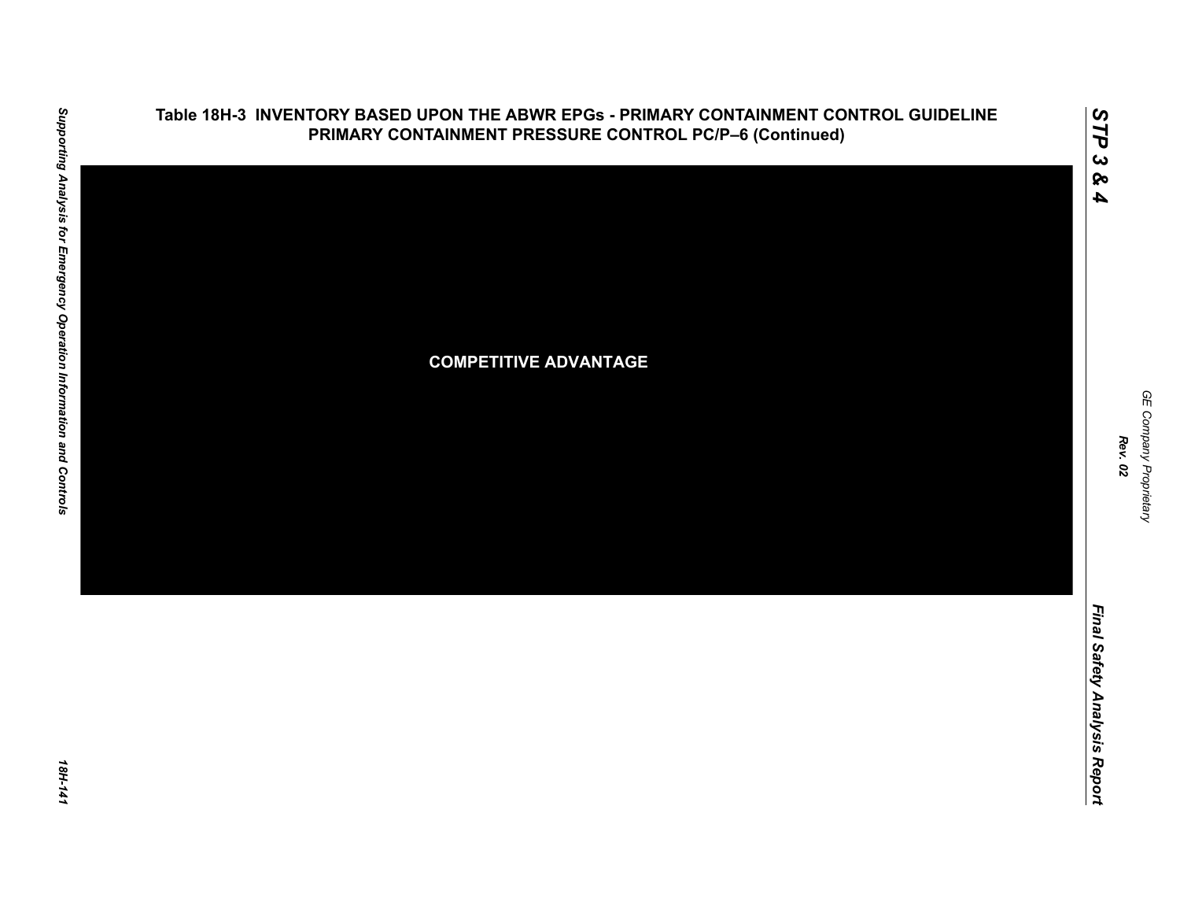**Table 18H-3 INVENTORY BASED UPON THE ABWR EPGs - PRIMARY CONTAINMENT CONTROL GUIDELINE PRIMARY CONTAINMENT PRESSURE CONTROL PC/P–6 (Continued)**

COMPETITIVE ADVANTAGE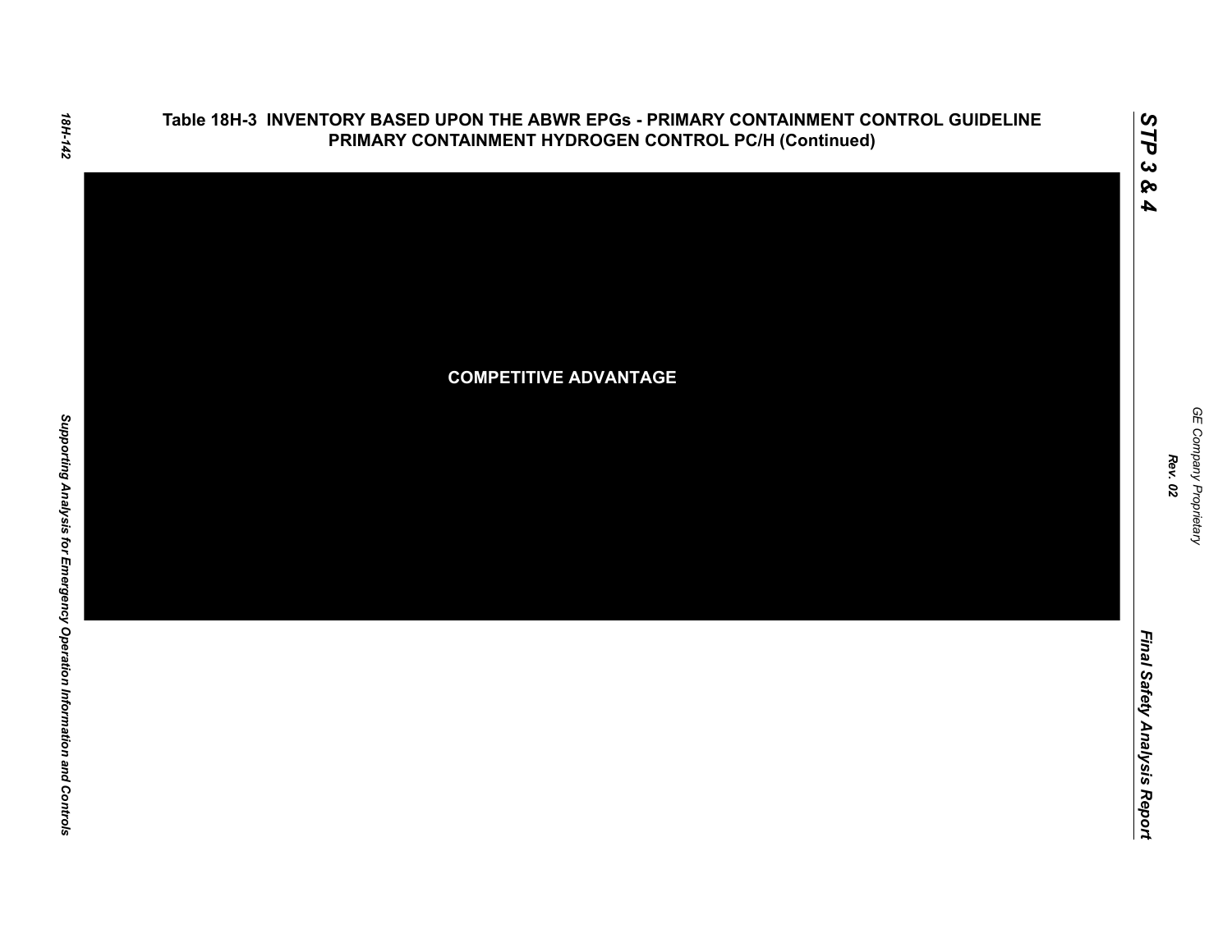## Table 18H-3 INVENTORY BASED UPON THE ABWR EPGs - PRIMARY CONTAINMENT CONTROL GUIDELINE PRIMARY CONTAINMENT HYDROGEN CONTROL PC/H (Continued)

**COMPETITIVE ADVANTAGE**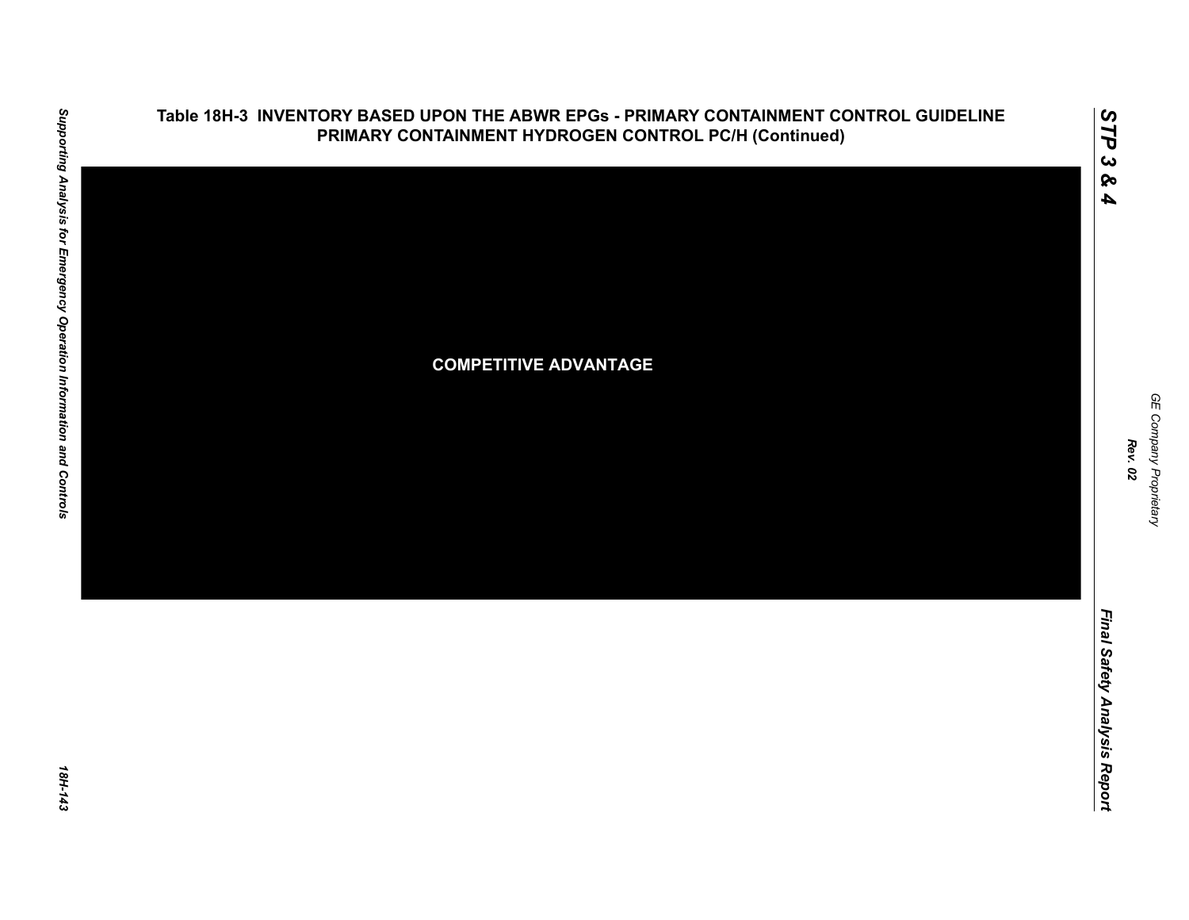**Table 18H-3 INVENTORY BASED UPON THE ABWR EPGs - PRIMARY CONTAINMENT CONTROL GUIDELINE PRIMARY CONTAINMENT HYDROGEN CONTROL PC/H (Continued)**

COMPETITIVE ADVANTAGE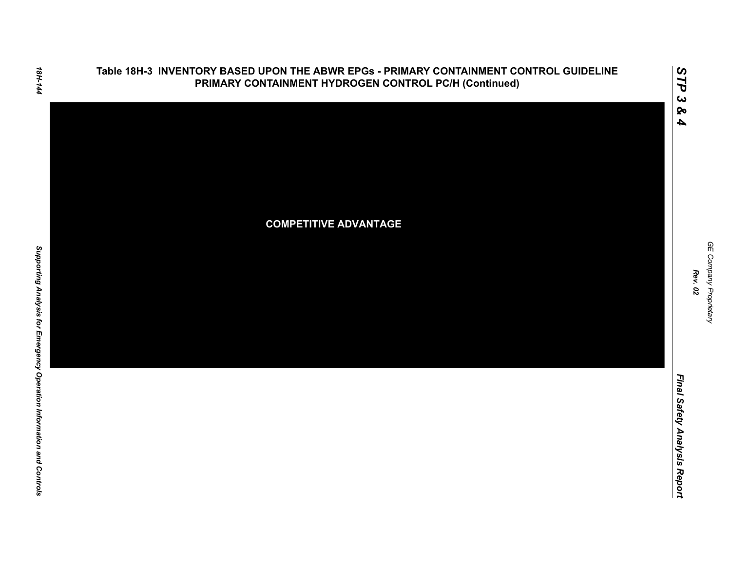## Table 18H-3 INVENTORY BASED UPON THE ABWR EPGs - PRIMARY CONTAINMENT CONTROL GUIDELINE PRIMARY CONTAINMENT HYDROGEN CONTROL PC/H (Continued)

**COMPETITIVE ADVANTAGE**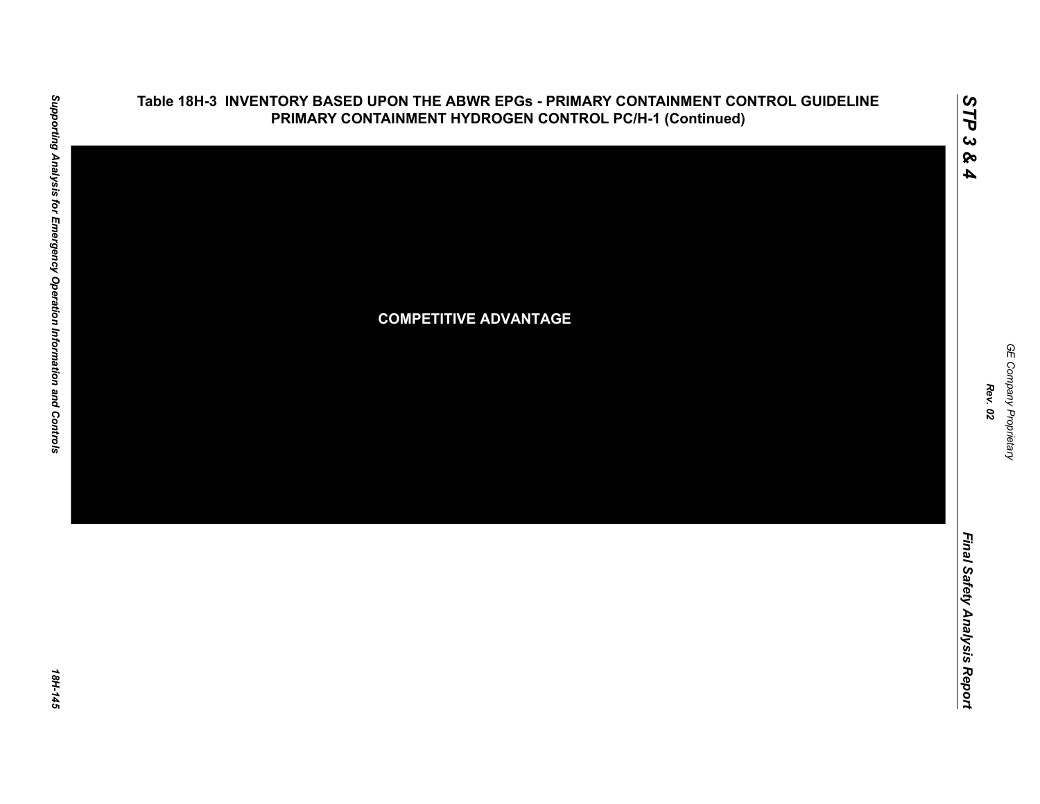**Table 18H-3 INVENTORY BASED UPON THE ABWR EPGs - PRIMARY CONTAINMENT CONTROL GUIDELINE PRIMARY CONTAINMENT HYDROGEN CONTROL PC/H-1 (Continued)**

COMPETITIVE ADVANTAGE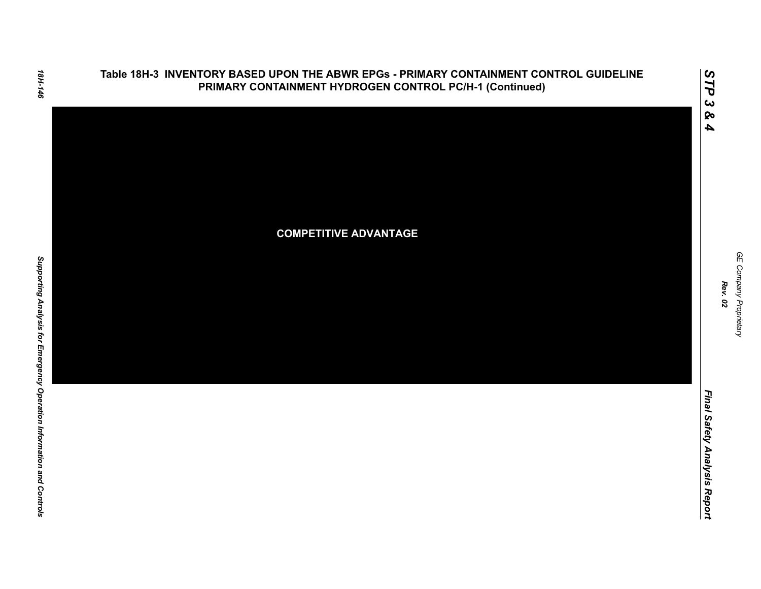# Table 18H-3 INVENTORY BASED UPON THE ABWR EPGs - PRIMARY CONTAINMENT CONTROL GUIDELINE PRIMARY CONTAINMENT HYDROGEN CONTROL PC/H-1 (Continued)

COMPETITIVE ADVANTAGE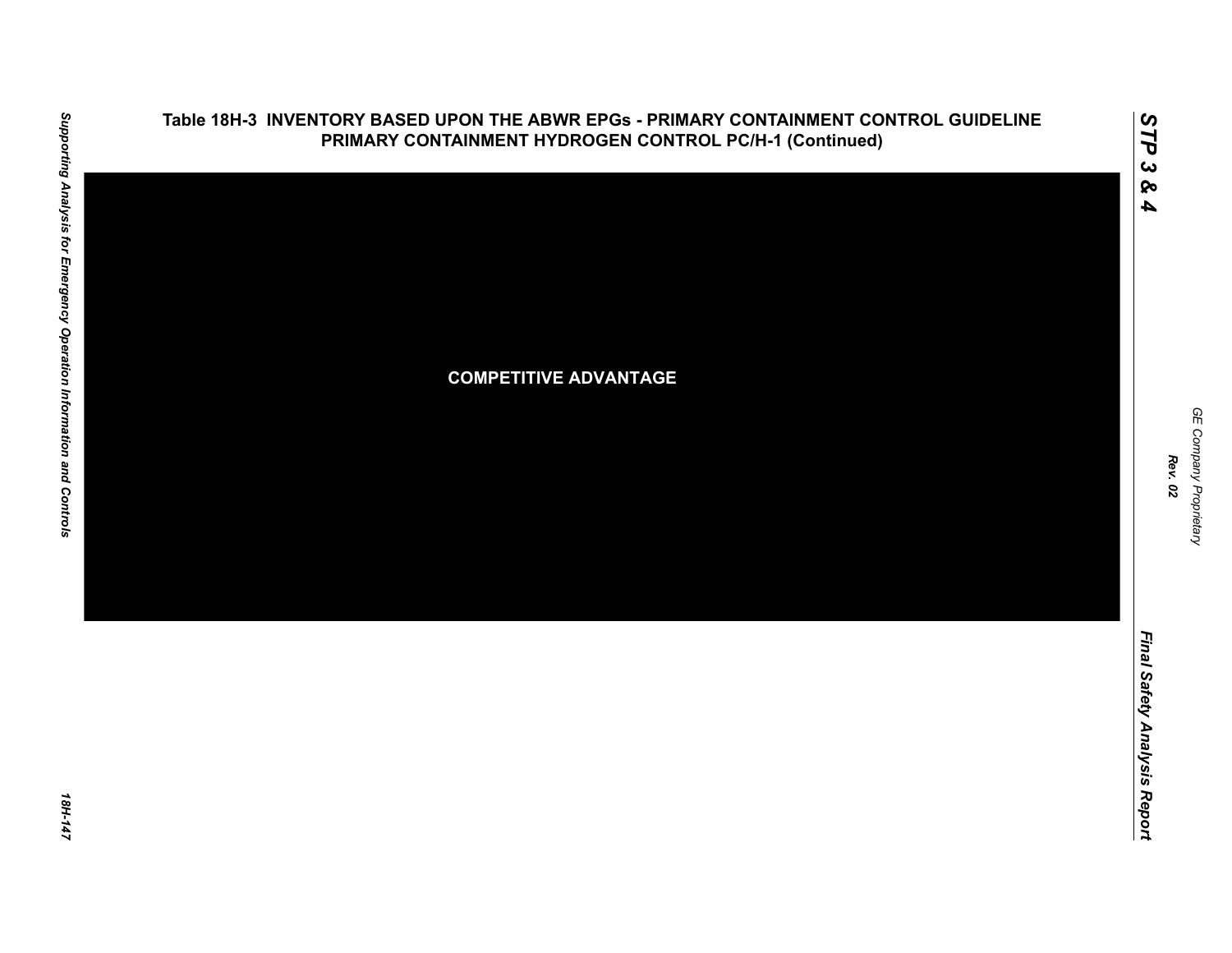**Table 18H-3 INVENTORY BASED UPON THE ABWR EPGs - PRIMARY CONTAINMENT CONTROL GUIDELINE PRIMARY CONTAINMENT HYDROGEN CONTROL PC/H-1 (Continued)**

**COMPETITIVE ADVANTAGE**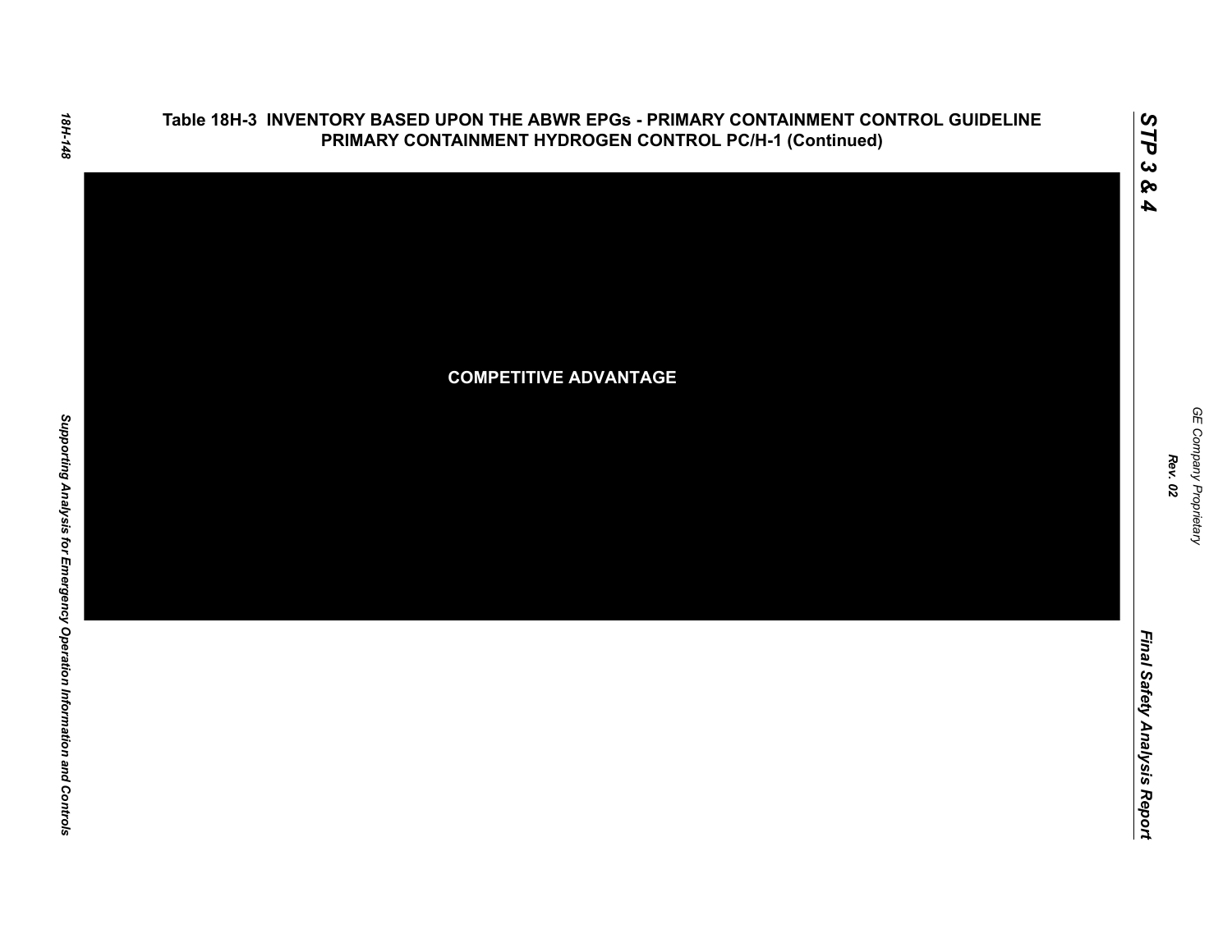## Table 18H-3 INVENTORY BASED UPON THE ABWR EPGs - PRIMARY CONTAINMENT CONTROL GUIDELINE PRIMARY CONTAINMENT HYDROGEN CONTROL PC/H-1 (Continued)

COMPETITIVE ADVANTAGE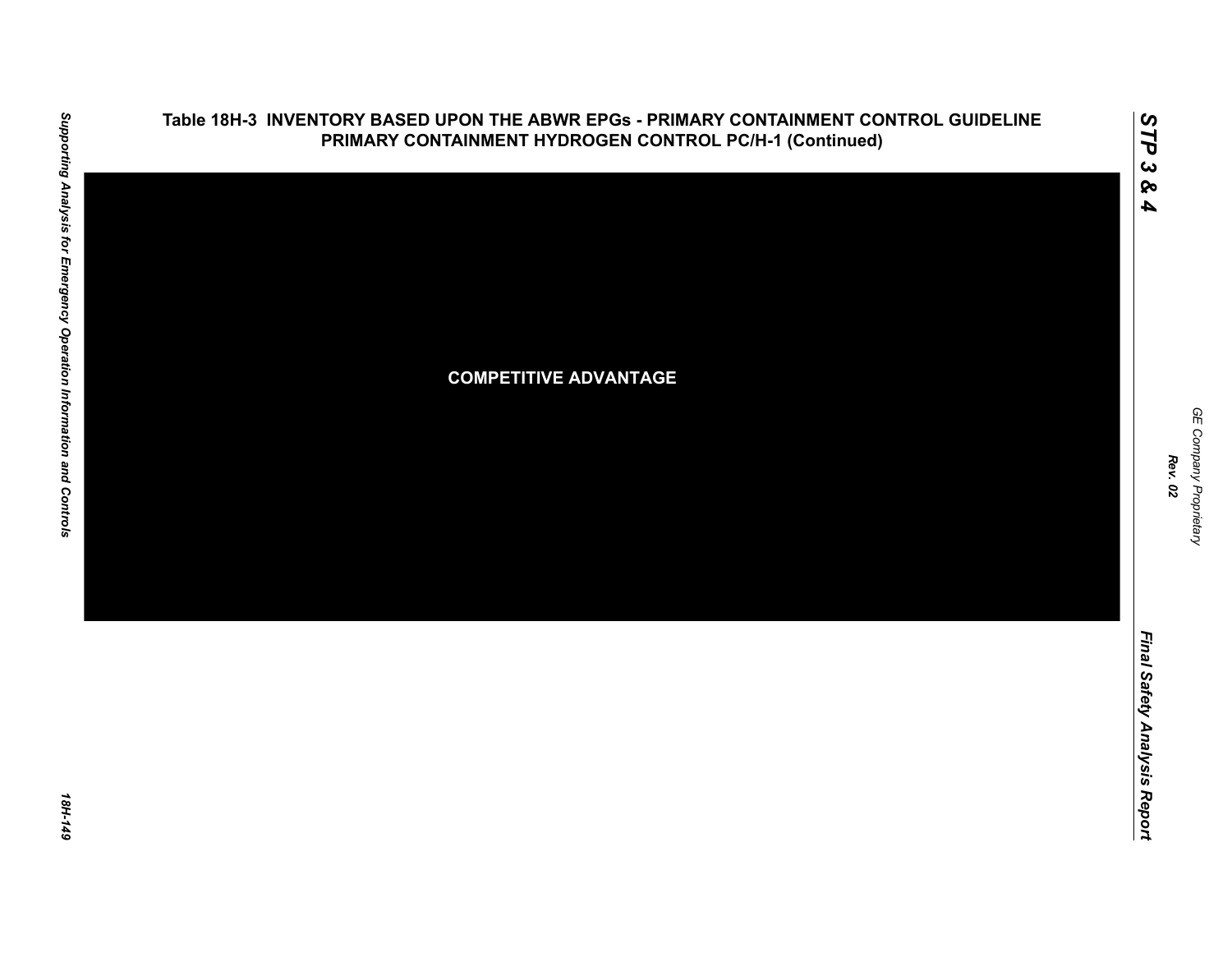# Table 18H-3 INVENTORY BASED UPON THE ABWR EPGs - PRIMARY CONTAINMENT CONTROL GUIDELINE PRIMARY CONTAINMENT HYDROGEN CONTROL PC/H-1 (Continued)

COMPETITIVE ADVANTAGE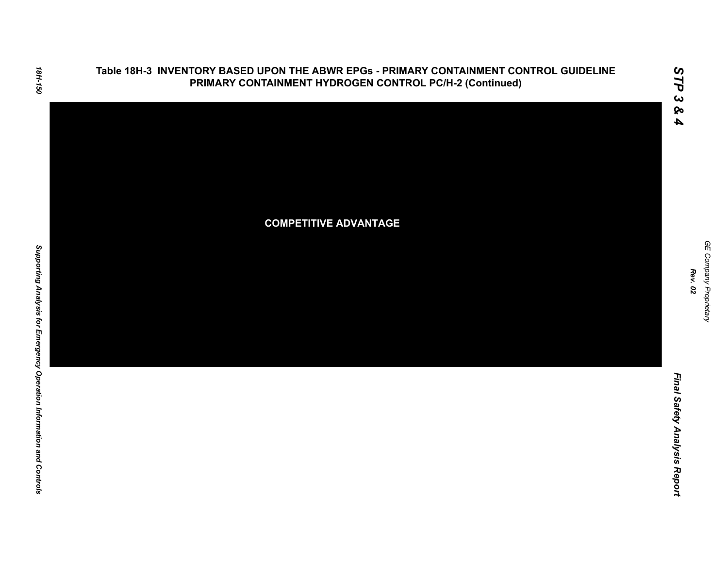## Table 18H-3 INVENTORY BASED UPON THE ABWR EPGs - PRIMARY CONTAINMENT CONTROL GUIDELINE PRIMARY CONTAINMENT HYDROGEN CONTROL PC/H-2 (Continued)

**COMPETITIVE ADVANTAGE**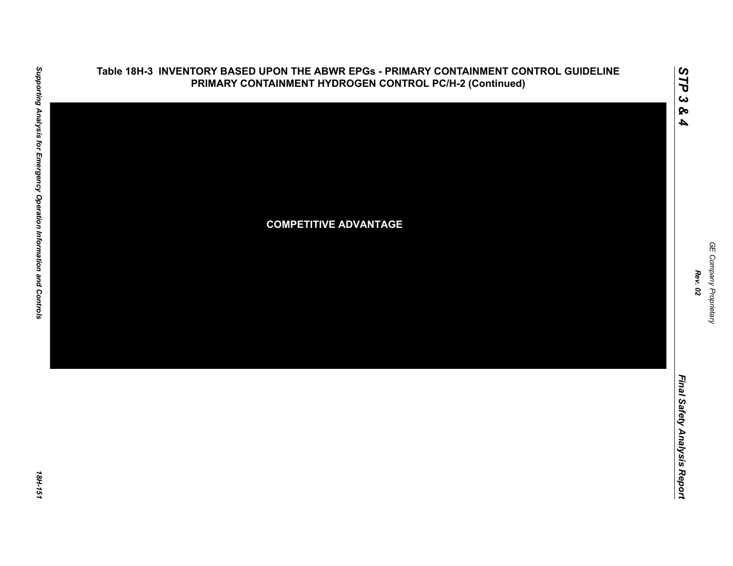## Table 18H-3 INVENTORY BASED UPON THE ABWR EPGs - PRIMARY CONTAINMENT CONTROL GUIDELINE PRIMARY CONTAINMENT HYDROGEN CONTROL PC/H-2 (Continued)

COMPETITIVE ADVANTAGE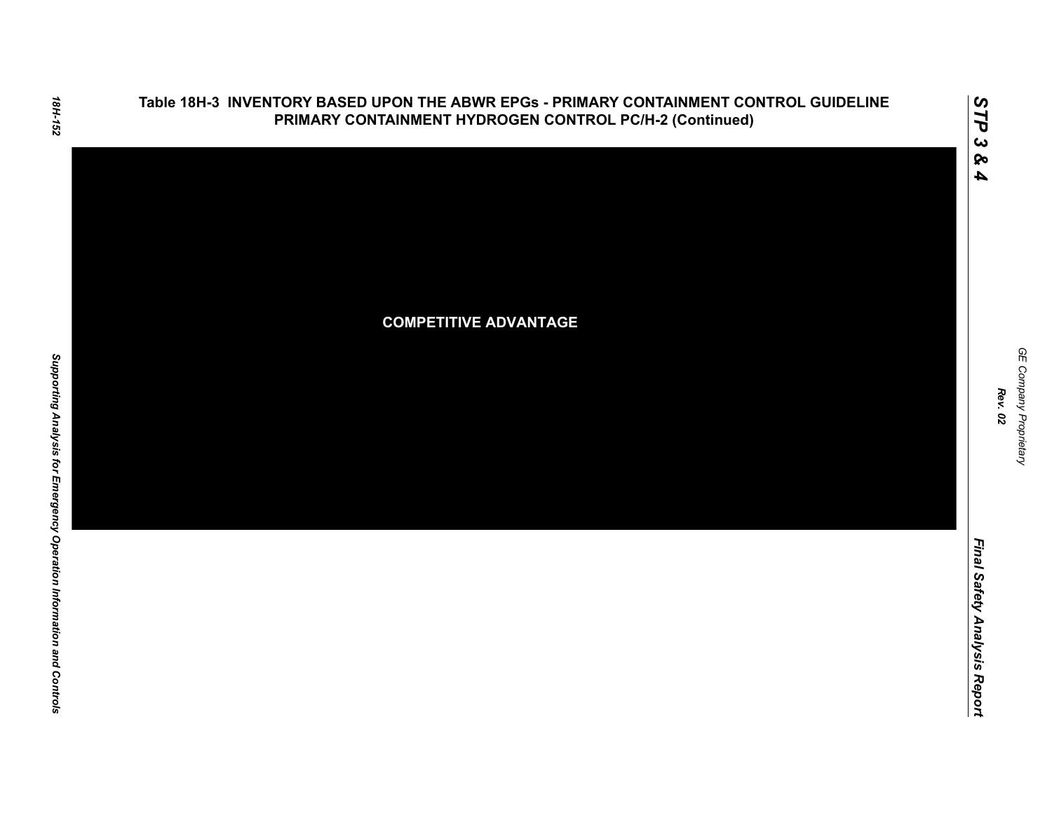## Table 18H-3 INVENTORY BASED UPON THE ABWR EPGs - PRIMARY CONTAINMENT CONTROL GUIDELINE PRIMARY CONTAINMENT HYDROGEN CONTROL PC/H-2 (Continued)

**COMPETITIVE ADVANTAGE**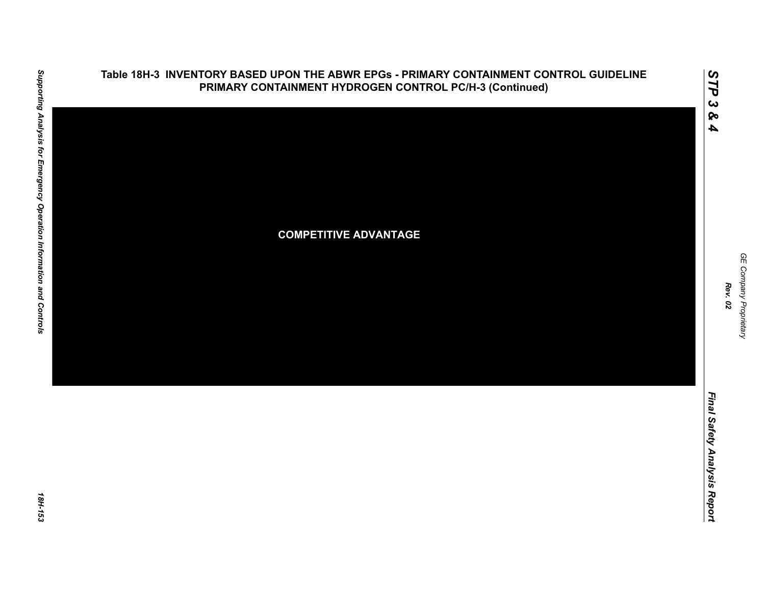## Table 18H-3 INVENTORY BASED UPON THE ABWR EPGs - PRIMARY CONTAINMENT CONTROL GUIDELINE PRIMARY CONTAINMENT HYDROGEN CONTROL PC/H-3 (Continued)

COMPETITIVE ADVANTAGE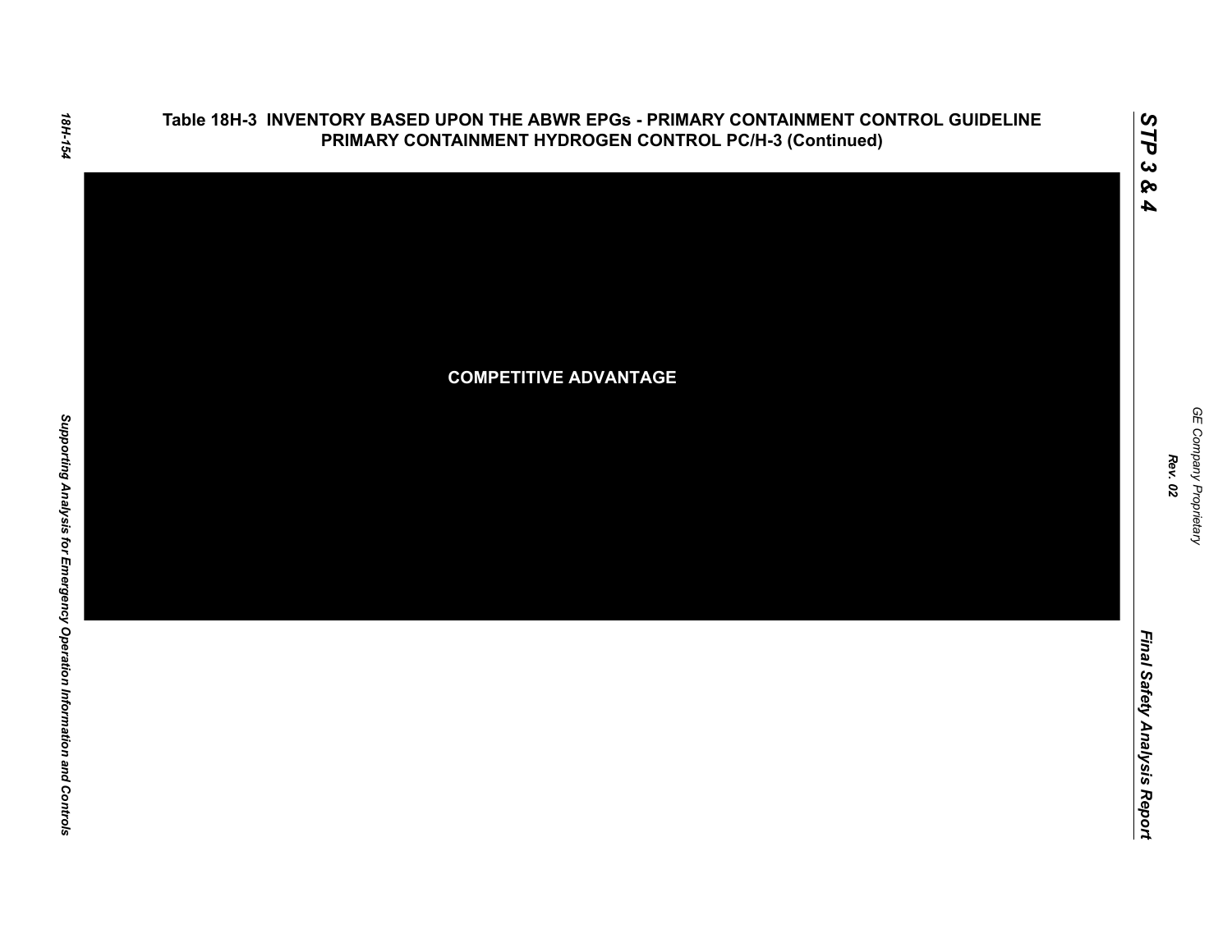## Table 18H-3 INVENTORY BASED UPON THE ABWR EPGs - PRIMARY CONTAINMENT CONTROL GUIDELINE PRIMARY CONTAINMENT HYDROGEN CONTROL PC/H-3 (Continued)

**COMPETITIVE ADVANTAGE**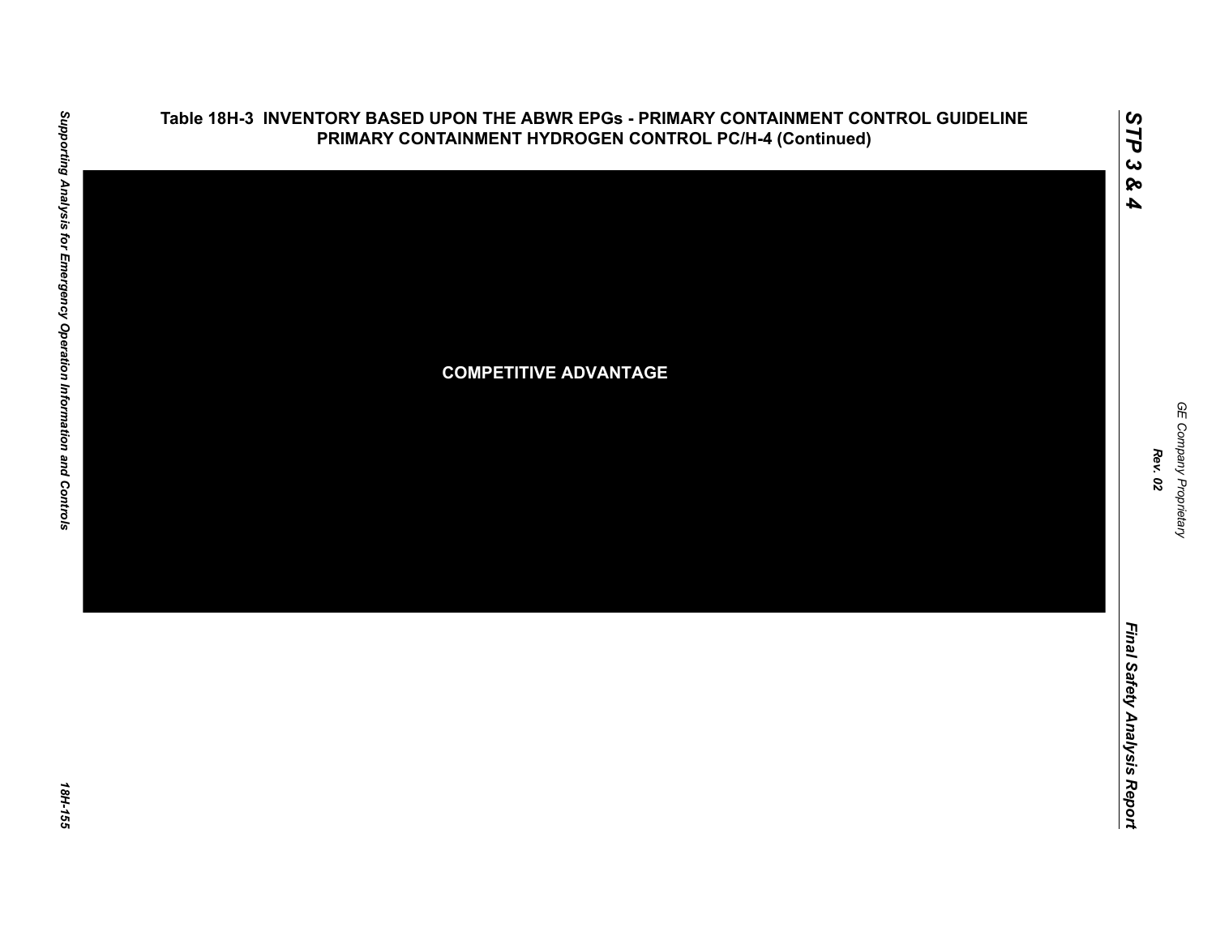## Table 18H-3 INVENTORY BASED UPON THE ABWR EPGs - PRIMARY CONTAINMENT CONTROL GUIDELINE PRIMARY CONTAINMENT HYDROGEN CONTROL PC/H-4 (Continued)

COMPETITIVE ADVANTAGE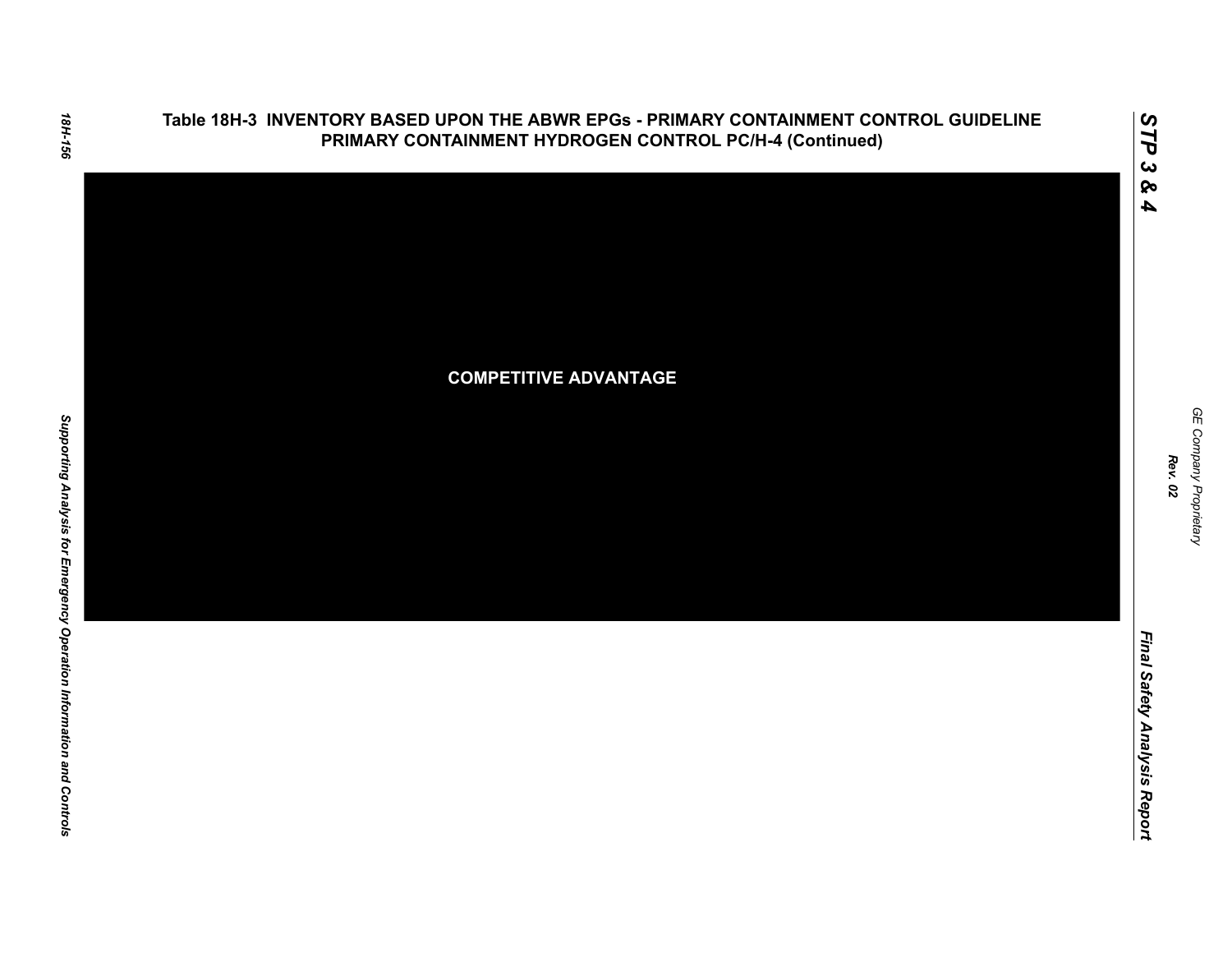## Table 18H-3 INVENTORY BASED UPON THE ABWR EPGs - PRIMARY CONTAINMENT CONTROL GUIDELINE PRIMARY CONTAINMENT HYDROGEN CONTROL PC/H-4 (Continued)

COMPETITIVE ADVANTAGE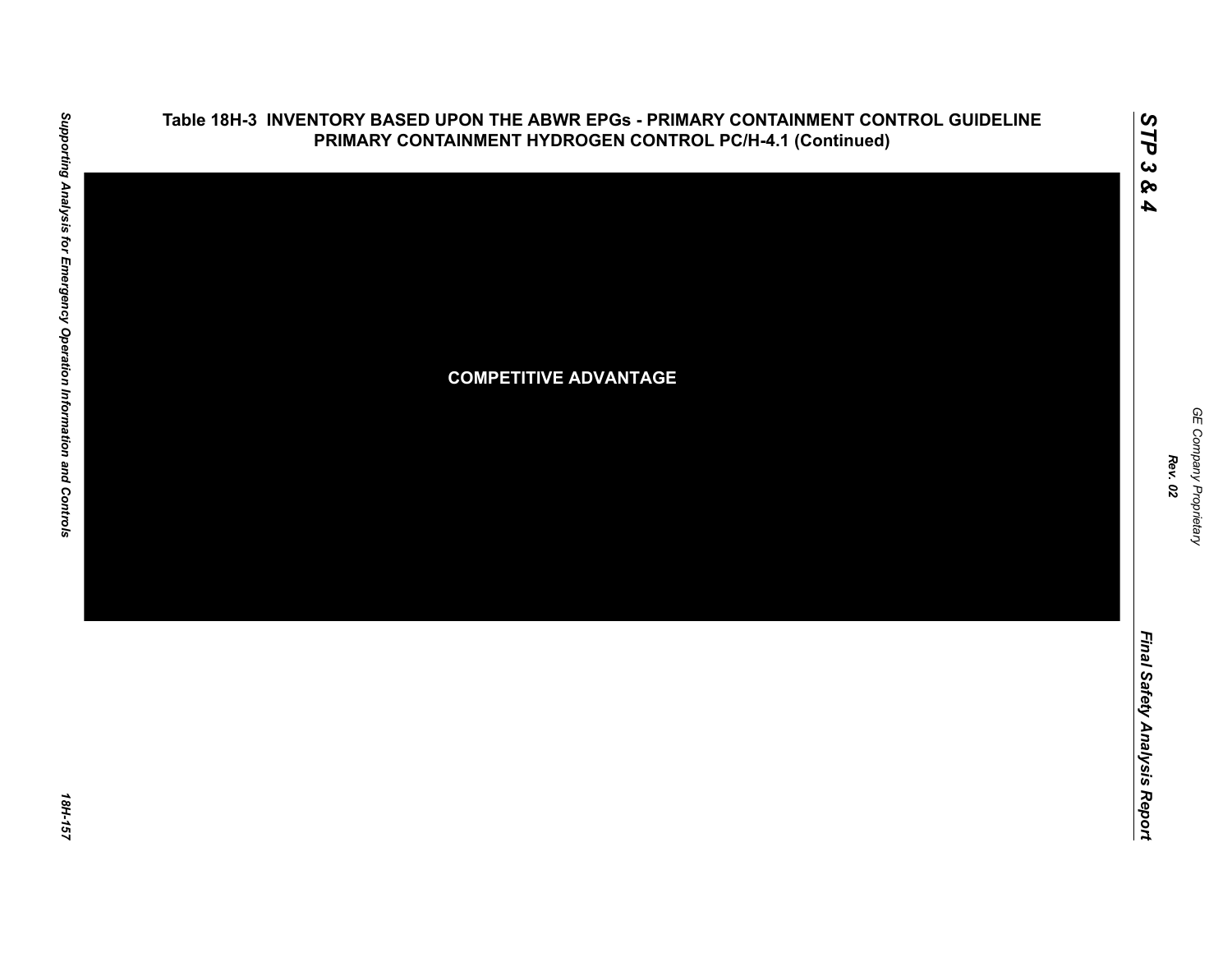# Table 18H-3 INVENTORY BASED UPON THE ABWR EPGs - PRIMARY CONTAINMENT CONTROL GUIDELINE PRIMARY CONTAINMENT HYDROGEN CONTROL PC/H-4.1 (Continued)

COMPETITIVE ADVANTAGE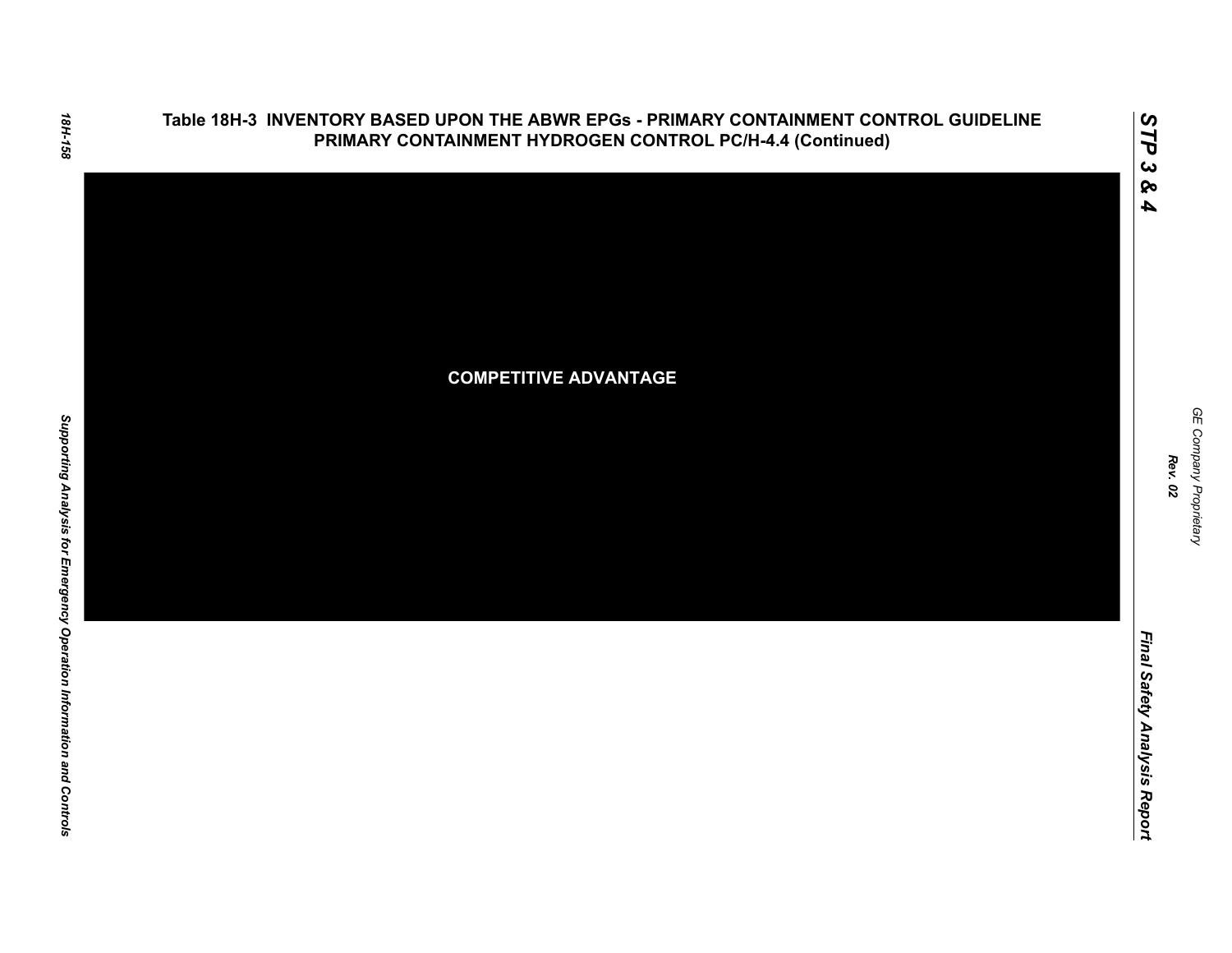## Table 18H-3 INVENTORY BASED UPON THE ABWR EPGs - PRIMARY CONTAINMENT CONTROL GUIDELINE PRIMARY CONTAINMENT HYDROGEN CONTROL PC/H-4.4 (Continued)

**COMPETITIVE ADVANTAGE**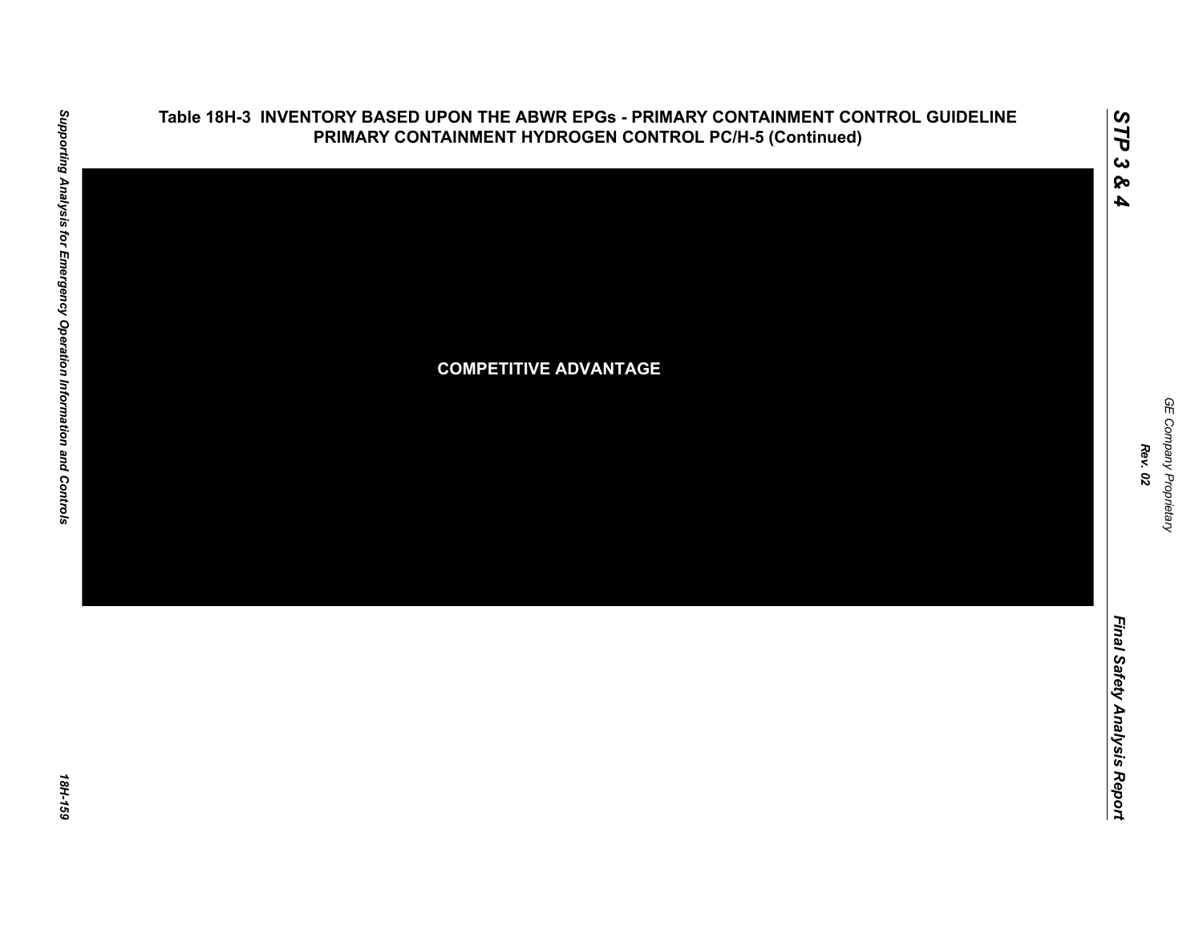**Table 18H-3 INVENTORY BASED UPON THE ABWR EPGs - PRIMARY CONTAINMENT CONTROL GUIDELINE PRIMARY CONTAINMENT HYDROGEN CONTROL PC/H-5 (Continued)**

**COMPETITIVE ADVANTAGE**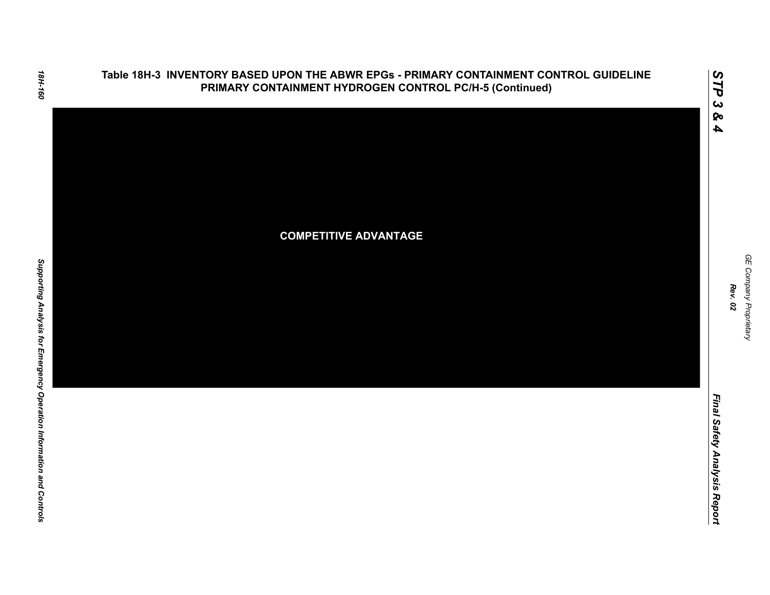## Table 18H-3 INVENTORY BASED UPON THE ABWR EPGs - PRIMARY CONTAINMENT CONTROL GUIDELINE PRIMARY CONTAINMENT HYDROGEN CONTROL PC/H-5 (Continued)

**COMPETITIVE ADVANTAGE**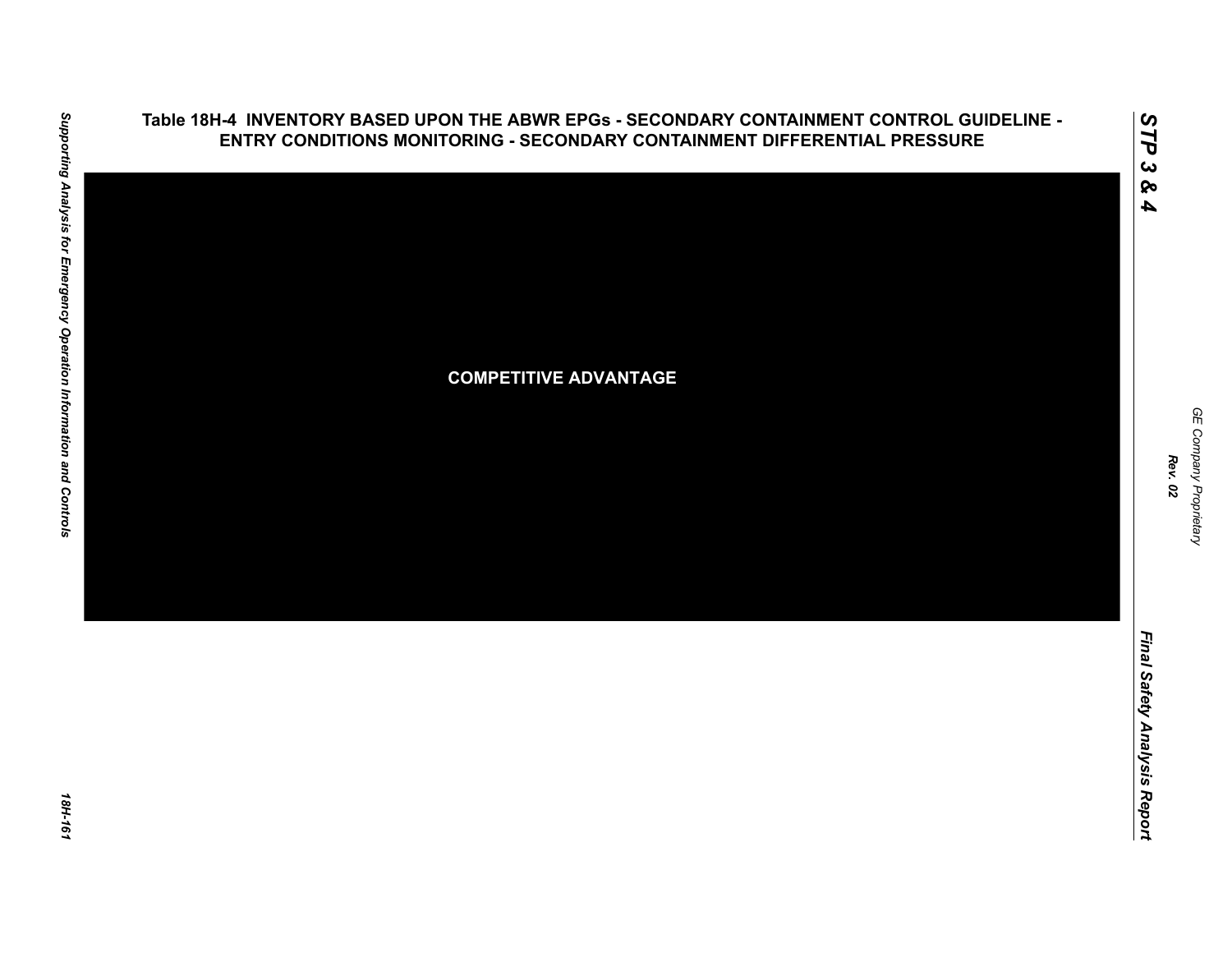## Table 18H-4 INVENTORY BASED UPON THE ABWR EPGs - SECONDARY CONTAINMENT CONTROL GUIDELINE - ENTRY CONDITIONS MONITORING - SECONDARY CONTAINMENT DIFFERENTIAL PRESSURE

**COMPETITIVE ADVANTAGE**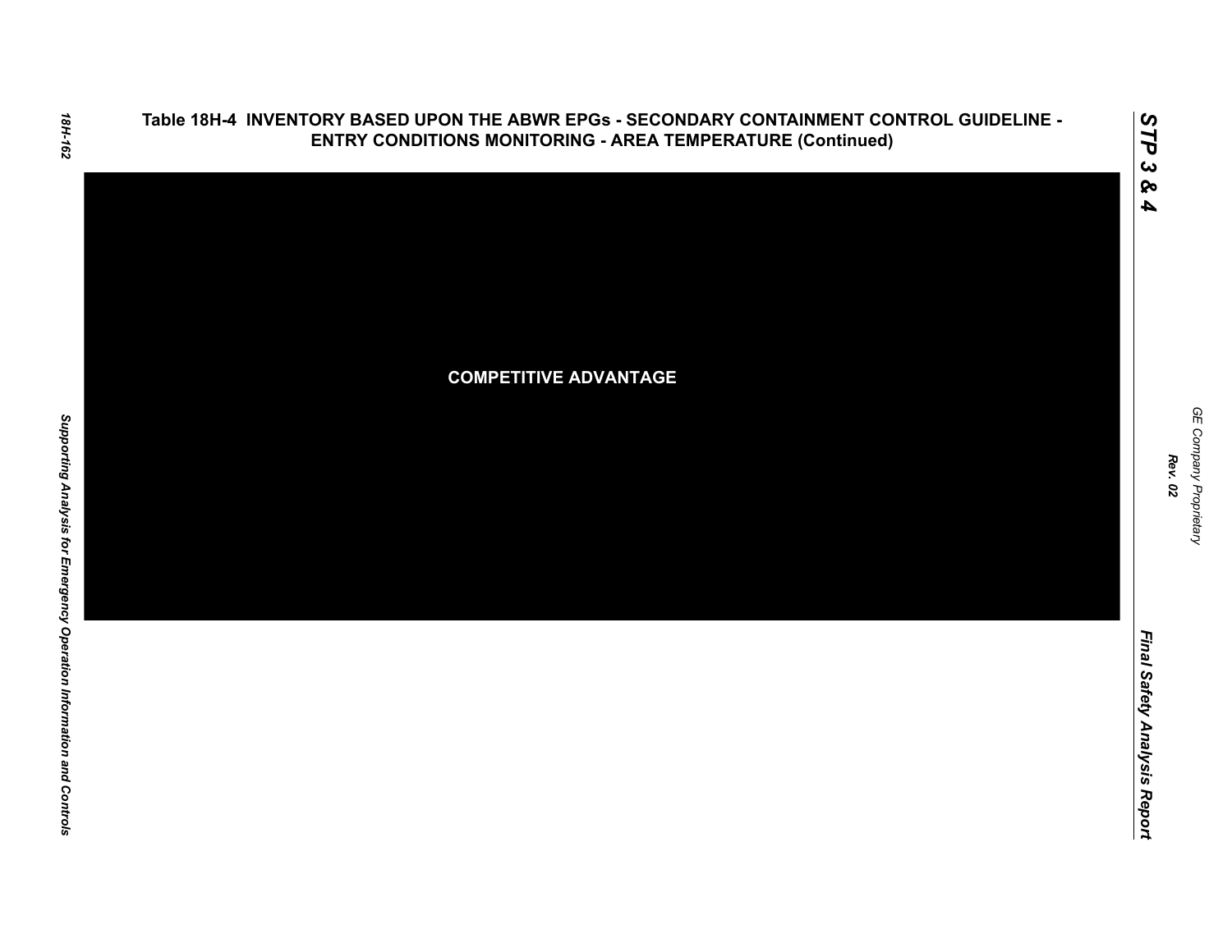# Table 18H-4 INVENTORY BASED UPON THE ABWR EPGs - SECONDARY CONTAINMENT CONTROL GUIDELINE - ENTRY CONDITIONS MONITORING - AREA TEMPERATURE (Continued)

**COMPETITIVE ADVANTAGE**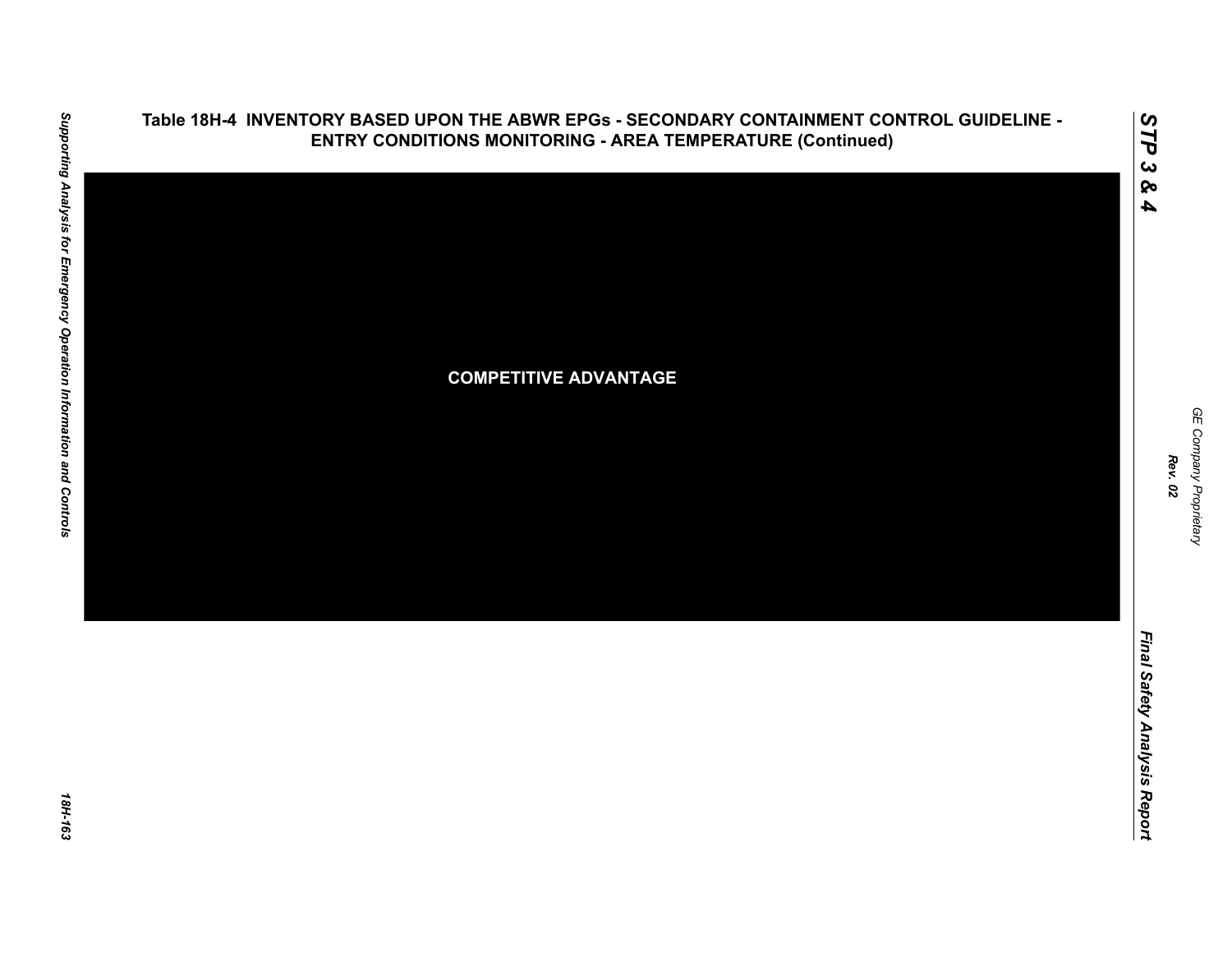# Table 18H-4 INVENTORY BASED UPON THE ABWR EPGs - SECONDARY CONTAINMENT CONTROL GUIDELINE - ENTRY CONDITIONS MONITORING - AREA TEMPERATURE (Continued)

COMPETITIVE ADVANTAGE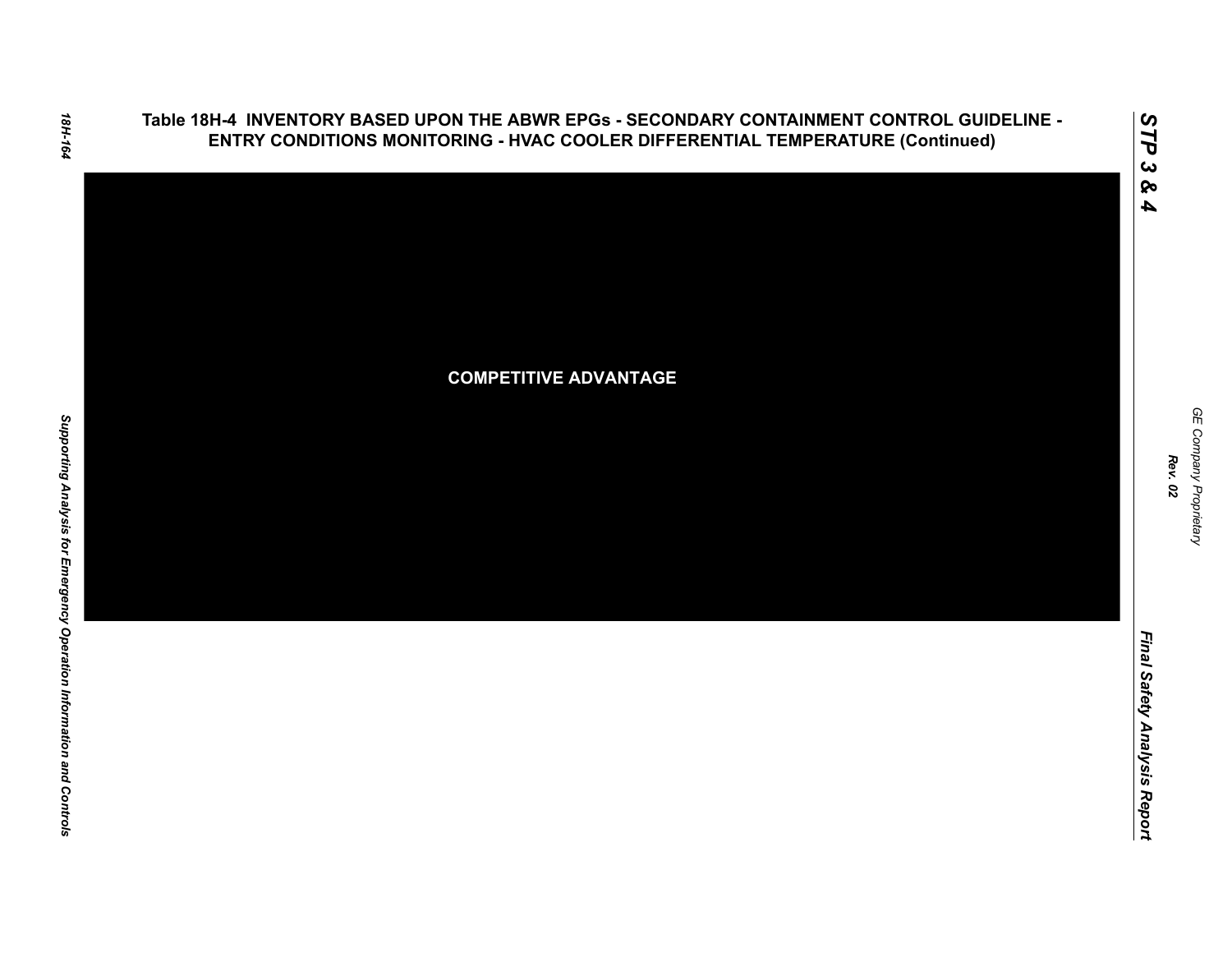## Table 18H-4 INVENTORY BASED UPON THE ABWR EPGs - SECONDARY CONTAINMENT CONTROL GUIDELINE - ENTRY CONDITIONS MONITORING - HVAC COOLER DIFFERENTIAL TEMPERATURE (Continued)

COMPETITIVE ADVANTAGE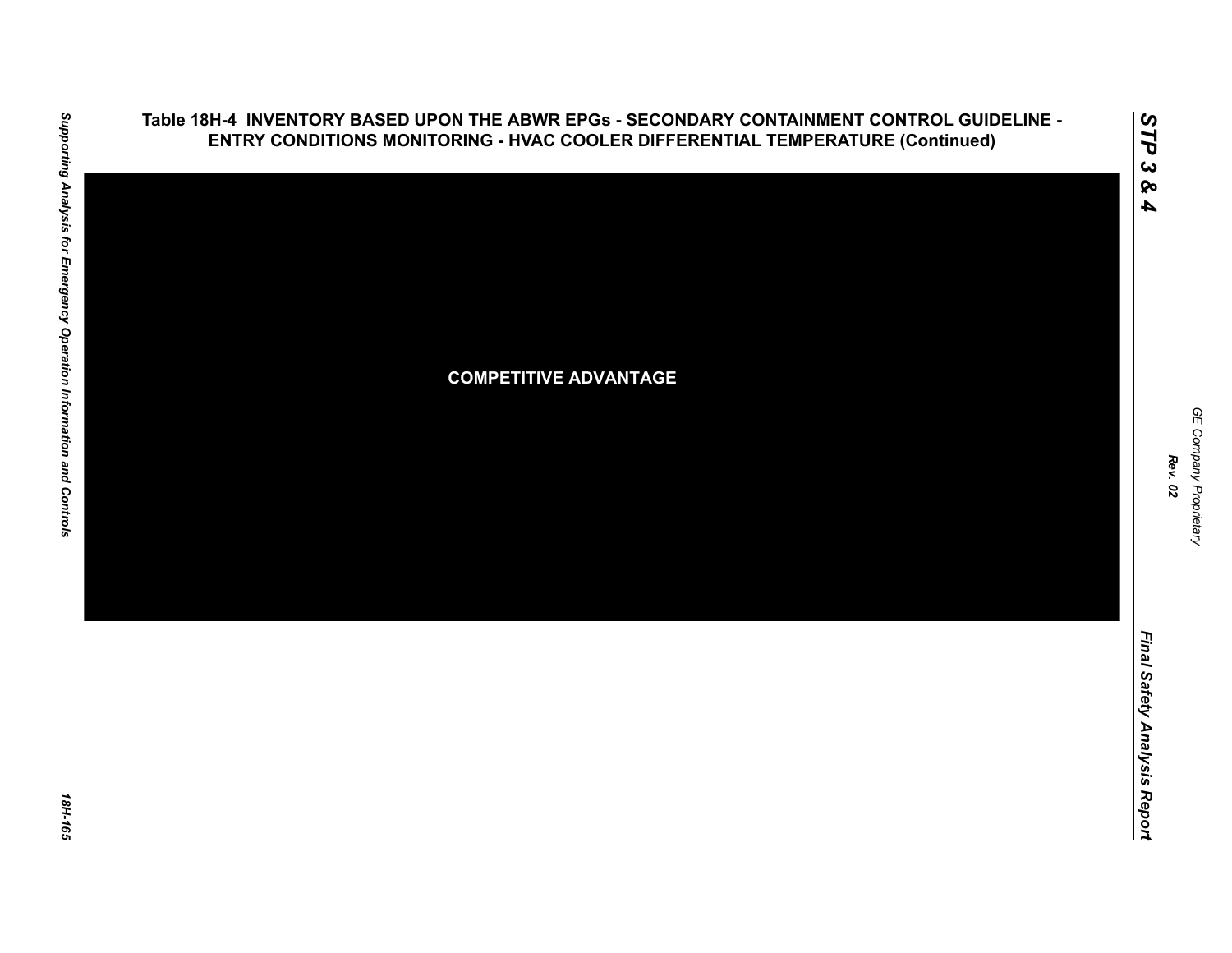# Table 18H-4 INVENTORY BASED UPON THE ABWR EPGs - SECONDARY CONTAINMENT CONTROL GUIDELINE - ENTRY CONDITIONS MONITORING - HVAC COOLER DIFFERENTIAL TEMPERATURE (Continued)

**COMPETITIVE ADVANTAGE**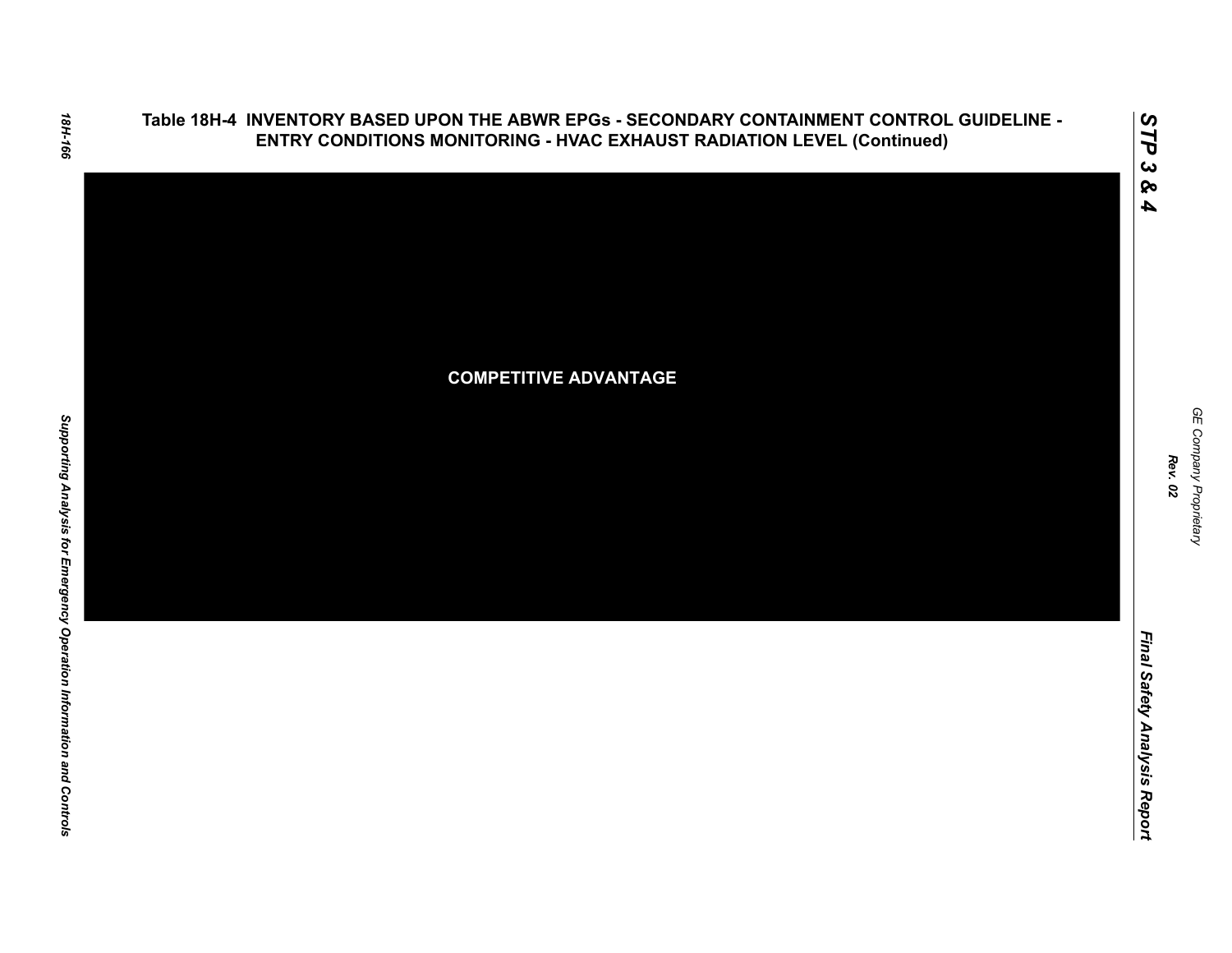# Table 18H-4 INVENTORY BASED UPON THE ABWR EPGs - SECONDARY CONTAINMENT CONTROL GUIDELINE - ENTRY CONDITIONS MONITORING - HVAC EXHAUST RADIATION LEVEL (Continued)

COMPETITIVE ADVANTAGE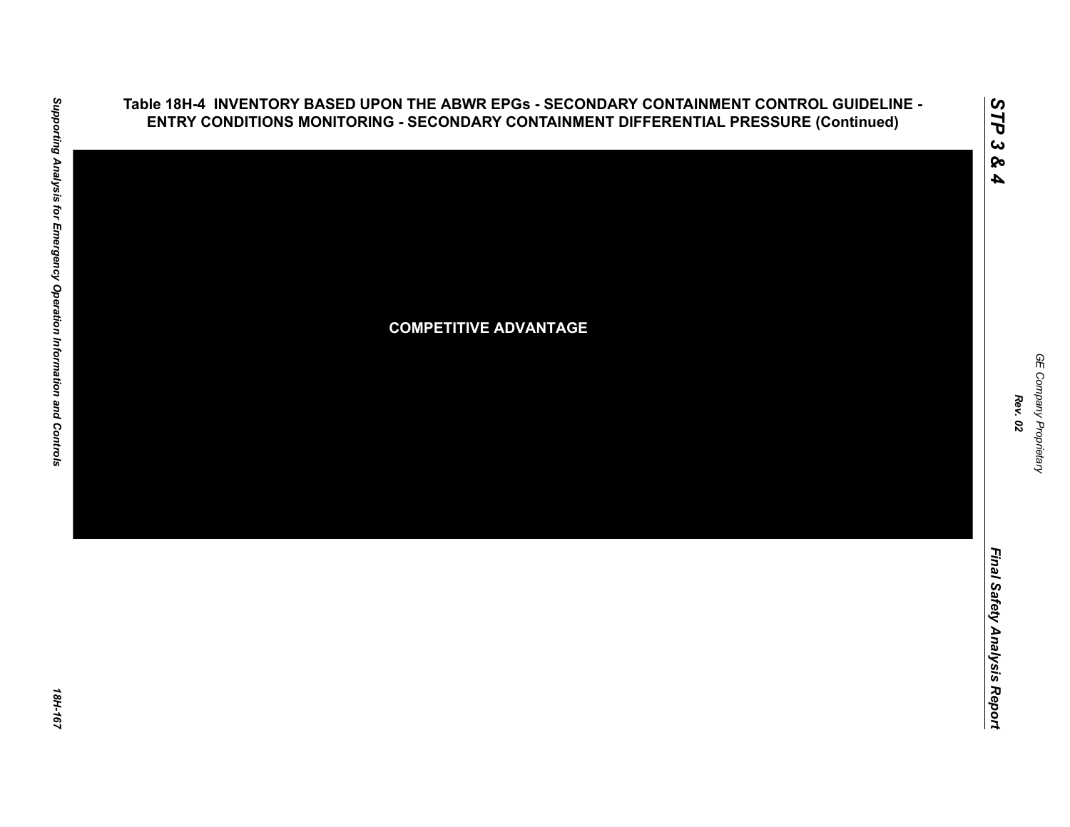## Table 18H-4 INVENTORY BASED UPON THE ABWR EPGs - SECONDARY CONTAINMENT CONTROL GUIDELINE - ENTRY CONDITIONS MONITORING - SECONDARY CONTAINMENT DIFFERENTIAL PRESSURE (Continued)

COMPETITIVE ADVANTAGE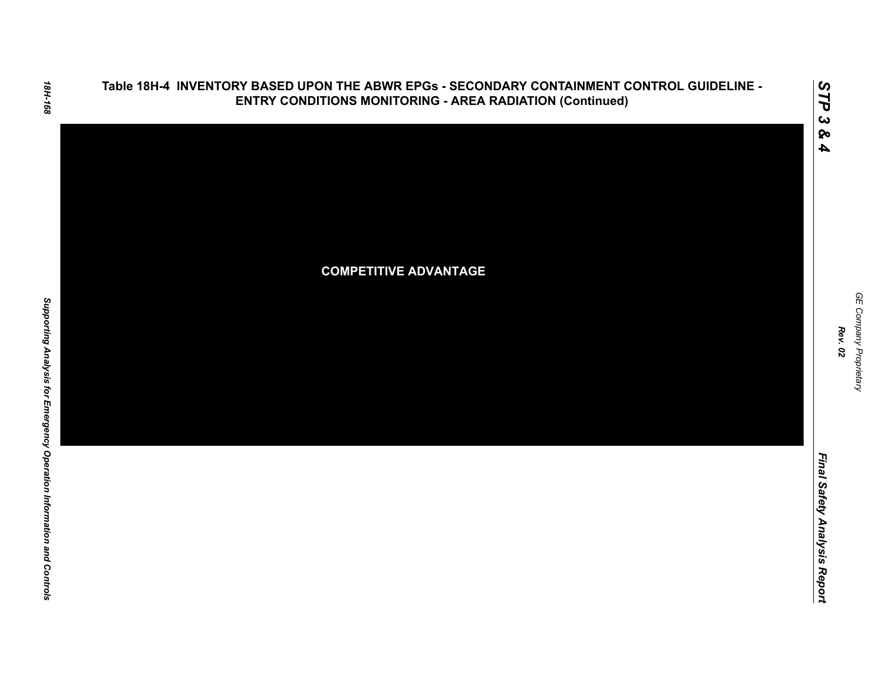Table 18H-4 INVENTORY BASED UPON THE ABWR EPGs - SECONDARY CONTAINMENT CONTROL GUIDELINE - ENTRY CONDITIONS MONITORING - AREA RADIATION (Continued)

COMPETITIVE ADVANTAGE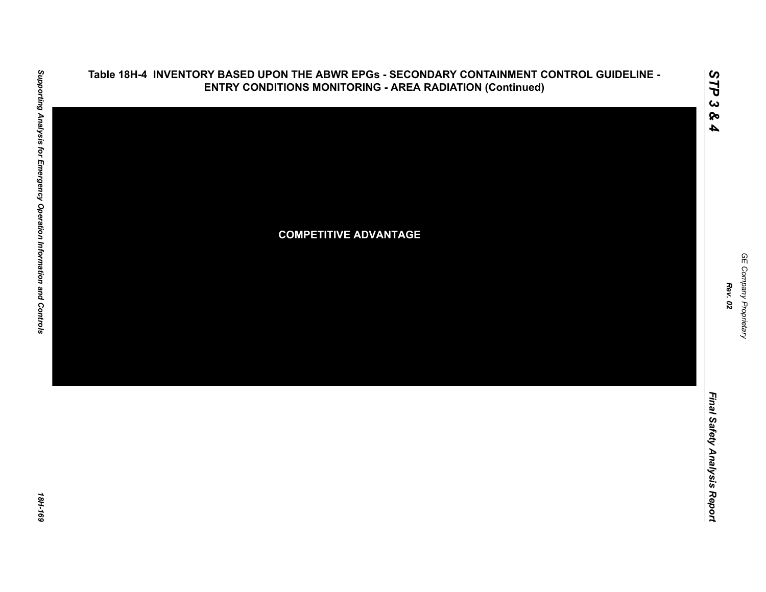**Table 18H-4 INVENTORY BASED UPON THE ABWR EPGs - SECONDARY CONTAINMENT CONTROL GUIDELINE - ENTRY CONDITIONS MONITORING - AREA RADIATION (Continued)**

**COMPETITIVE ADVANTAGE**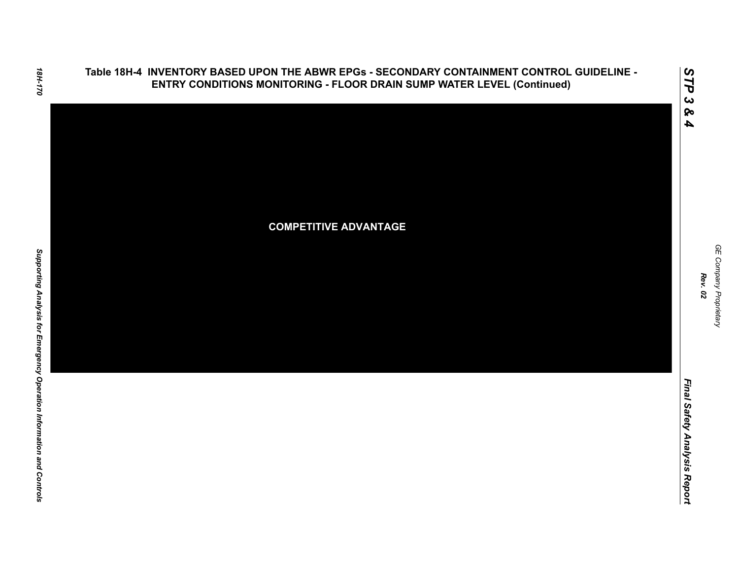## Table 18H-4 INVENTORY BASED UPON THE ABWR EPGs - SECONDARY CONTAINMENT CONTROL GUIDELINE - ENTRY CONDITIONS MONITORING - FLOOR DRAIN SUMP WATER LEVEL (Continued)

**COMPETITIVE ADVANTAGE**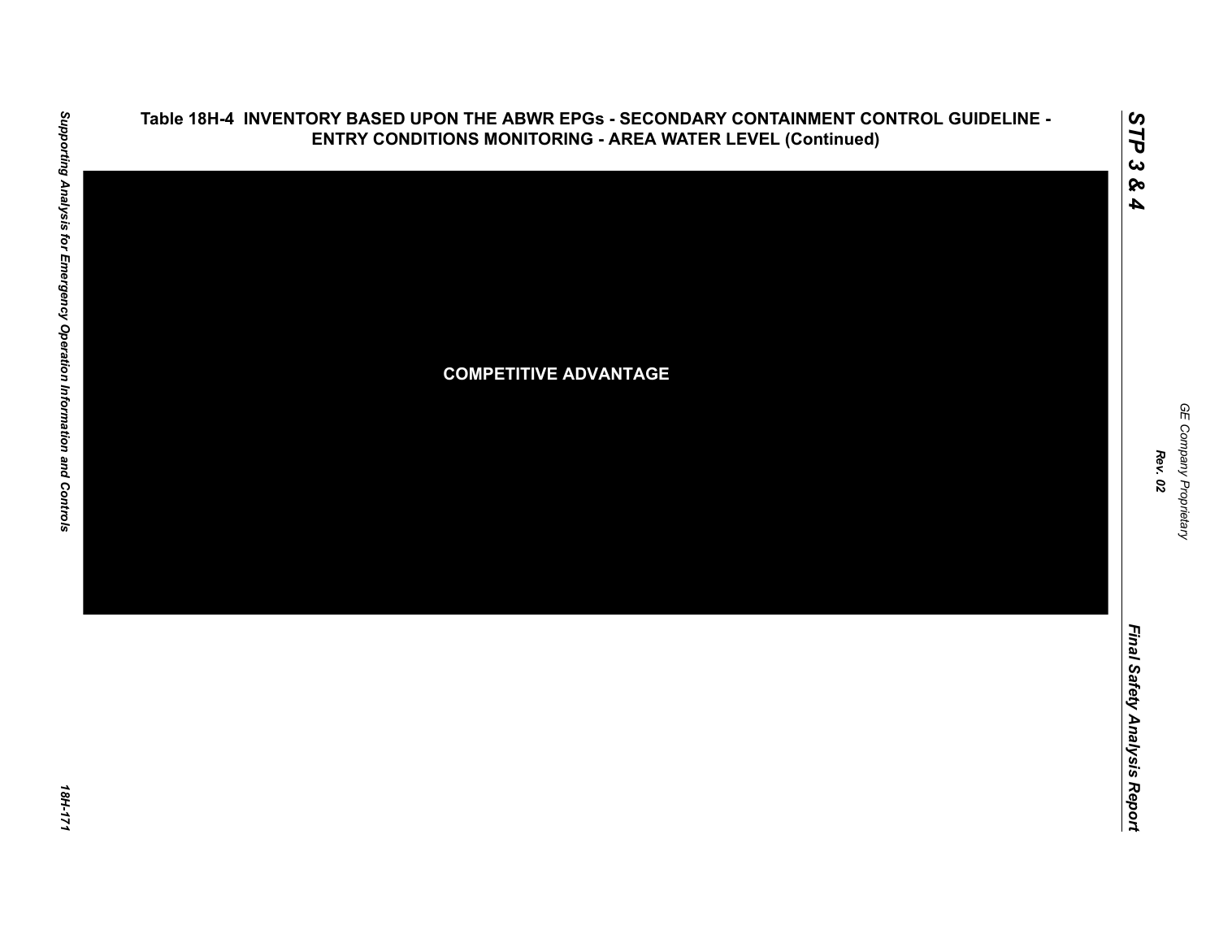## Table 18H-4 INVENTORY BASED UPON THE ABWR EPGs - SECONDARY CONTAINMENT CONTROL GUIDELINE - ENTRY CONDITIONS MONITORING - AREA WATER LEVEL (Continued)

**COMPETITIVE ADVANTAGE**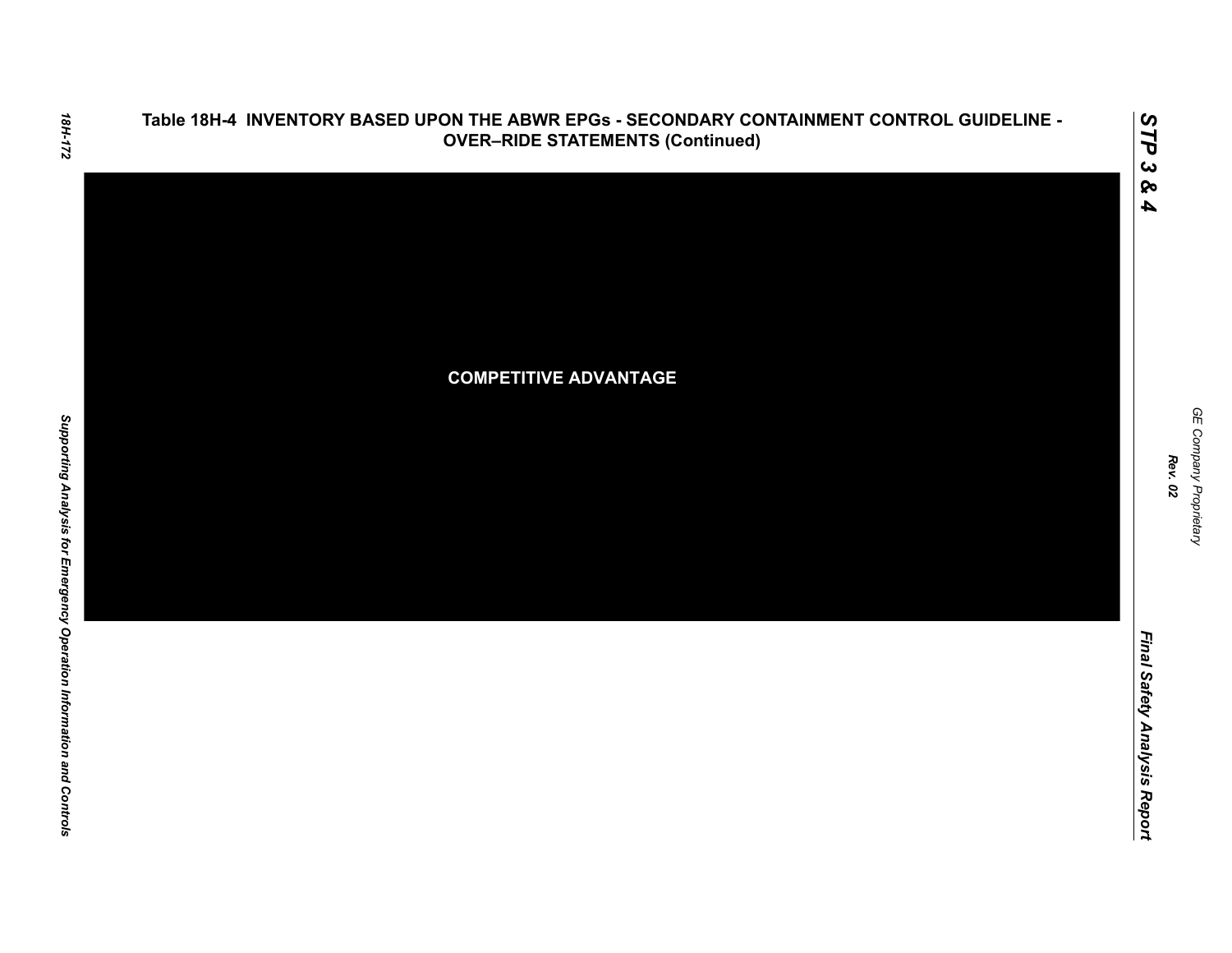## Table 18H-4 INVENTORY BASED UPON THE ABWR EPGs - SECONDARY CONTAINMENT CONTROL GUIDELINE - OVER–RIDE STATEMENTS (Continued)

**COMPETITIVE ADVANTAGE**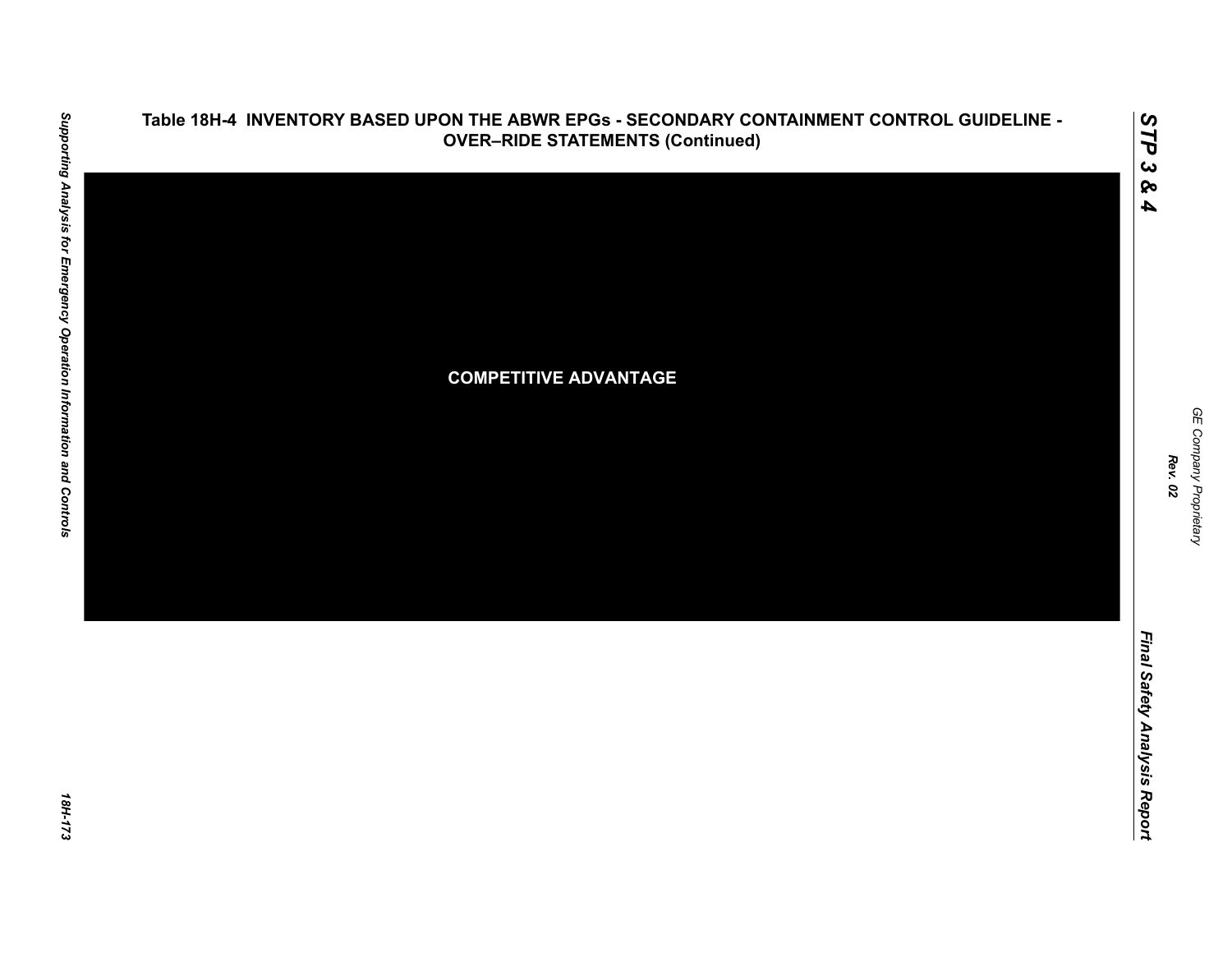# Table 18H-4 INVENTORY BASED UPON THE ABWR EPGs - SECONDARY CONTAINMENT CONTROL GUIDELINE - OVER–RIDE STATEMENTS (Continued)

**COMPETITIVE ADVANTAGE**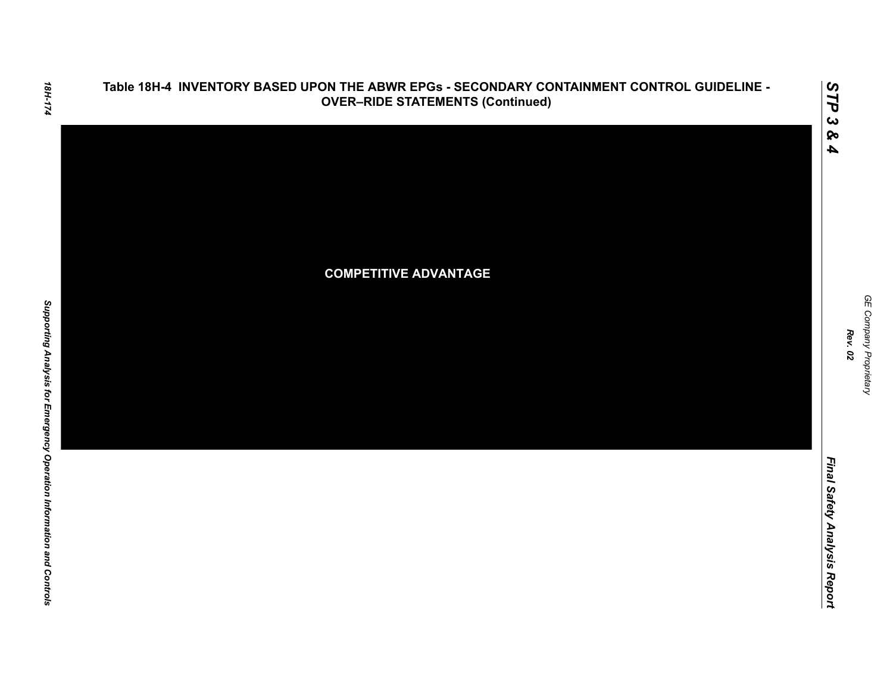## Table 18H-4 INVENTORY BASED UPON THE ABWR EPGs - SECONDARY CONTAINMENT CONTROL GUIDELINE - OVER–RIDE STATEMENTS (Continued)

**COMPETITIVE ADVANTAGE**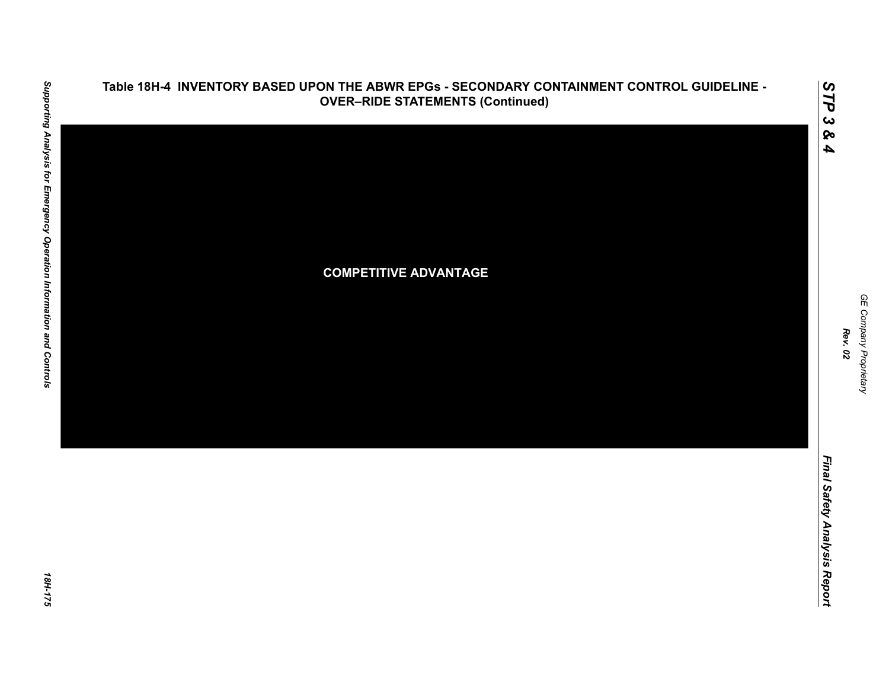# Table 18H-4 INVENTORY BASED UPON THE ABWR EPGs - SECONDARY CONTAINMENT CONTROL GUIDELINE - OVER–RIDE STATEMENTS (Continued)

**COMPETITIVE ADVANTAGE**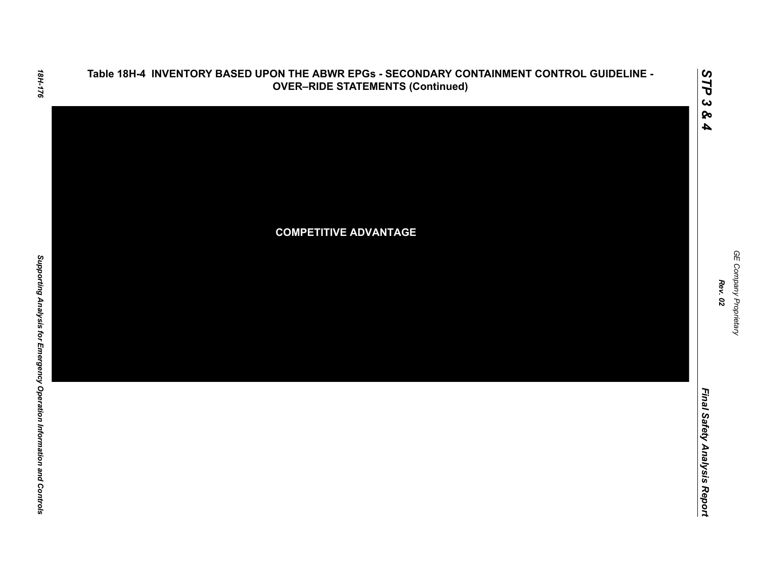## Table 18H-4 INVENTORY BASED UPON THE ABWR EPGs - SECONDARY CONTAINMENT CONTROL GUIDELINE - OVER–RIDE STATEMENTS (Continued)

**COMPETITIVE ADVANTAGE**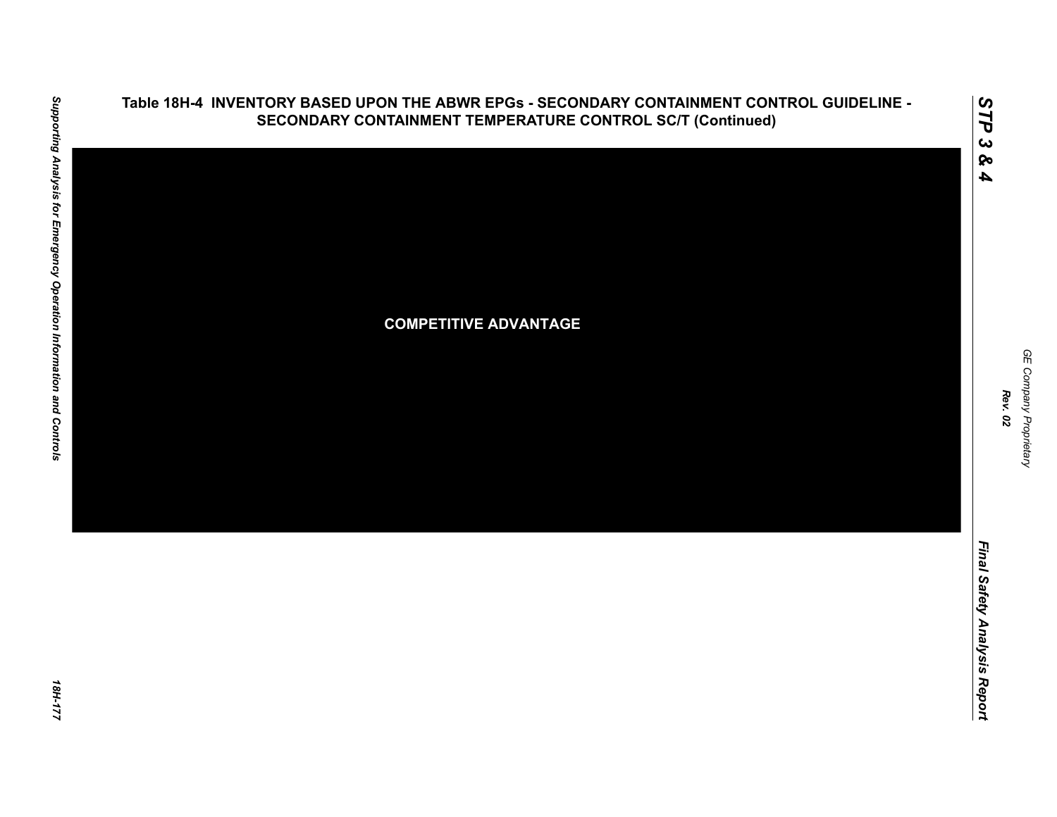**Table 18H-4 INVENTORY BASED UPON THE ABWR EPGs - SECONDARY CONTAINMENT CONTROL GUIDELINE - SECONDARY CONTAINMENT TEMPERATURE CONTROL SC/T (Continued)**

**COMPETITIVE ADVANTAGE**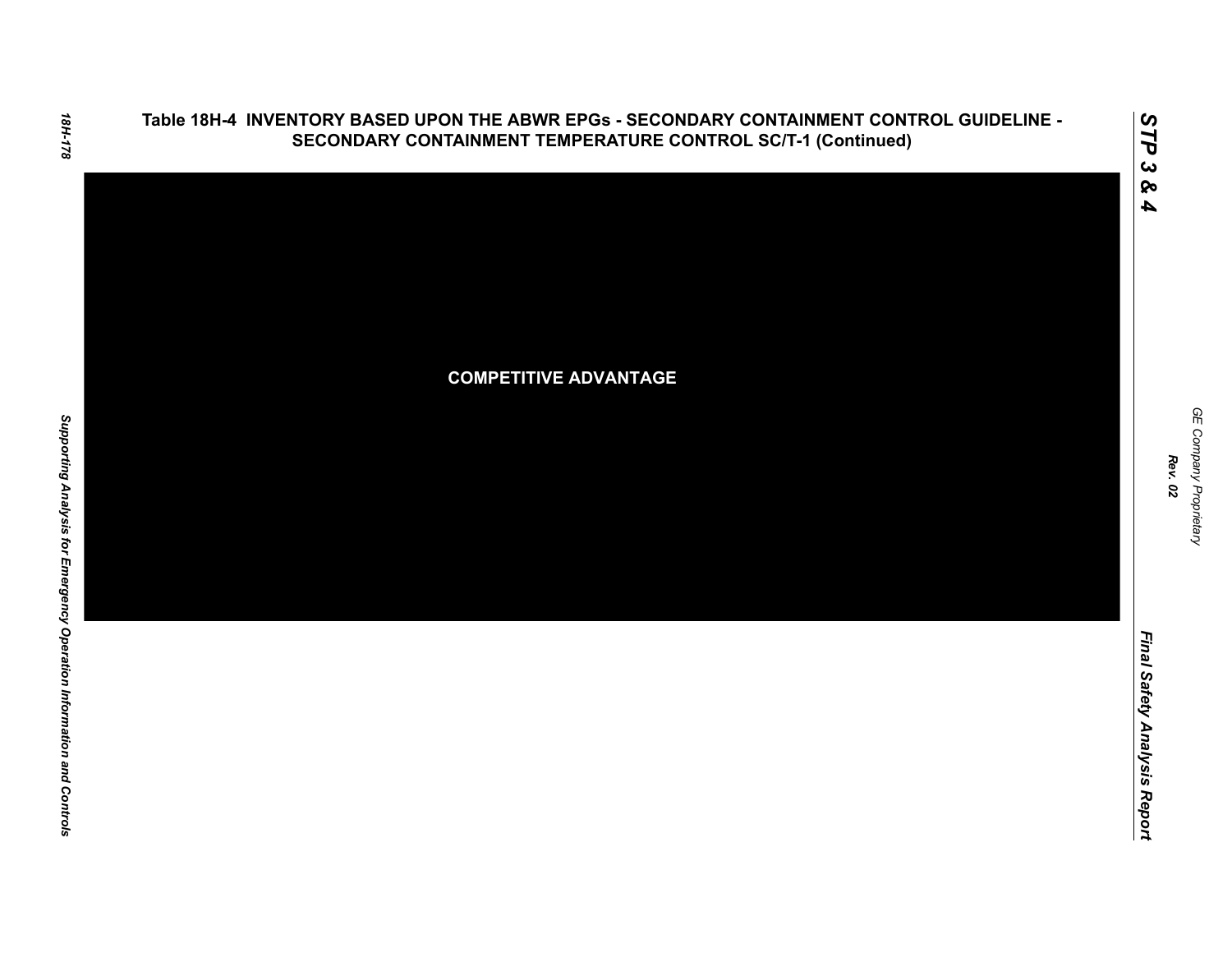# Table 18H-4 INVENTORY BASED UPON THE ABWR EPGs - SECONDARY CONTAINMENT CONTROL GUIDELINE - SECONDARY CONTAINMENT TEMPERATURE CONTROL SC/T-1 (Continued)

**COMPETITIVE ADVANTAGE**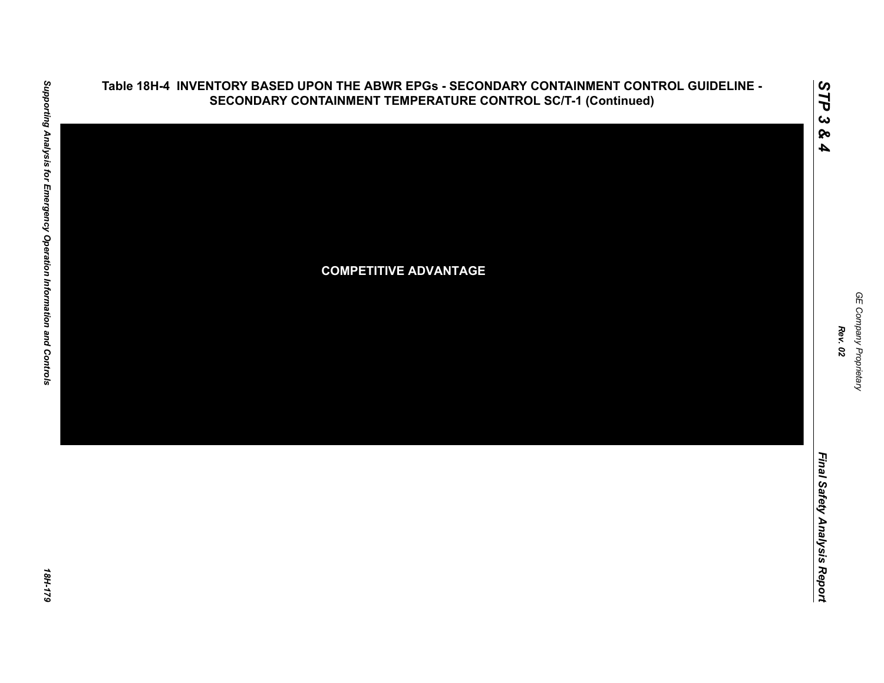**Table 18H-4 INVENTORY BASED UPON THE ABWR EPGs - SECONDARY CONTAINMENT CONTROL GUIDELINE - SECONDARY CONTAINMENT TEMPERATURE CONTROL SC/T-1 (Continued)**

COMPETITIVE ADVANTAGE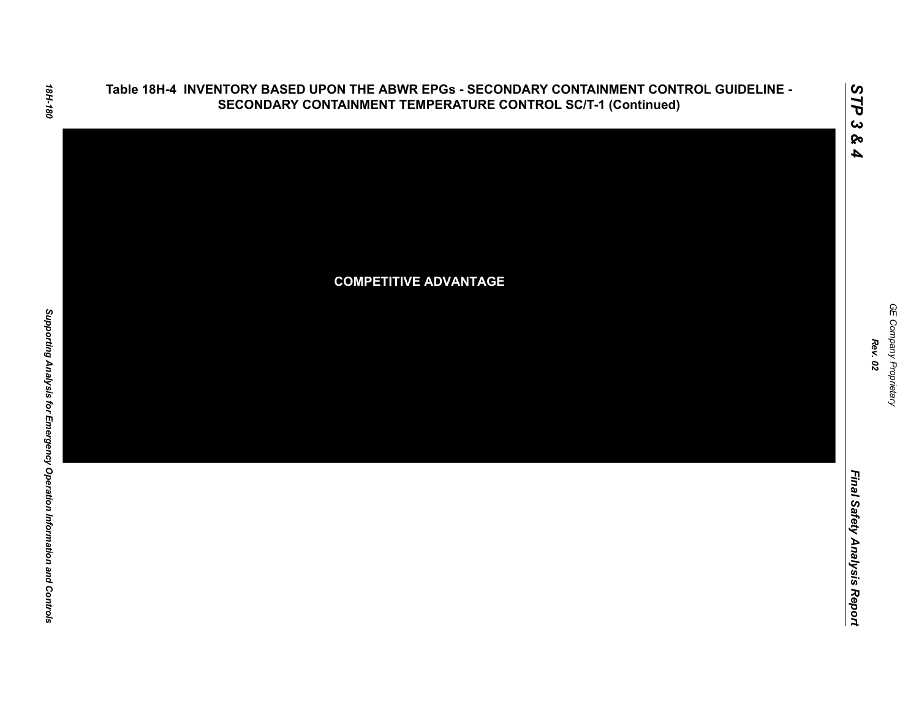**Table 18H-4 INVENTORY BASED UPON THE ABWR EPGs - SECONDARY CONTAINMENT CONTROL GUIDELINE - SECONDARY CONTAINMENT TEMPERATURE CONTROL SC/T-1 (Continued)**

**COMPETITIVE ADVANTAGE**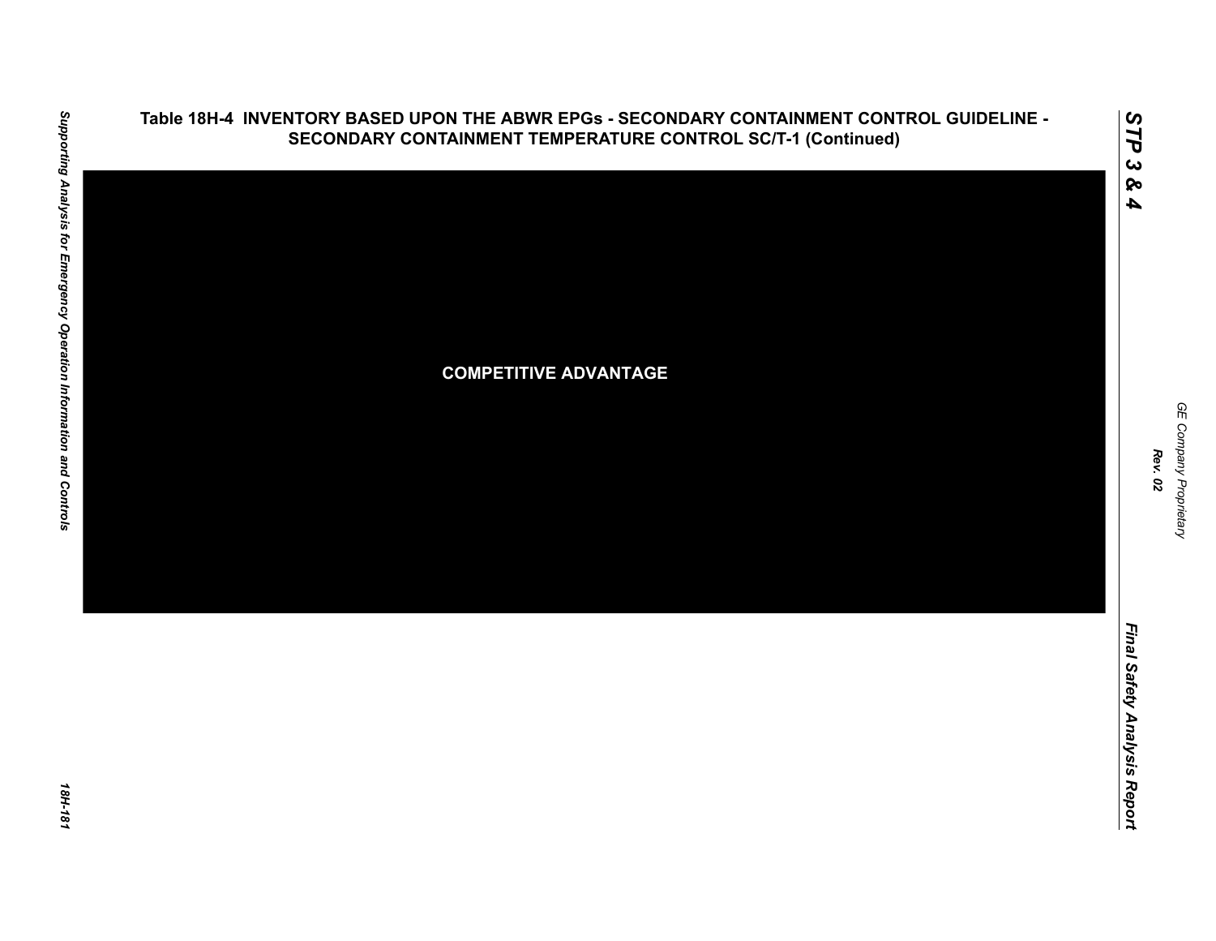## Table 18H-4 INVENTORY BASED UPON THE ABWR EPGs - SECONDARY CONTAINMENT CONTROL GUIDELINE - SECONDARY CONTAINMENT TEMPERATURE CONTROL SC/T-1 (Continued)

COMPETITIVE ADVANTAGE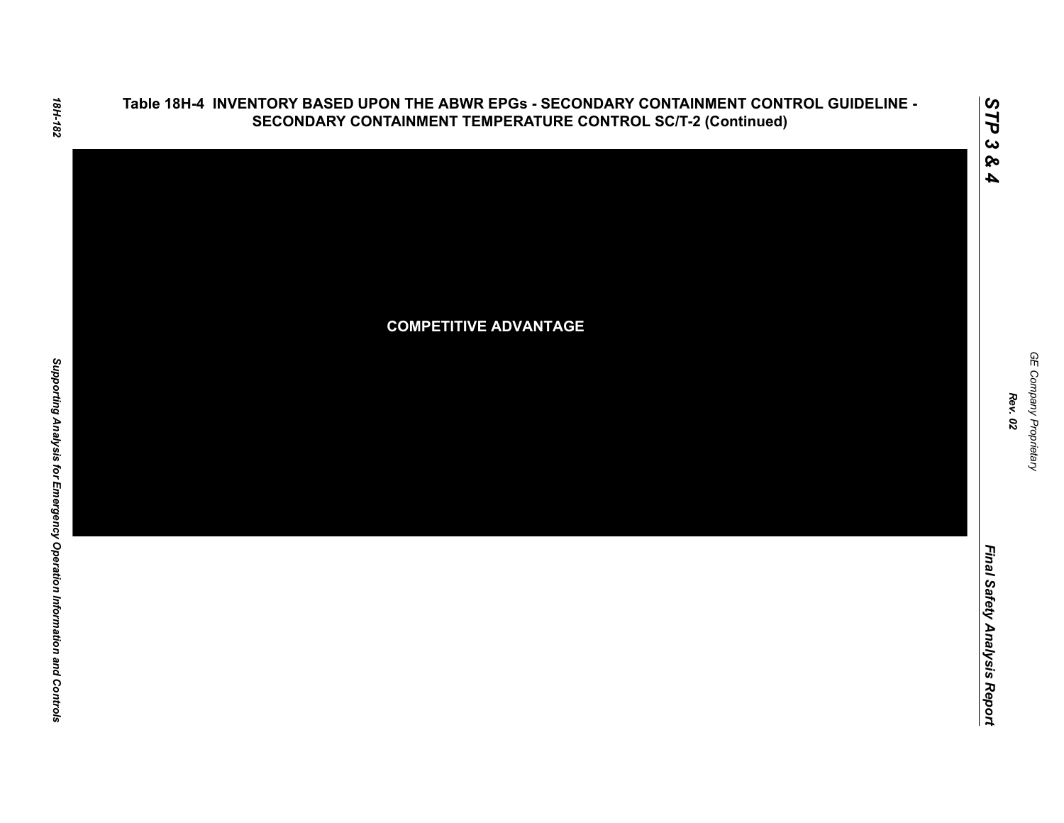# Table 18H-4 INVENTORY BASED UPON THE ABWR EPGs - SECONDARY CONTAINMENT CONTROL GUIDELINE - SECONDARY CONTAINMENT TEMPERATURE CONTROL SC/T-2 (Continued)

COMPETITIVE ADVANTAGE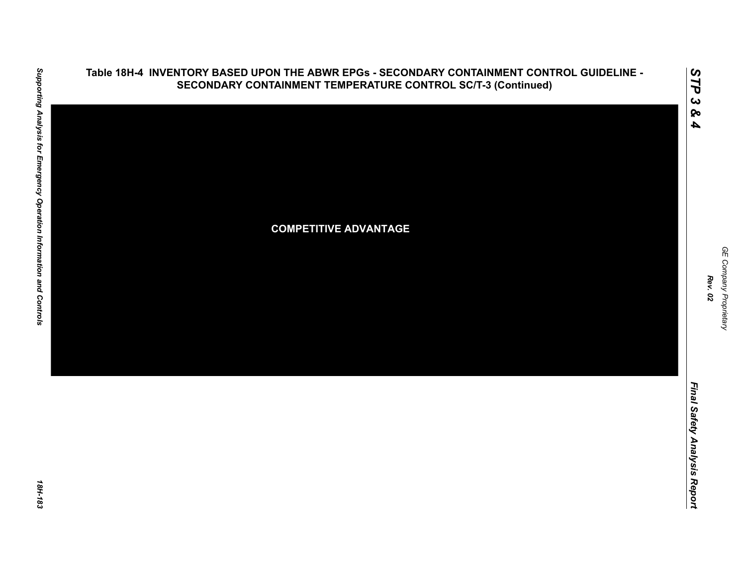## Table 18H-4 INVENTORY BASED UPON THE ABWR EPGs - SECONDARY CONTAINMENT CONTROL GUIDELINE - SECONDARY CONTAINMENT TEMPERATURE CONTROL SC/T-3 (Continued)

**COMPETITIVE ADVANTAGE**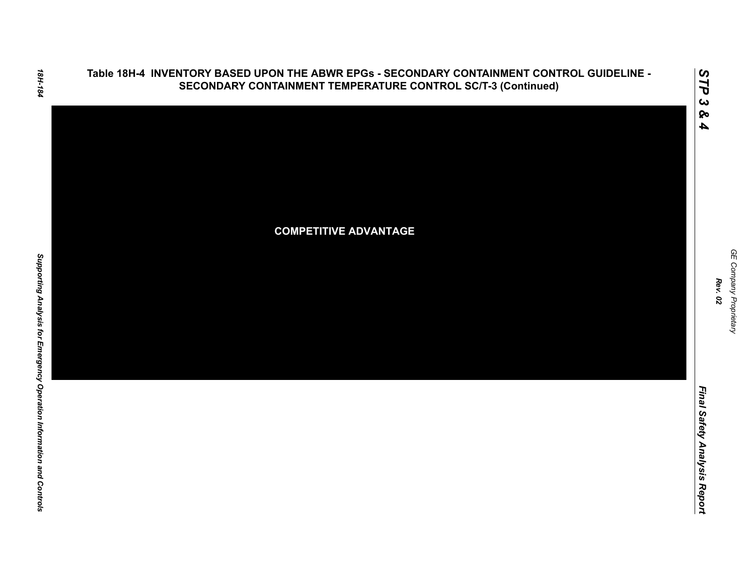## Table 18H-4 INVENTORY BASED UPON THE ABWR EPGs - SECONDARY CONTAINMENT CONTROL GUIDELINE - SECONDARY CONTAINMENT TEMPERATURE CONTROL SC/T-3 (Continued)

COMPETITIVE ADVANTAGE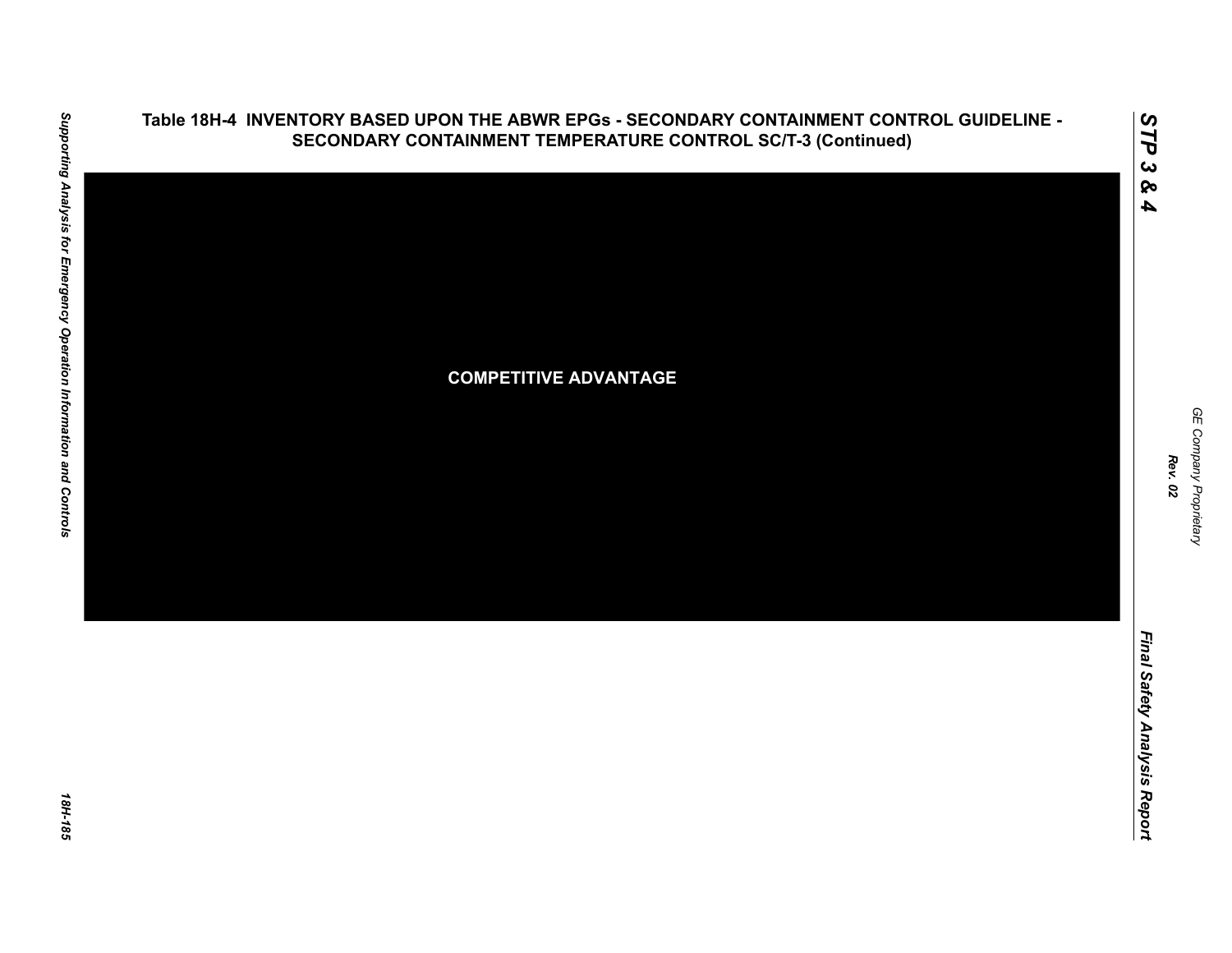## Table 18H-4 INVENTORY BASED UPON THE ABWR EPGs - SECONDARY CONTAINMENT CONTROL GUIDELINE - SECONDARY CONTAINMENT TEMPERATURE CONTROL SC/T-3 (Continued)

**COMPETITIVE ADVANTAGE**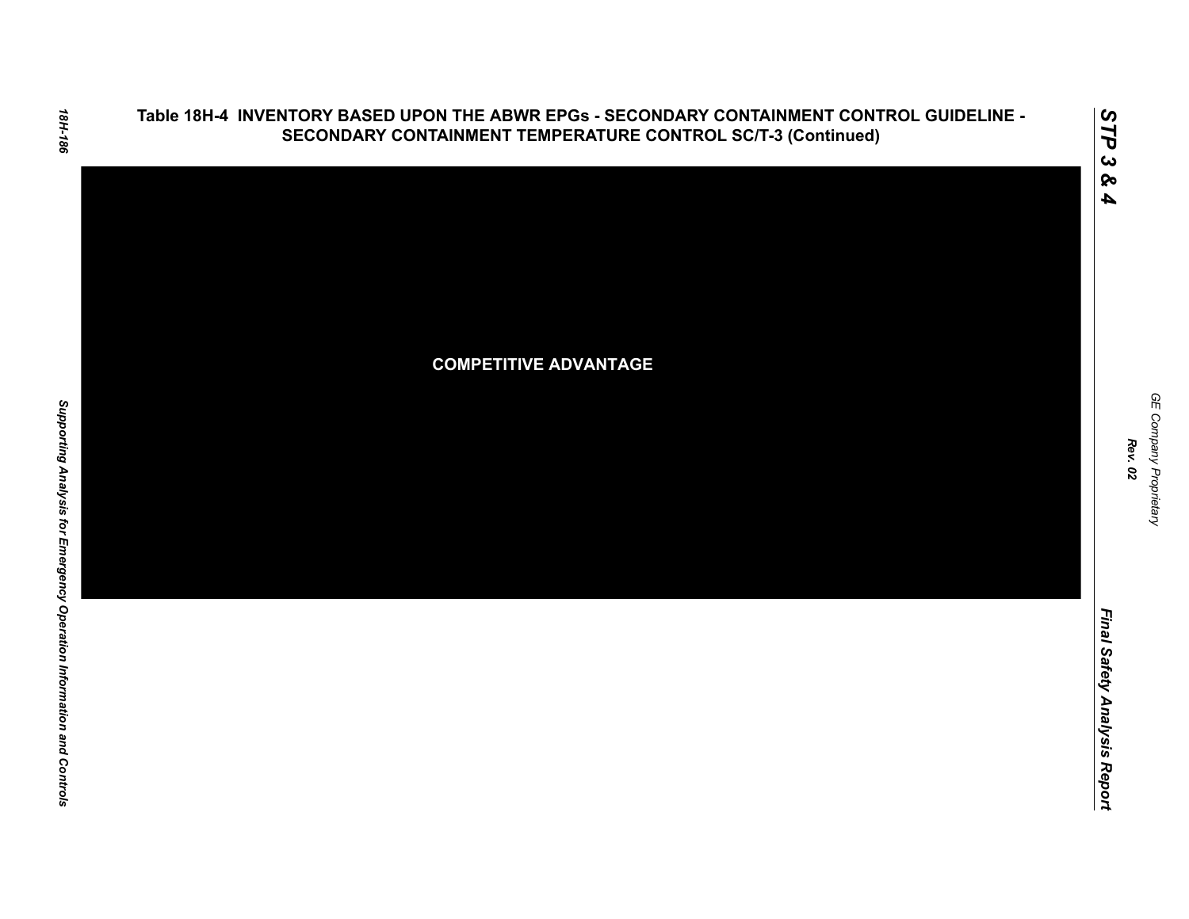## Table 18H-4 INVENTORY BASED UPON THE ABWR EPGs - SECONDARY CONTAINMENT CONTROL GUIDELINE - SECONDARY CONTAINMENT TEMPERATURE CONTROL SC/T-3 (Continued)

COMPETITIVE ADVANTAGE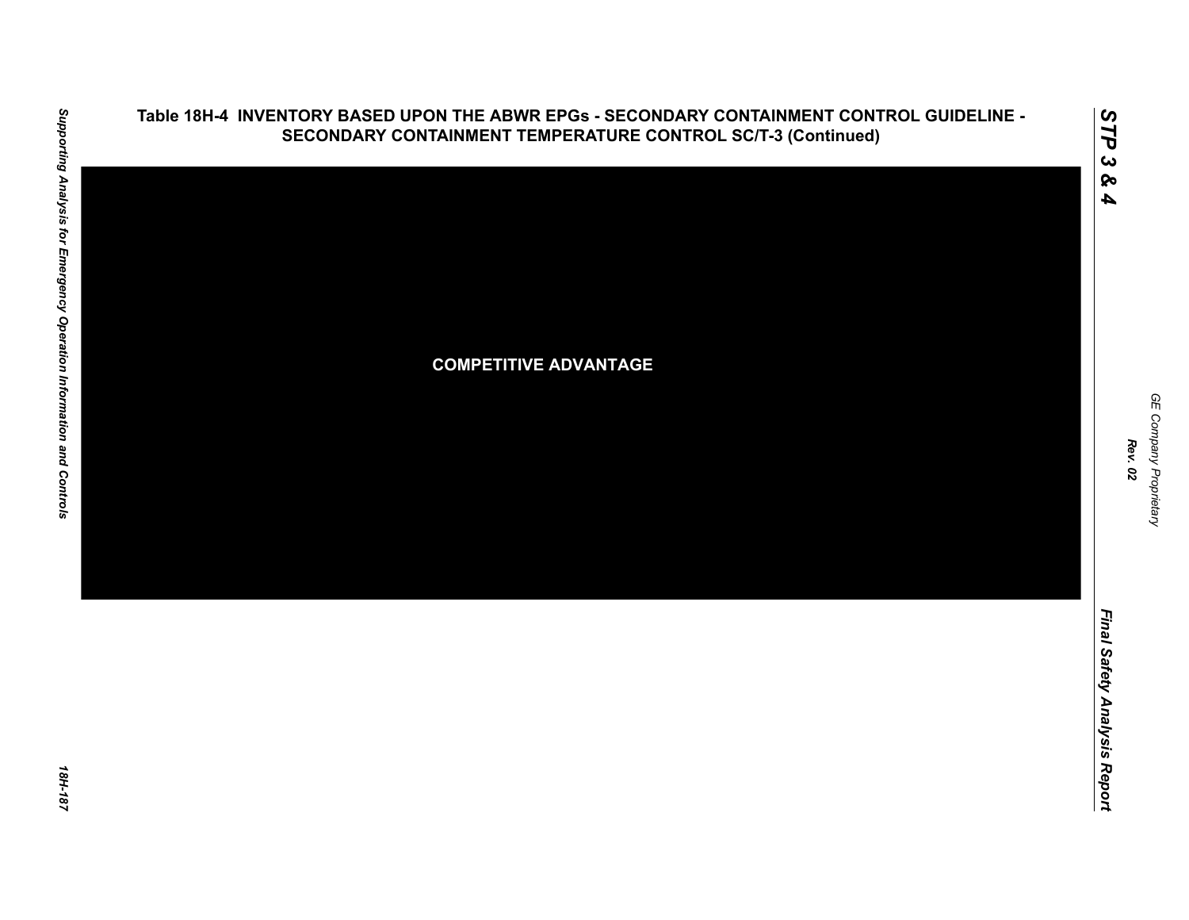Table 18H-4 INVENTORY BASED UPON THE ABWR EPGs - SECONDARY CONTAINMENT CONTROL GUIDELINE - SECONDARY CONTAINMENT TEMPERATURE CONTROL SC/T-3 (Continued)

COMPETITIVE ADVANTAGE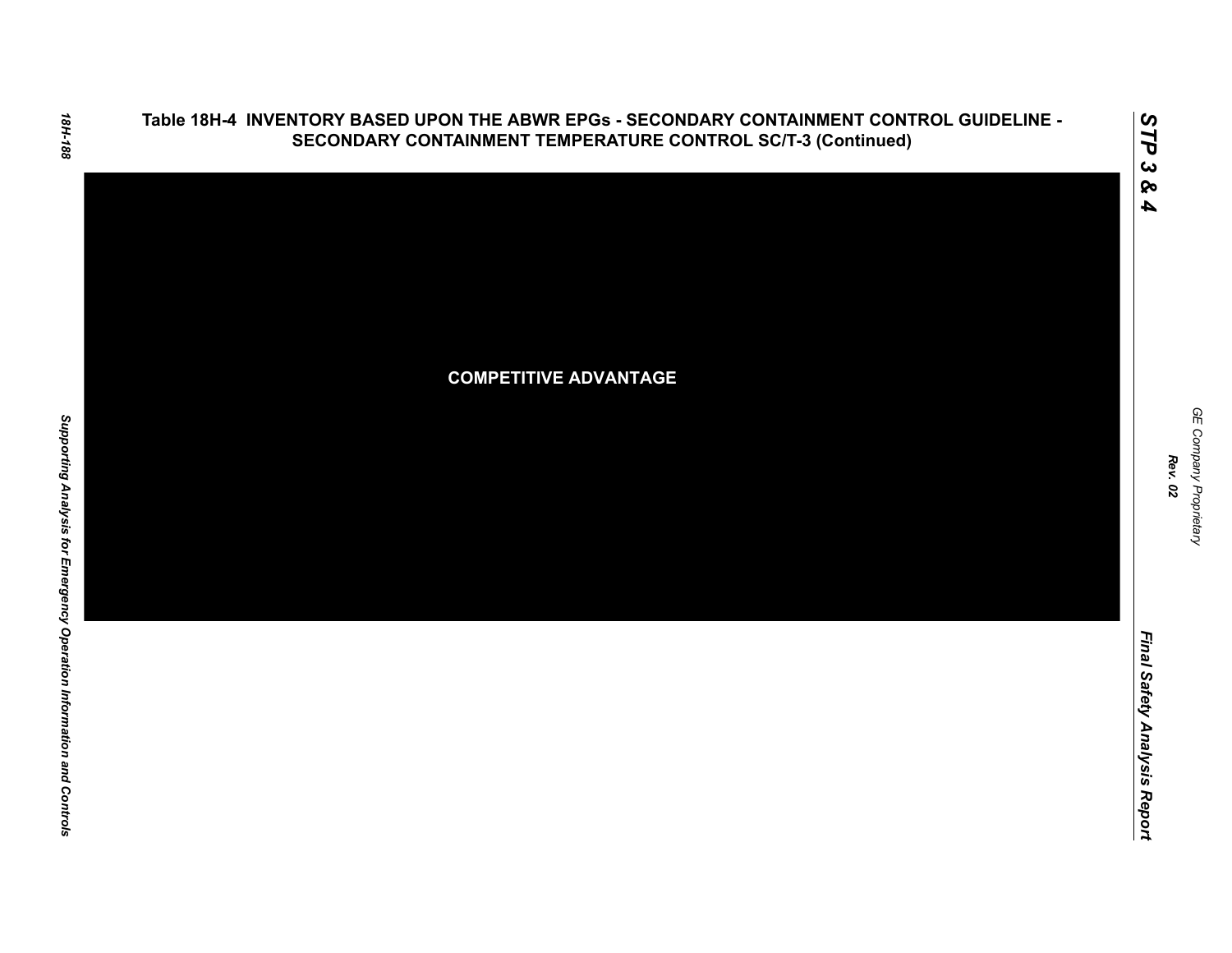# Table 18H-4 INVENTORY BASED UPON THE ABWR EPGs - SECONDARY CONTAINMENT CONTROL GUIDELINE - SECONDARY CONTAINMENT TEMPERATURE CONTROL SC/T-3 (Continued)

COMPETITIVE ADVANTAGE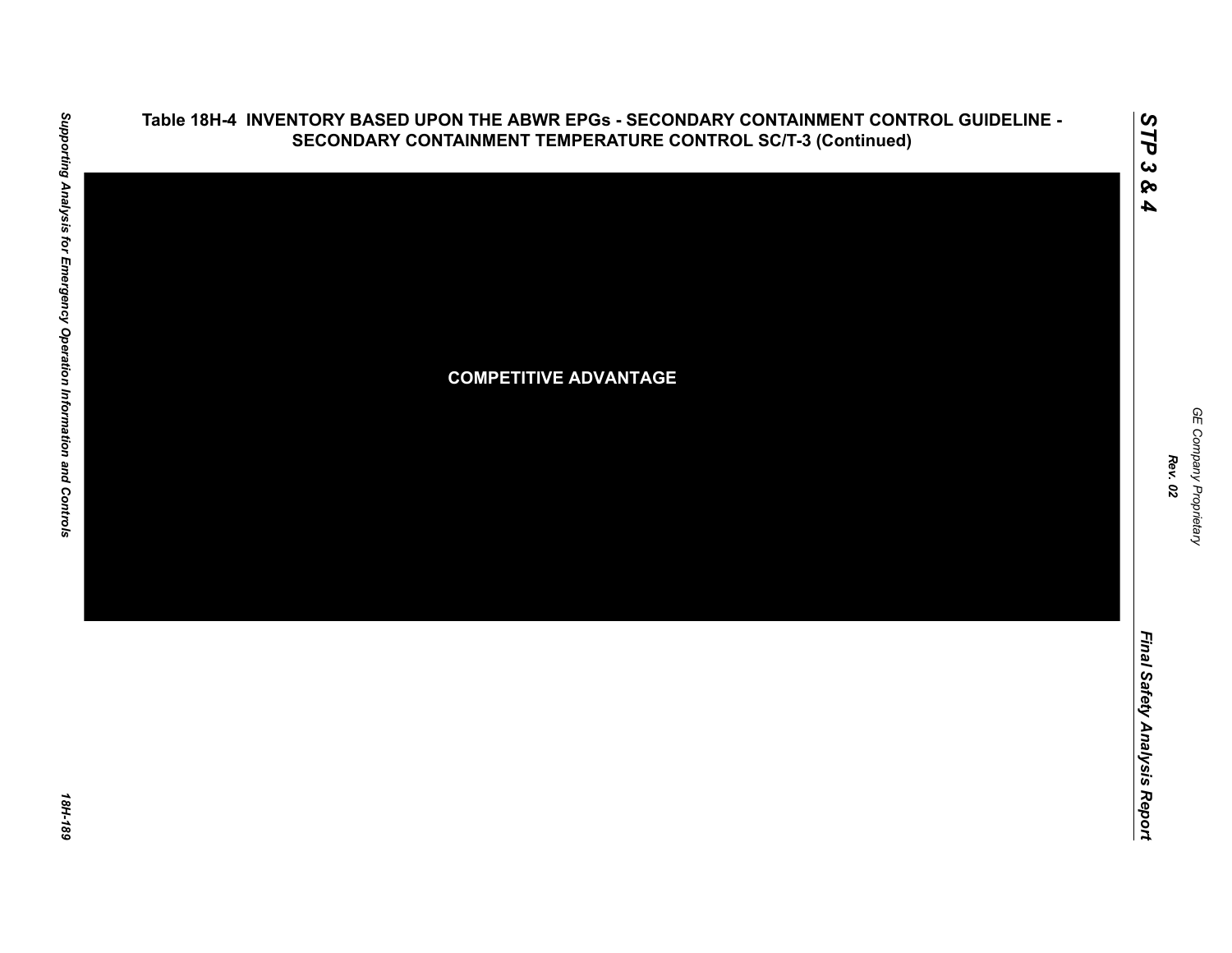**Table 18H-4 INVENTORY BASED UPON THE ABWR EPGs - SECONDARY CONTAINMENT CONTROL GUIDELINE - SECONDARY CONTAINMENT TEMPERATURE CONTROL SC/T-3 (Continued)**

COMPETITIVE ADVANTAGE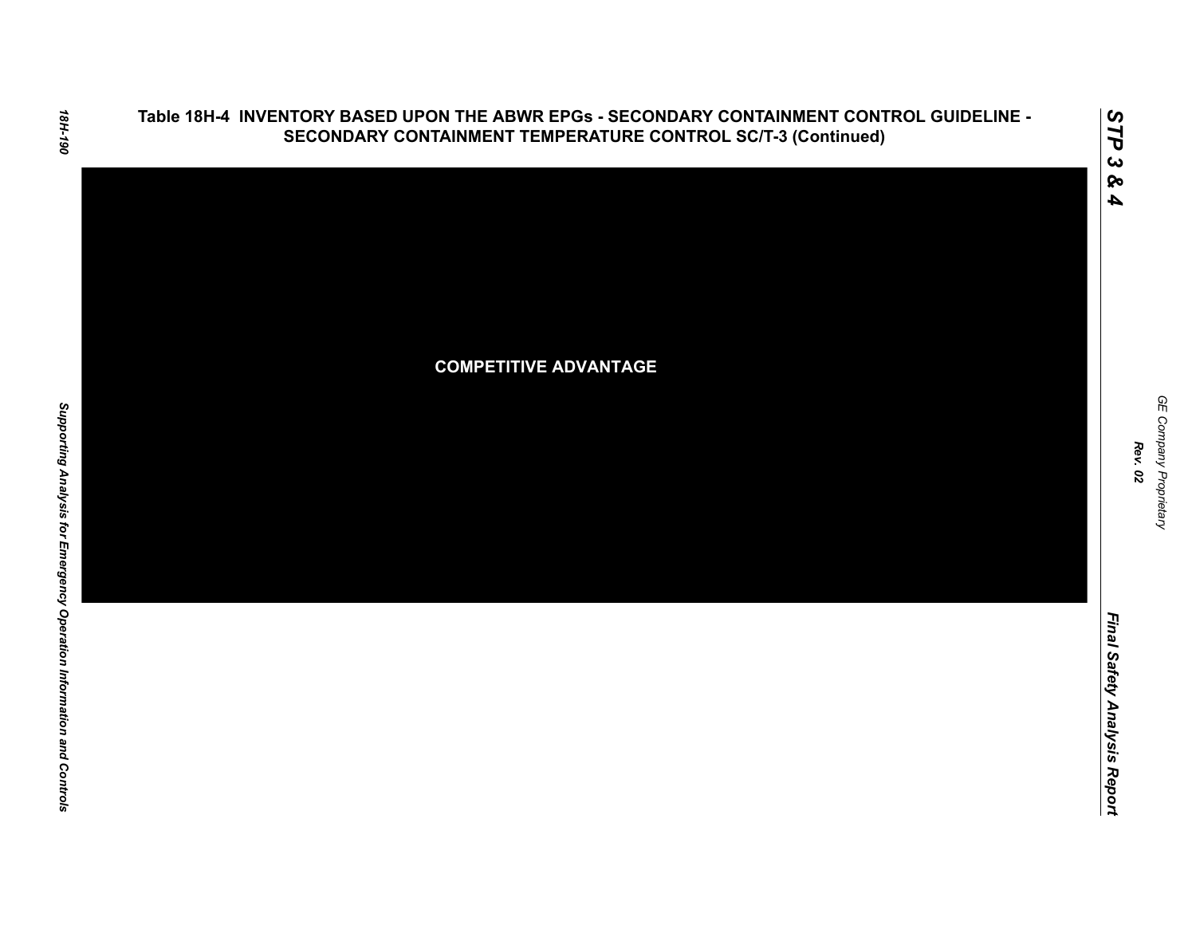# Table 18H-4 INVENTORY BASED UPON THE ABWR EPGs - SECONDARY CONTAINMENT CONTROL GUIDELINE - SECONDARY CONTAINMENT TEMPERATURE CONTROL SC/T-3 (Continued)

**COMPETITIVE ADVANTAGE**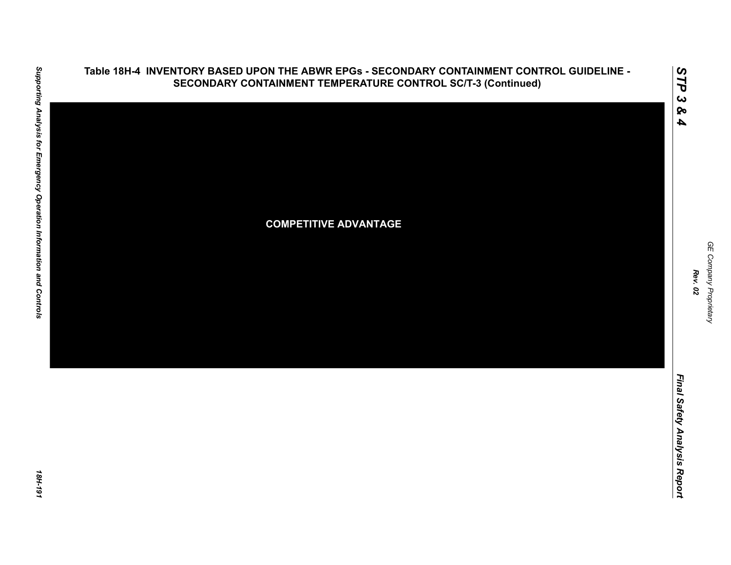## Table 18H-4 INVENTORY BASED UPON THE ABWR EPGs - SECONDARY CONTAINMENT CONTROL GUIDELINE - SECONDARY CONTAINMENT TEMPERATURE CONTROL SC/T-3 (Continued)

COMPETITIVE ADVANTAGE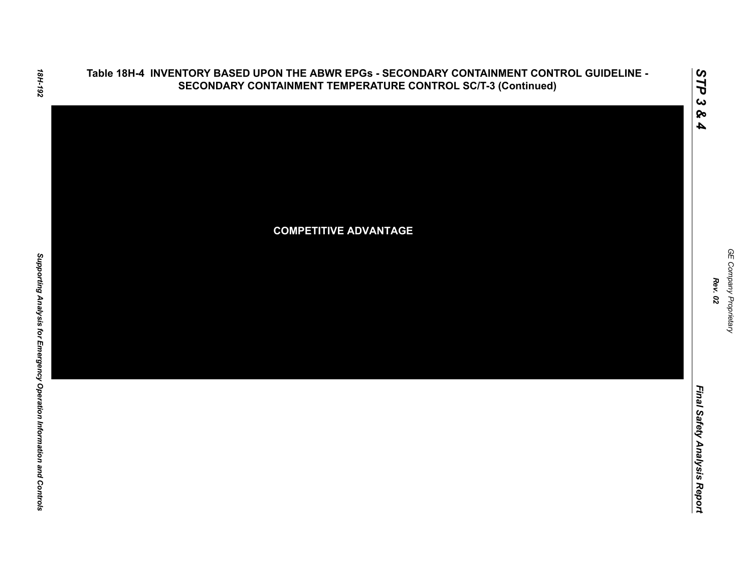## Table 18H-4 INVENTORY BASED UPON THE ABWR EPGs - SECONDARY CONTAINMENT CONTROL GUIDELINE - SECONDARY CONTAINMENT TEMPERATURE CONTROL SC/T-3 (Continued)

COMPETITIVE ADVANTAGE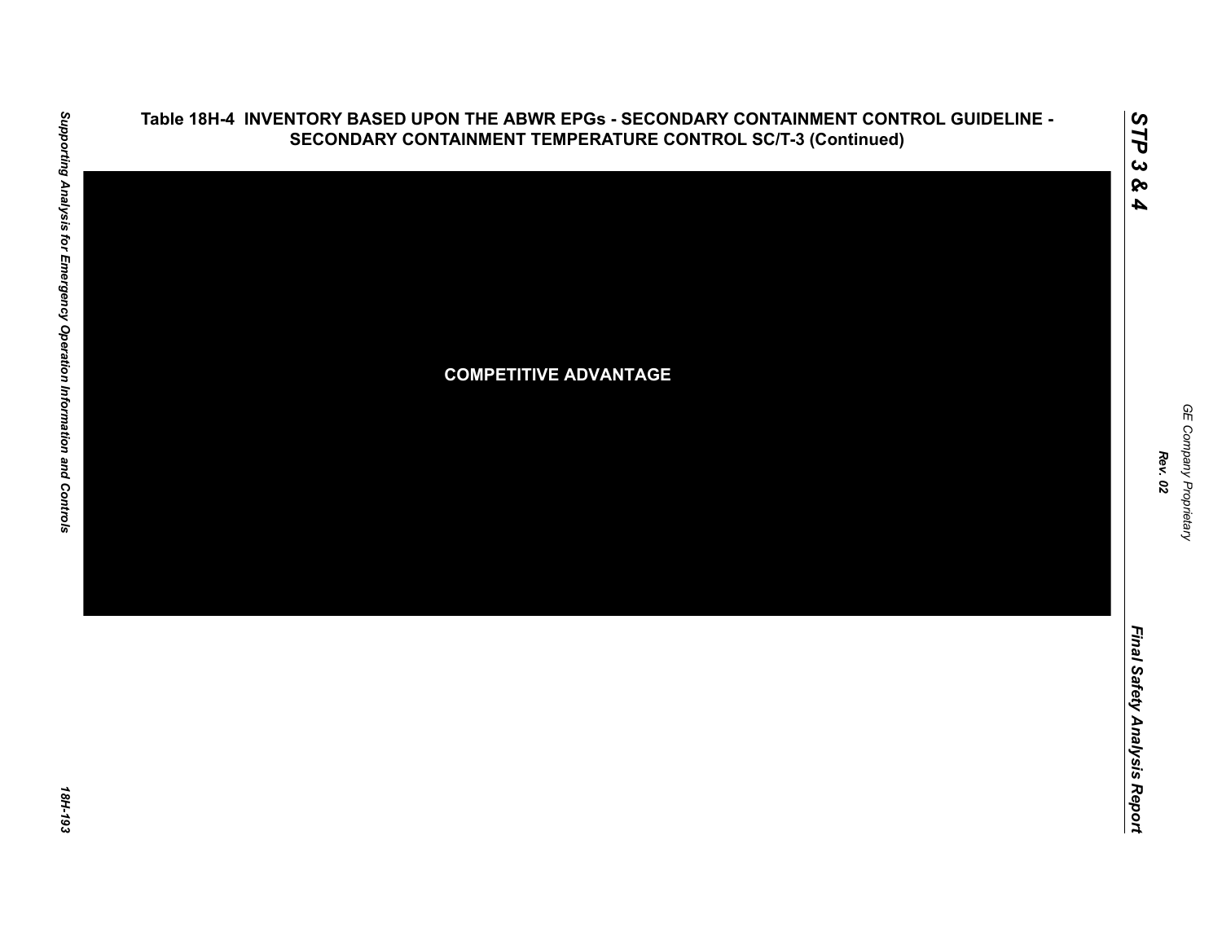### Table 18H-4 INVENTORY BASED UPON THE ABWR EPGs - SECONDARY CONTAINMENT CONTROL GUIDELINE - SECONDARY CONTAINMENT TEMPERATURE CONTROL SC/T-3 (Continued)

**COMPETITIVE ADVANTAGE**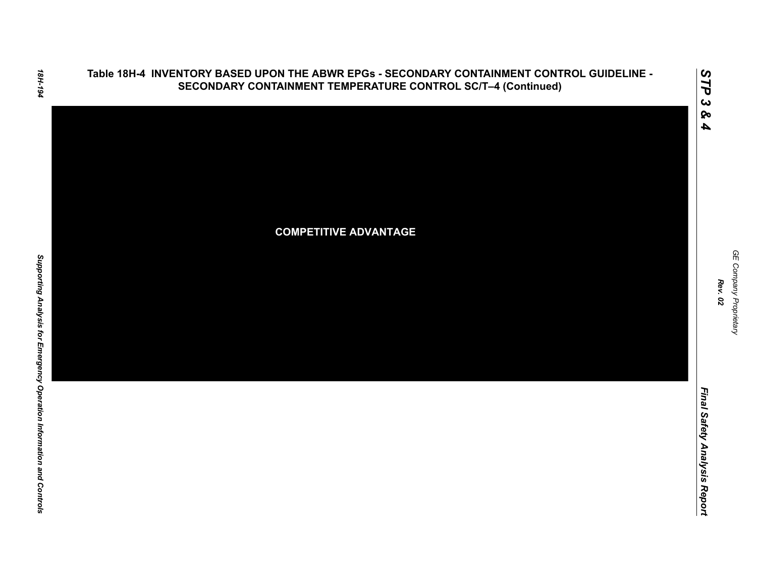# Table 18H-4 INVENTORY BASED UPON THE ABWR EPGs - SECONDARY CONTAINMENT CONTROL GUIDELINE - SECONDARY CONTAINMENT TEMPERATURE CONTROL SC/T–4 (Continued)

**COMPETITIVE ADVANTAGE**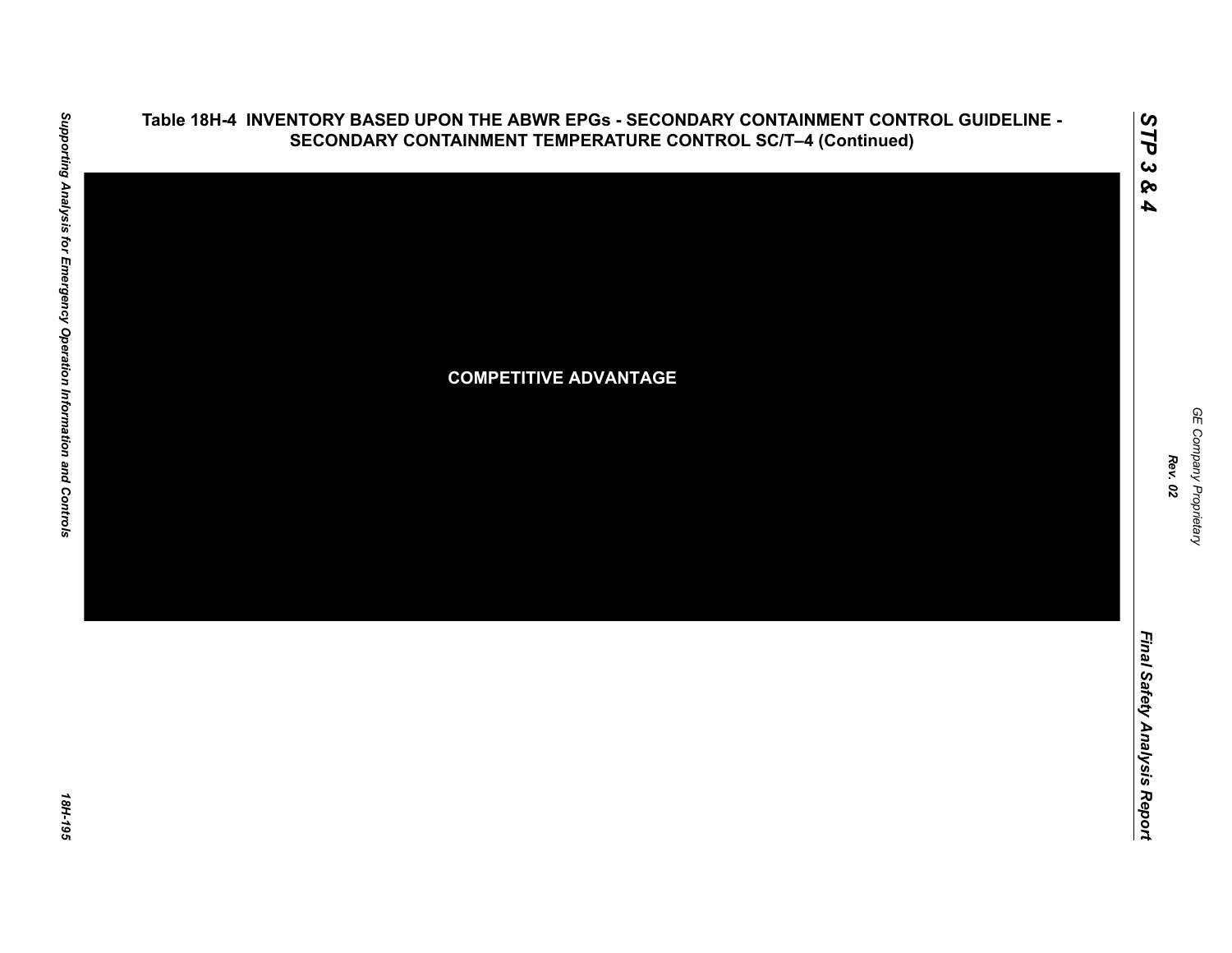# Table 18H-4 INVENTORY BASED UPON THE ABWR EPGs - SECONDARY CONTAINMENT CONTROL GUIDELINE - SECONDARY CONTAINMENT TEMPERATURE CONTROL SC/T–4 (Continued)

COMPETITIVE ADVANTAGE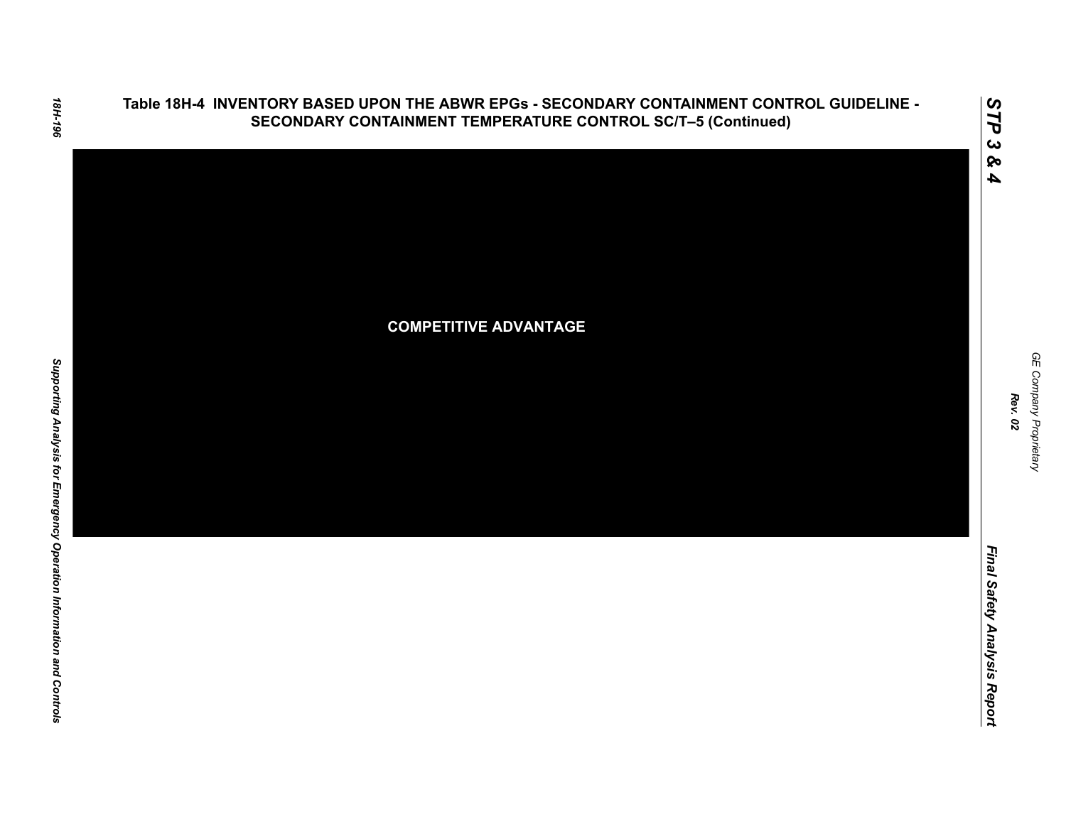## Table 18H-4 INVENTORY BASED UPON THE ABWR EPGs - SECONDARY CONTAINMENT CONTROL GUIDELINE - SECONDARY CONTAINMENT TEMPERATURE CONTROL SC/T–5 (Continued)

COMPETITIVE ADVANTAGE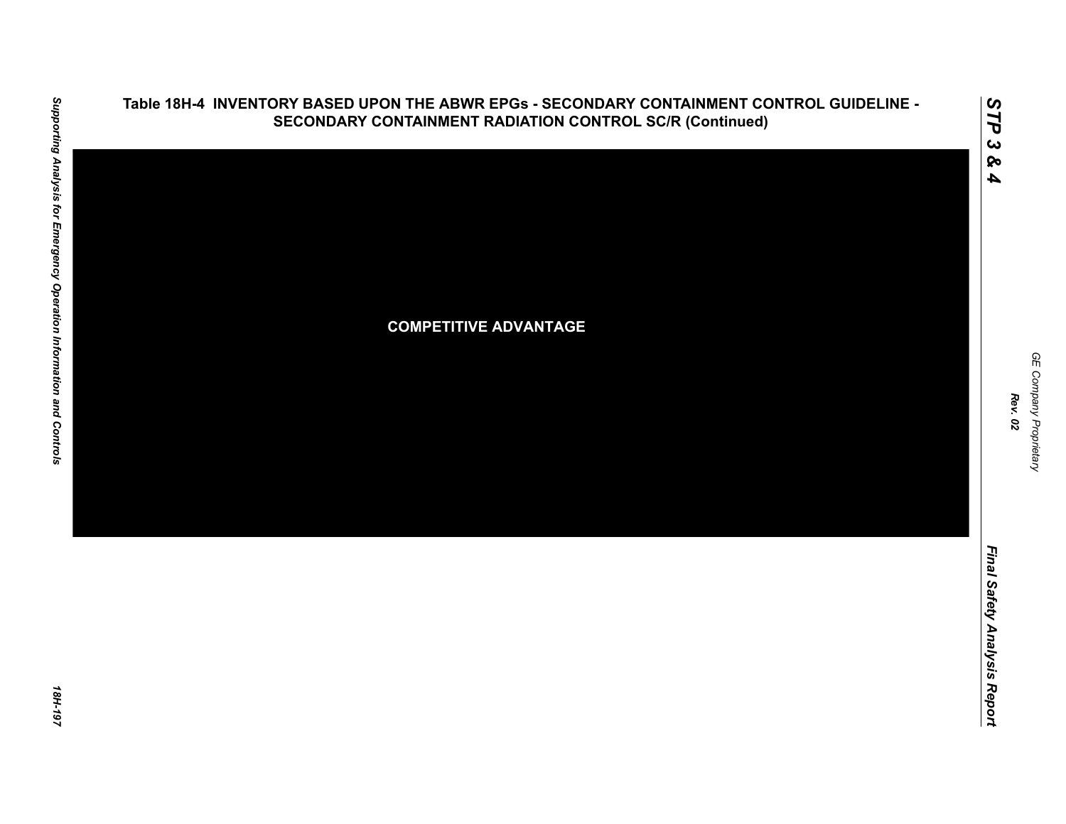## Table 18H-4 INVENTORY BASED UPON THE ABWR EPGs - SECONDARY CONTAINMENT CONTROL GUIDELINE - SECONDARY CONTAINMENT RADIATION CONTROL SC/R (Continued)

**COMPETITIVE ADVANTAGE**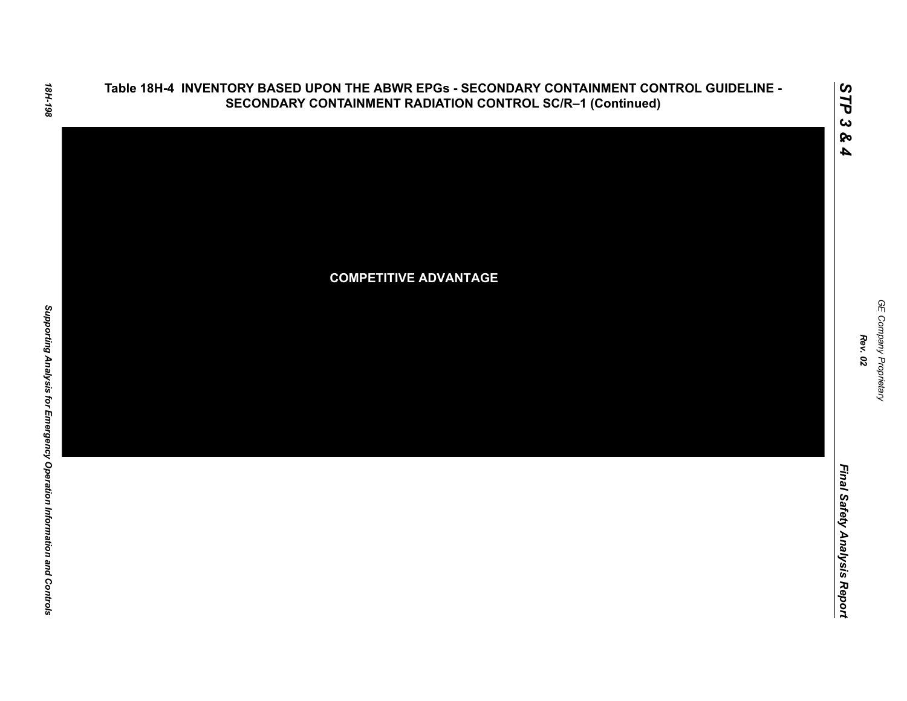## Table 18H-4 INVENTORY BASED UPON THE ABWR EPGs - SECONDARY CONTAINMENT CONTROL GUIDELINE - SECONDARY CONTAINMENT RADIATION CONTROL SC/R–1 (Continued)

**COMPETITIVE ADVANTAGE**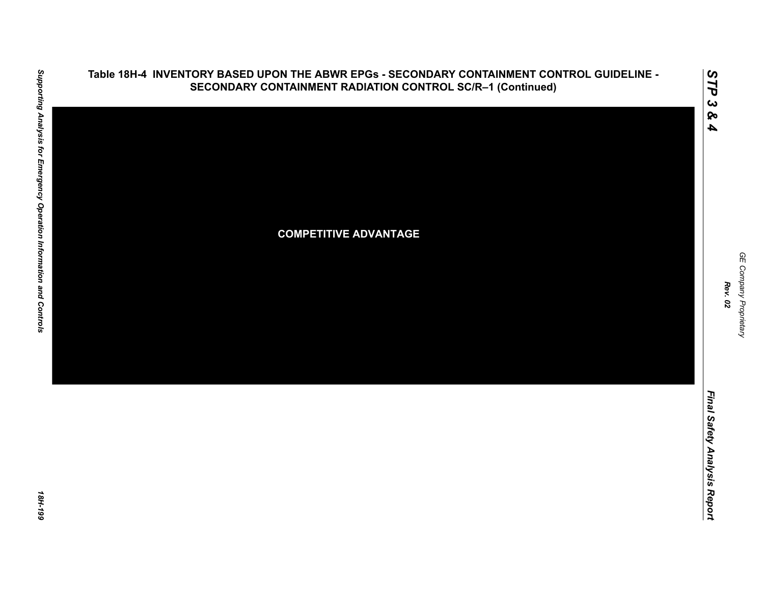## Table 18H-4 INVENTORY BASED UPON THE ABWR EPGs - SECONDARY CONTAINMENT CONTROL GUIDELINE - SECONDARY CONTAINMENT RADIATION CONTROL SC/R–1 (Continued)

COMPETITIVE ADVANTAGE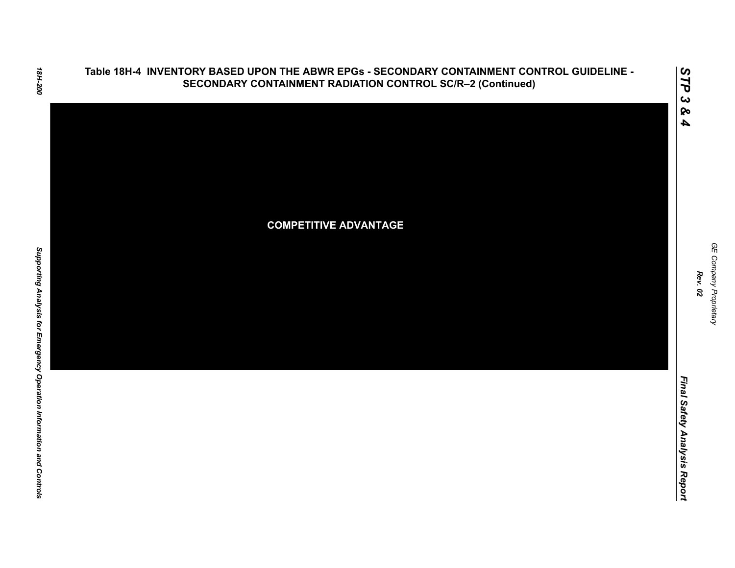# Table 18H-4 INVENTORY BASED UPON THE ABWR EPGs - SECONDARY CONTAINMENT CONTROL GUIDELINE - SECONDARY CONTAINMENT RADIATION CONTROL SC/R–2 (Continued)

**COMPETITIVE ADVANTAGE**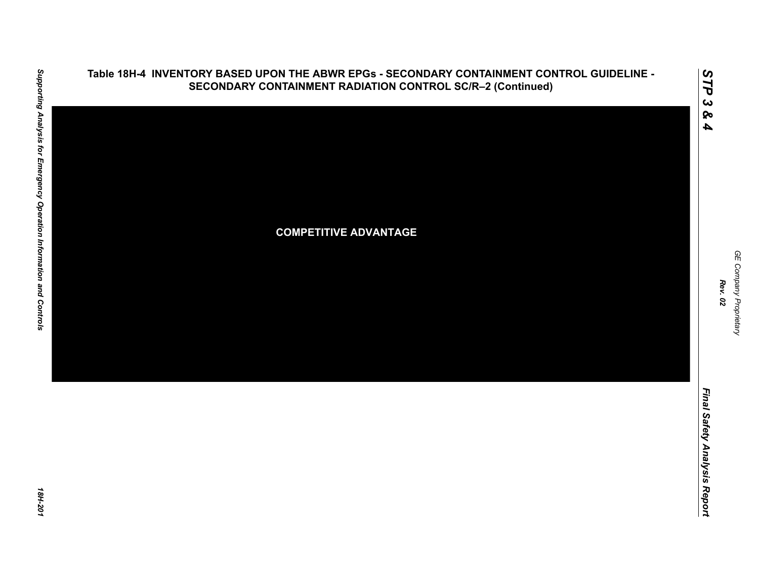## Table 18H-4 INVENTORY BASED UPON THE ABWR EPGs - SECONDARY CONTAINMENT CONTROL GUIDELINE - SECONDARY CONTAINMENT RADIATION CONTROL SC/R–2 (Continued)

COMPETITIVE ADVANTAGE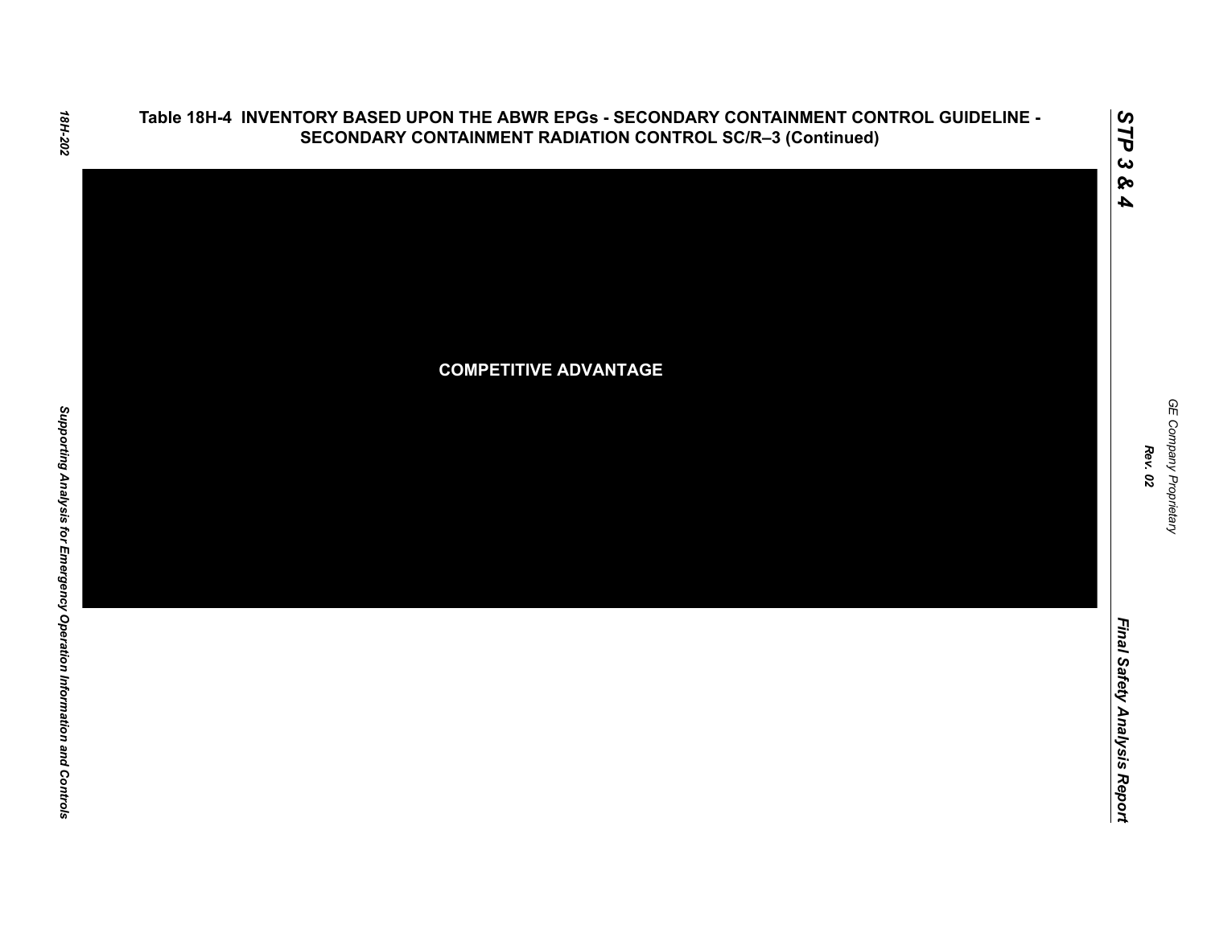**Table 18H-4 INVENTORY BASED UPON THE ABWR EPGs - SECONDARY CONTAINMENT CONTROL GUIDELINE - SECONDARY CONTAINMENT RADIATION CONTROL SC/R–3 (Continued)**

COMPETITIVE ADVANTAGE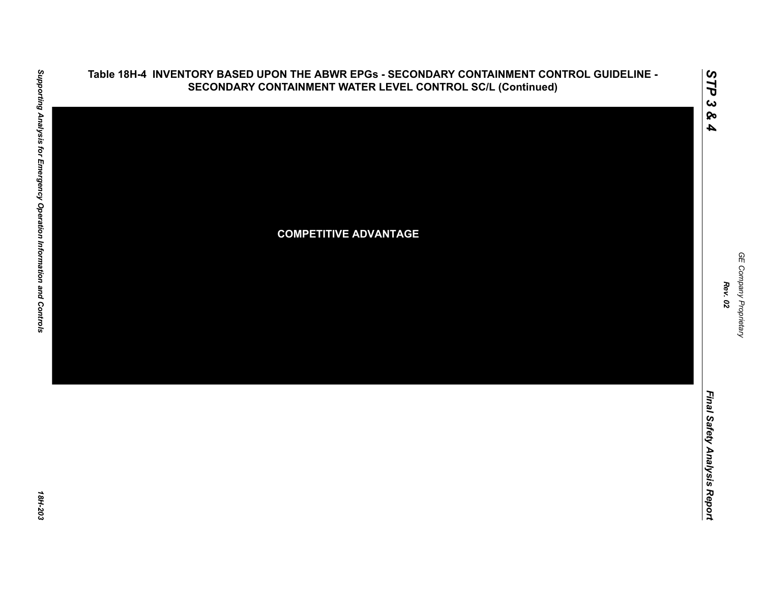## Table 18H-4 INVENTORY BASED UPON THE ABWR EPGs - SECONDARY CONTAINMENT CONTROL GUIDELINE - SECONDARY CONTAINMENT WATER LEVEL CONTROL SC/L (Continued)

**COMPETITIVE ADVANTAGE**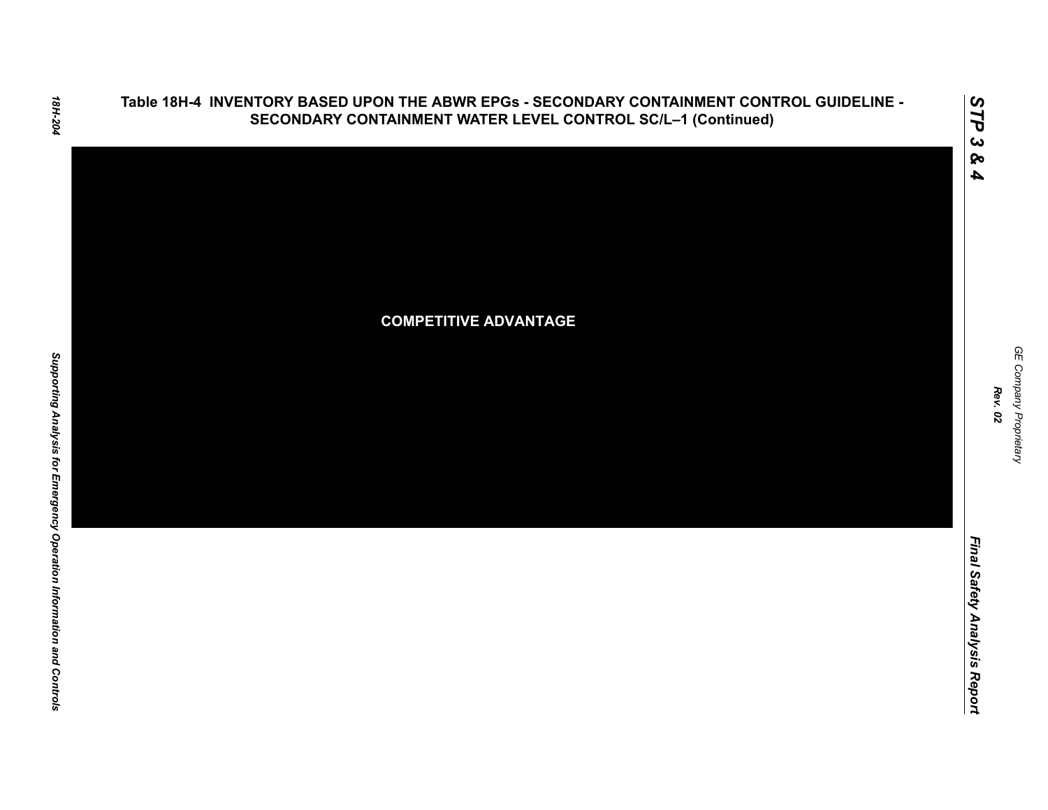# Table 18H-4 INVENTORY BASED UPON THE ABWR EPGs - SECONDARY CONTAINMENT CONTROL GUIDELINE - SECONDARY CONTAINMENT WATER LEVEL CONTROL SC/L–1 (Continued)

COMPETITIVE ADVANTAGE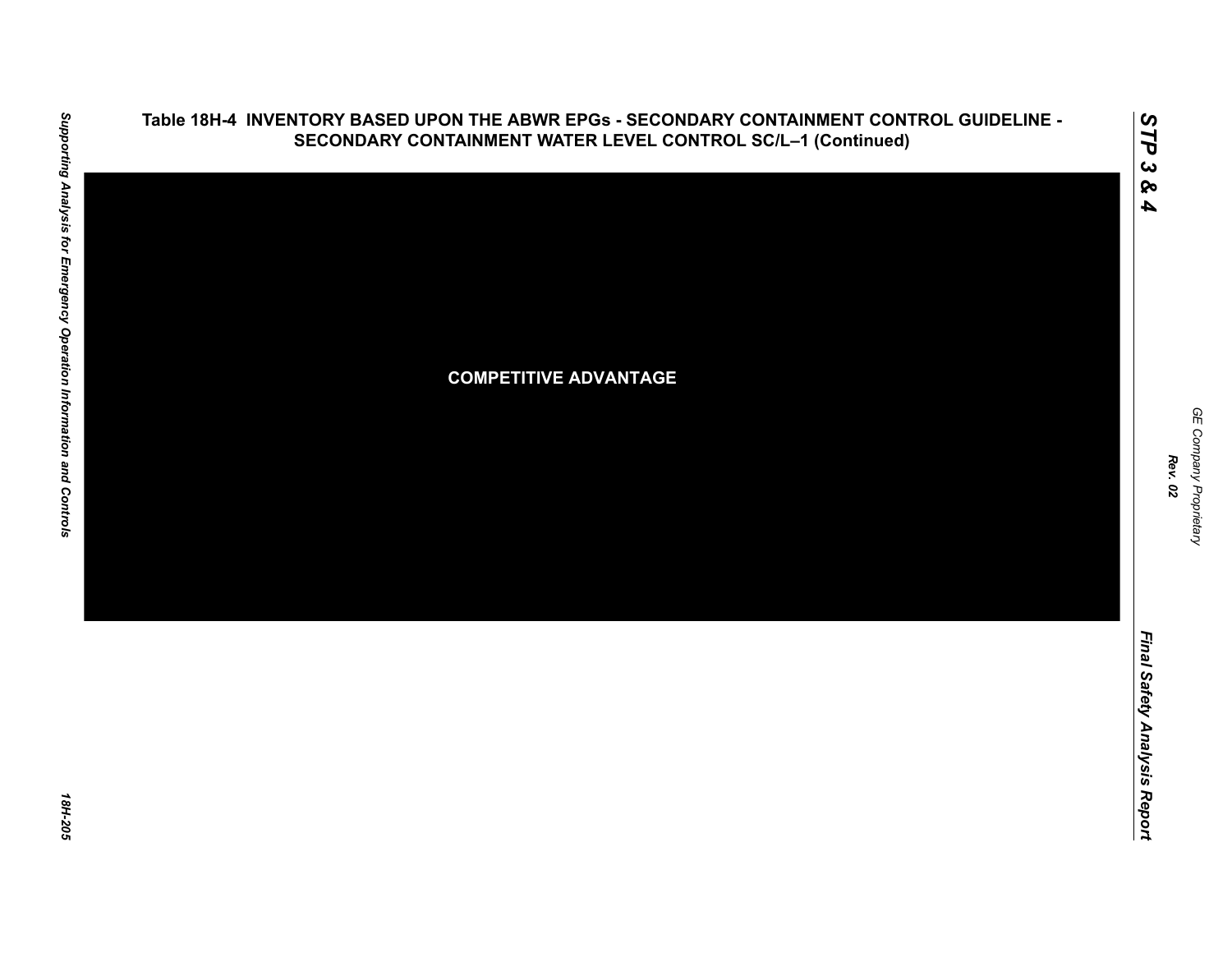# Table 18H-4 INVENTORY BASED UPON THE ABWR EPGs - SECONDARY CONTAINMENT CONTROL GUIDELINE - SECONDARY CONTAINMENT WATER LEVEL CONTROL SC/L–1 (Continued)

**COMPETITIVE ADVANTAGE**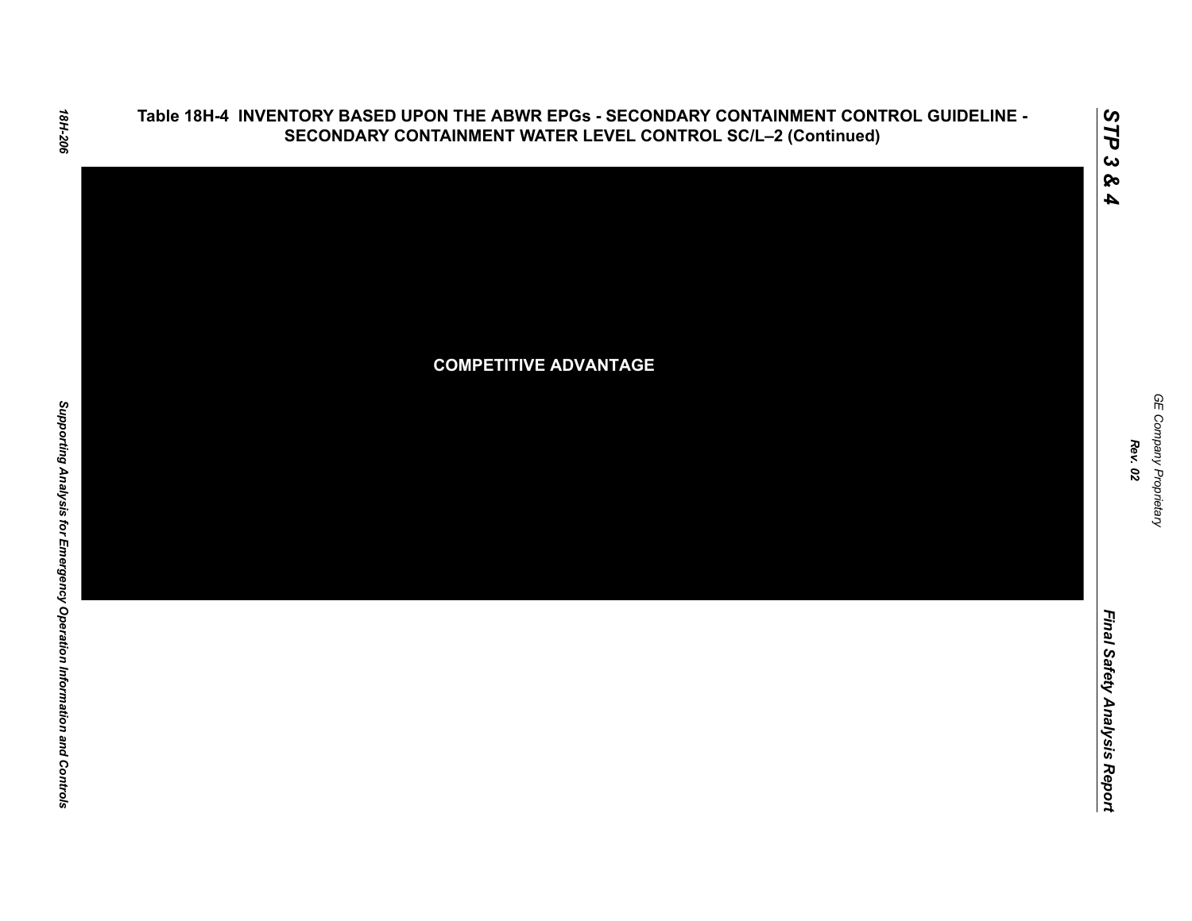## Table 18H-4 INVENTORY BASED UPON THE ABWR EPGs - SECONDARY CONTAINMENT CONTROL GUIDELINE - SECONDARY CONTAINMENT WATER LEVEL CONTROL SC/L–2 (Continued)

COMPETITIVE ADVANTAGE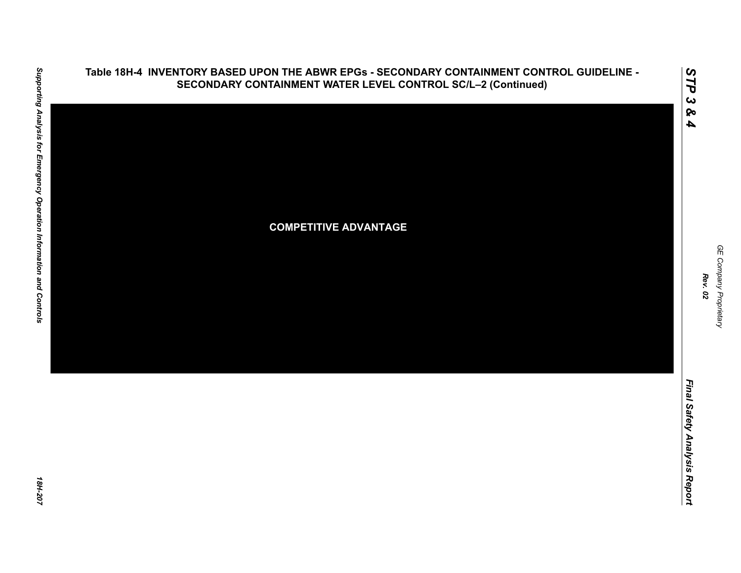**Table 18H-4 INVENTORY BASED UPON THE ABWR EPGs - SECONDARY CONTAINMENT CONTROL GUIDELINE - SECONDARY CONTAINMENT WATER LEVEL CONTROL SC/L–2 (Continued)**

**COMPETITIVE ADVANTAGE**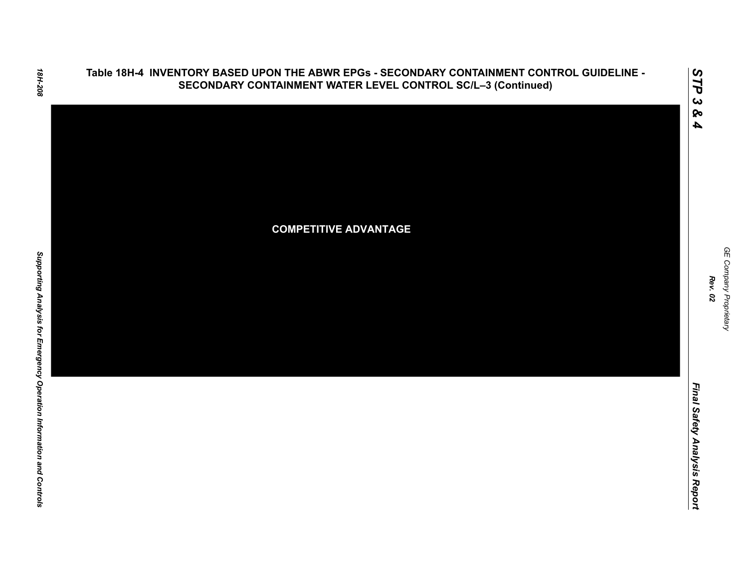## Table 18H-4 INVENTORY BASED UPON THE ABWR EPGs - SECONDARY CONTAINMENT CONTROL GUIDELINE - SECONDARY CONTAINMENT WATER LEVEL CONTROL SC/L–3 (Continued)

COMPETITIVE ADVANTAGE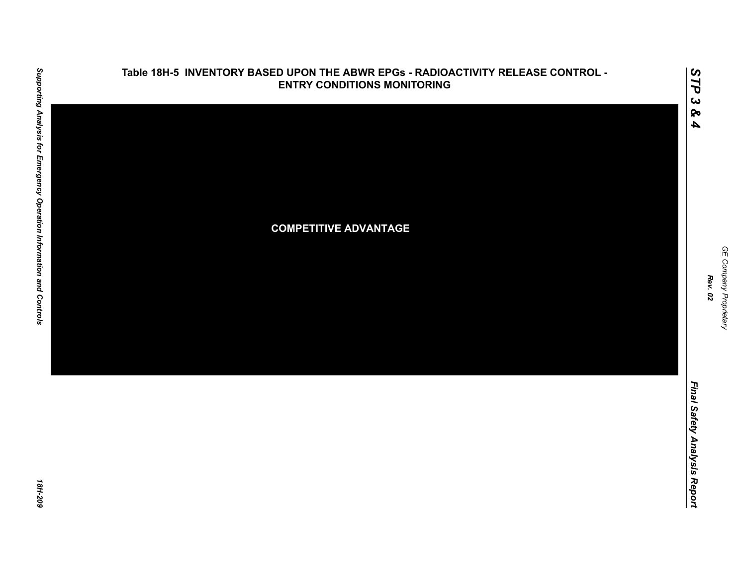### Table 18H-5 INVENTORY BASED UPON THE ABWR EPGs - RADIOACTIVITY RELEASE CONTROL - ENTRY CONDITIONS MONITORING

**COMPETITIVE ADVANTAGE**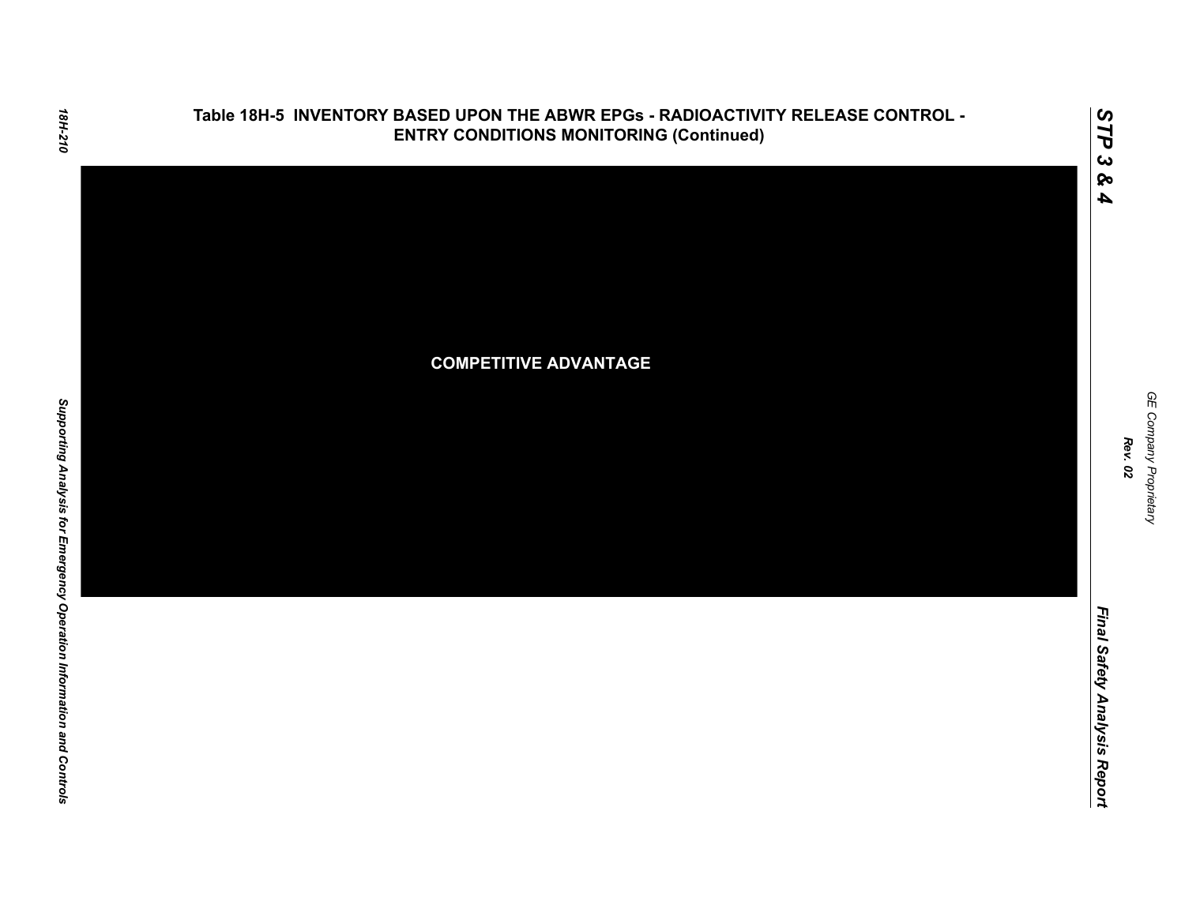## Table 18H-5 INVENTORY BASED UPON THE ABWR EPGs - RADIOACTIVITY RELEASE CONTROL - ENTRY CONDITIONS MONITORING (Continued)

COMPETITIVE ADVANTAGE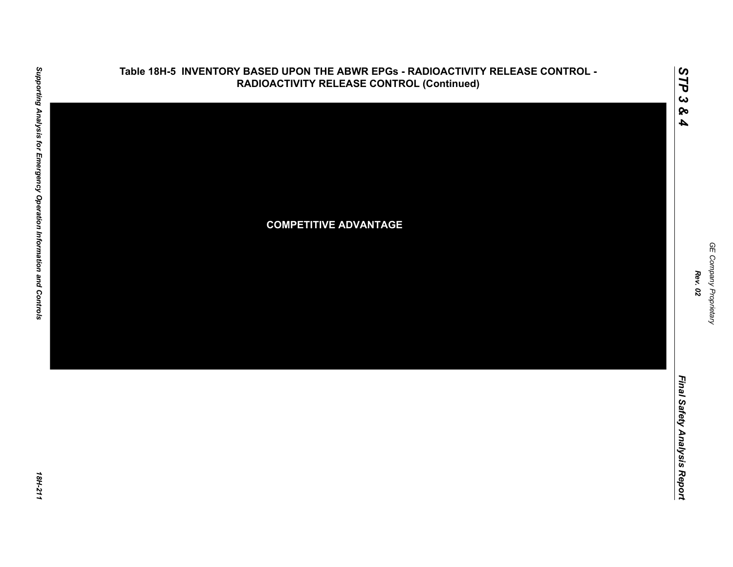**Table 18H-5 INVENTORY BASED UPON THE ABWR EPGs - RADIOACTIVITY RELEASE CONTROL - RADIOACTIVITY RELEASE CONTROL (Continued)**

COMPETITIVE ADVANTAGE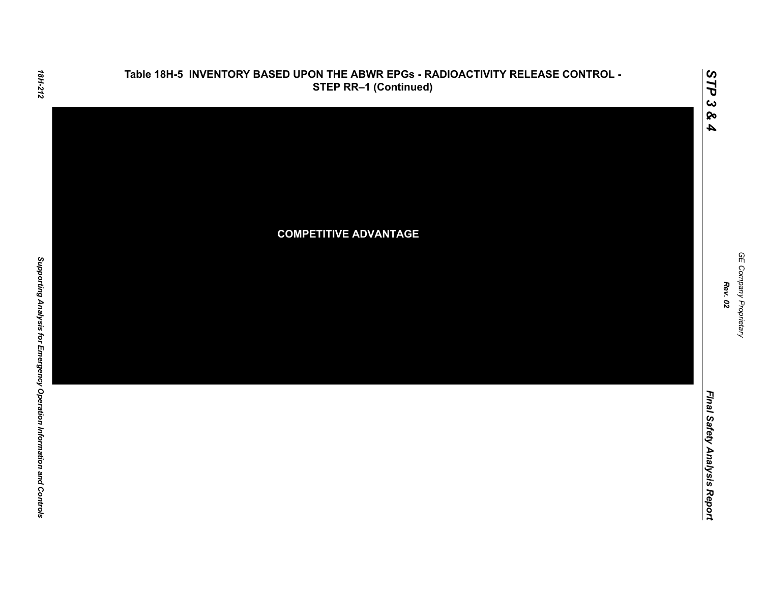## Table 18H-5 INVENTORY BASED UPON THE ABWR EPGs - RADIOACTIVITY RELEASE CONTROL - STEP RR–1 (Continued)

**COMPETITIVE ADVANTAGE**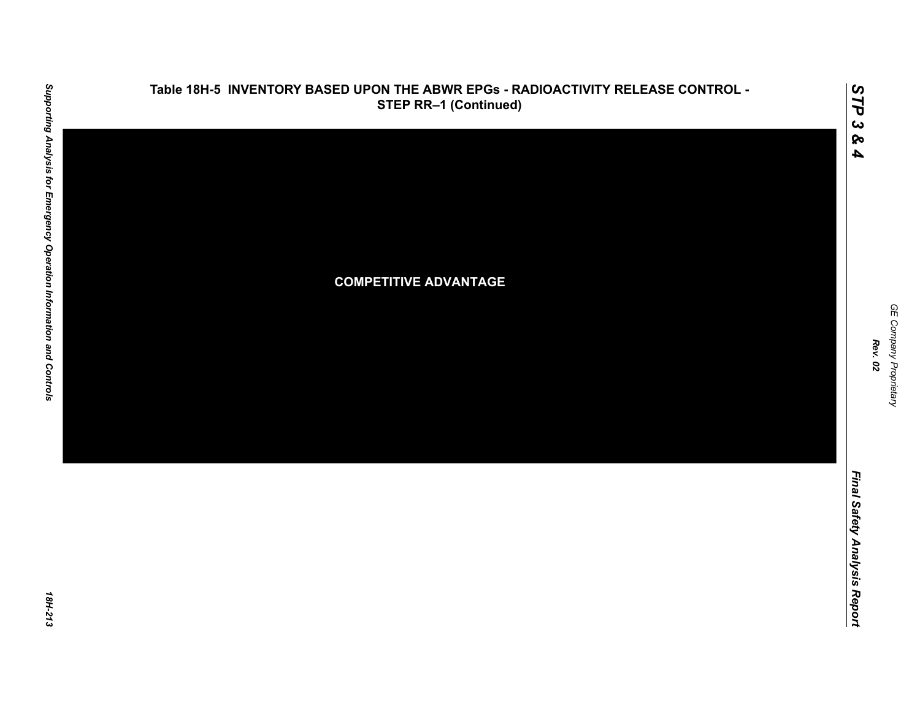**Table 18H-5 INVENTORY BASED UPON THE ABWR EPGs - RADIOACTIVITY RELEASE CONTROL - STEP RR–1 (Continued)**

**COMPETITIVE ADVANTAGE**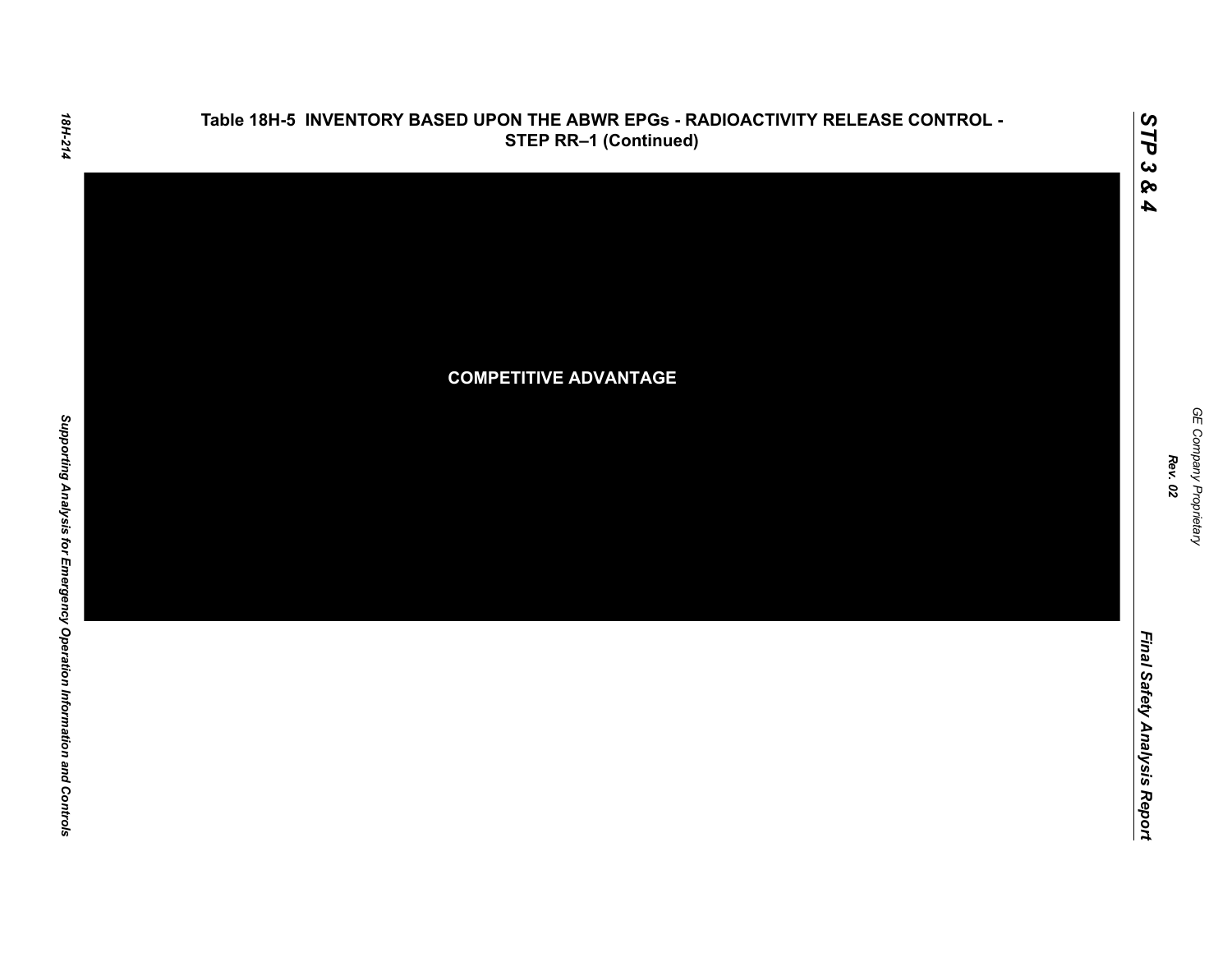## Table 18H-5 INVENTORY BASED UPON THE ABWR EPGs - RADIOACTIVITY RELEASE CONTROL - STEP RR–1 (Continued)

COMPETITIVE ADVANTAGE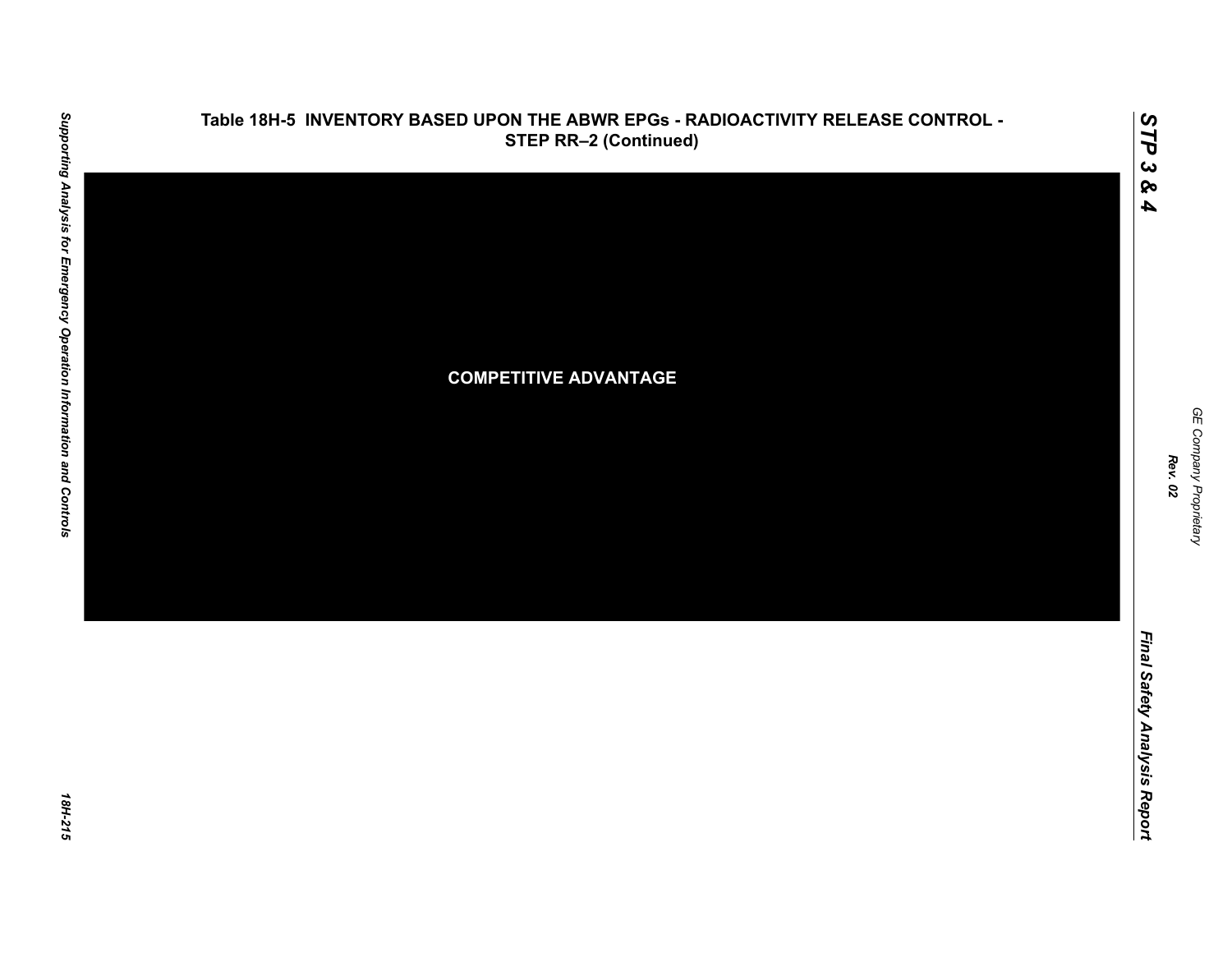## Table 18H-5 INVENTORY BASED UPON THE ABWR EPGs - RADIOACTIVITY RELEASE CONTROL - STEP RR–2 (Continued)

**COMPETITIVE ADVANTAGE**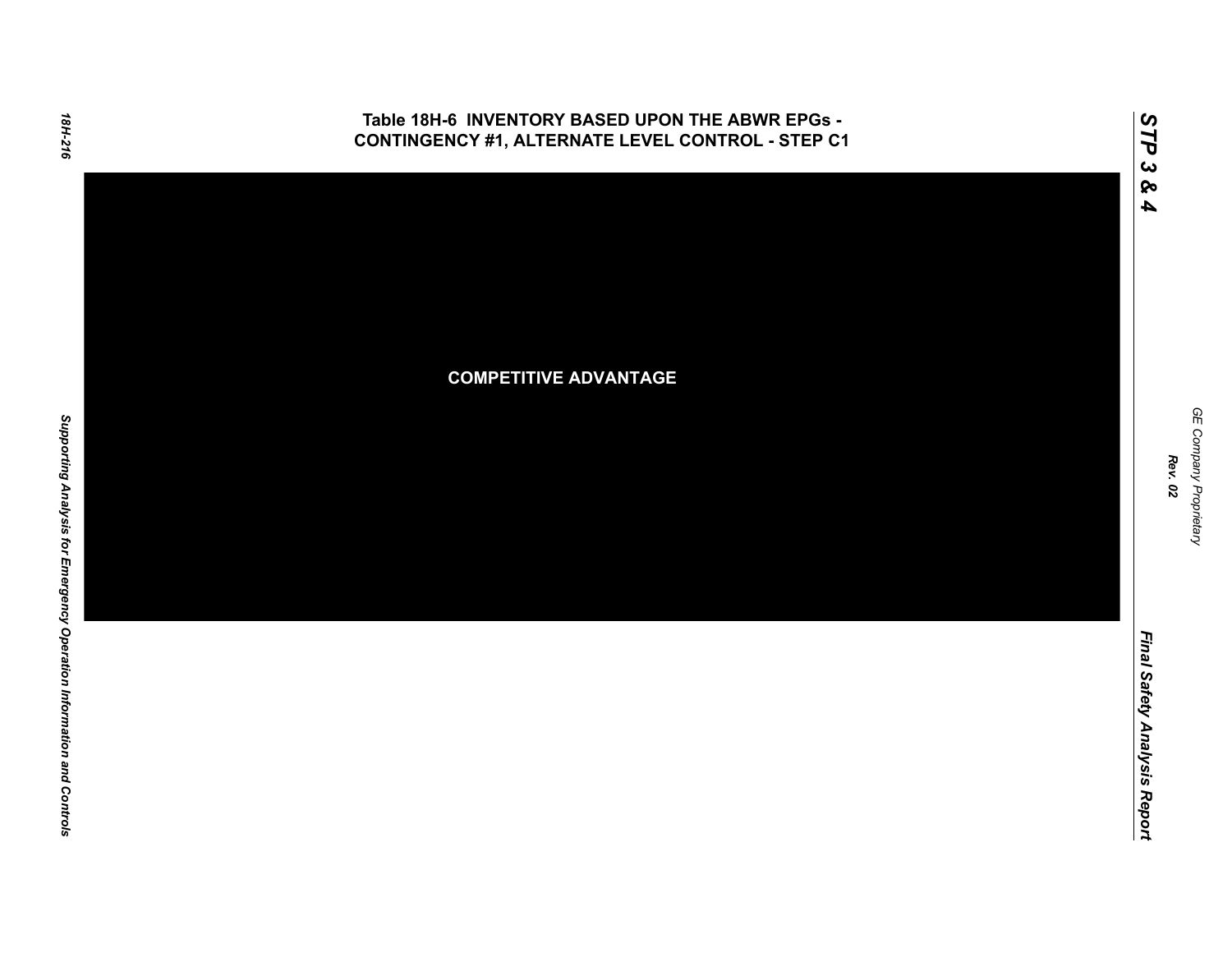# Table 18H-6 INVENTORY BASED UPON THE ABWR EPGs - CONTINGENCY #1, ALTERNATE LEVEL CONTROL - STEP C1

COMPETITIVE ADVANTAGE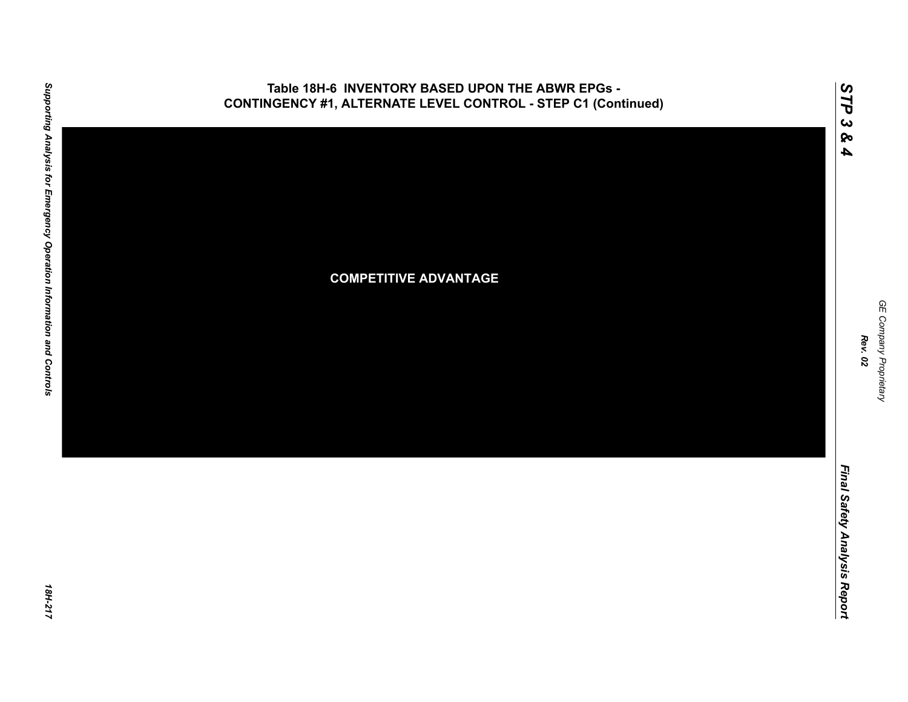**Table 18H-6 INVENTORY BASED UPON THE ABWR EPGs - CONTINGENCY #1, ALTERNATE LEVEL CONTROL - STEP C1 (Continued)**

**COMPETITIVE ADVANTAGE**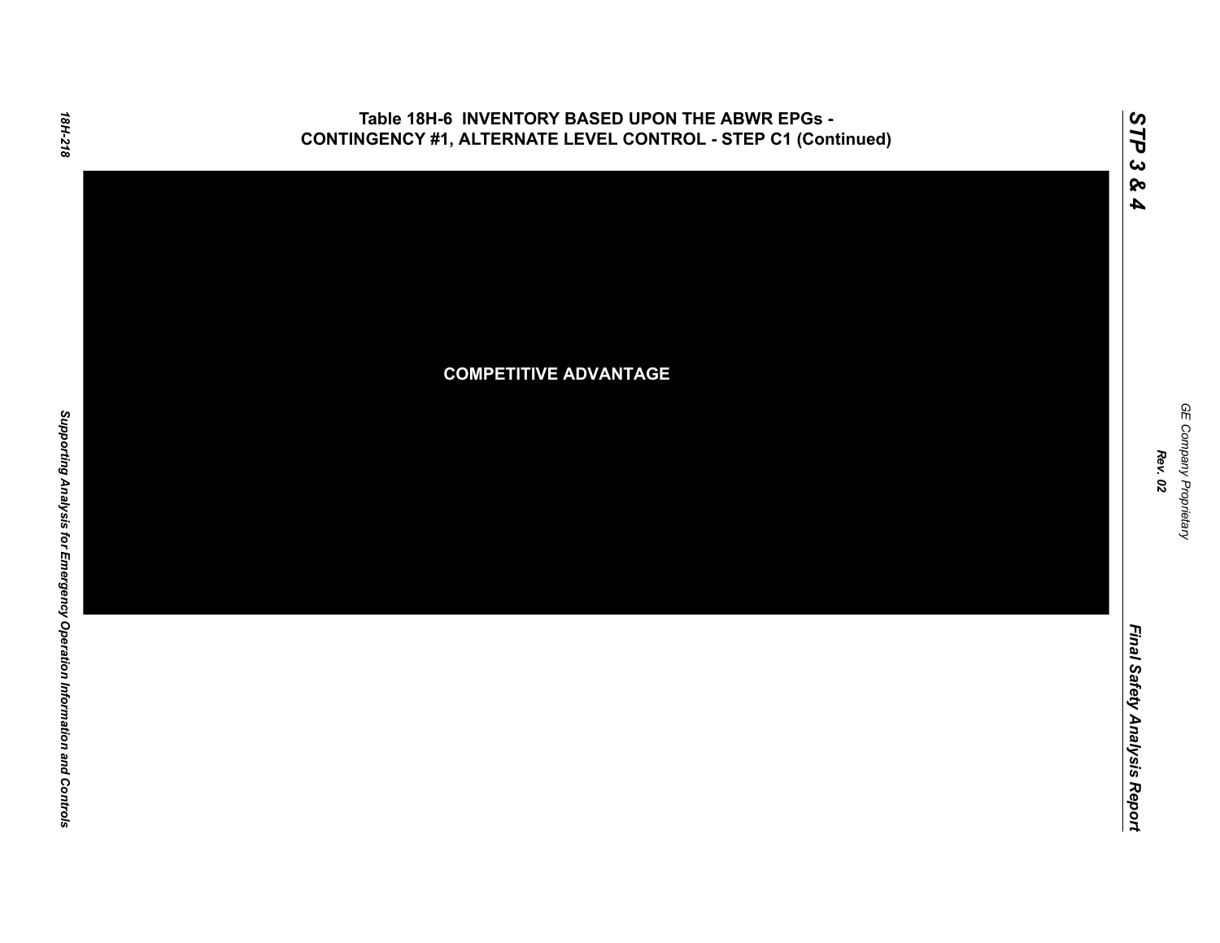## Table 18H-6 INVENTORY BASED UPON THE ABWR EPGs - CONTINGENCY #1, ALTERNATE LEVEL CONTROL - STEP C1 (Continued)

**COMPETITIVE ADVANTAGE**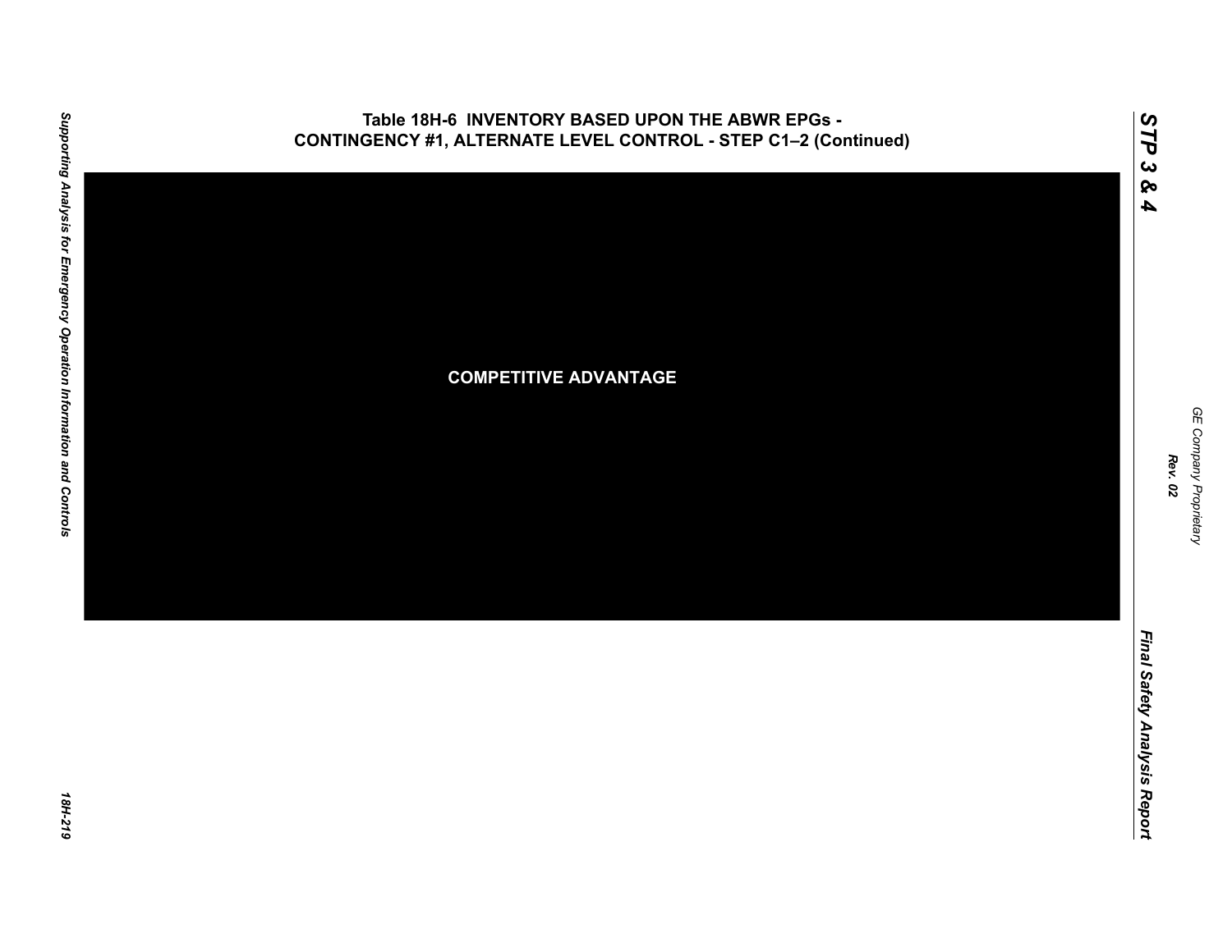# Table 18H-6 INVENTORY BASED UPON THE ABWR EPGs - CONTINGENCY #1, ALTERNATE LEVEL CONTROL - STEP C1–2 (Continued)

COMPETITIVE ADVANTAGE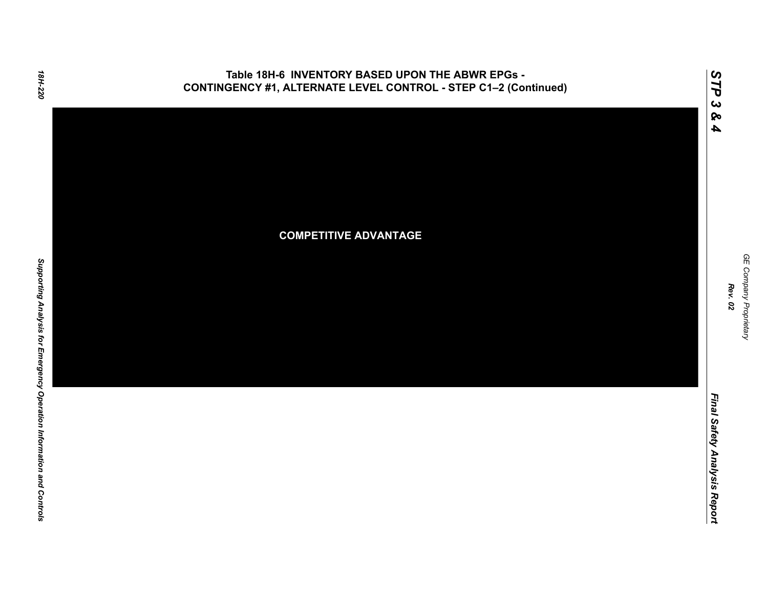# Table 18H-6 INVENTORY BASED UPON THE ABWR EPGs - CONTINGENCY #1, ALTERNATE LEVEL CONTROL - STEP C1–2 (Continued)

**COMPETITIVE ADVANTAGE**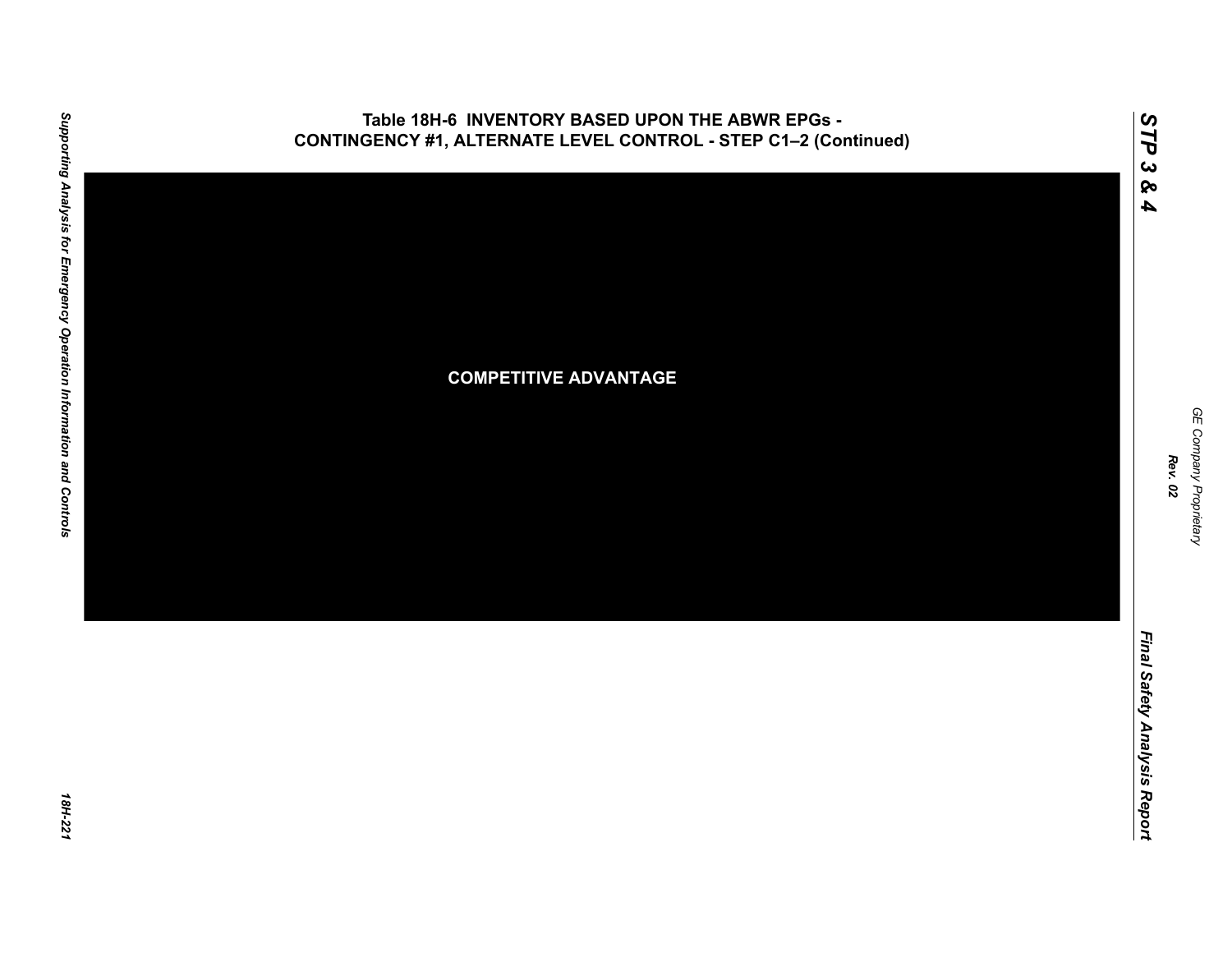### Table 18H-6 INVENTORY BASED UPON THE ABWR EPGs - CONTINGENCY #1, ALTERNATE LEVEL CONTROL - STEP C1–2 (Continued)

**COMPETITIVE ADVANTAGE**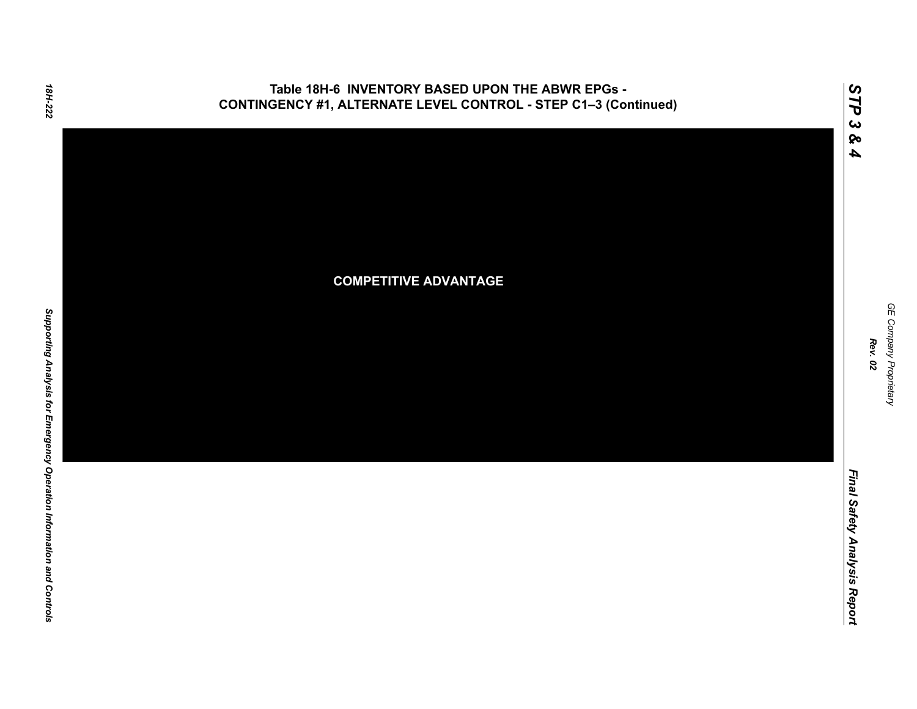# Table 18H-6 INVENTORY BASED UPON THE ABWR EPGs - CONTINGENCY #1, ALTERNATE LEVEL CONTROL - STEP C1–3 (Continued)

COMPETITIVE ADVANTAGE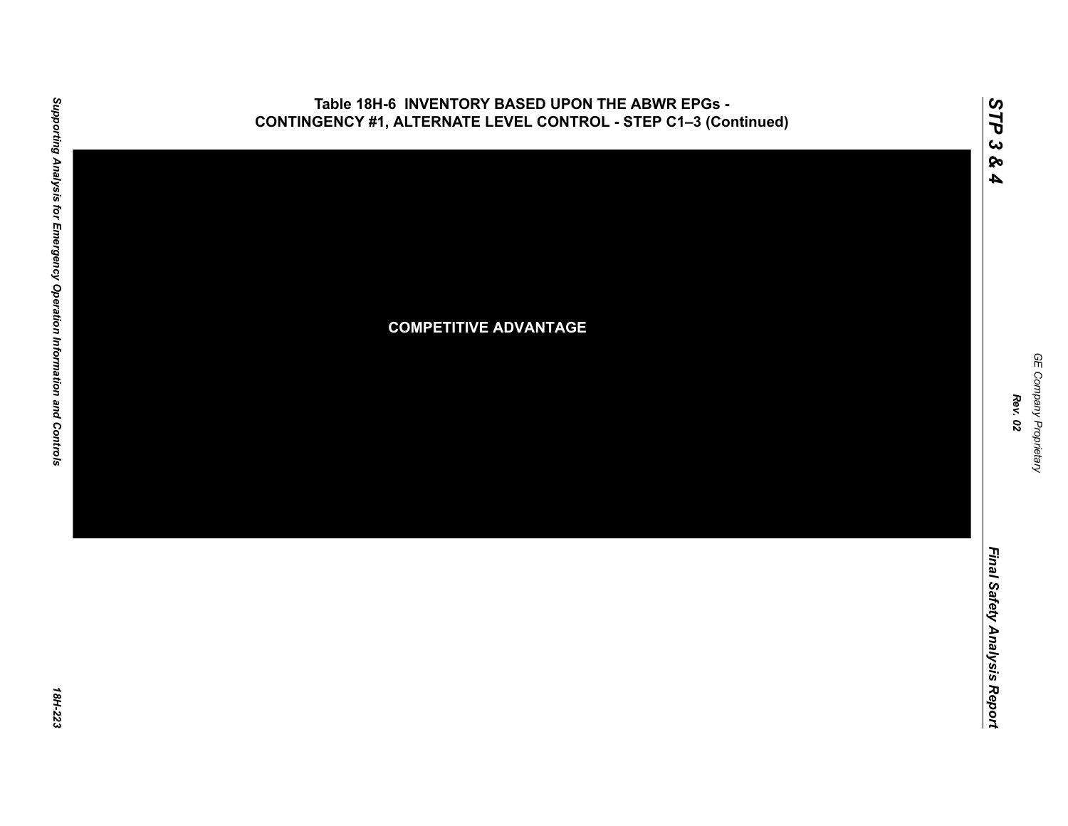**Table 18H-6 INVENTORY BASED UPON THE ABWR EPGs - CONTINGENCY #1, ALTERNATE LEVEL CONTROL - STEP C1–3 (Continued)**

**COMPETITIVE ADVANTAGE**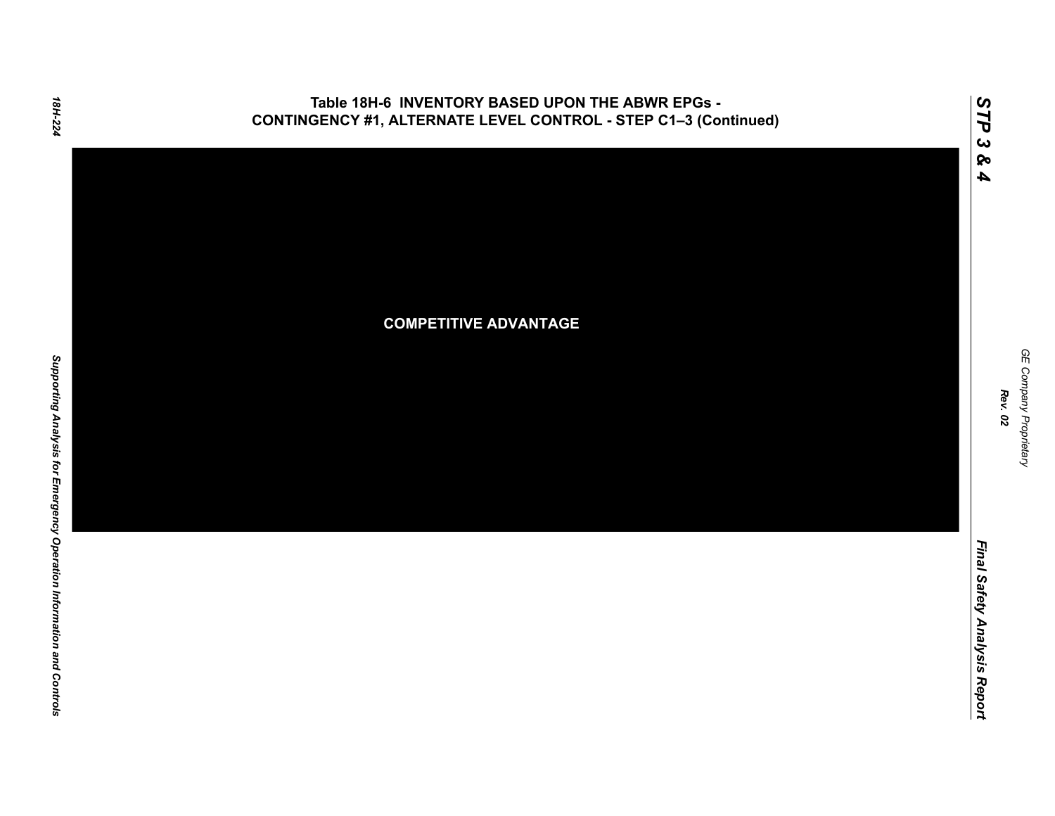# Table 18H-6 INVENTORY BASED UPON THE ABWR EPGs - CONTINGENCY #1, ALTERNATE LEVEL CONTROL - STEP C1–3 (Continued)

**COMPETITIVE ADVANTAGE**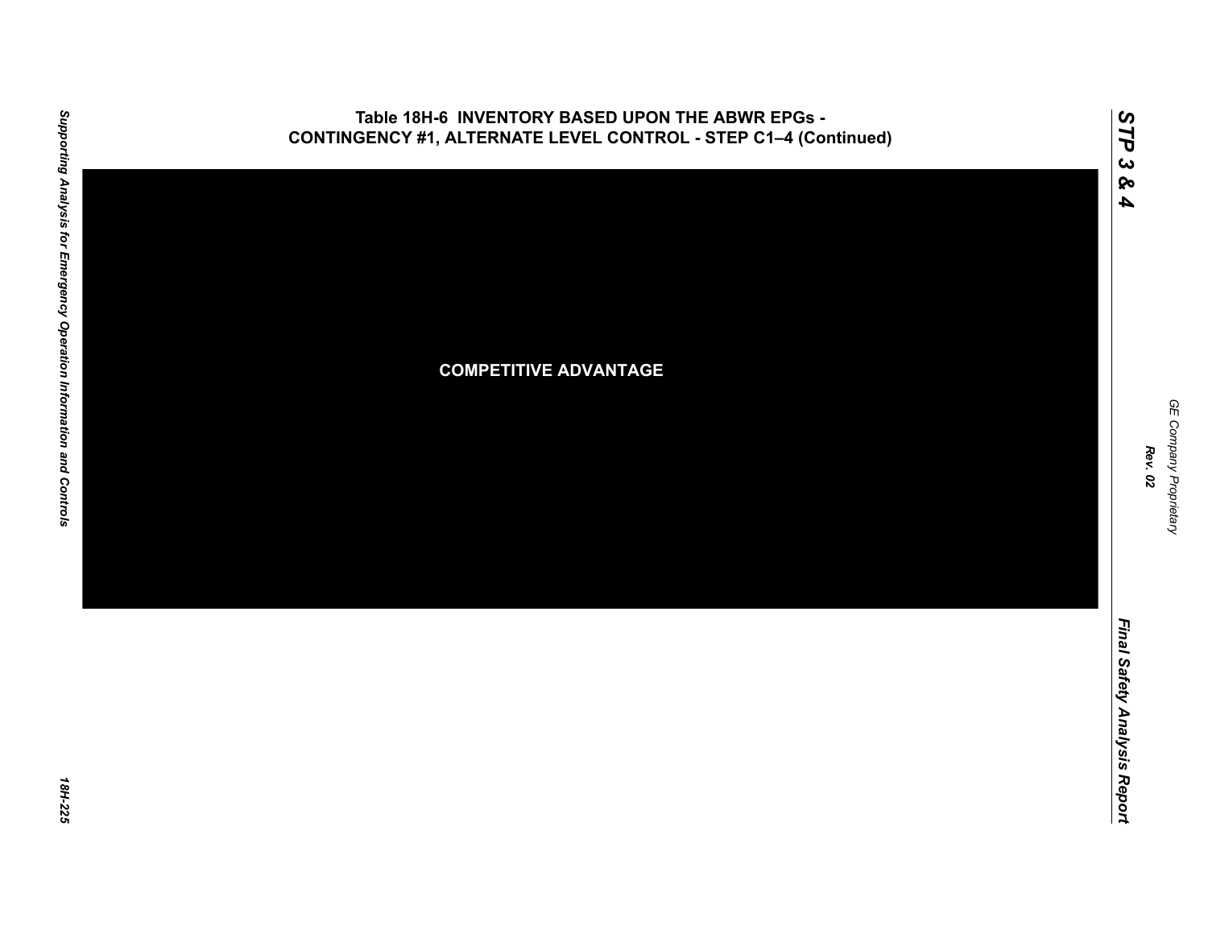# Table 18H-6 INVENTORY BASED UPON THE ABWR EPGs - CONTINGENCY #1, ALTERNATE LEVEL CONTROL - STEP C1–4 (Continued)

**COMPETITIVE ADVANTAGE**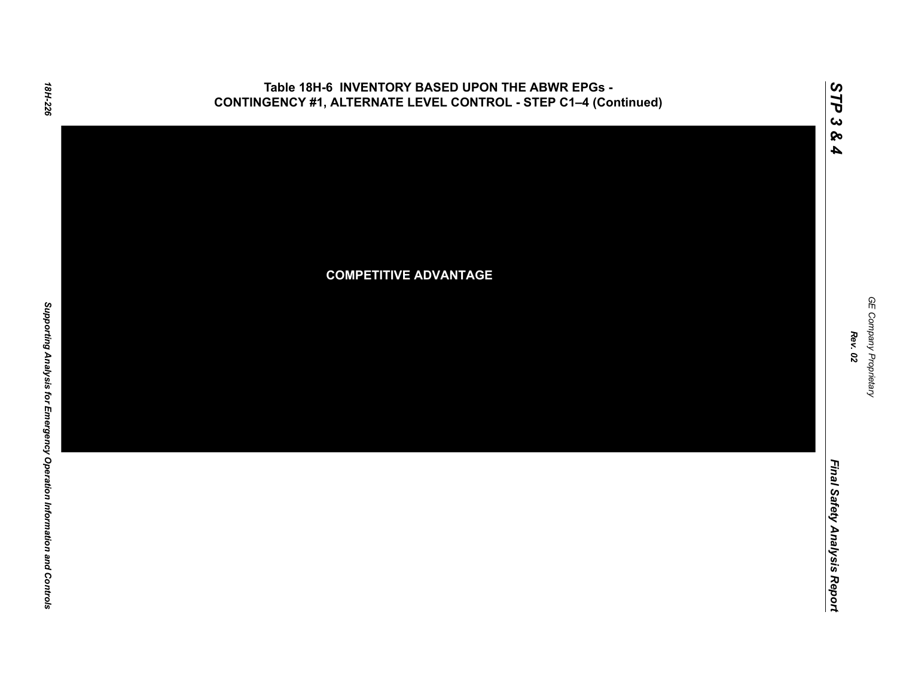**Table 18H-6 INVENTORY BASED UPON THE ABWR EPGs - CONTINGENCY #1, ALTERNATE LEVEL CONTROL - STEP C1–4 (Continued)**

**COMPETITIVE ADVANTAGE**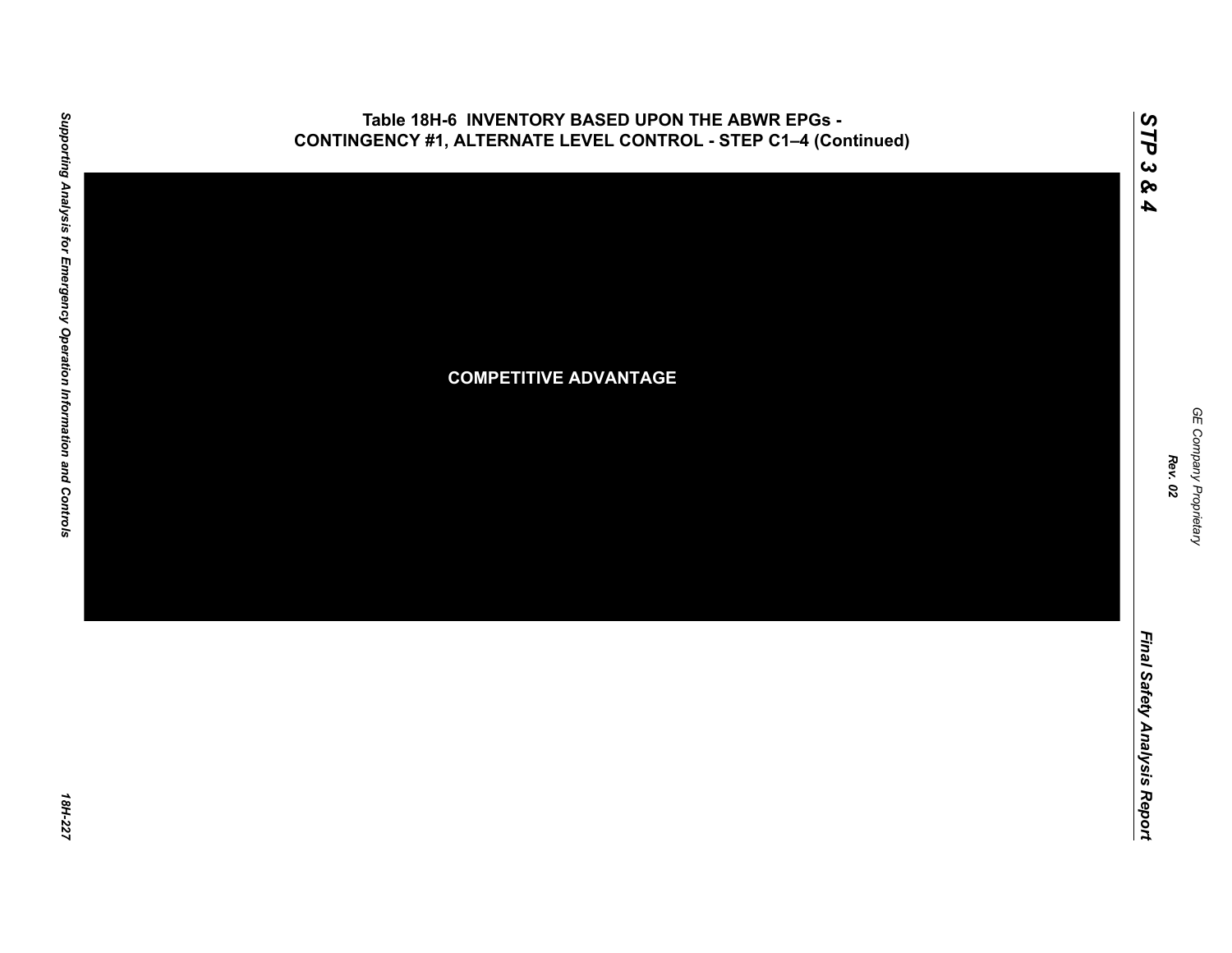## Table 18H-6 INVENTORY BASED UPON THE ABWR EPGs - CONTINGENCY #1, ALTERNATE LEVEL CONTROL - STEP C1–4 (Continued)

**COMPETITIVE ADVANTAGE**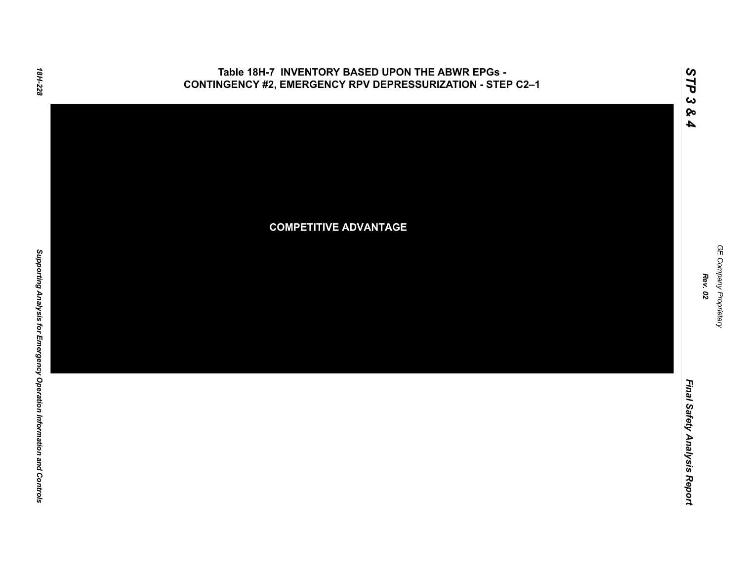## Table 18H-7 INVENTORY BASED UPON THE ABWR EPGs - CONTINGENCY #2, EMERGENCY RPV DEPRESSURIZATION - STEP C2–1

**COMPETITIVE ADVANTAGE**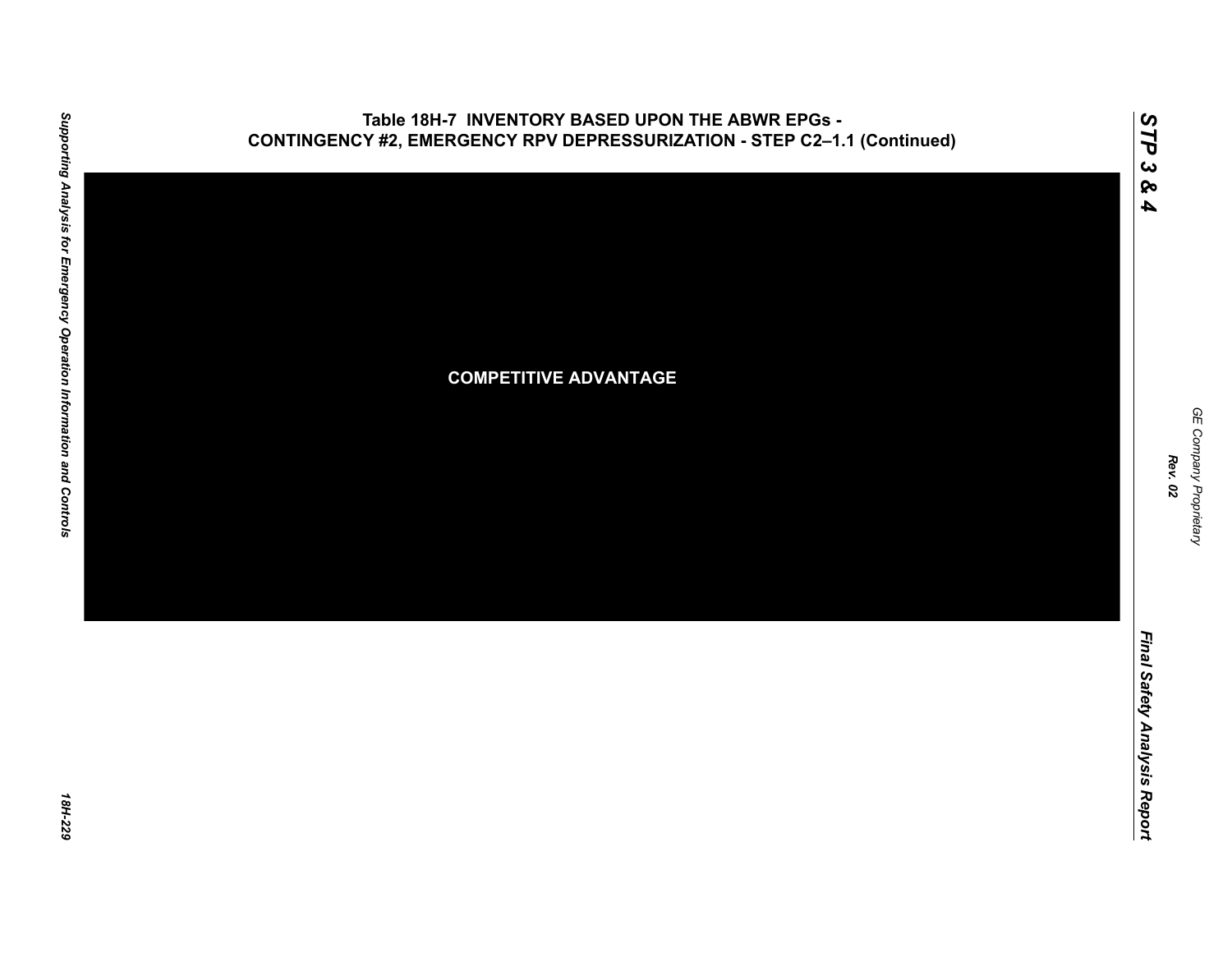**Table 18H-7 INVENTORY BASED UPON THE ABWR EPGs - CONTINGENCY #2, EMERGENCY RPV DEPRESSURIZATION - STEP C2–1.1 (Continued)**

COMPETITIVE ADVANTAGE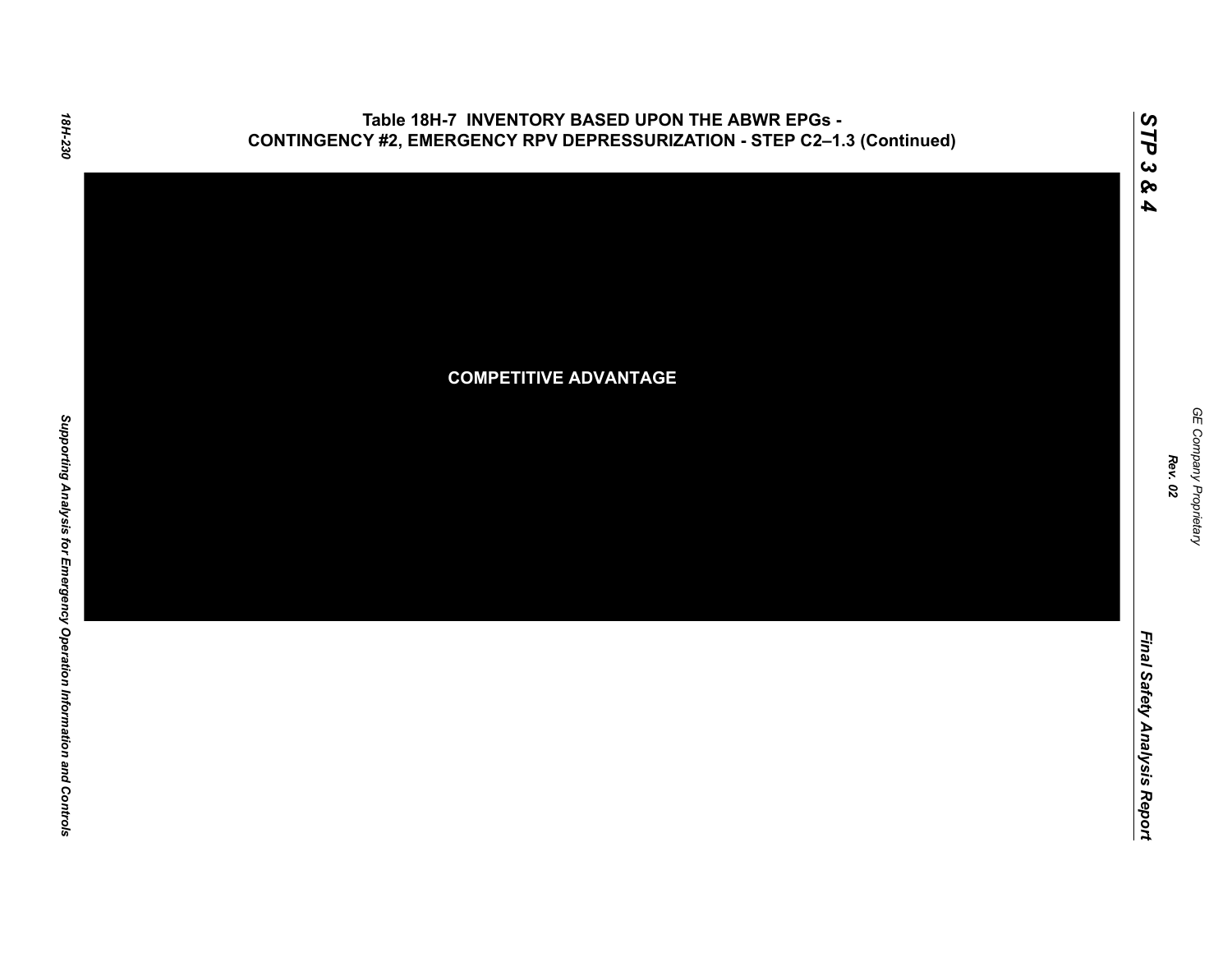## Table 18H-7 INVENTORY BASED UPON THE ABWR EPGs - CONTINGENCY #2, EMERGENCY RPV DEPRESSURIZATION - STEP C2–1.3 (Continued)

COMPETITIVE ADVANTAGE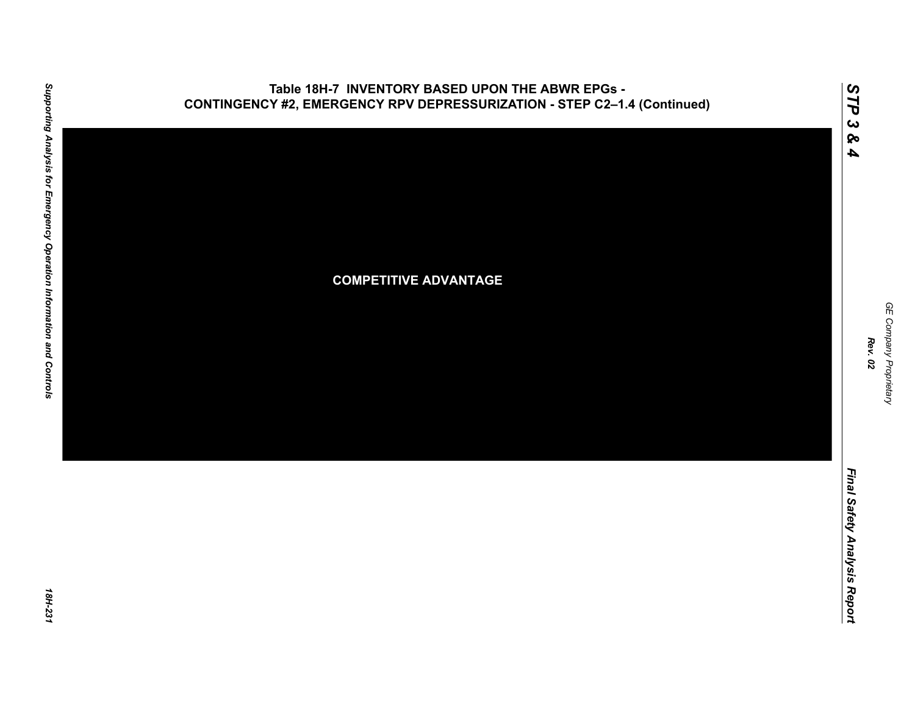## Table 18H-7 INVENTORY BASED UPON THE ABWR EPGs - CONTINGENCY #2, EMERGENCY RPV DEPRESSURIZATION - STEP C2–1.4 (Continued)

**COMPETITIVE ADVANTAGE**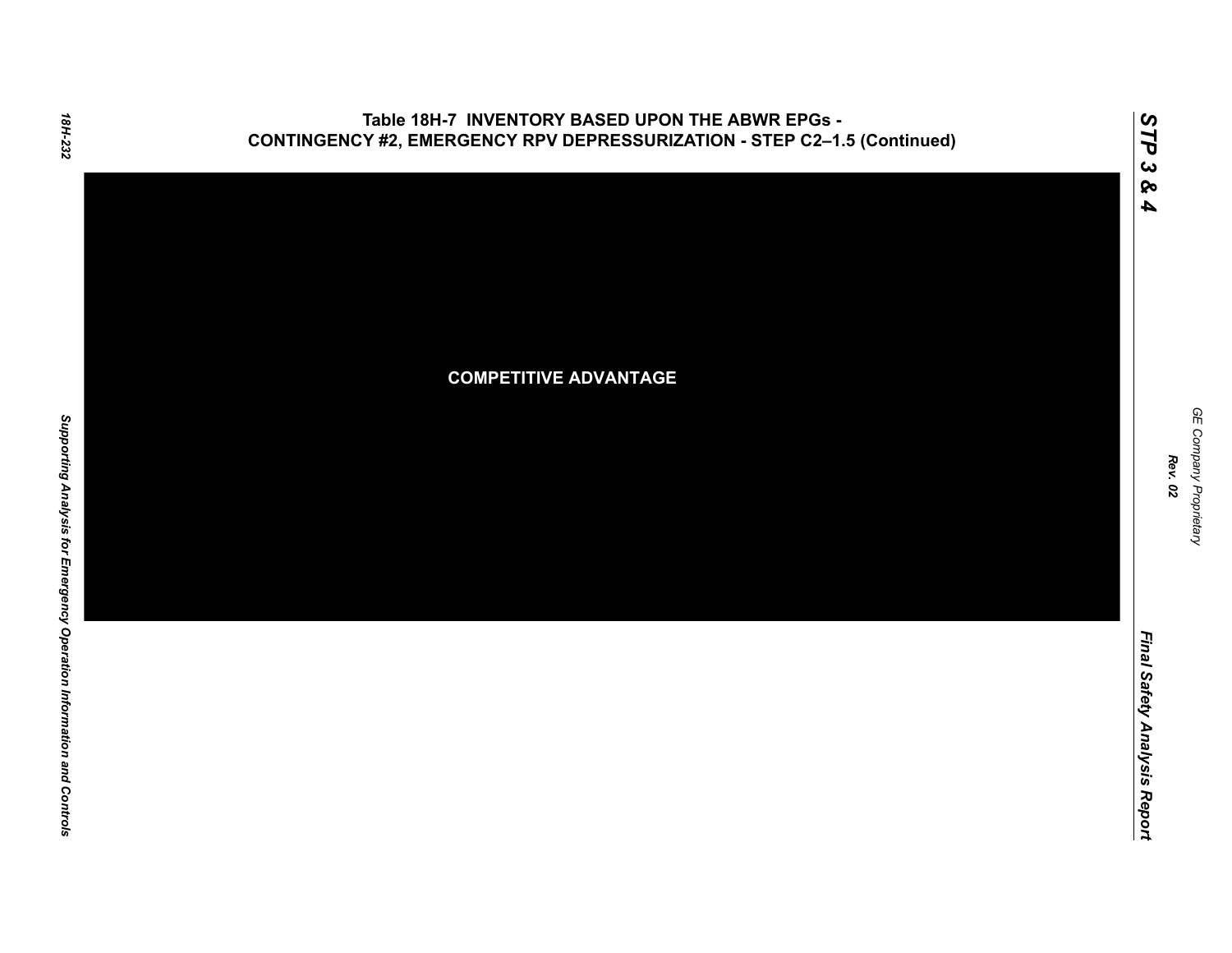# Table 18H-7 INVENTORY BASED UPON THE ABWR EPGs - CONTINGENCY #2, EMERGENCY RPV DEPRESSURIZATION - STEP C2–1.5 (Continued)

**COMPETITIVE ADVANTAGE**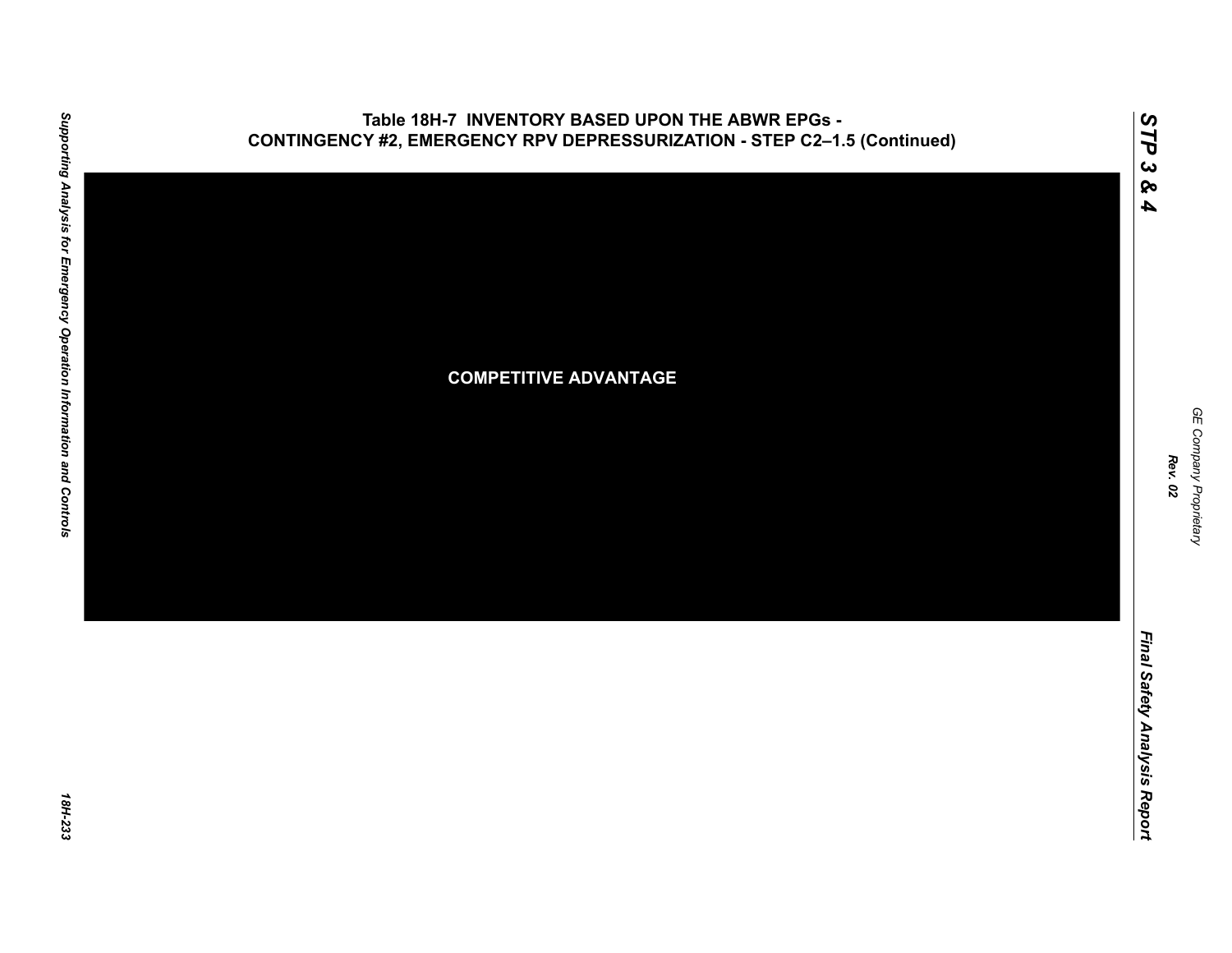# Table 18H-7 INVENTORY BASED UPON THE ABWR EPGs - CONTINGENCY #2, EMERGENCY RPV DEPRESSURIZATION - STEP C2–1.5 (Continued)

COMPETITIVE ADVANTAGE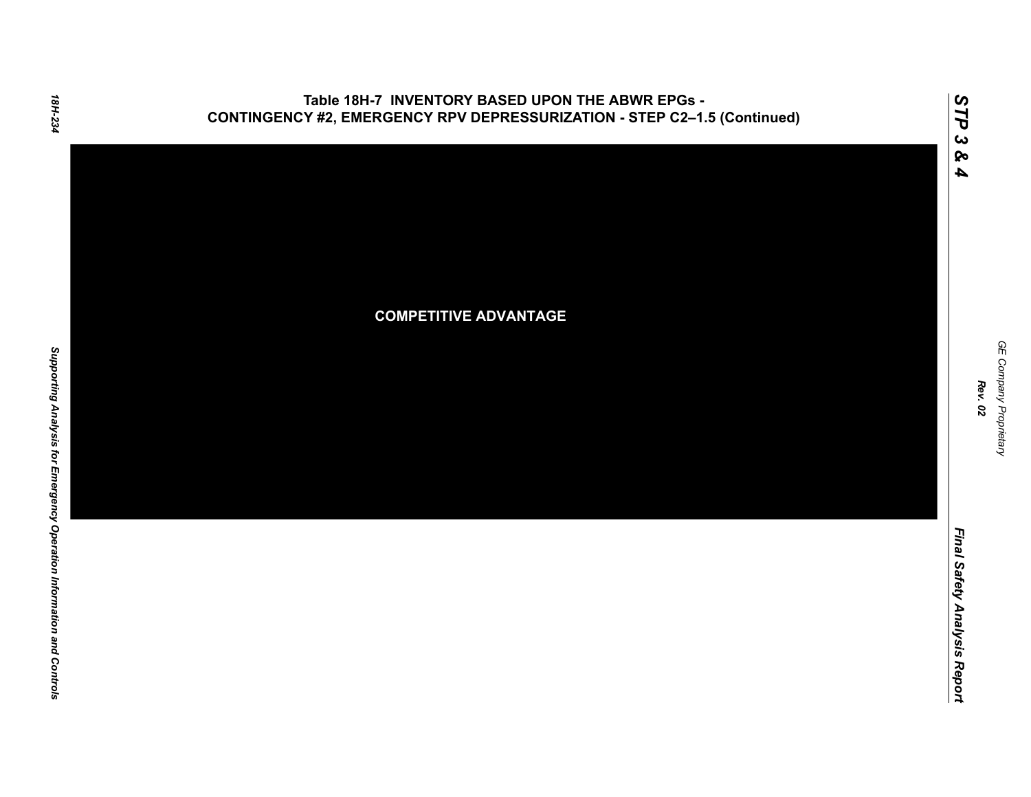## Table 18H-7 INVENTORY BASED UPON THE ABWR EPGs - CONTINGENCY #2, EMERGENCY RPV DEPRESSURIZATION - STEP C2–1.5 (Continued)

**COMPETITIVE ADVANTAGE**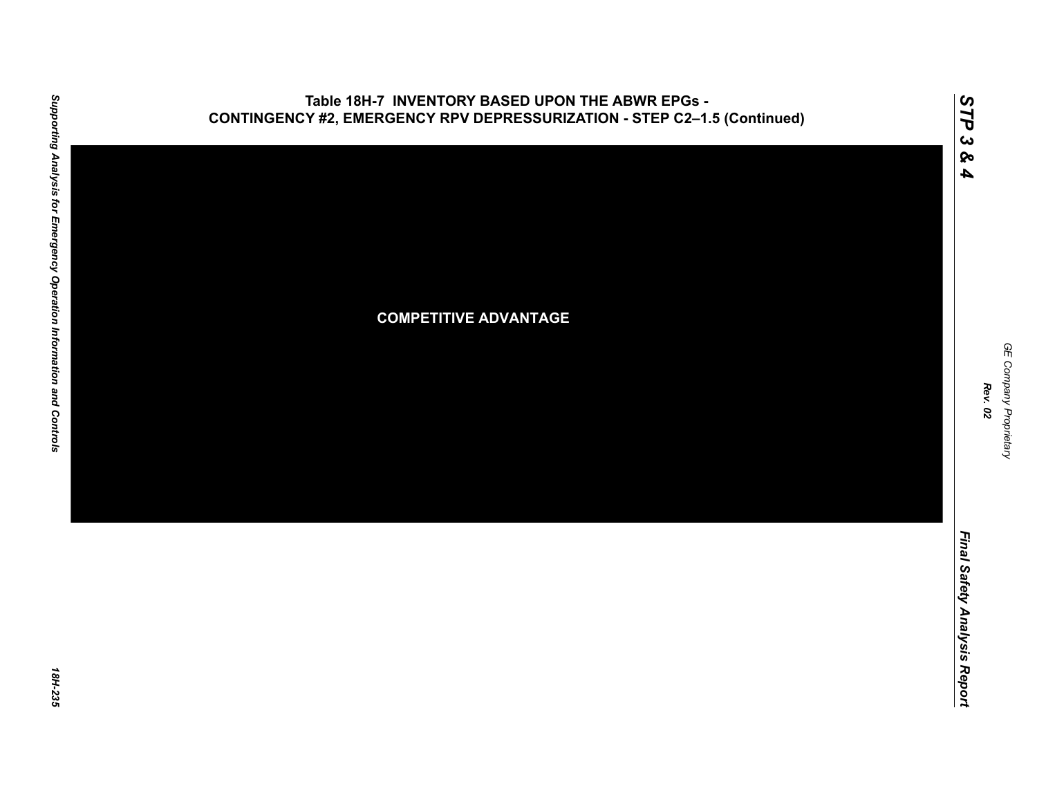## Table 18H-7 INVENTORY BASED UPON THE ABWR EPGs - CONTINGENCY #2, EMERGENCY RPV DEPRESSURIZATION - STEP C2–1.5 (Continued)

COMPETITIVE ADVANTAGE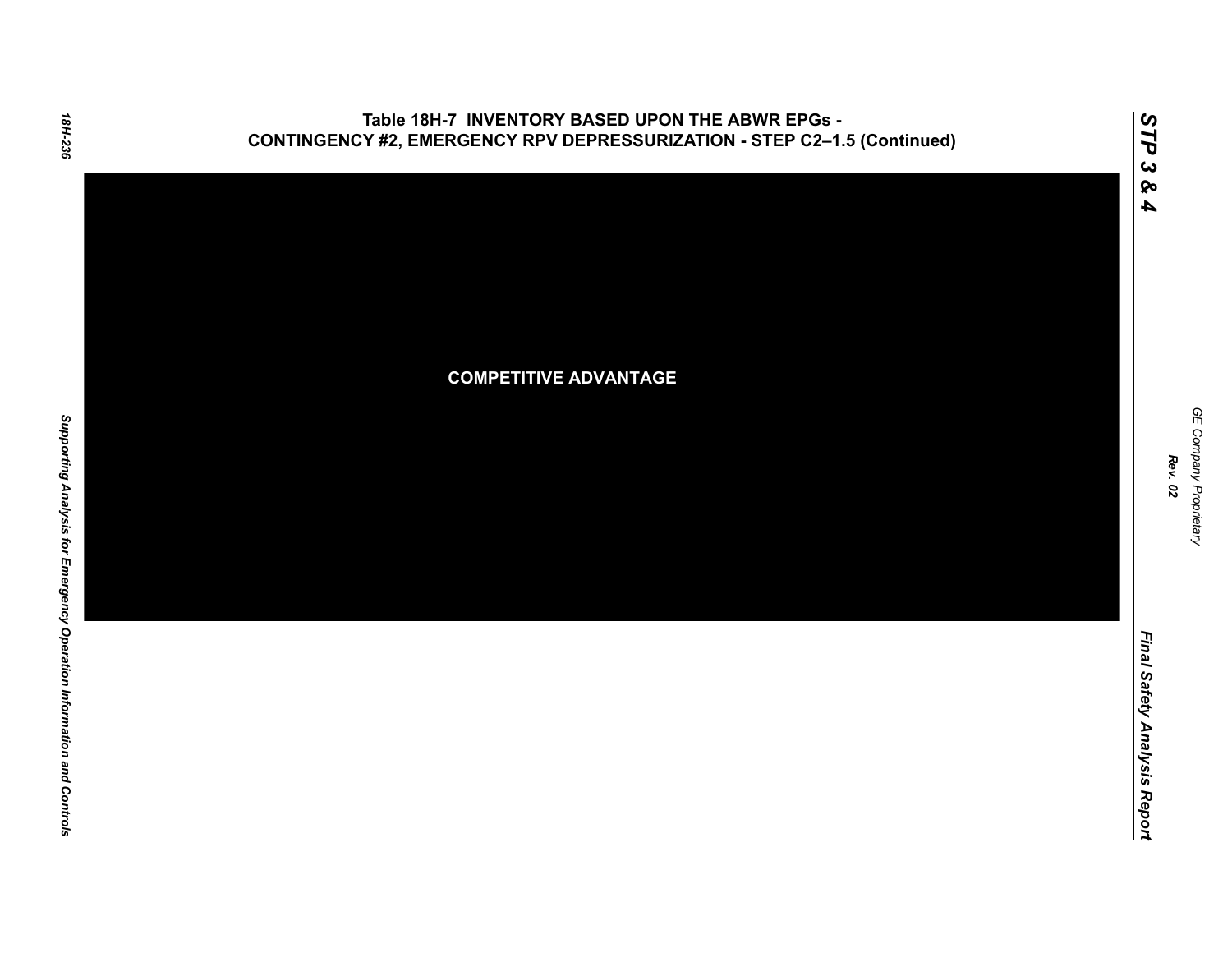## Table 18H-7 INVENTORY BASED UPON THE ABWR EPGs - CONTINGENCY #2, EMERGENCY RPV DEPRESSURIZATION - STEP C2–1.5 (Continued)

**COMPETITIVE ADVANTAGE**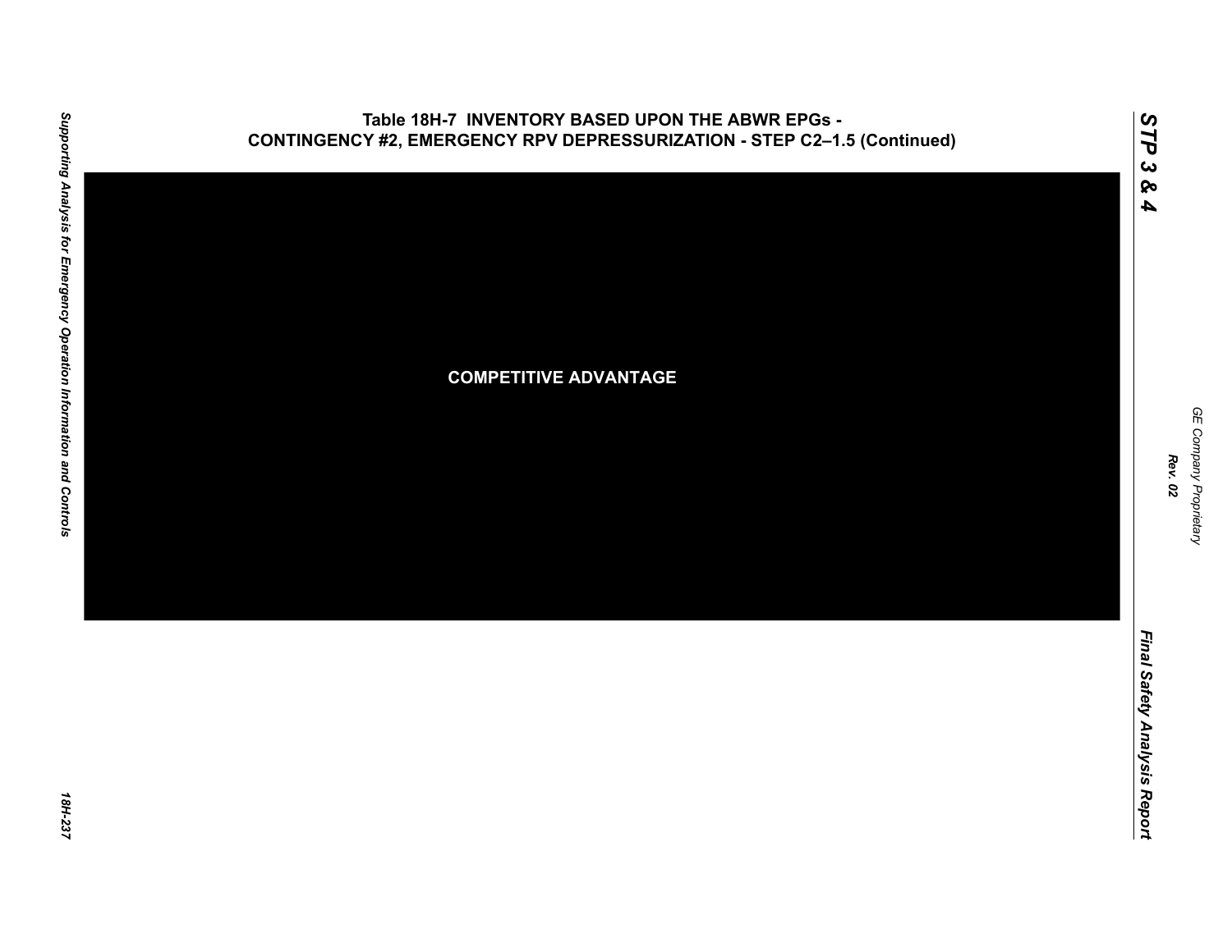# Table 18H-7 INVENTORY BASED UPON THE ABWR EPGs - CONTINGENCY #2, EMERGENCY RPV DEPRESSURIZATION - STEP C2–1.5 (Continued)

COMPETITIVE ADVANTAGE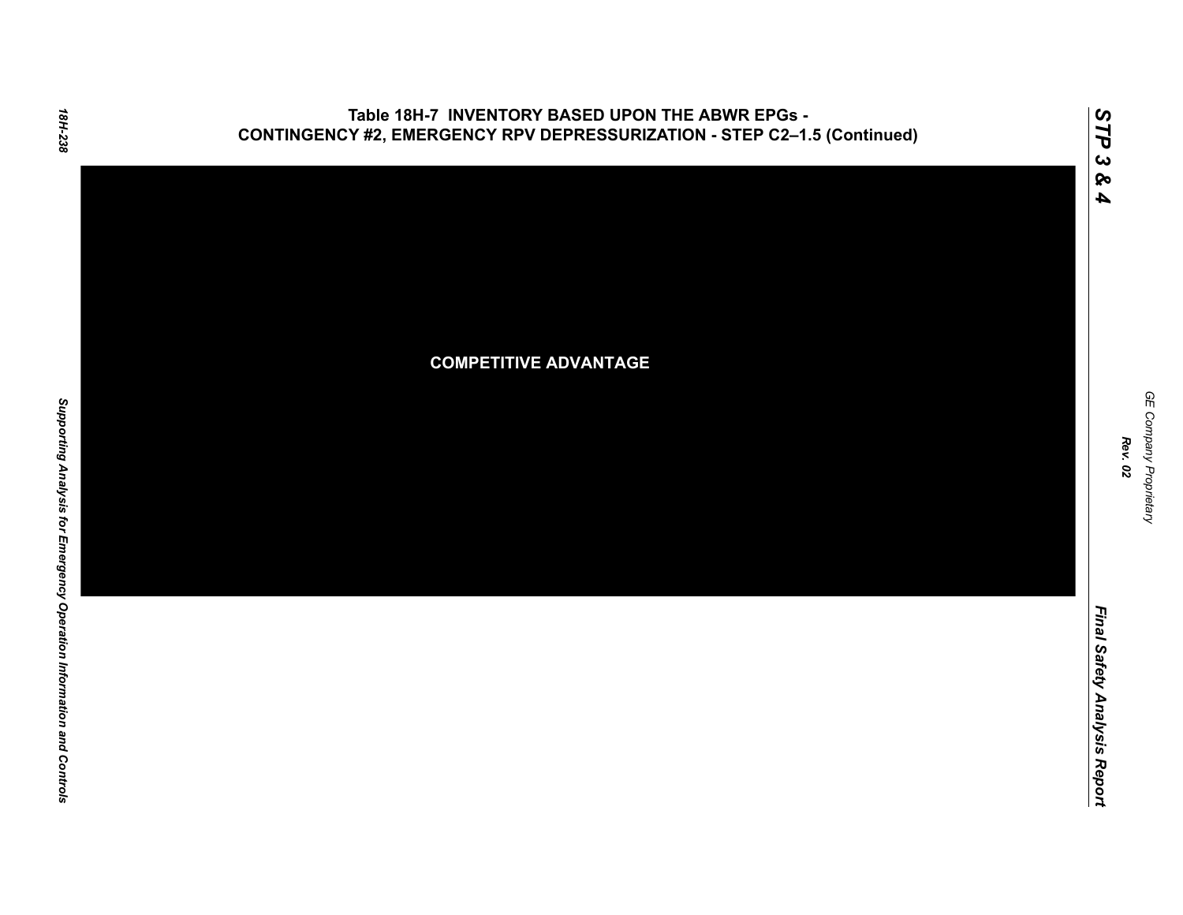# Table 18H-7 INVENTORY BASED UPON THE ABWR EPGs - CONTINGENCY #2, EMERGENCY RPV DEPRESSURIZATION - STEP C2–1.5 (Continued)

COMPETITIVE ADVANTAGE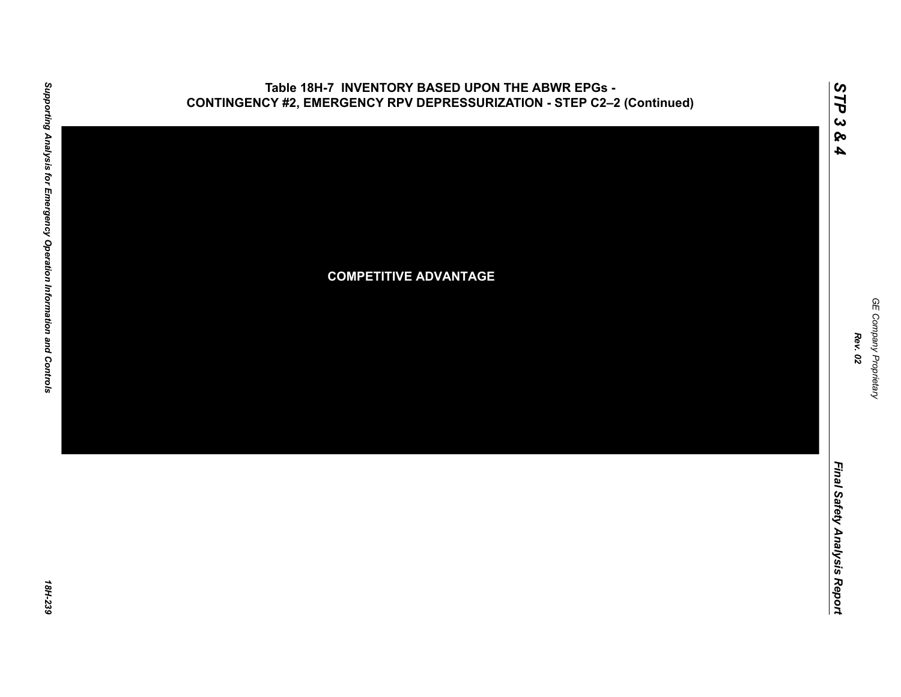# Table 18H-7 INVENTORY BASED UPON THE ABWR EPGs - CONTINGENCY #2, EMERGENCY RPV DEPRESSURIZATION - STEP C2–2 (Continued)

COMPETITIVE ADVANTAGE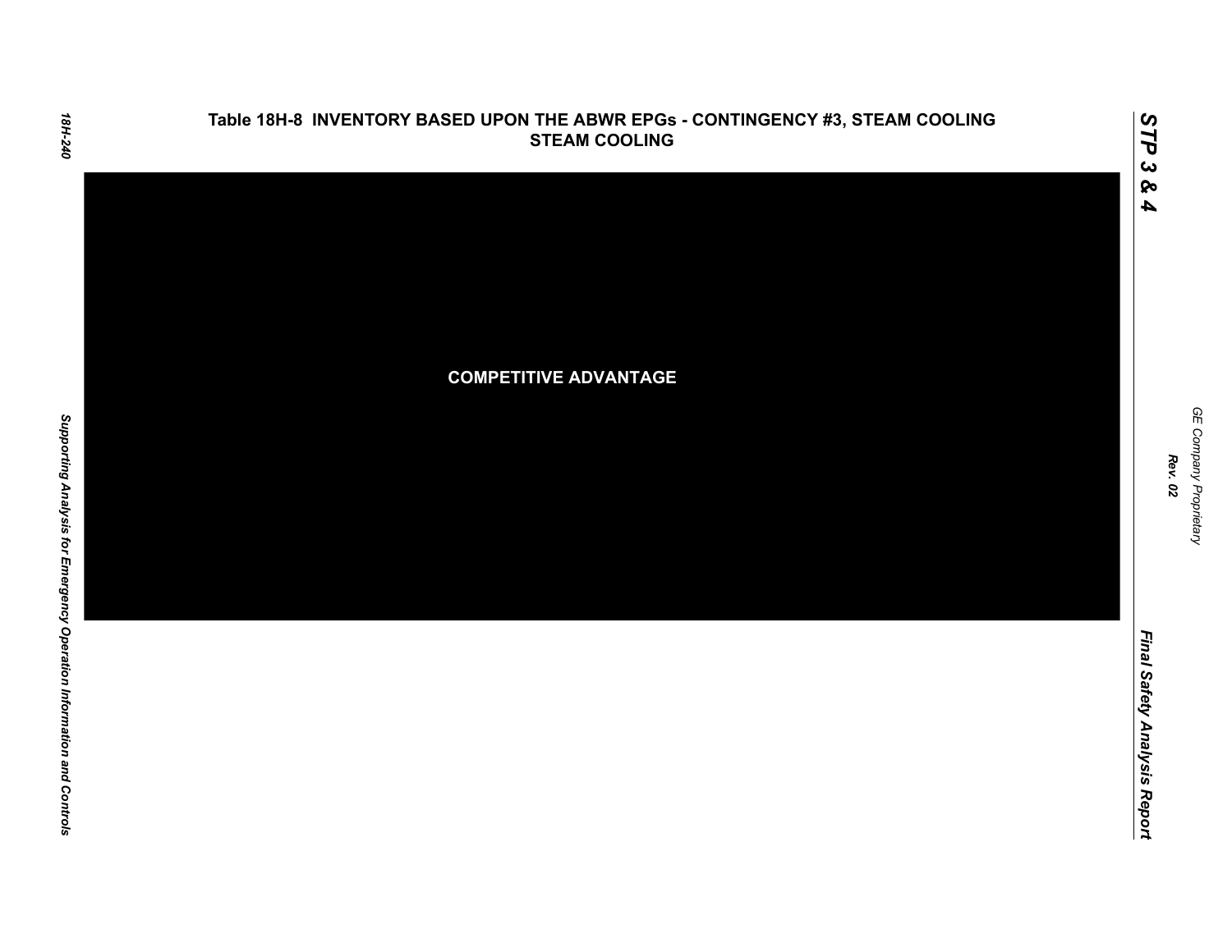# Table 18H-8 INVENTORY BASED UPON THE ABWR EPGs - CONTINGENCY #3, STEAM COOLING STEAM COOLING

COMPETITIVE ADVANTAGE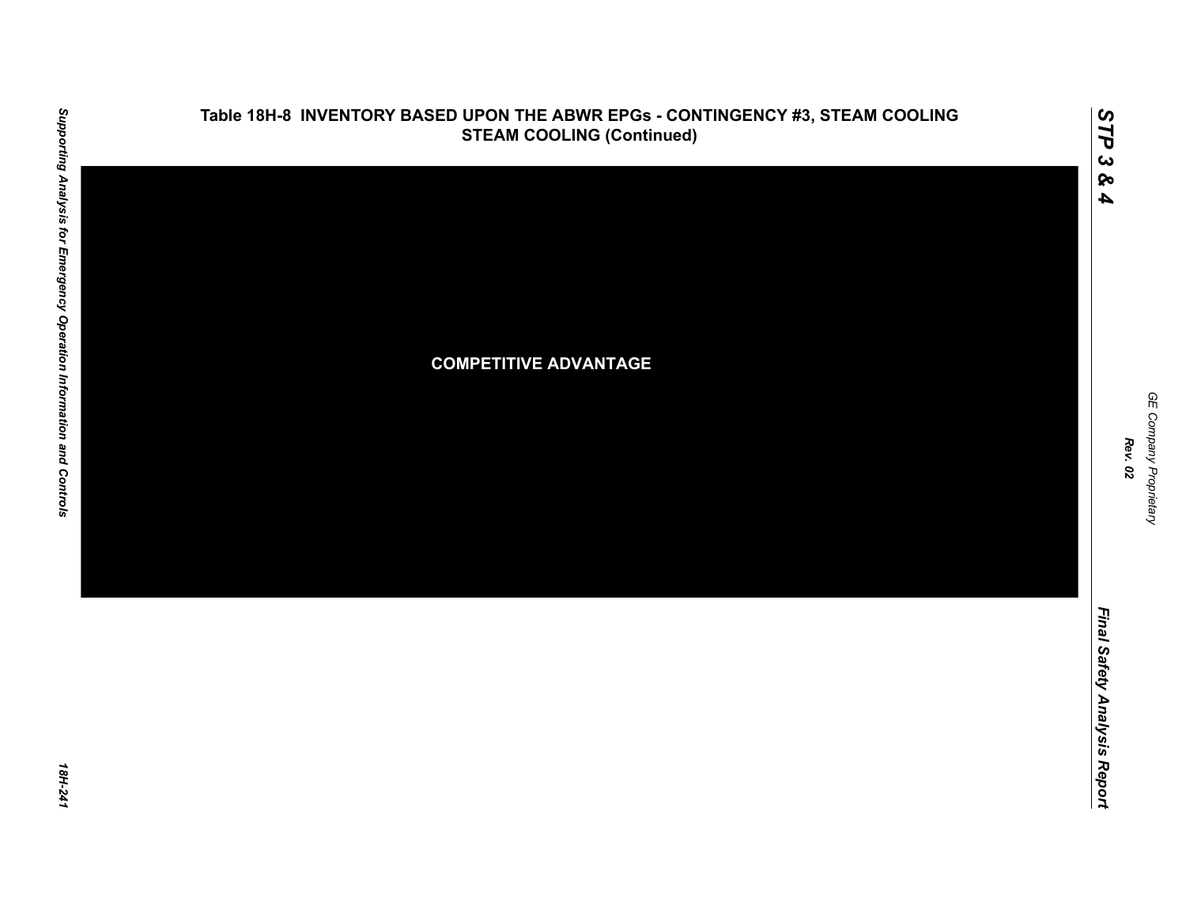## Table 18H-8 INVENTORY BASED UPON THE ABWR EPGs - CONTINGENCY #3, STEAM COOLING STEAM COOLING (Continued)

COMPETITIVE ADVANTAGE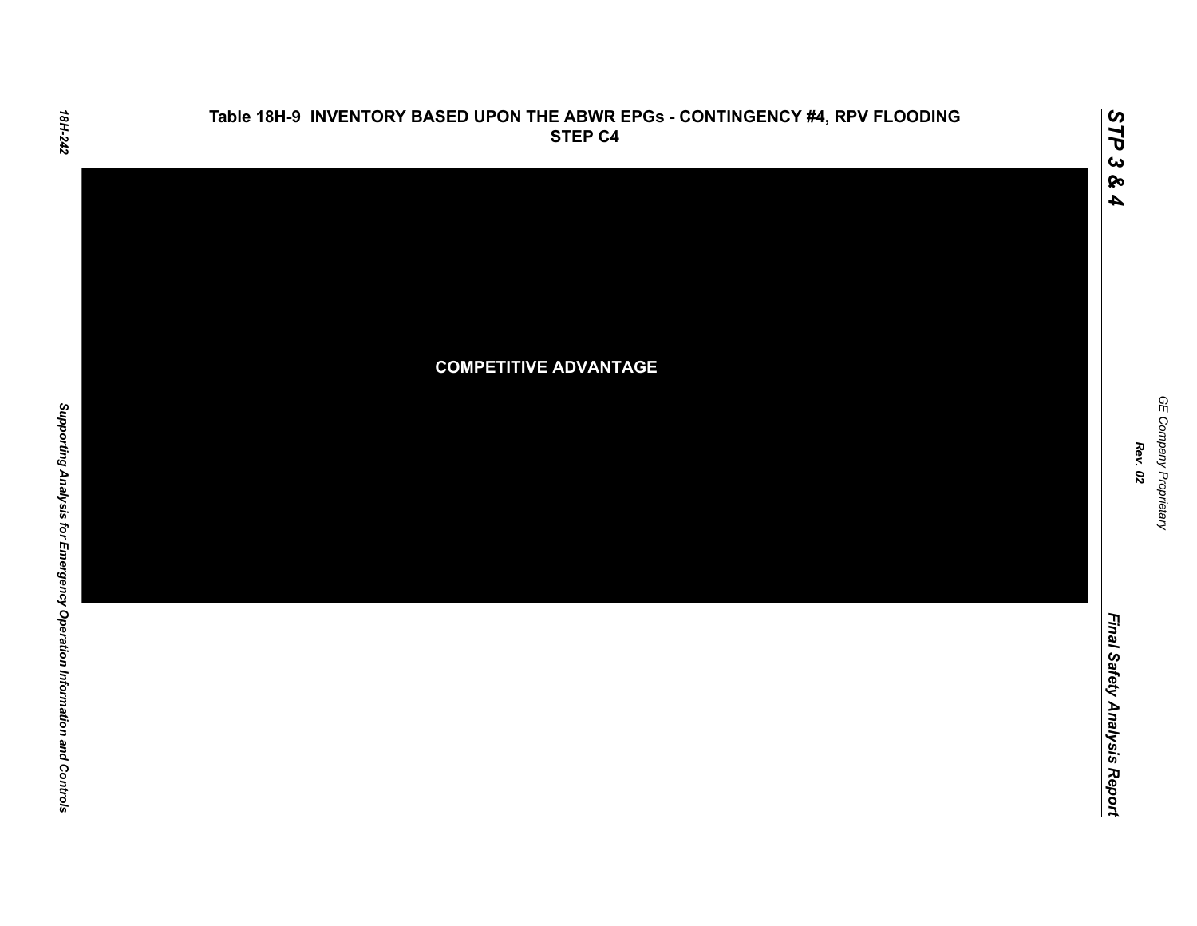# Table 18H-9 INVENTORY BASED UPON THE ABWR EPGs - CONTINGENCY #4, RPV FLOODING STEP C4

COMPETITIVE ADVANTAGE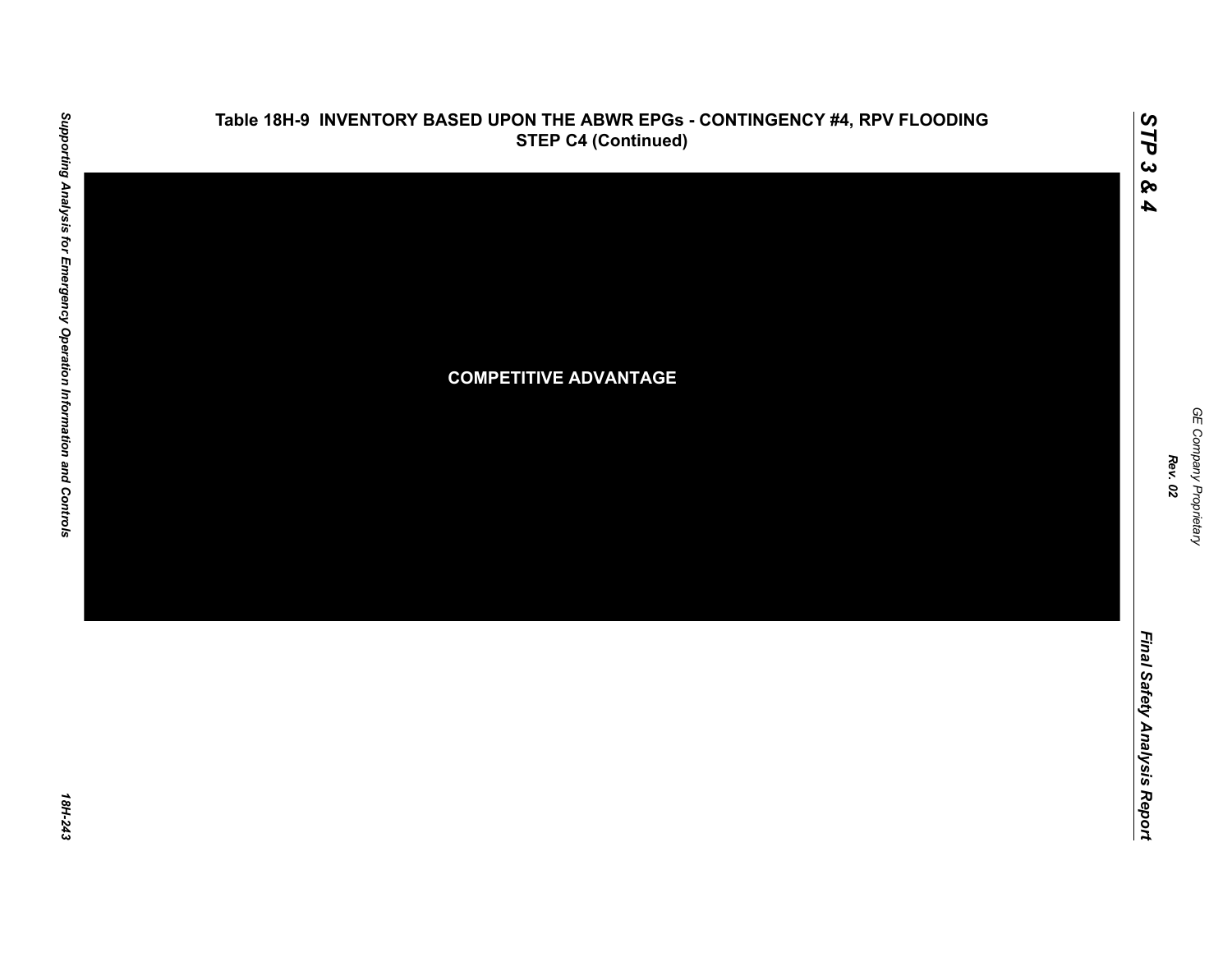### Table 18H-9 INVENTORY BASED UPON THE ABWR EPGs - CONTINGENCY #4, RPV FLOODING STEP C4 (Continued)

COMPETITIVE ADVANTAGE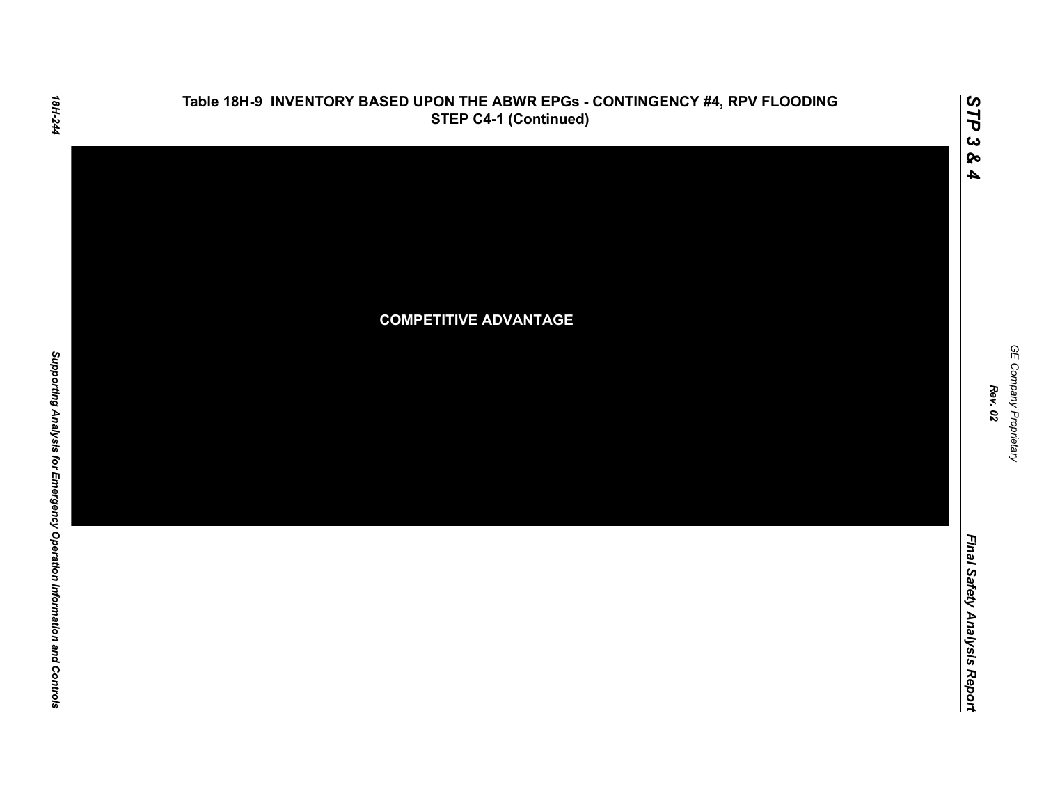## Table 18H-9 INVENTORY BASED UPON THE ABWR EPGs - CONTINGENCY #4, RPV FLOODING STEP C4-1 (Continued)

COMPETITIVE ADVANTAGE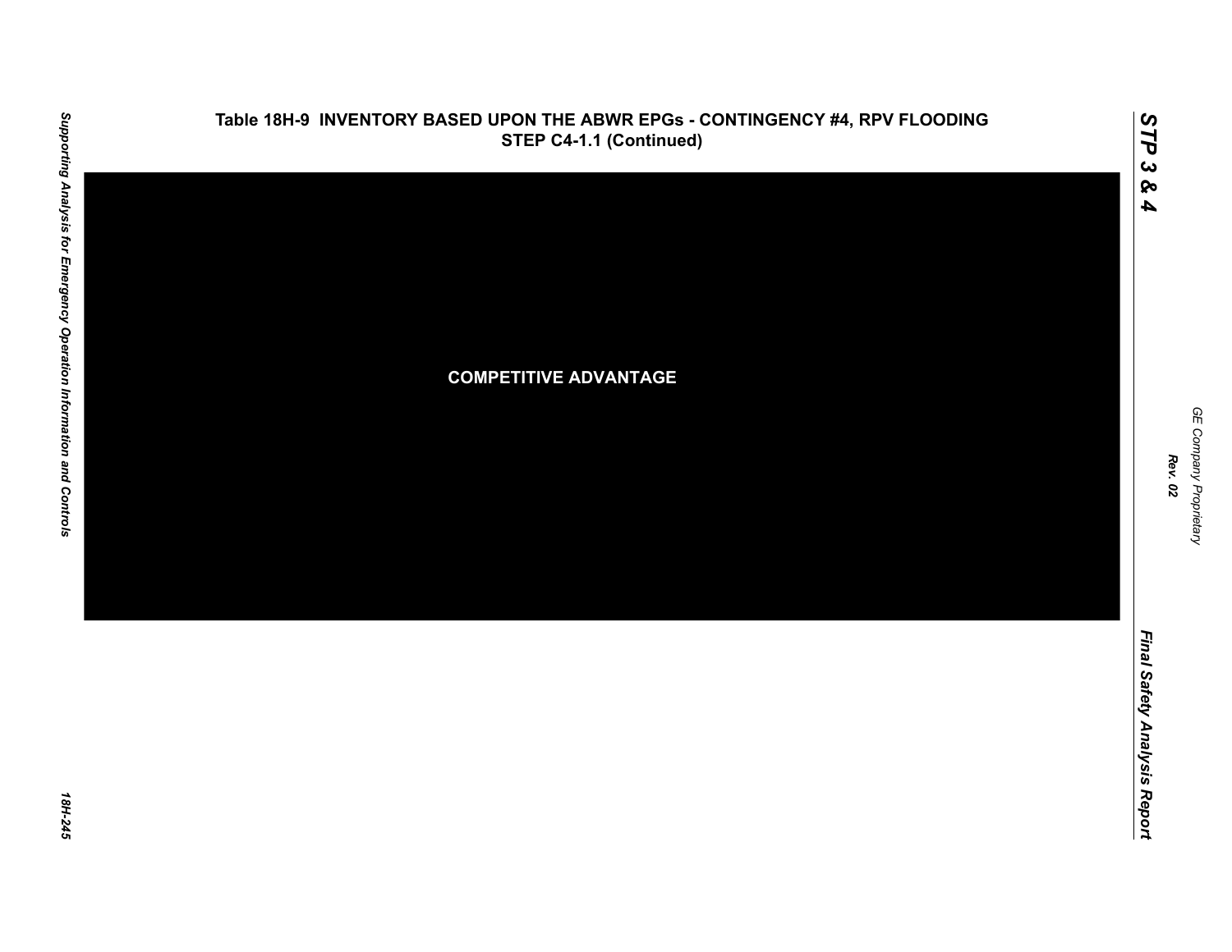**Table 18H-9 INVENTORY BASED UPON THE ABWR EPGs - CONTINGENCY #4, RPV FLOODING STEP C4-1.1 (Continued)**

**COMPETITIVE ADVANTAGE**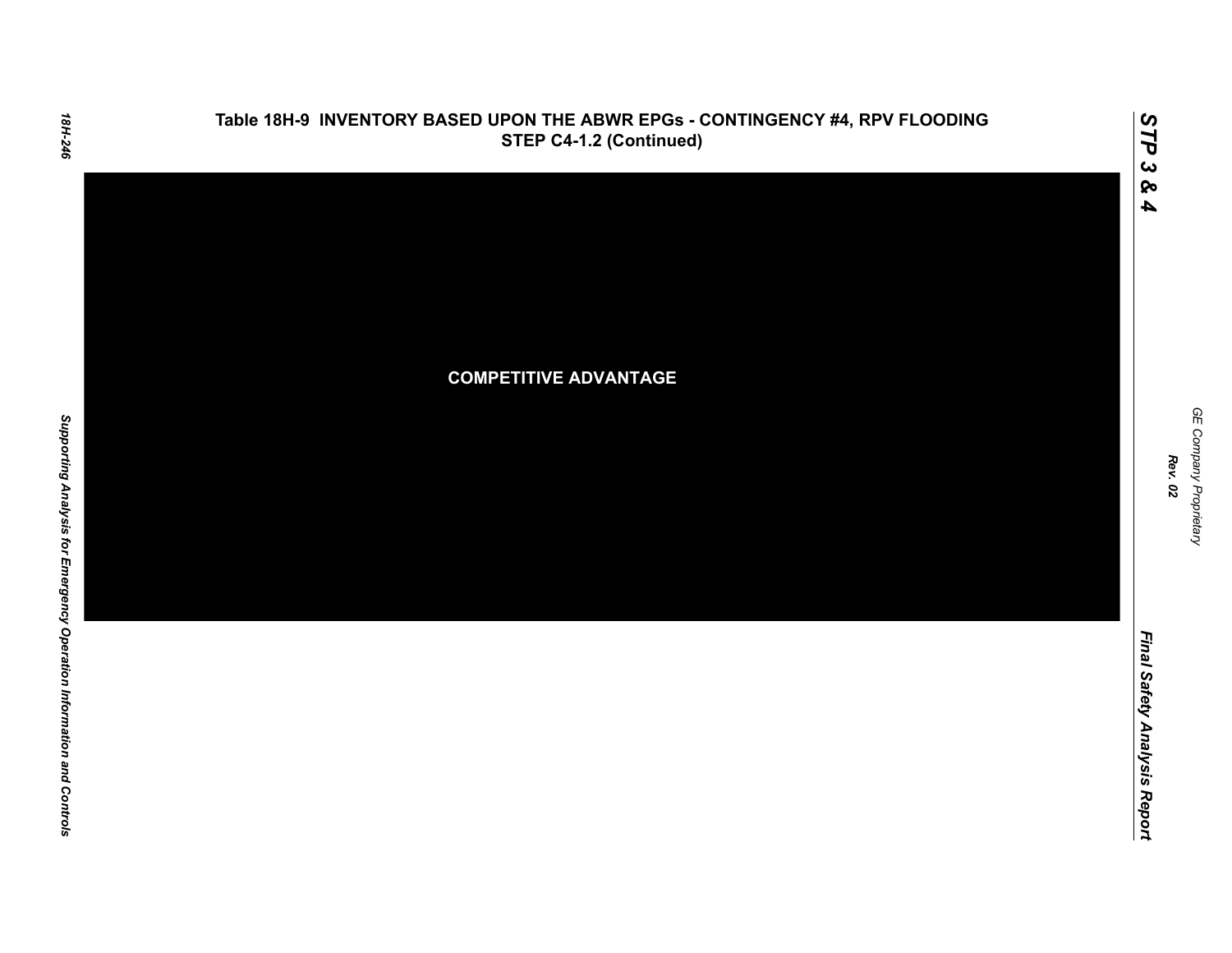## Table 18H-9 INVENTORY BASED UPON THE ABWR EPGs - CONTINGENCY #4, RPV FLOODING STEP C4-1.2 (Continued)

**COMPETITIVE ADVANTAGE**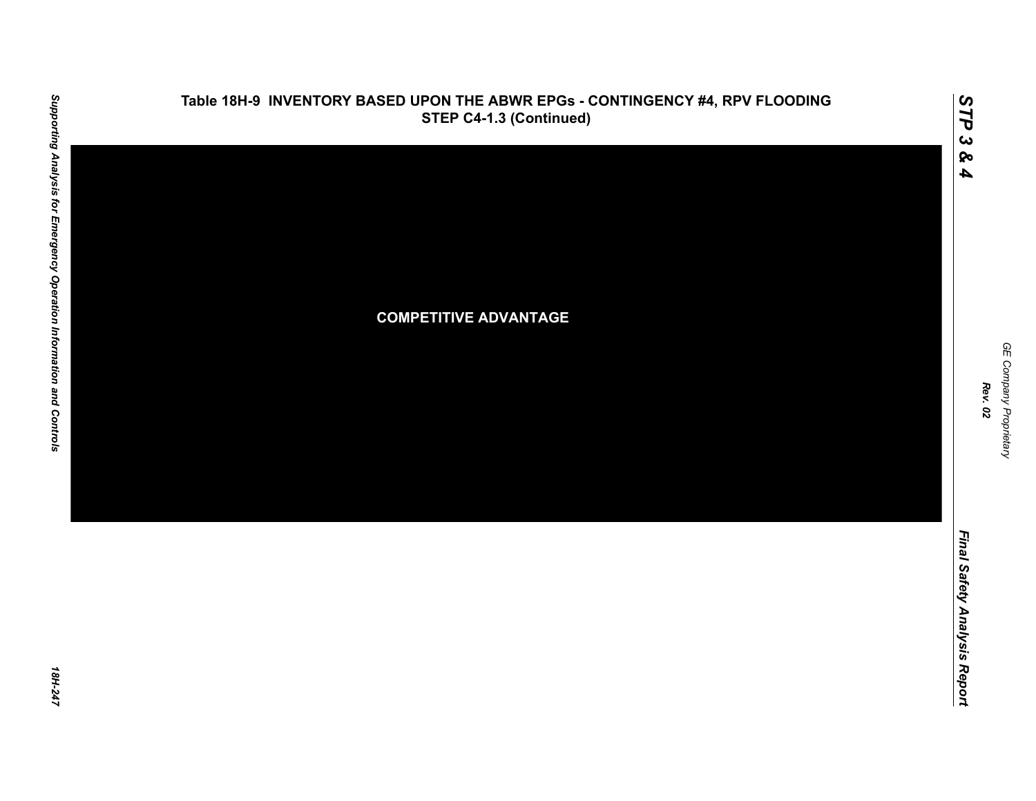**Table 18H-9 INVENTORY BASED UPON THE ABWR EPGs - CONTINGENCY #4, RPV FLOODING STEP C4-1.3 (Continued)**

**COMPETITIVE ADVANTAGE**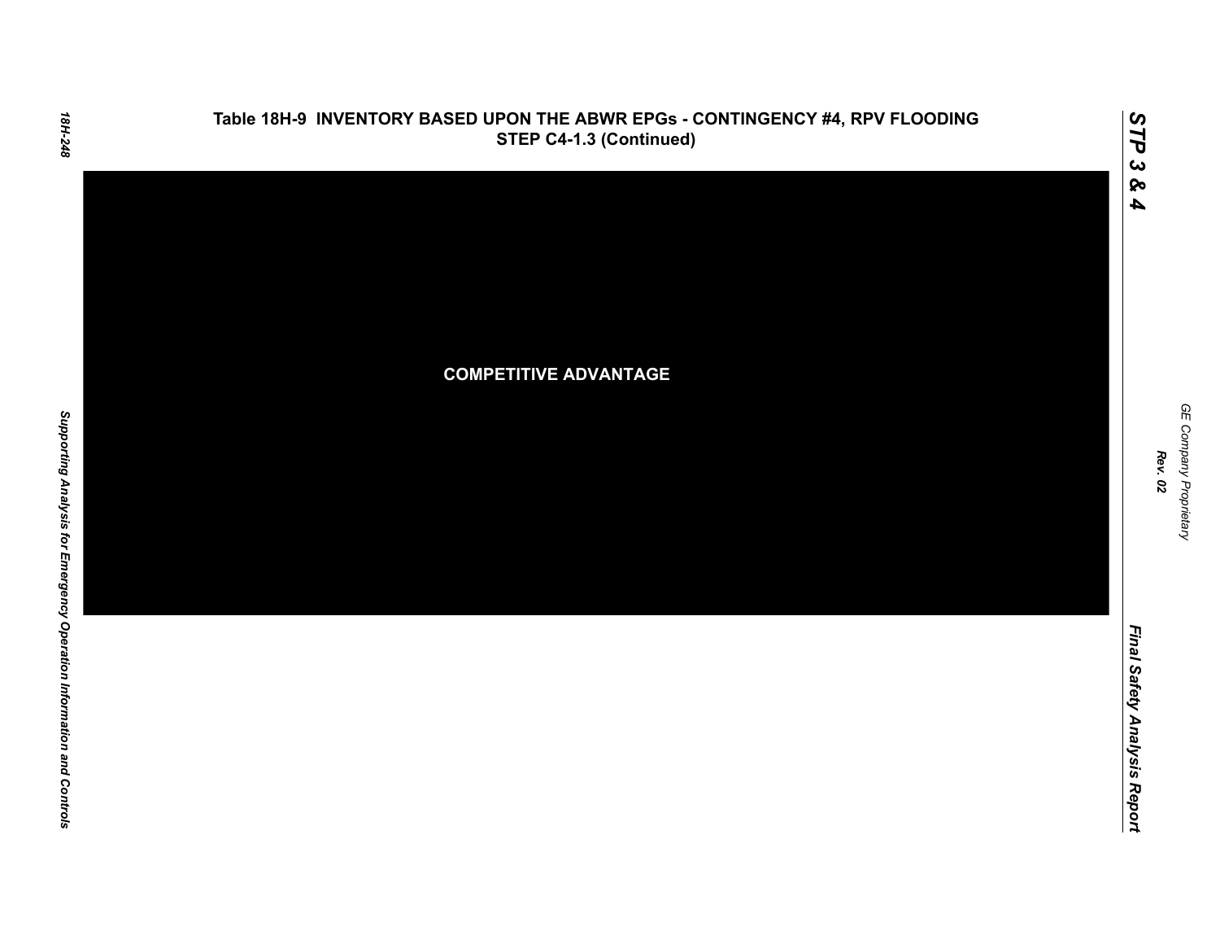## Table 18H-9 INVENTORY BASED UPON THE ABWR EPGs - CONTINGENCY #4, RPV FLOODING STEP C4-1.3 (Continued)

**COMPETITIVE ADVANTAGE**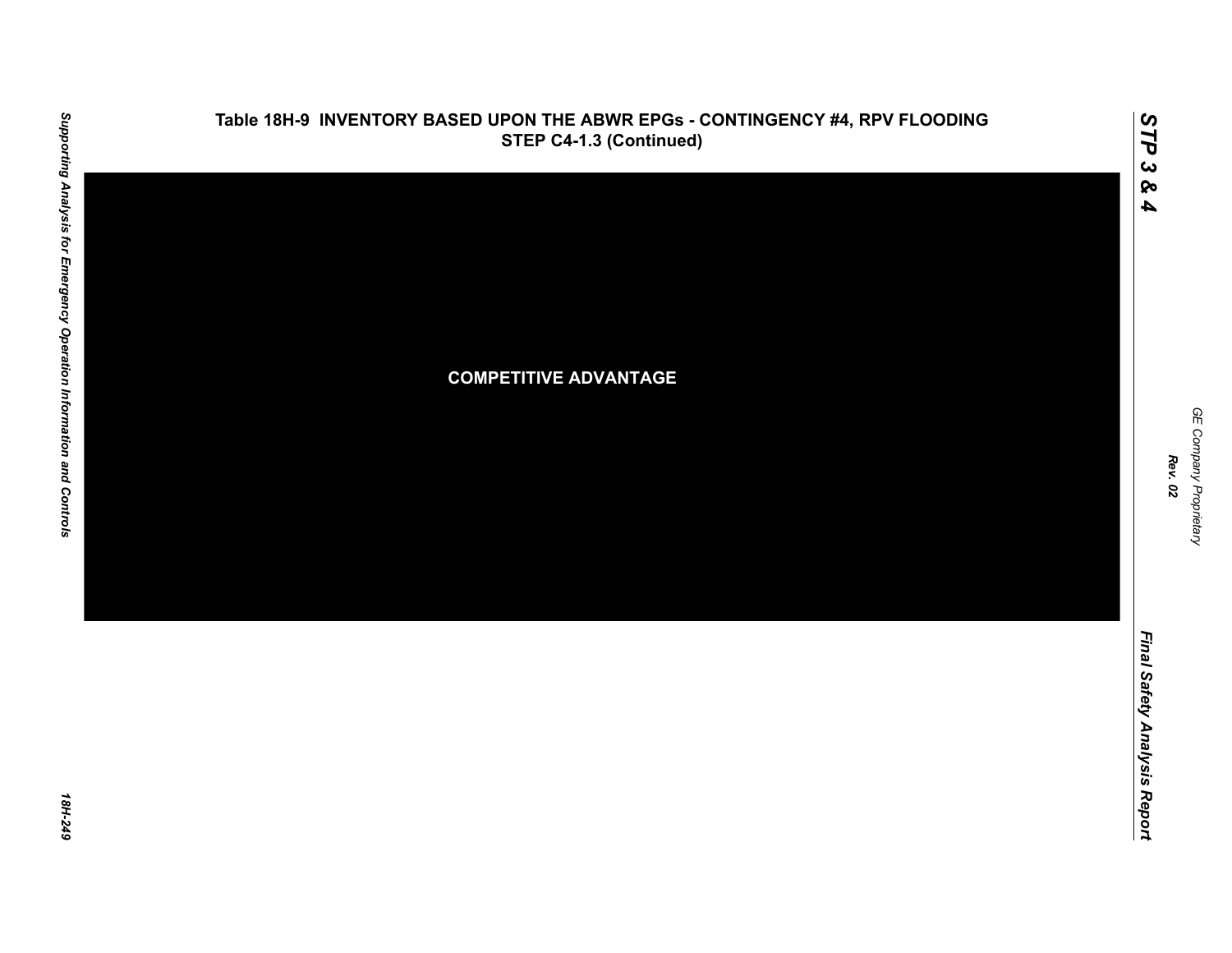## Table 18H-9 INVENTORY BASED UPON THE ABWR EPGs - CONTINGENCY #4, RPV FLOODING STEP C4-1.3 (Continued)

**COMPETITIVE ADVANTAGE**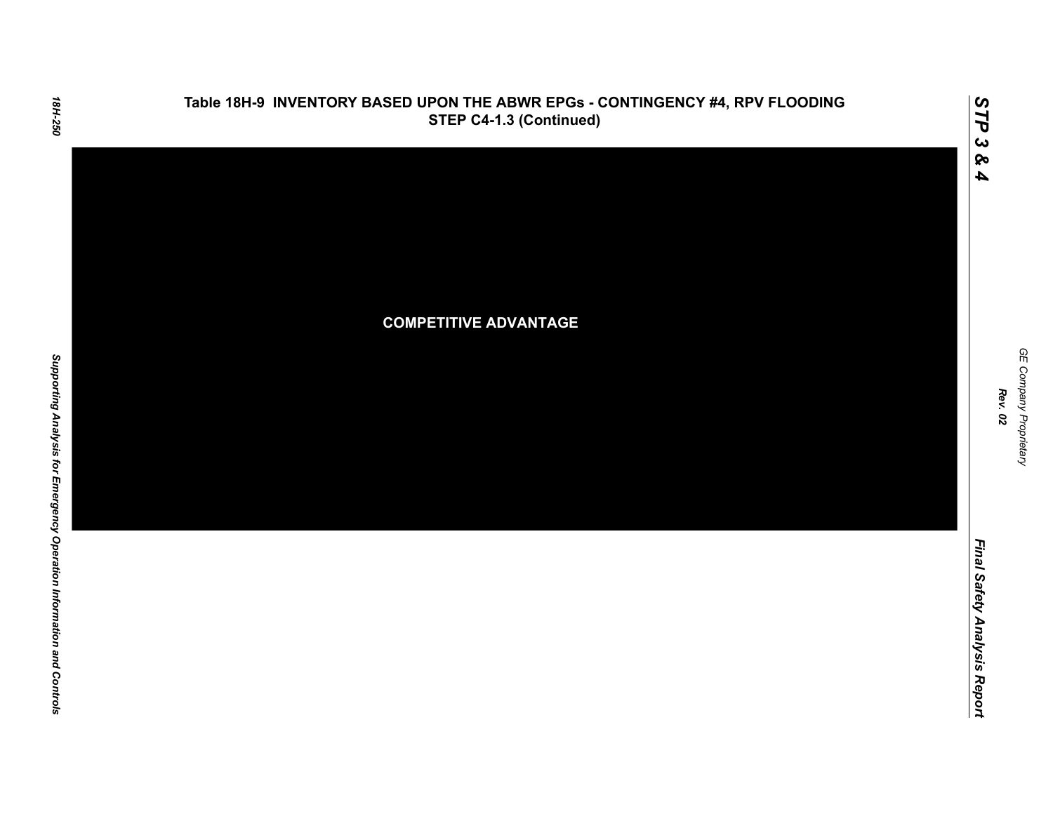## Table 18H-9 INVENTORY BASED UPON THE ABWR EPGs - CONTINGENCY #4, RPV FLOODING STEP C4-1.3 (Continued)

**COMPETITIVE ADVANTAGE**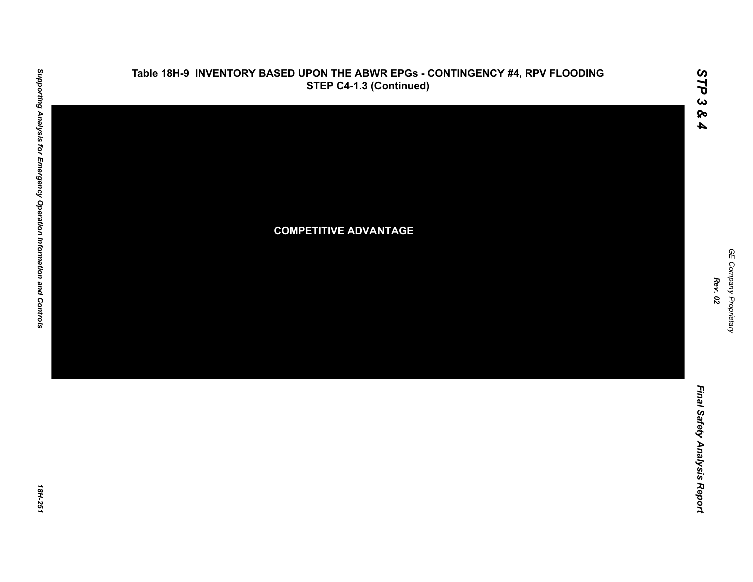## Table 18H-9 INVENTORY BASED UPON THE ABWR EPGs - CONTINGENCY #4, RPV FLOODING STEP C4-1.3 (Continued)

**COMPETITIVE ADVANTAGE**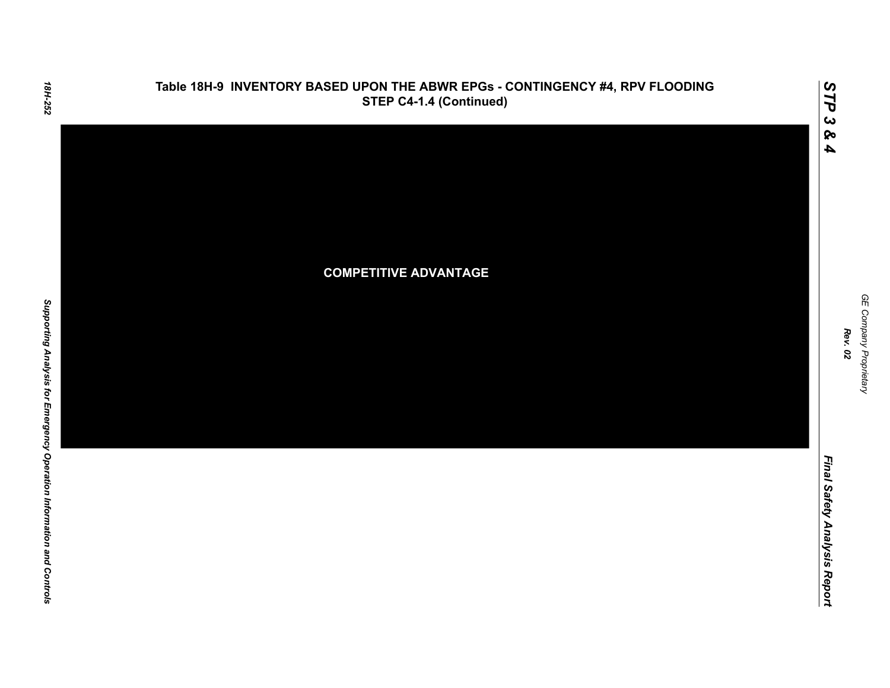## Table 18H-9 INVENTORY BASED UPON THE ABWR EPGs - CONTINGENCY #4, RPV FLOODING STEP C4-1.4 (Continued)

**COMPETITIVE ADVANTAGE**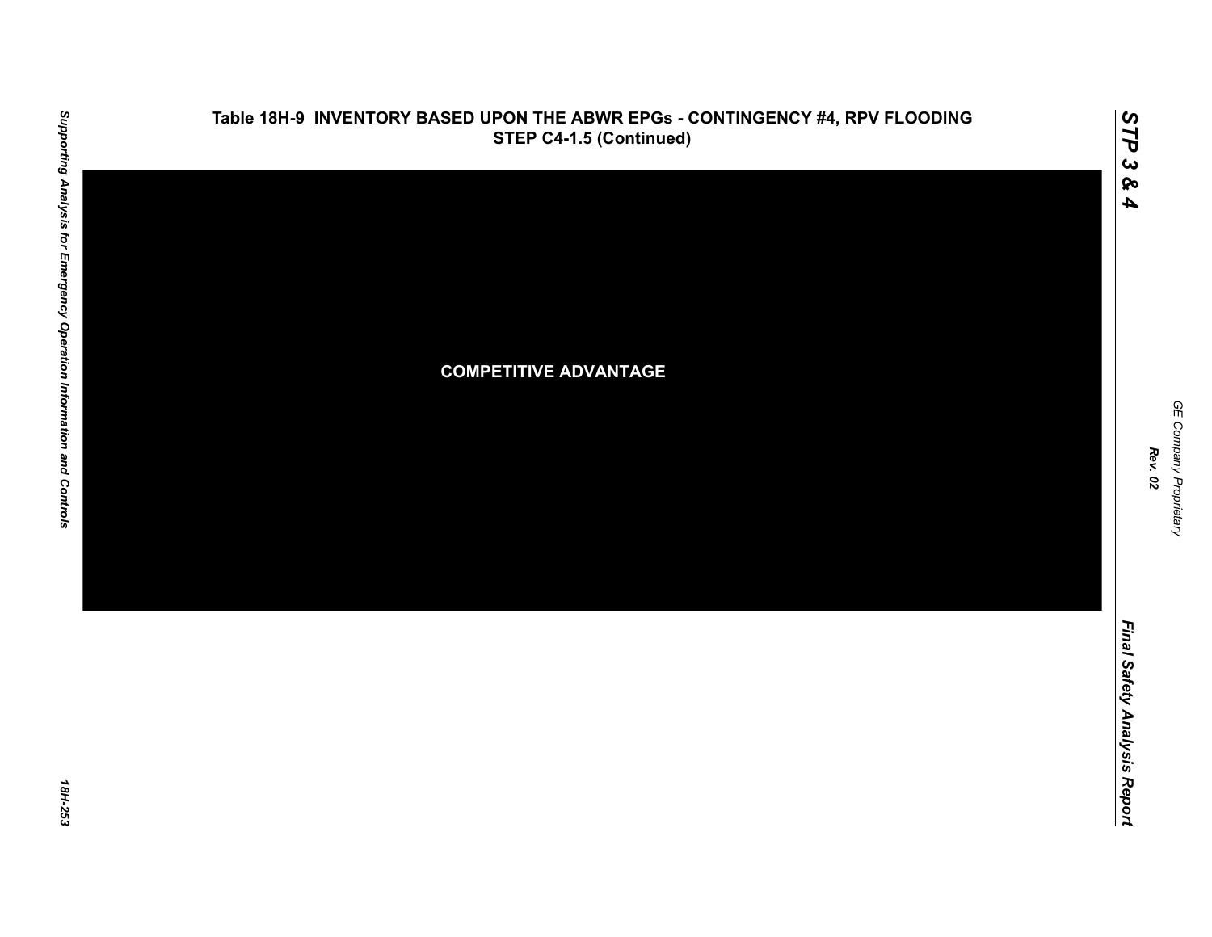# Table 18H-9 INVENTORY BASED UPON THE ABWR EPGs - CONTINGENCY #4, RPV FLOODING STEP C4-1.5 (Continued)

COMPETITIVE ADVANTAGE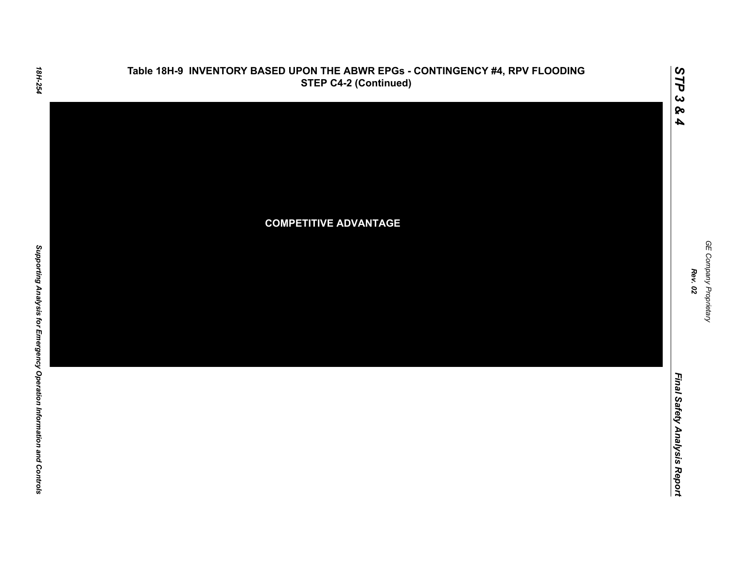## Table 18H-9 INVENTORY BASED UPON THE ABWR EPGs - CONTINGENCY #4, RPV FLOODING STEP C4-2 (Continued)

**COMPETITIVE ADVANTAGE**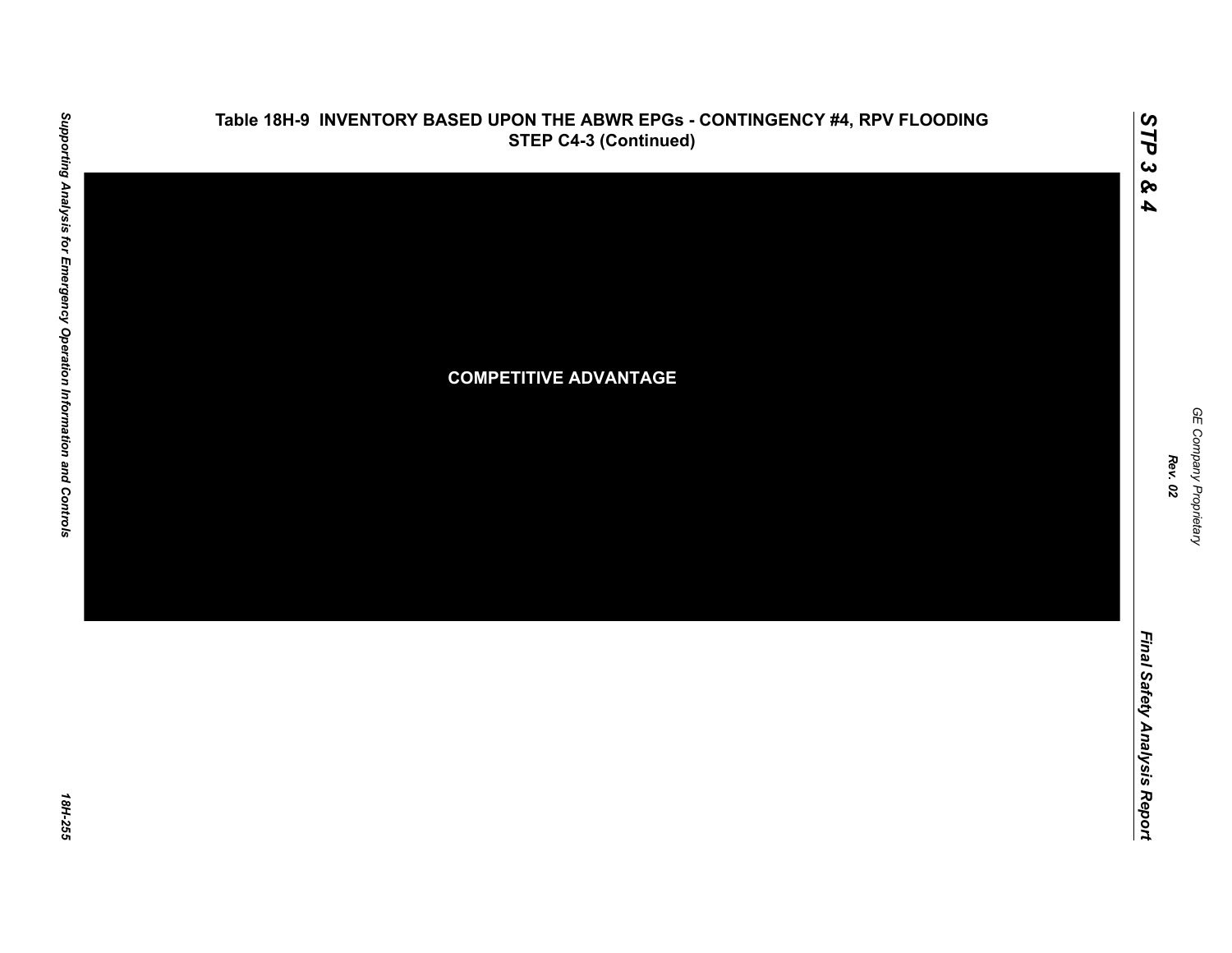## Table 18H-9 INVENTORY BASED UPON THE ABWR EPGs - CONTINGENCY #4, RPV FLOODING STEP C4-3 (Continued)

**COMPETITIVE ADVANTAGE**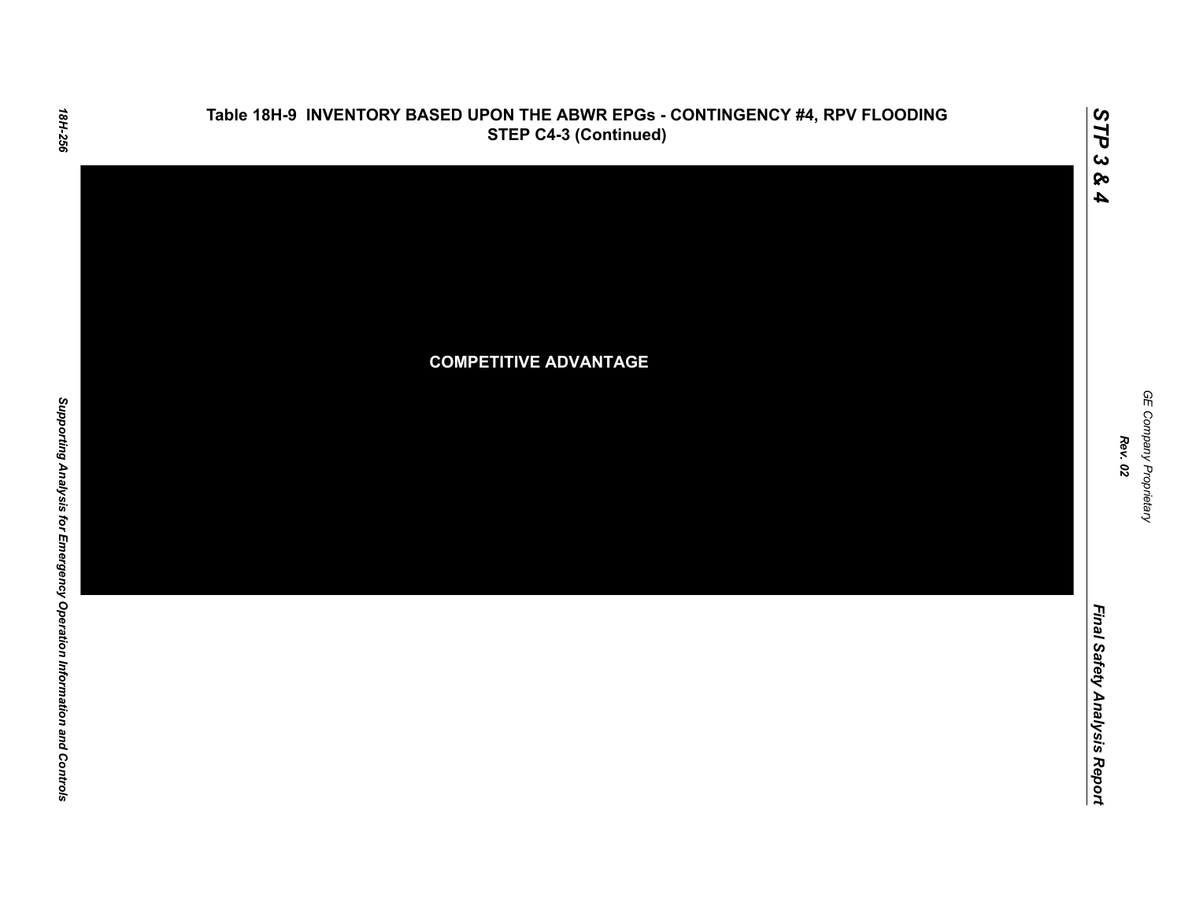## Table 18H-9 INVENTORY BASED UPON THE ABWR EPGs - CONTINGENCY #4, RPV FLOODING STEP C4-3 (Continued)

**COMPETITIVE ADVANTAGE**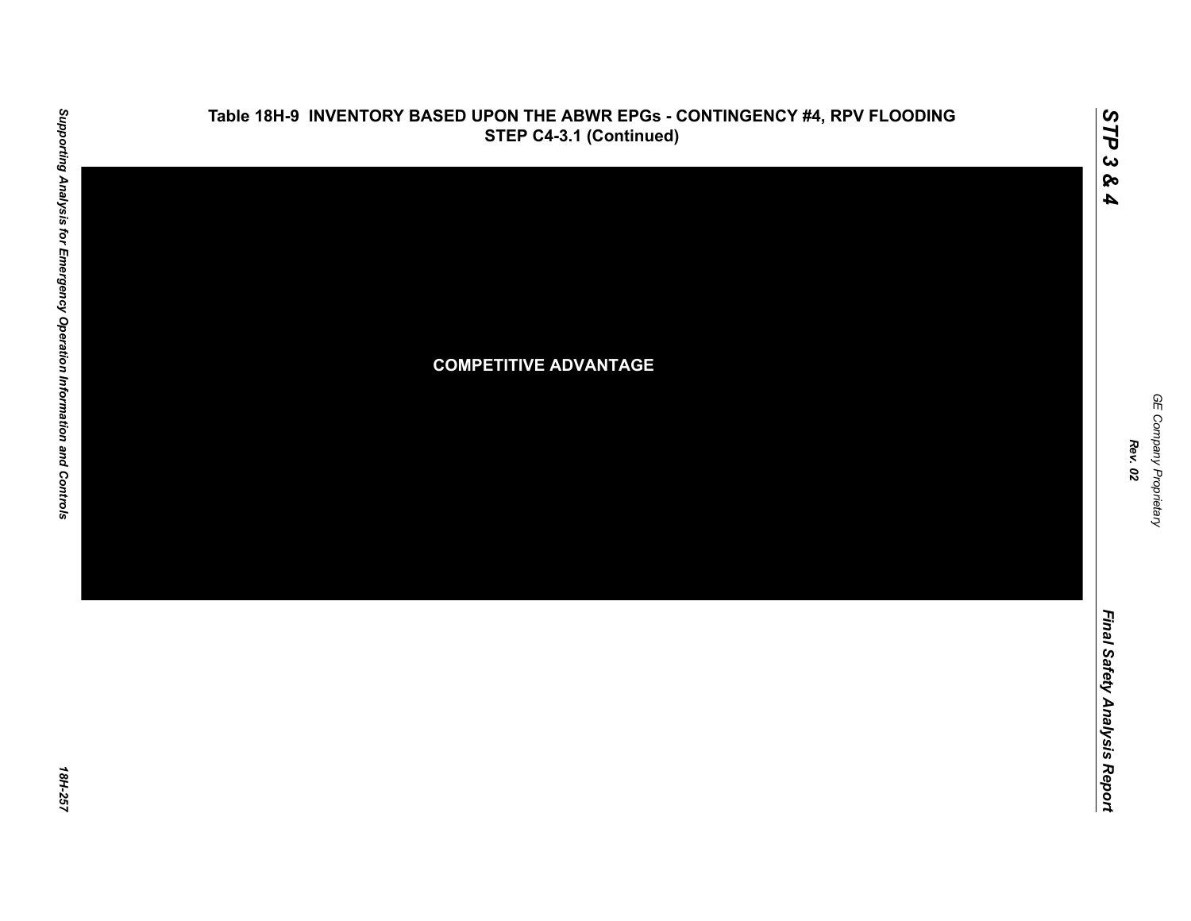## Table 18H-9 INVENTORY BASED UPON THE ABWR EPGs - CONTINGENCY #4, RPV FLOODING STEP C4-3.1 (Continued)

**COMPETITIVE ADVANTAGE**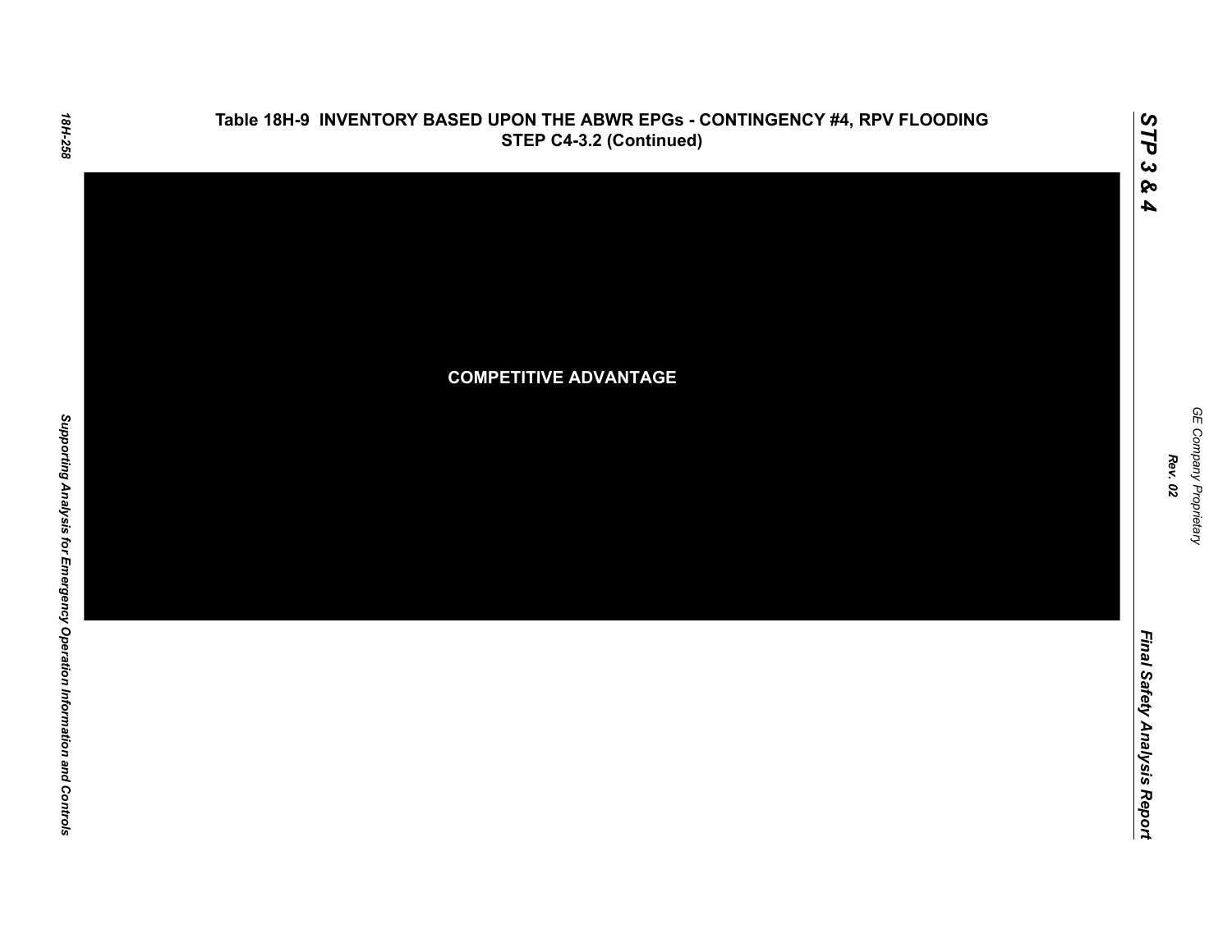# Table 18H-9 INVENTORY BASED UPON THE ABWR EPGs - CONTINGENCY #4, RPV FLOODING STEP C4-3.2 (Continued)

**COMPETITIVE ADVANTAGE**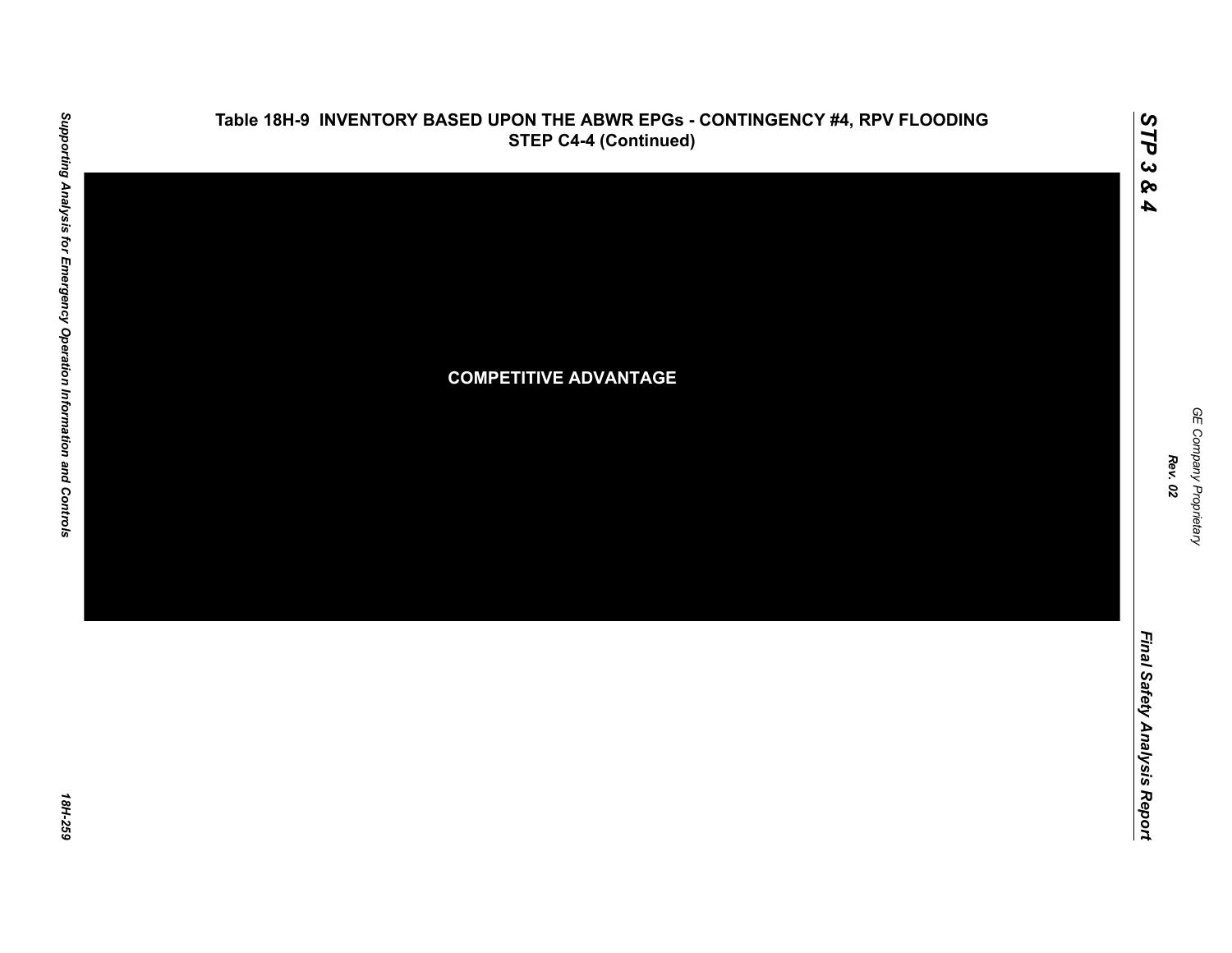# Table 18H-9 INVENTORY BASED UPON THE ABWR EPGs - CONTINGENCY #4, RPV FLOODING STEP C4-4 (Continued)

COMPETITIVE ADVANTAGE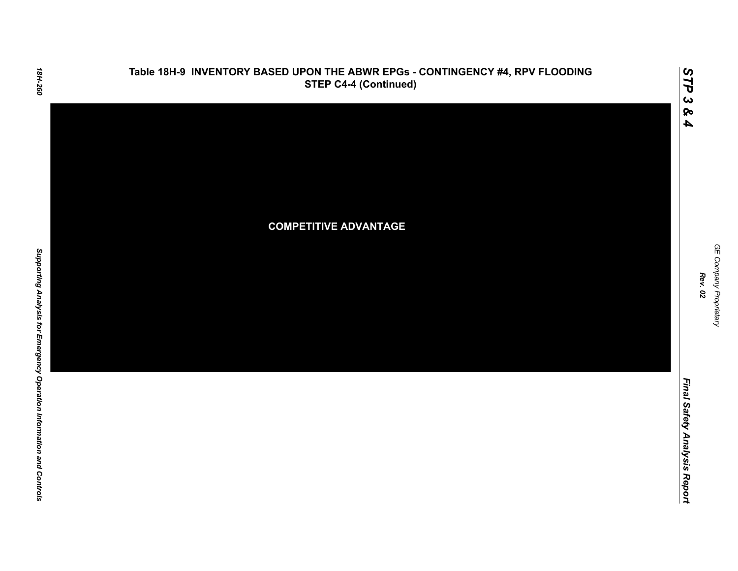## Table 18H-9 INVENTORY BASED UPON THE ABWR EPGs - CONTINGENCY #4, RPV FLOODING STEP C4-4 (Continued)

**COMPETITIVE ADVANTAGE**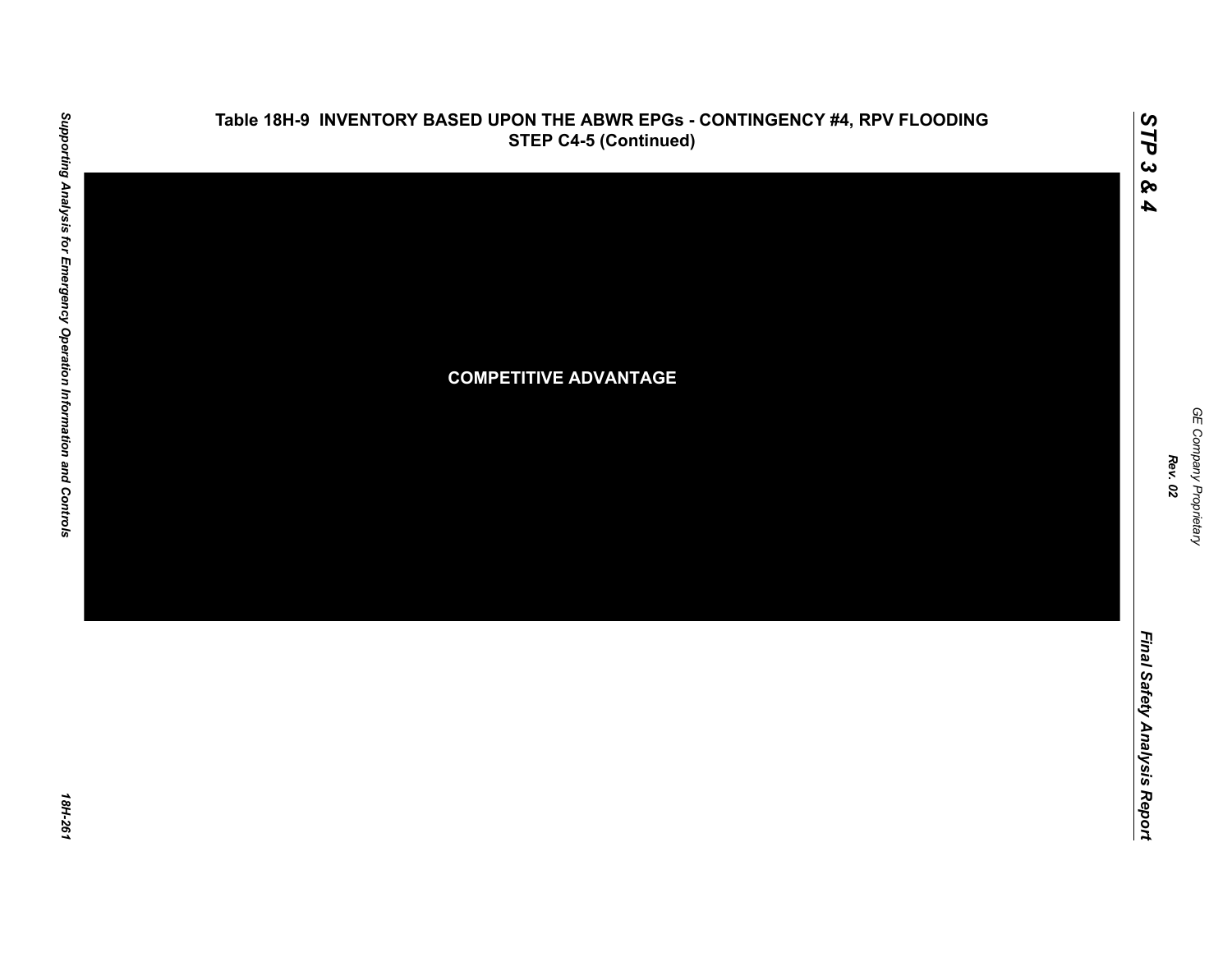# Table 18H-9 INVENTORY BASED UPON THE ABWR EPGs - CONTINGENCY #4, RPV FLOODING STEP C4-5 (Continued)

COMPETITIVE ADVANTAGE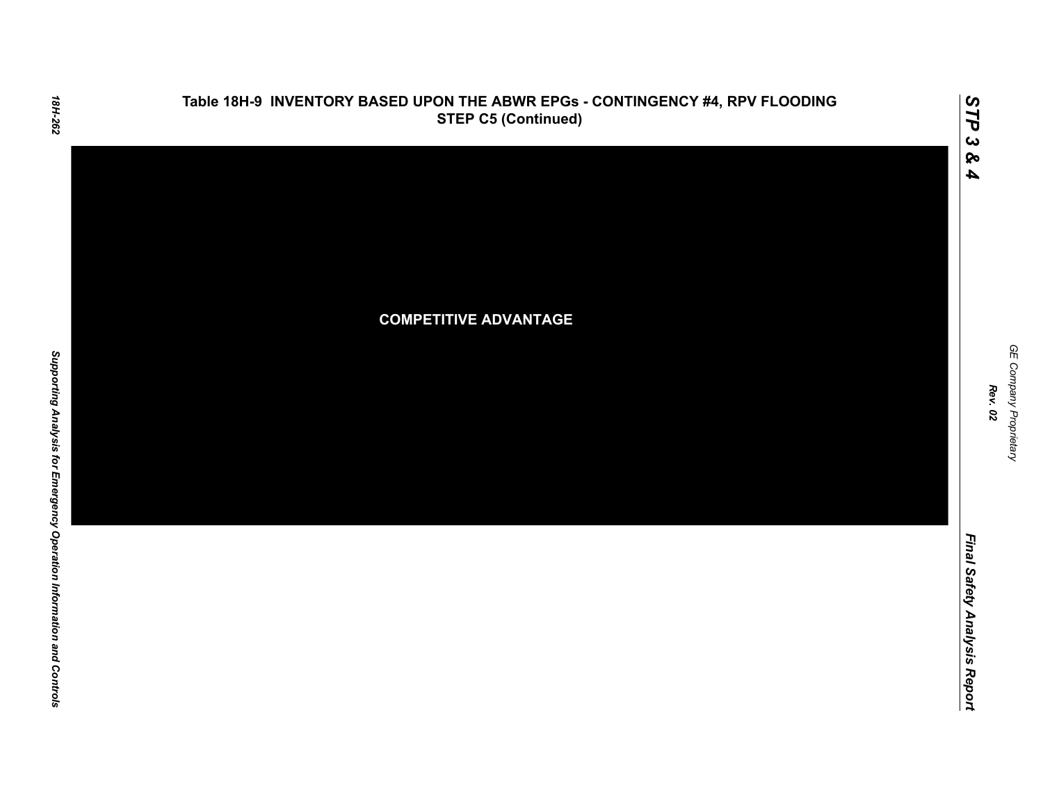# Table 18H-9 INVENTORY BASED UPON THE ABWR EPGs - CONTINGENCY #4, RPV FLOODING STEP C5 (Continued)

**COMPETITIVE ADVANTAGE**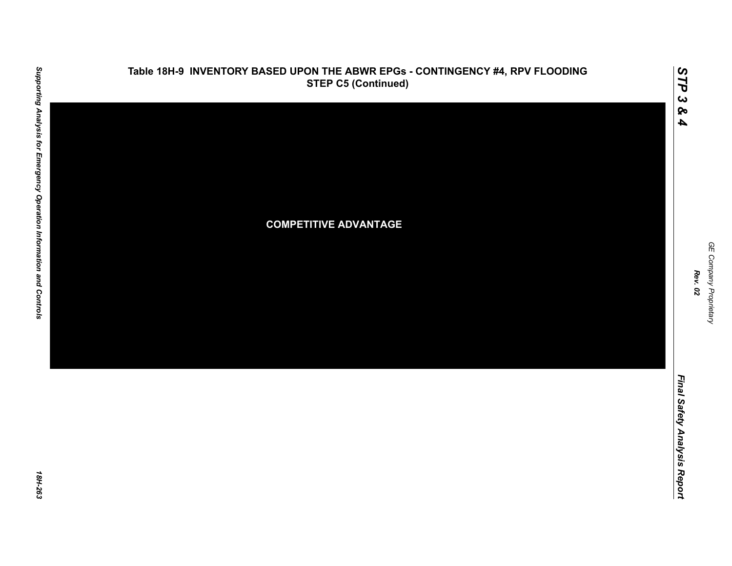## Table 18H-9 INVENTORY BASED UPON THE ABWR EPGs - CONTINGENCY #4, RPV FLOODING STEP C5 (Continued)

**COMPETITIVE ADVANTAGE**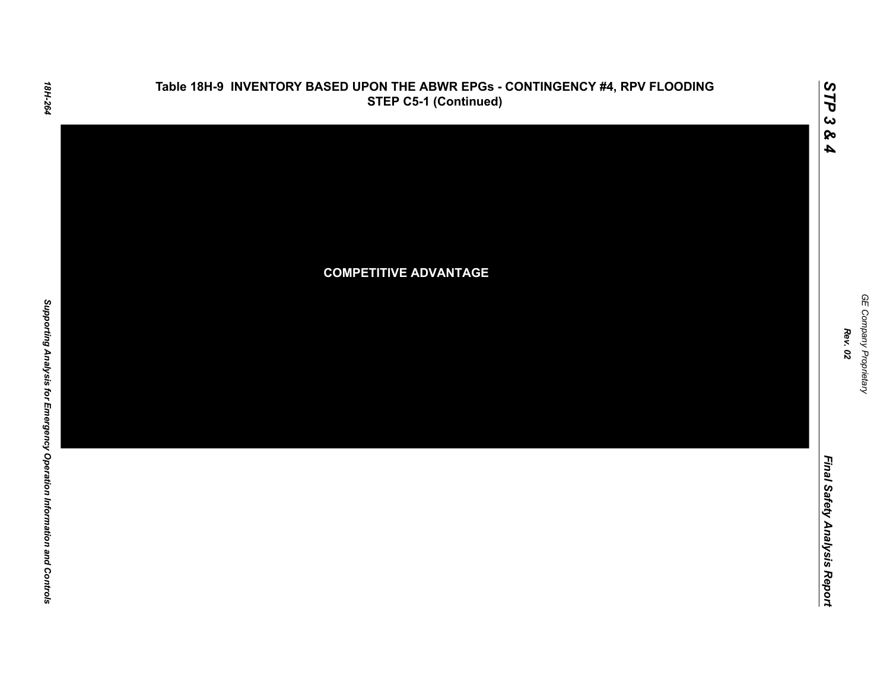## Table 18H-9 INVENTORY BASED UPON THE ABWR EPGs - CONTINGENCY #4, RPV FLOODING STEP C5-1 (Continued)

**COMPETITIVE ADVANTAGE**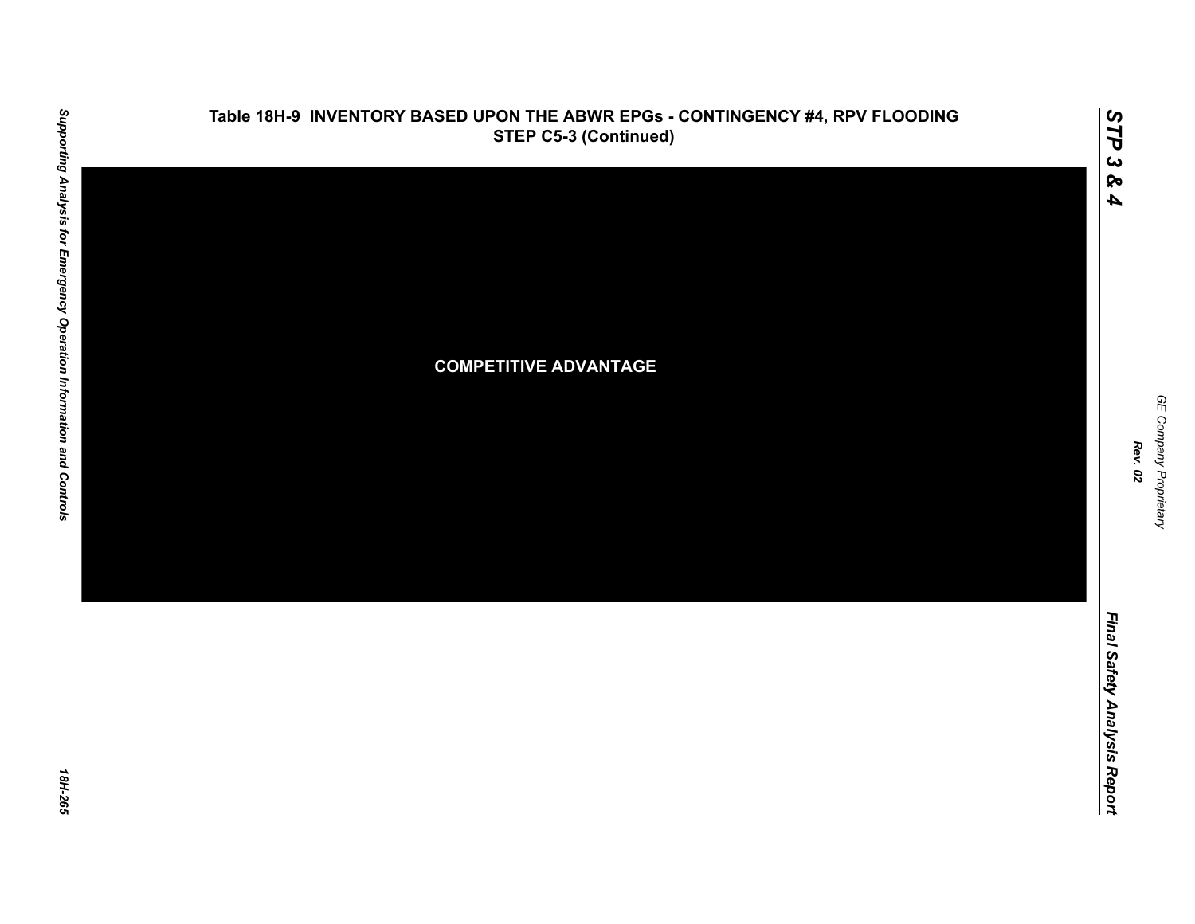**Table 18H-9  INVENTORY BASED UPON THE ABWR EPGs - CONTINGENCY #4, RPV FLOODING STEP C5-3 (Continued)**

COMPETITIVE ADVANTAGE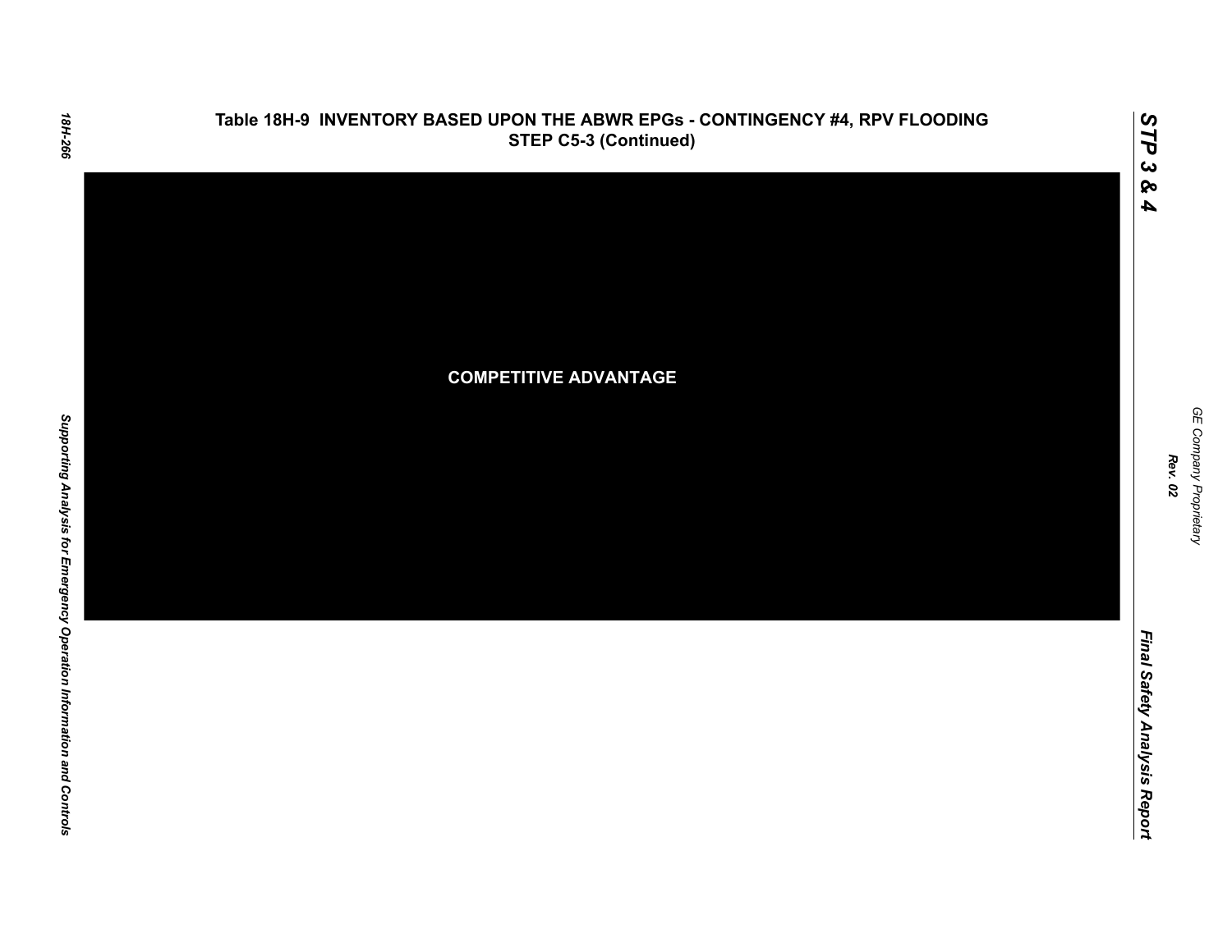# Table 18H-9 INVENTORY BASED UPON THE ABWR EPGs - CONTINGENCY #4, RPV FLOODING STEP C5-3 (Continued)

**COMPETITIVE ADVANTAGE**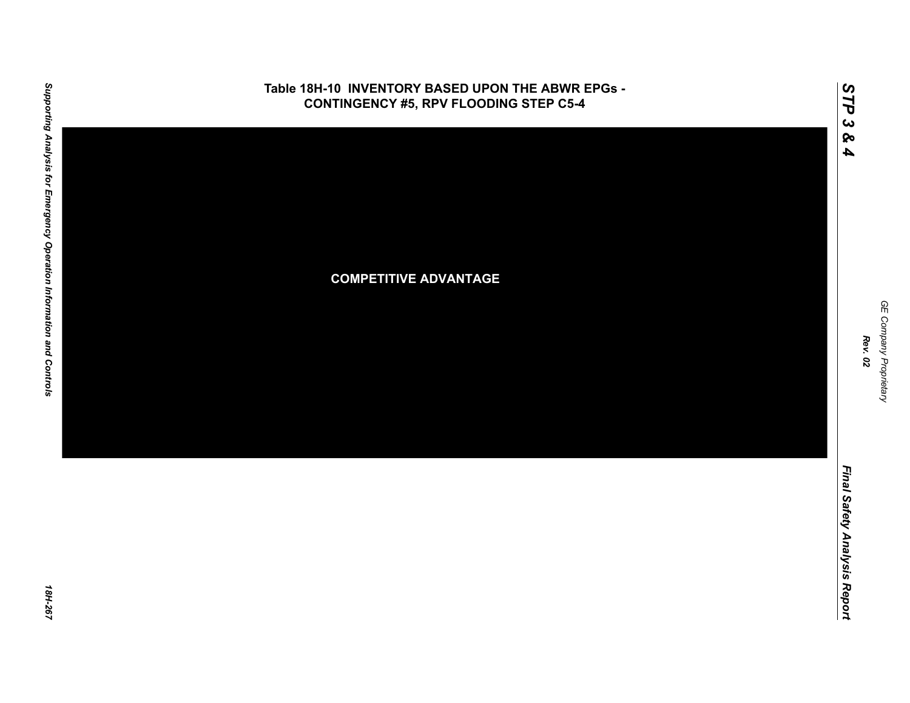# Table 18H-10 INVENTORY BASED UPON THE ABWR EPGs - CONTINGENCY #5, RPV FLOODING STEP C5-4

COMPETITIVE ADVANTAGE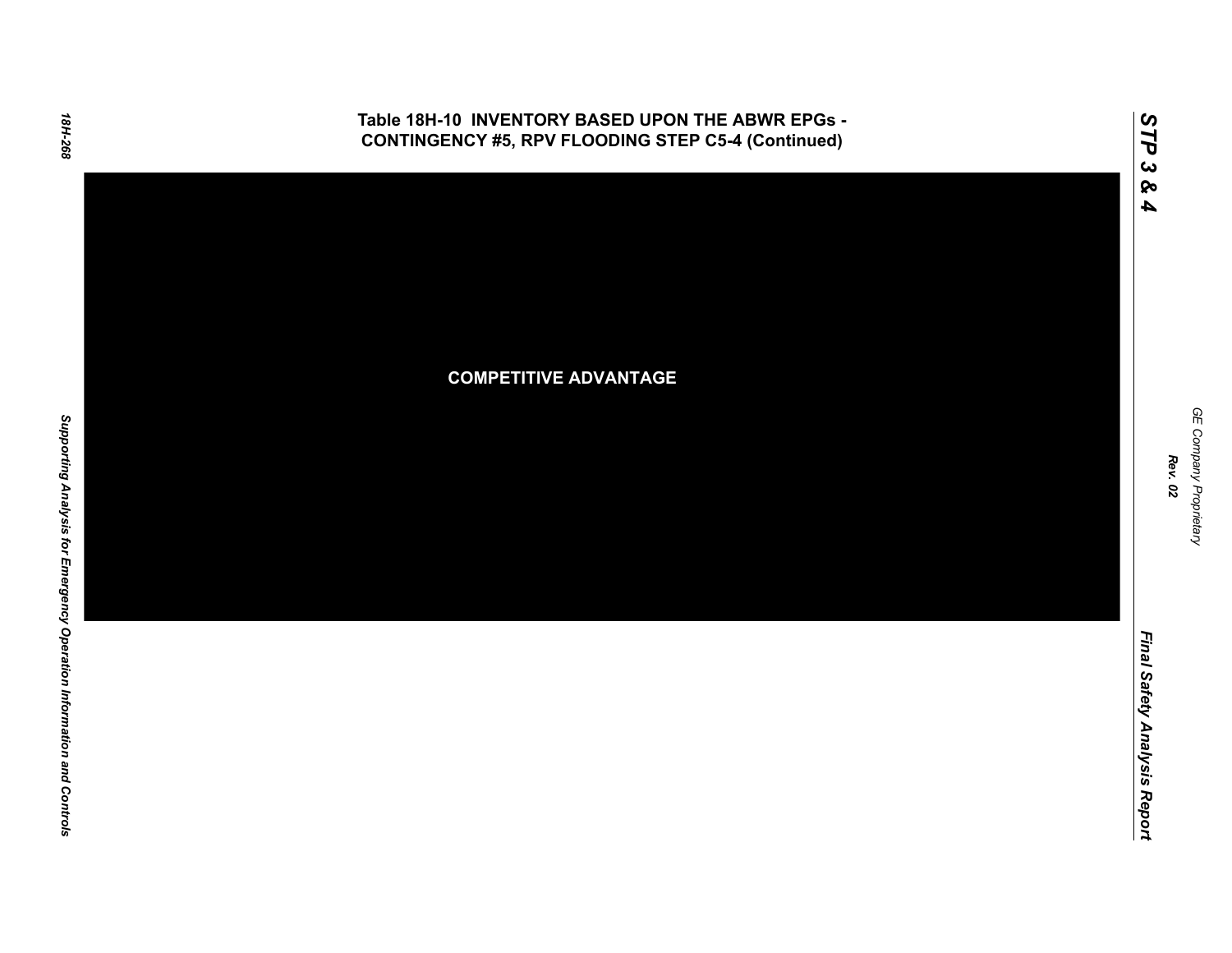## Table 18H-10 INVENTORY BASED UPON THE ABWR EPGs - CONTINGENCY #5, RPV FLOODING STEP C5-4 (Continued)

COMPETITIVE ADVANTAGE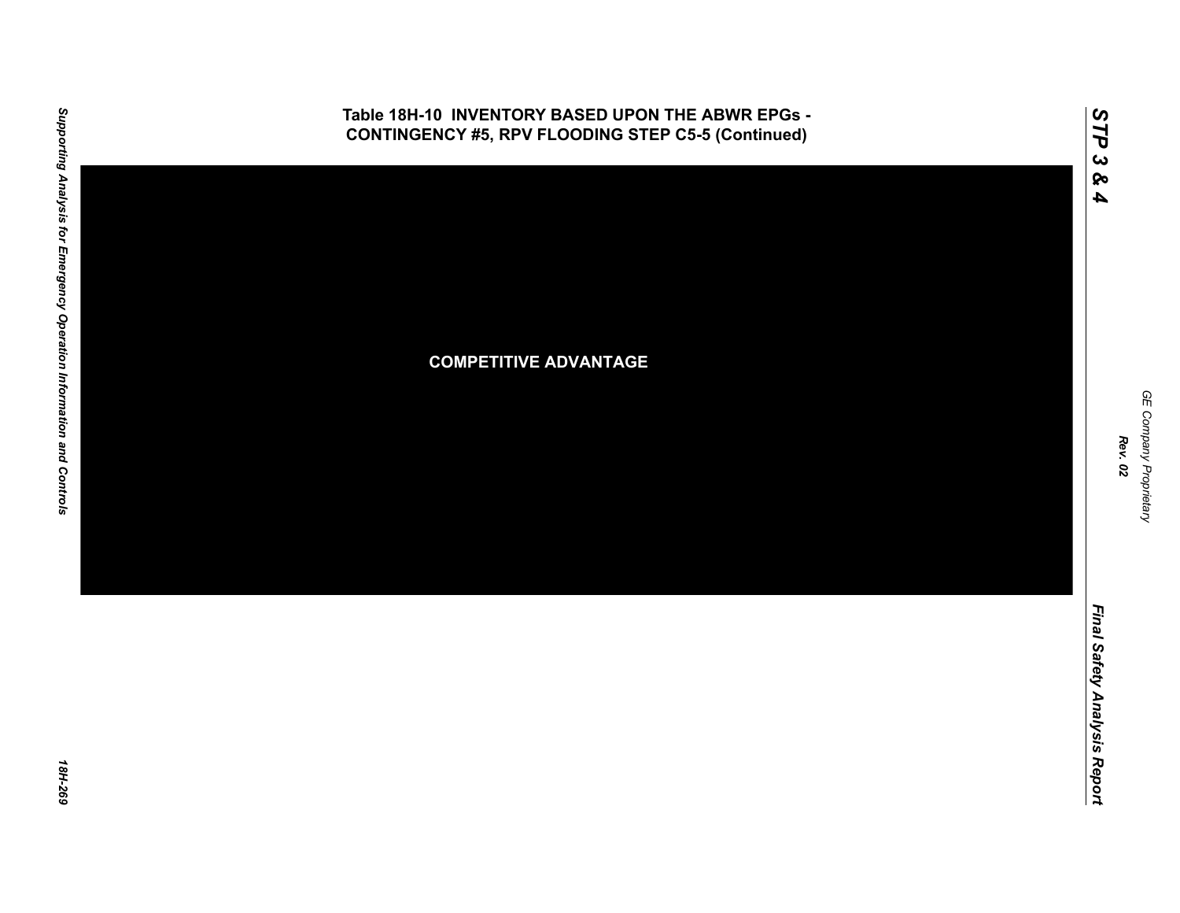# Table 18H-10 INVENTORY BASED UPON THE ABWR EPGs - CONTINGENCY #5, RPV FLOODING STEP C5-5 (Continued)

COMPETITIVE ADVANTAGE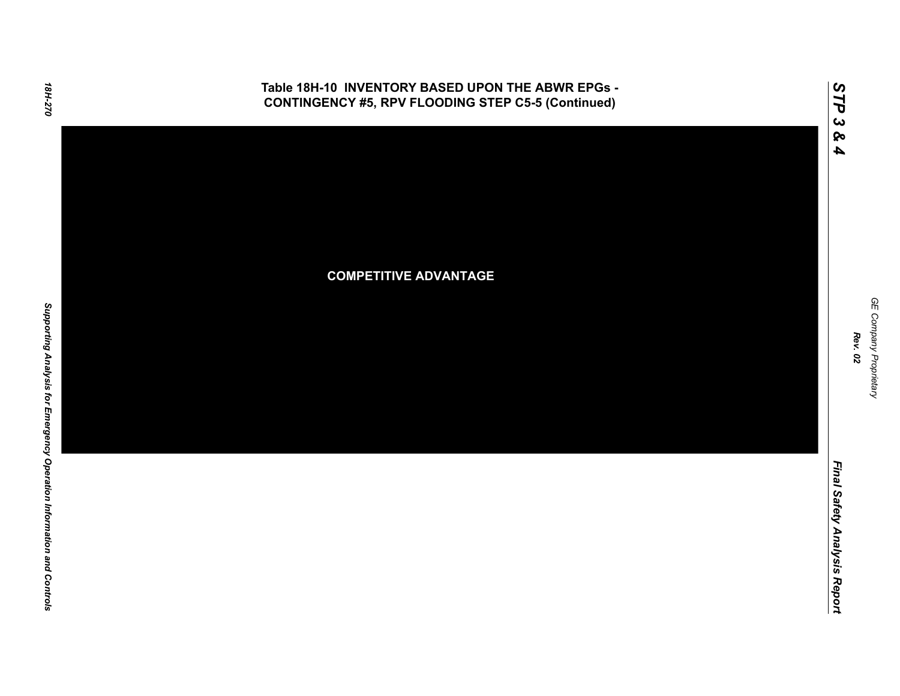## Table 18H-10 INVENTORY BASED UPON THE ABWR EPGs - CONTINGENCY #5, RPV FLOODING STEP C5-5 (Continued)

**COMPETITIVE ADVANTAGE**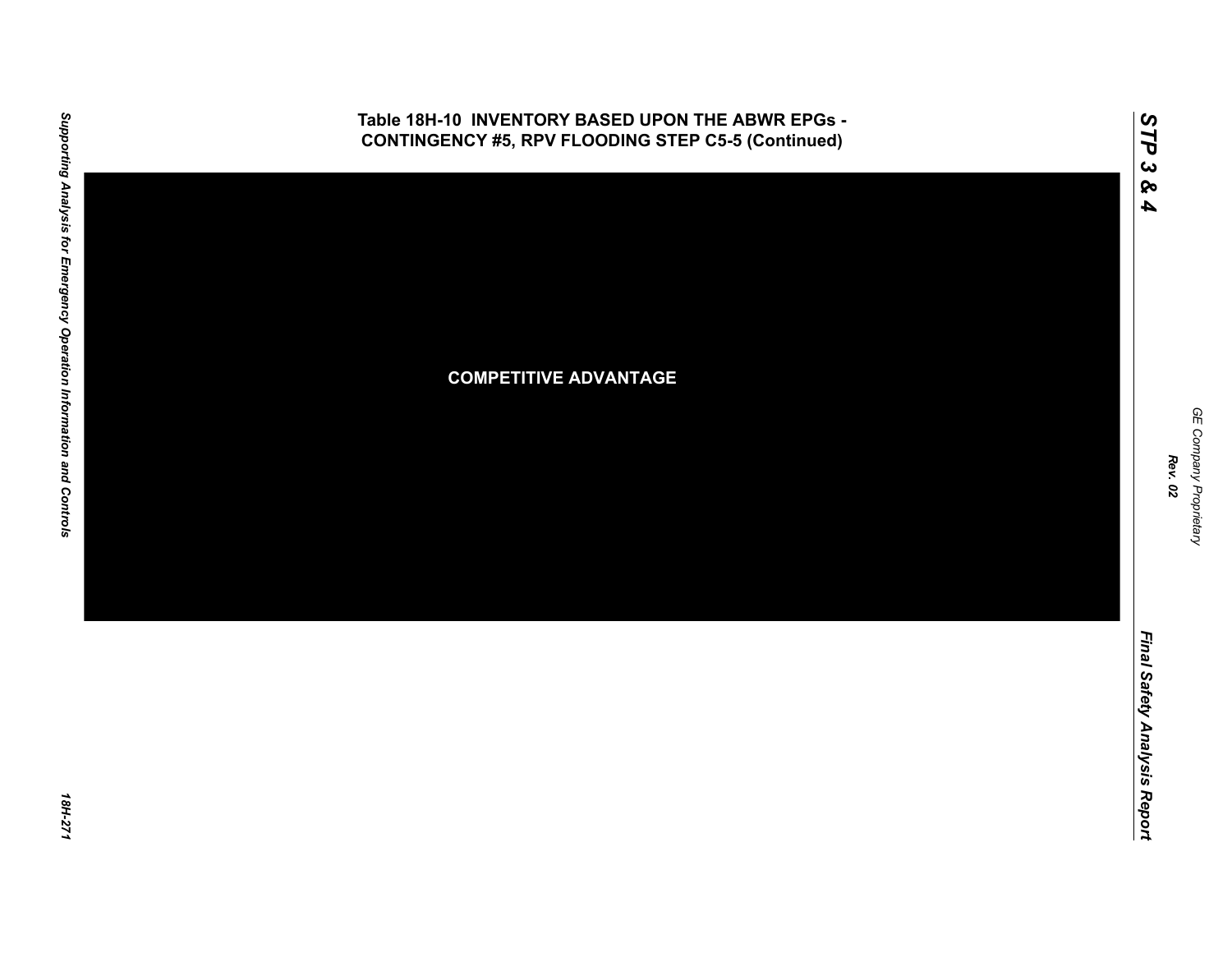**Table 18H-10 INVENTORY BASED UPON THE ABWR EPGs - CONTINGENCY #5, RPV FLOODING STEP C5-5 (Continued)**

COMPETITIVE ADVANTAGE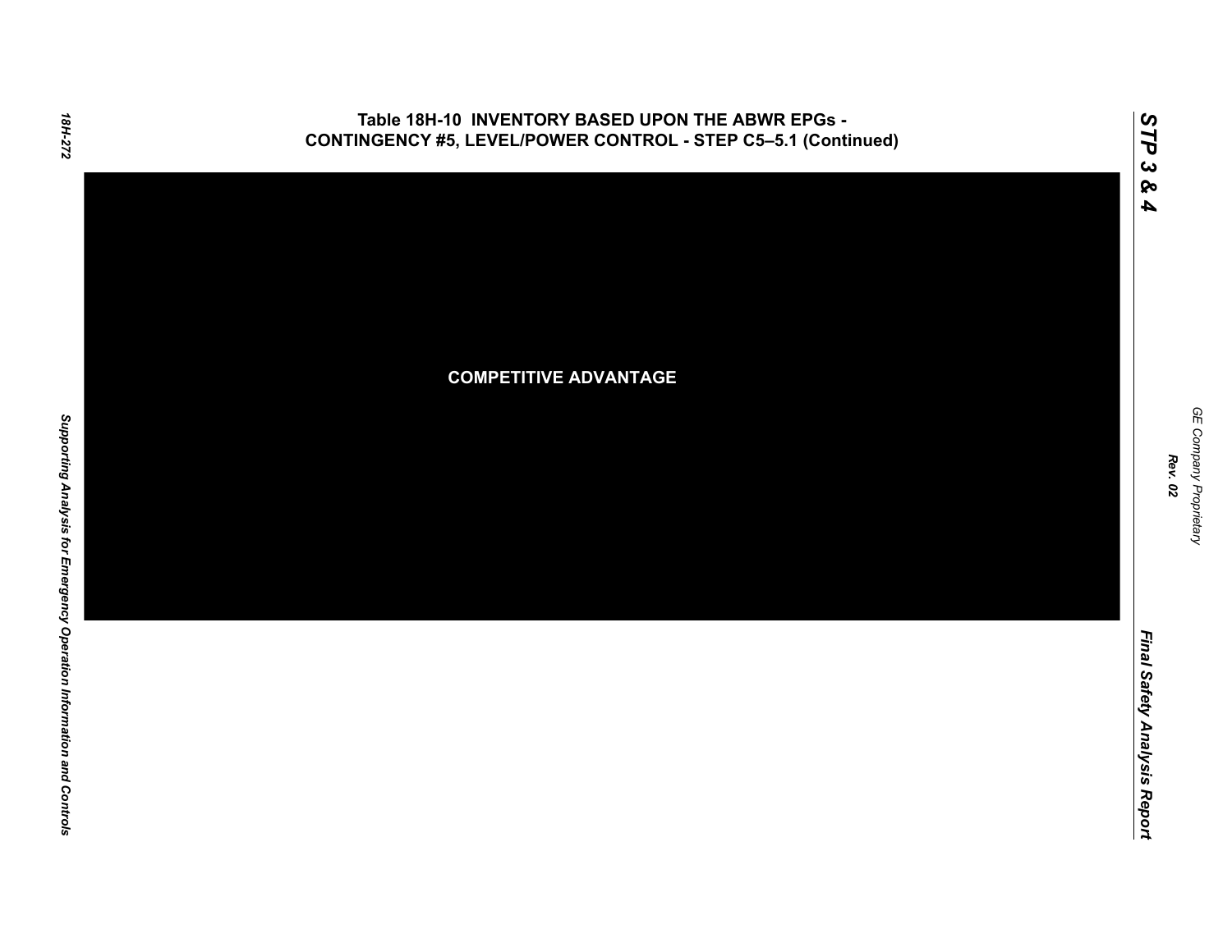## Table 18H-10 INVENTORY BASED UPON THE ABWR EPGs - CONTINGENCY #5, LEVEL/POWER CONTROL - STEP C5–5.1 (Continued)

COMPETITIVE ADVANTAGE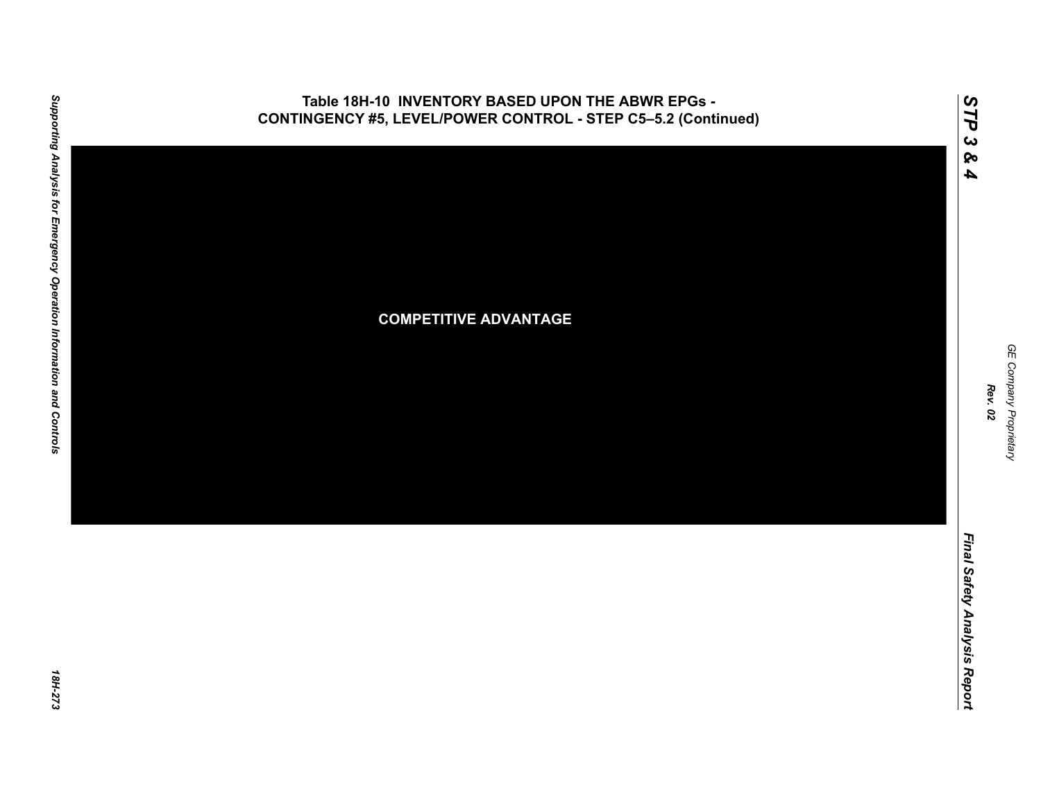# Table 18H-10 INVENTORY BASED UPON THE ABWR EPGs - CONTINGENCY #5, LEVEL/POWER CONTROL - STEP C5–5.2 (Continued)

COMPETITIVE ADVANTAGE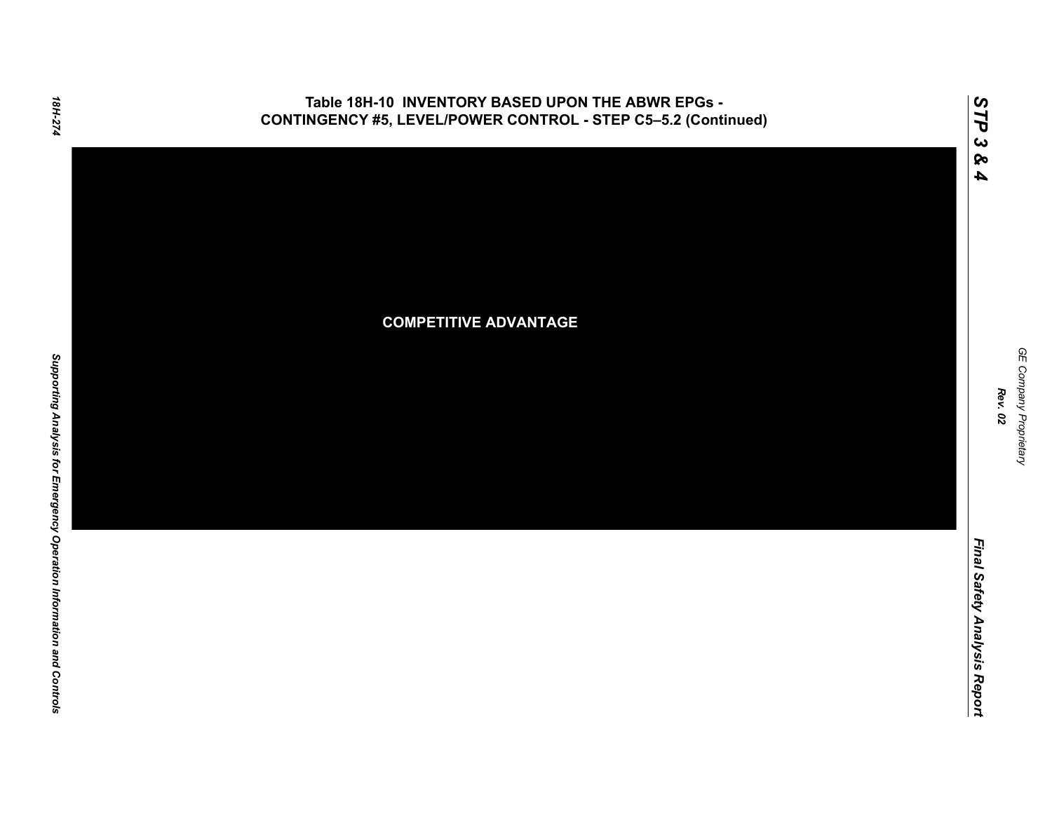# Table 18H-10 INVENTORY BASED UPON THE ABWR EPGs - CONTINGENCY #5, LEVEL/POWER CONTROL - STEP C5–5.2 (Continued)

COMPETITIVE ADVANTAGE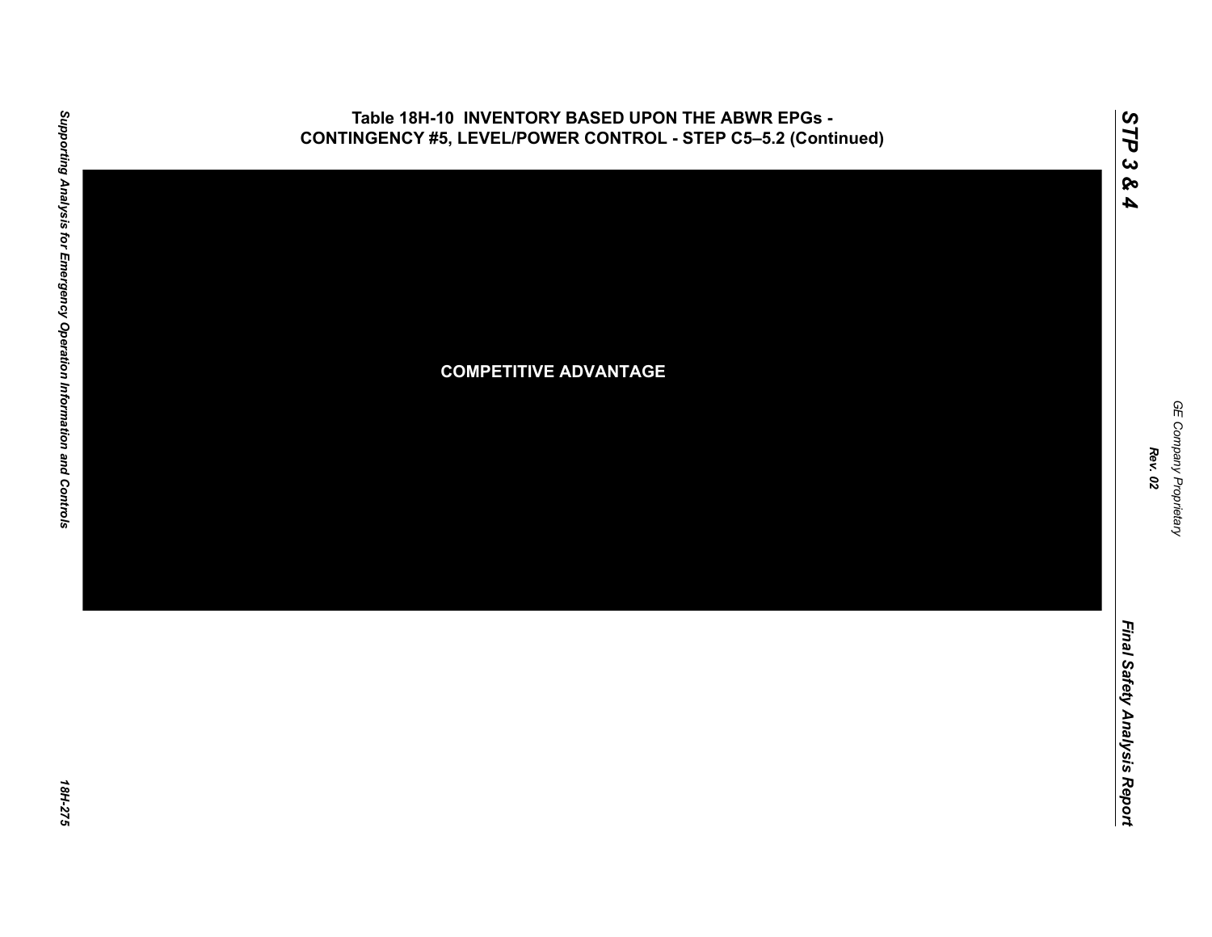# Table 18H-10 INVENTORY BASED UPON THE ABWR EPGs - CONTINGENCY #5, LEVEL/POWER CONTROL - STEP C5–5.2 (Continued)

COMPETITIVE ADVANTAGE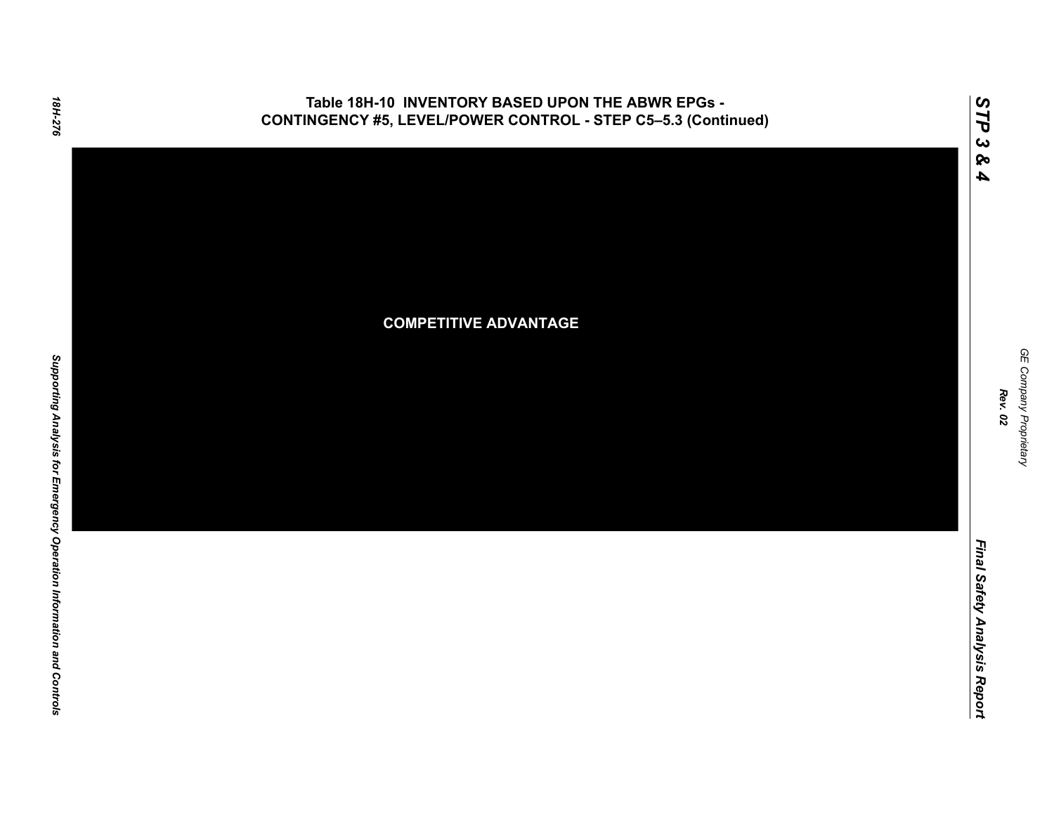# Table 18H-10 INVENTORY BASED UPON THE ABWR EPGs - CONTINGENCY #5, LEVEL/POWER CONTROL - STEP C5–5.3 (Continued)

COMPETITIVE ADVANTAGE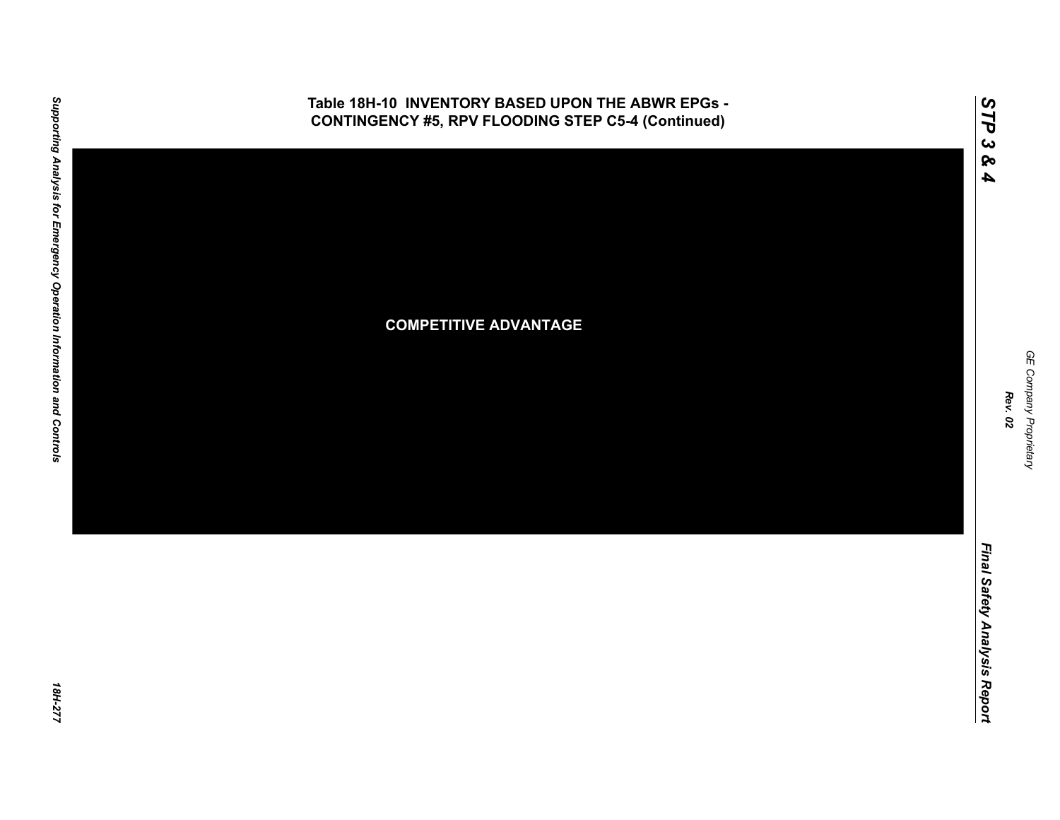## Table 18H-10 INVENTORY BASED UPON THE ABWR EPGs - CONTINGENCY #5, RPV FLOODING STEP C5-4 (Continued)

COMPETITIVE ADVANTAGE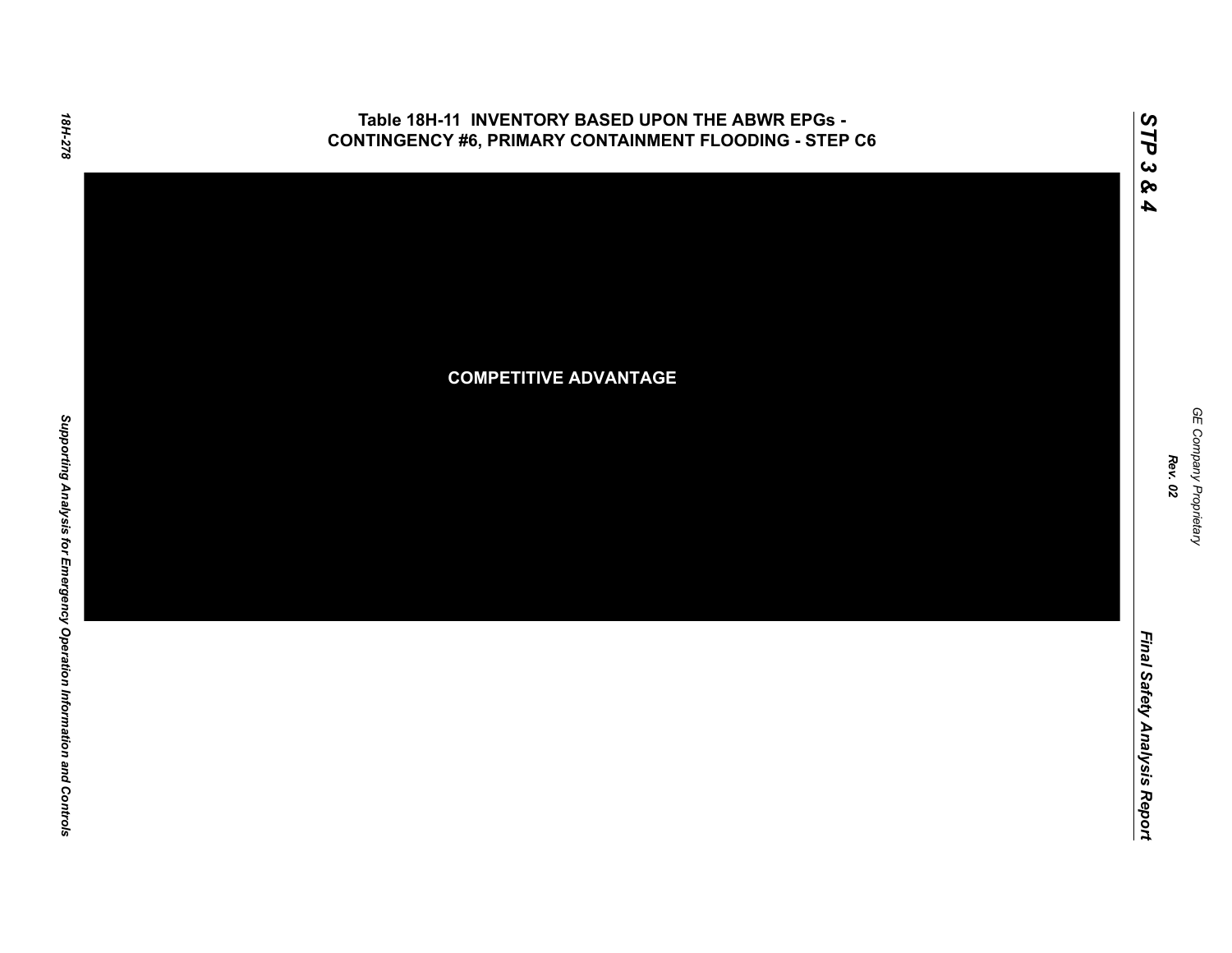## Table 18H-11 INVENTORY BASED UPON THE ABWR EPGs - CONTINGENCY #6, PRIMARY CONTAINMENT FLOODING - STEP C6

COMPETITIVE ADVANTAGE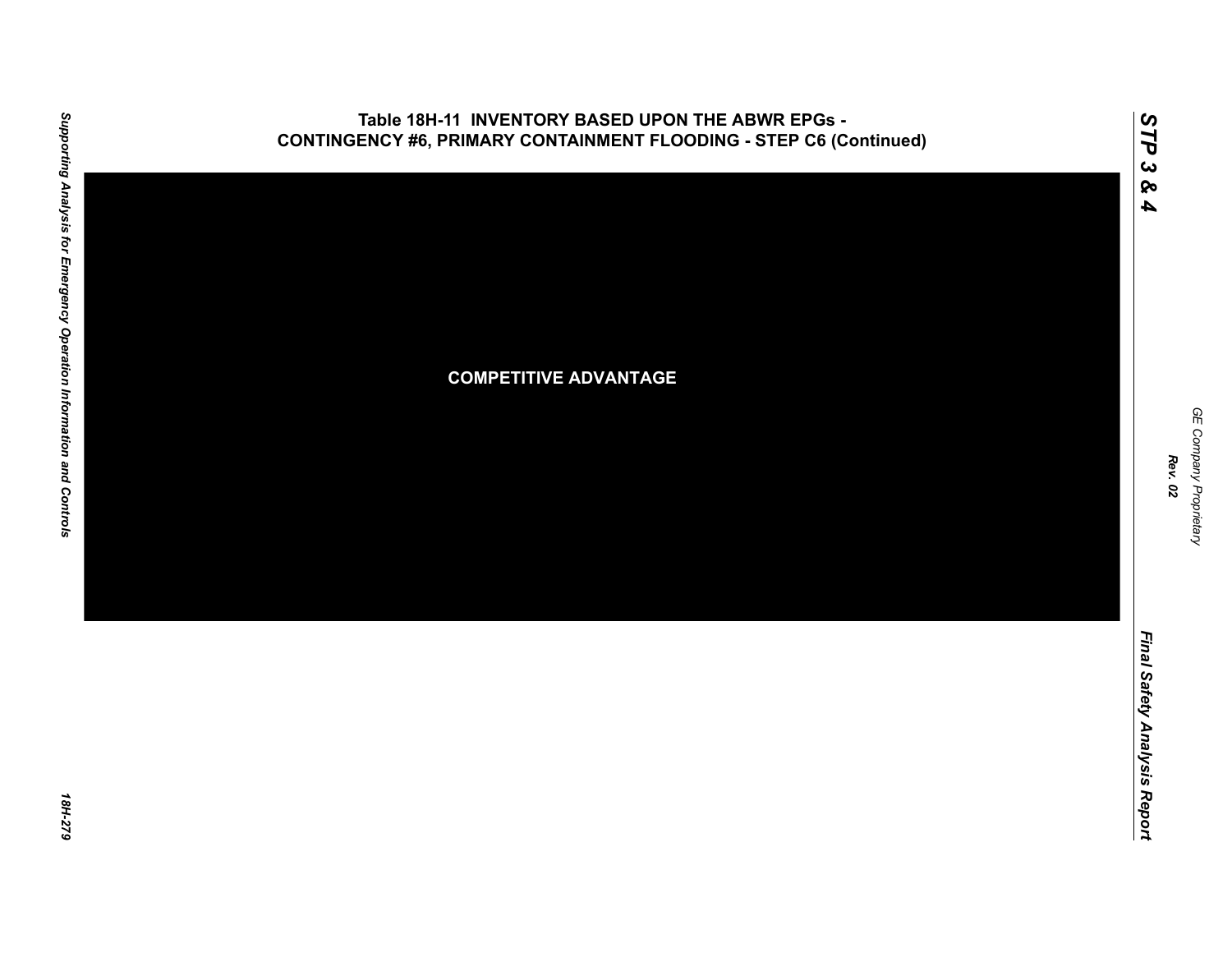## Table 18H-11 INVENTORY BASED UPON THE ABWR EPGs - CONTINGENCY #6, PRIMARY CONTAINMENT FLOODING - STEP C6 (Continued)

COMPETITIVE ADVANTAGE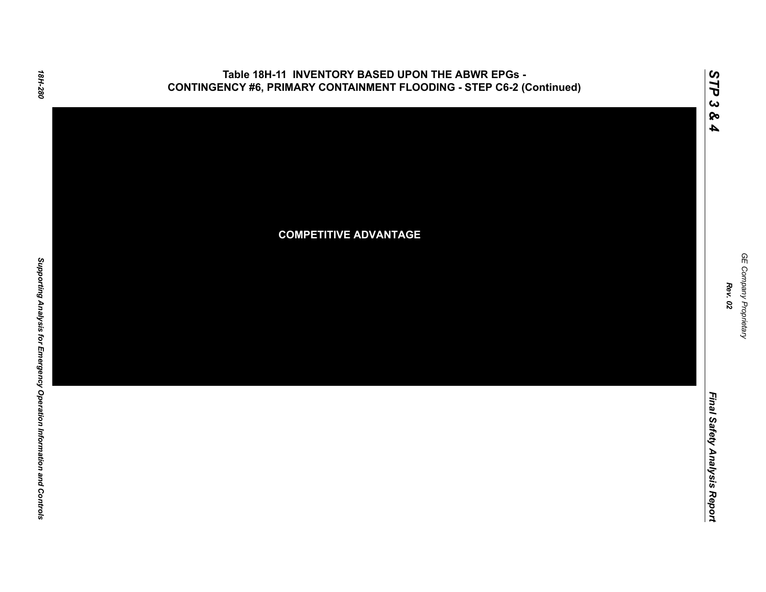## Table 18H-11 INVENTORY BASED UPON THE ABWR EPGs - CONTINGENCY #6, PRIMARY CONTAINMENT FLOODING - STEP C6-2 (Continued)

COMPETITIVE ADVANTAGE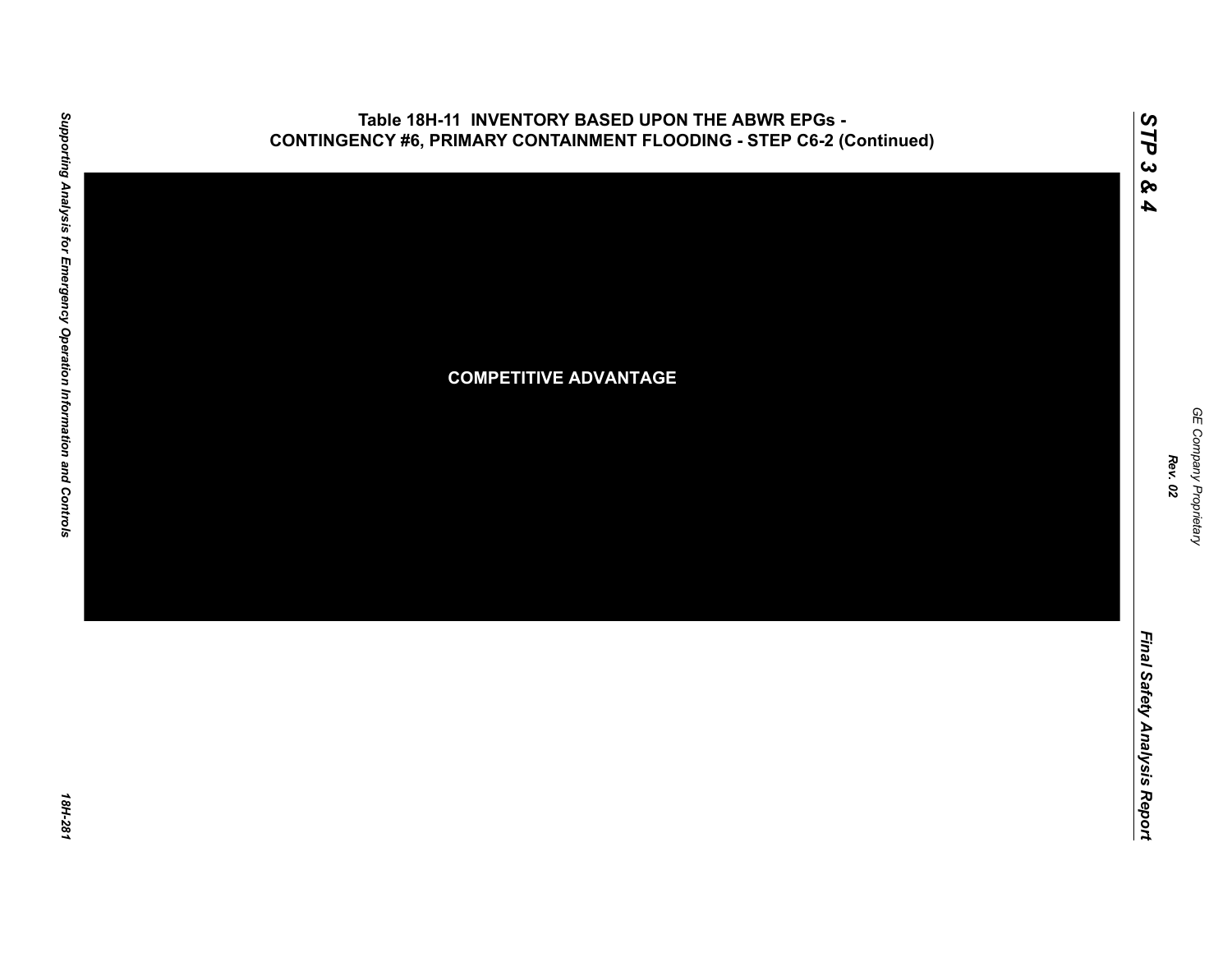# Table 18H-11 INVENTORY BASED UPON THE ABWR EPGs - CONTINGENCY #6, PRIMARY CONTAINMENT FLOODING - STEP C6-2 (Continued)

COMPETITIVE ADVANTAGE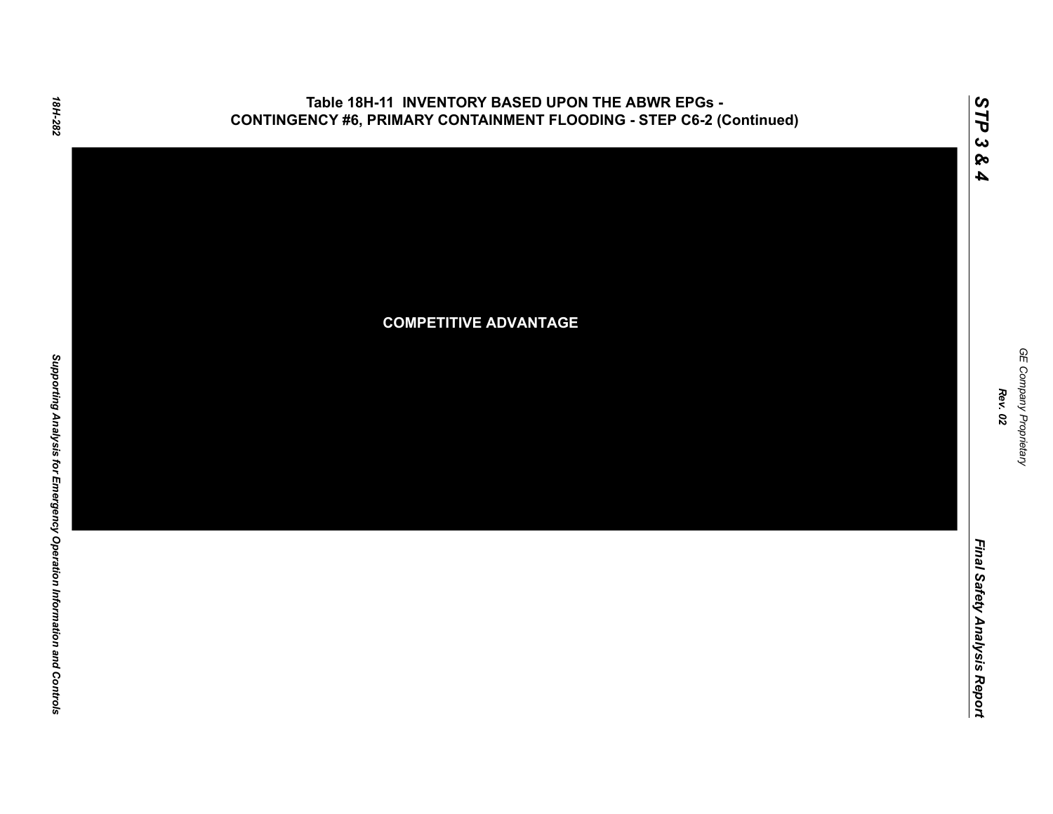## Table 18H-11 INVENTORY BASED UPON THE ABWR EPGs - CONTINGENCY #6, PRIMARY CONTAINMENT FLOODING - STEP C6-2 (Continued)

COMPETITIVE ADVANTAGE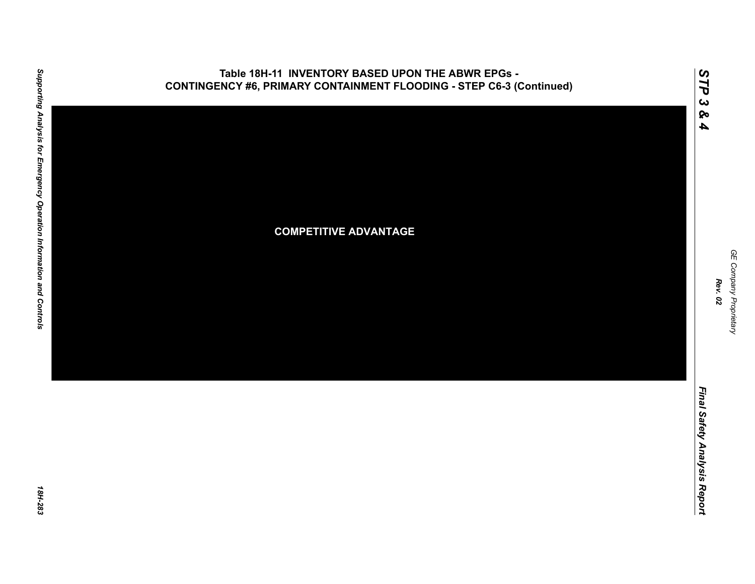## Table 18H-11 INVENTORY BASED UPON THE ABWR EPGs - CONTINGENCY #6, PRIMARY CONTAINMENT FLOODING - STEP C6-3 (Continued)

**COMPETITIVE ADVANTAGE**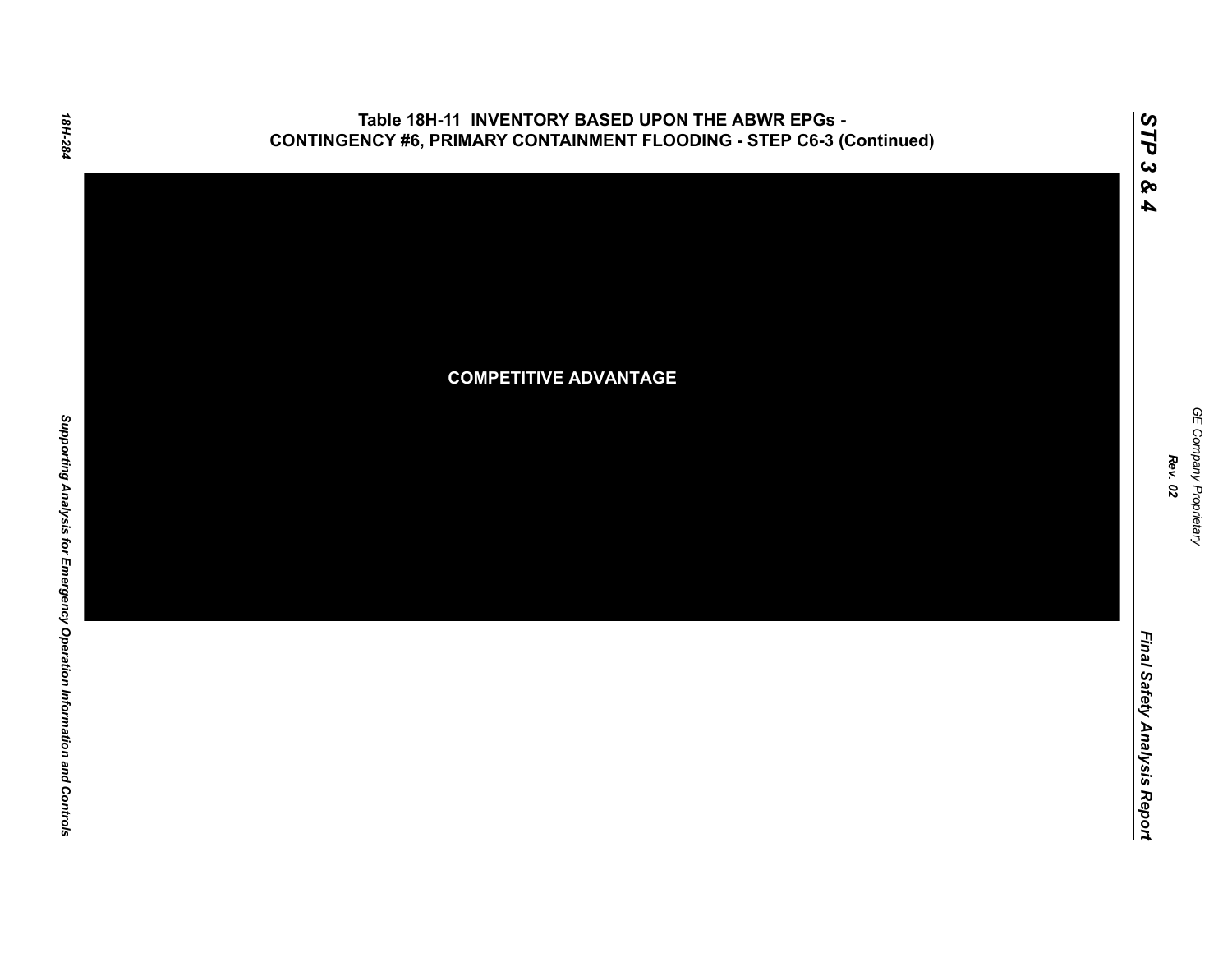### Table 18H-11 INVENTORY BASED UPON THE ABWR EPGs - CONTINGENCY #6, PRIMARY CONTAINMENT FLOODING - STEP C6-3 (Continued)

**COMPETITIVE ADVANTAGE**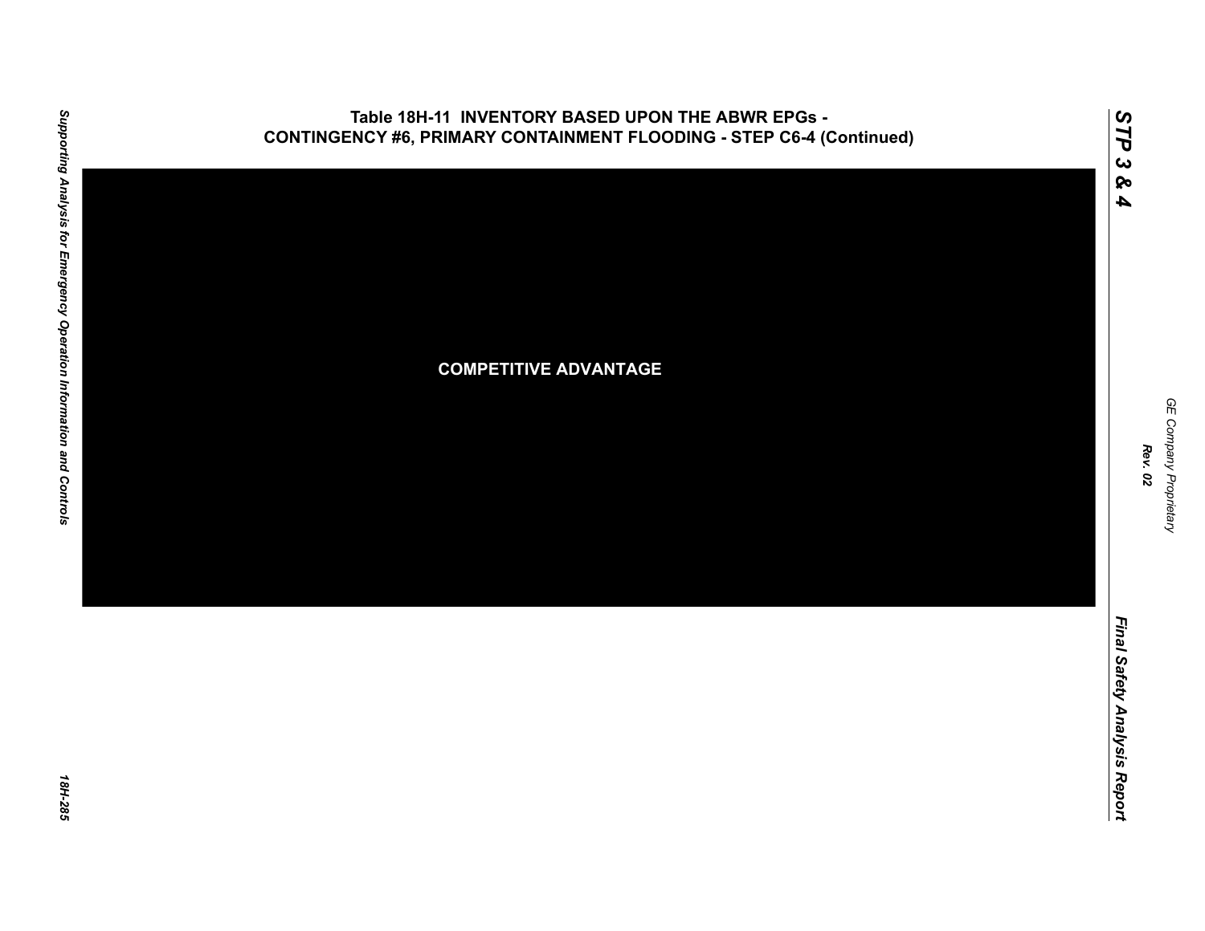# Table 18H-11 INVENTORY BASED UPON THE ABWR EPGs - CONTINGENCY #6, PRIMARY CONTAINMENT FLOODING - STEP C6-4 (Continued)

COMPETITIVE ADVANTAGE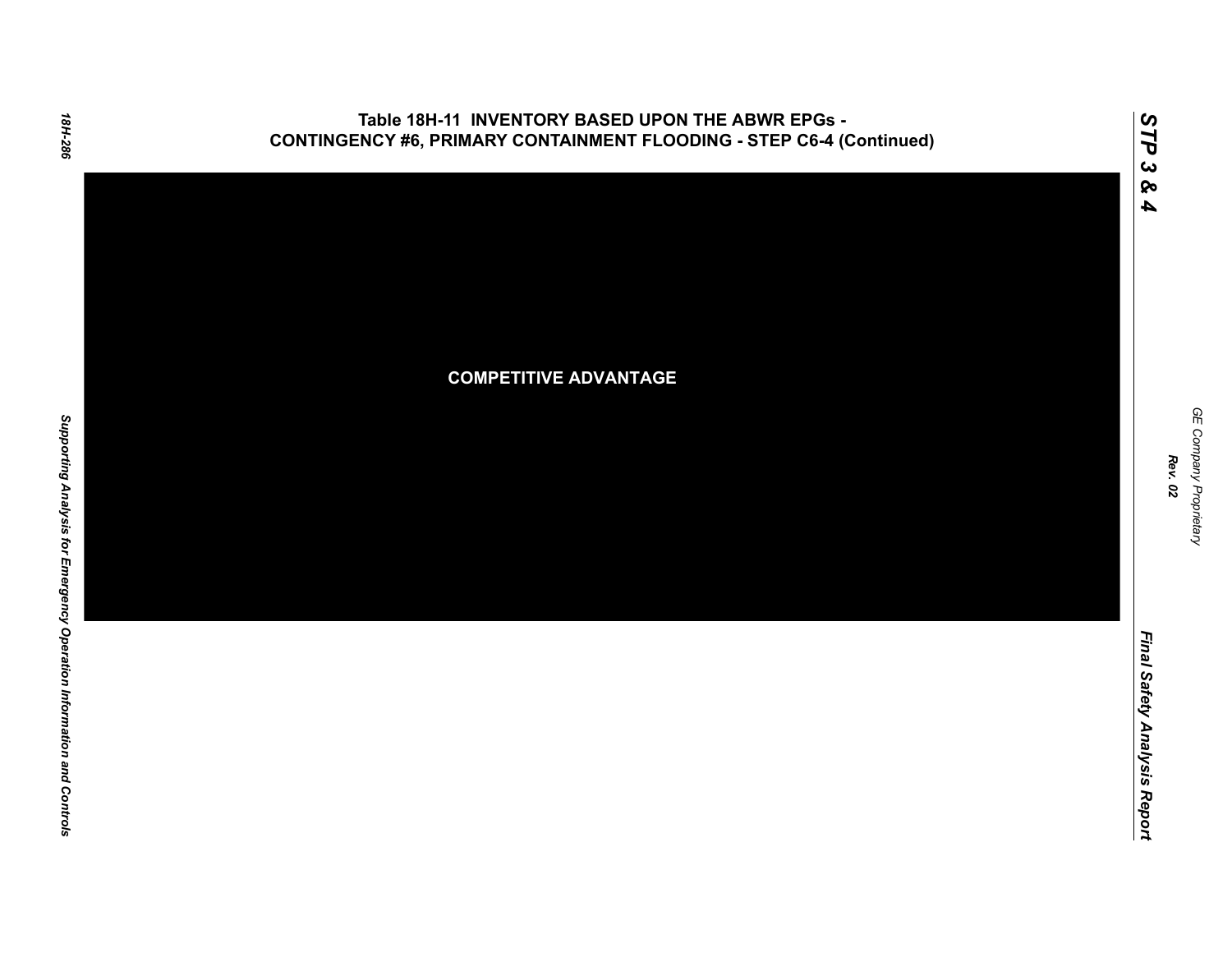## Table 18H-11 INVENTORY BASED UPON THE ABWR EPGs - CONTINGENCY #6, PRIMARY CONTAINMENT FLOODING - STEP C6-4 (Continued)

**COMPETITIVE ADVANTAGE**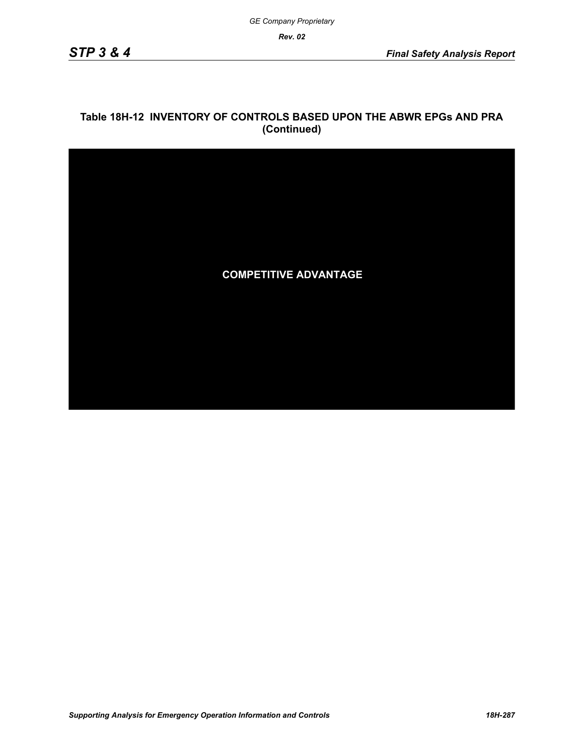**Table 18H-12 INVENTORY OF CONTROLS BASED UPON THE ABWR EPGs AND PRA (Continued)**

**COMPETITIVE ADVANTAGE**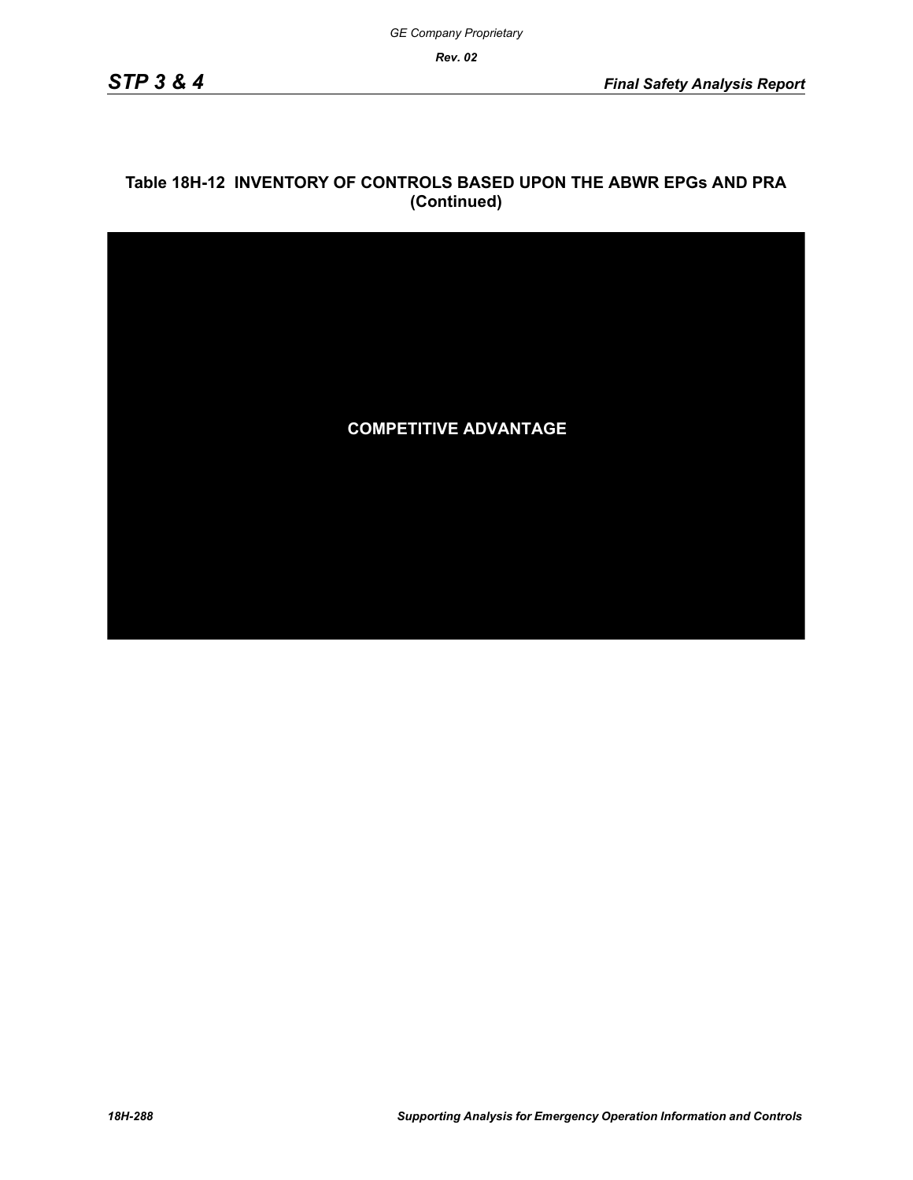# Table 18H-12 INVENTORY OF CONTROLS BASED UPON THE ABWR EPGs AND PRA (Continued)

**COMPETITIVE ADVANTAGE**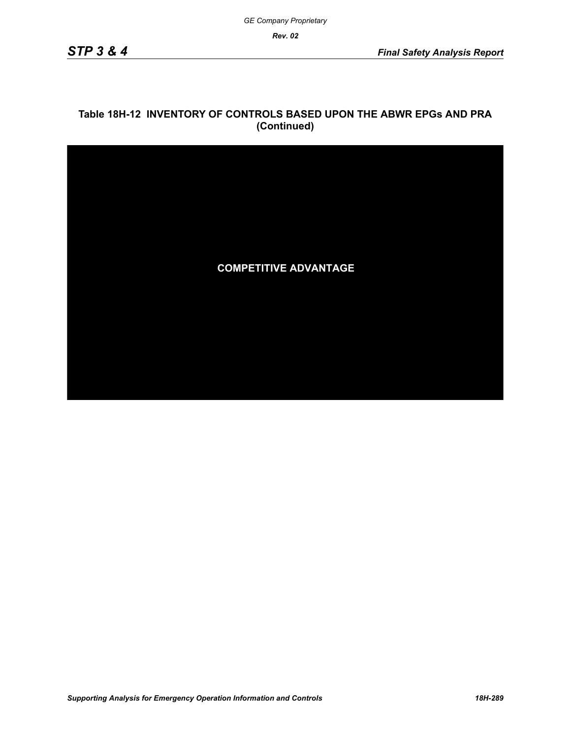## Table 18H-12 INVENTORY OF CONTROLS BASED UPON THE ABWR EPGs AND PRA (Continued)

**COMPETITIVE ADVANTAGE**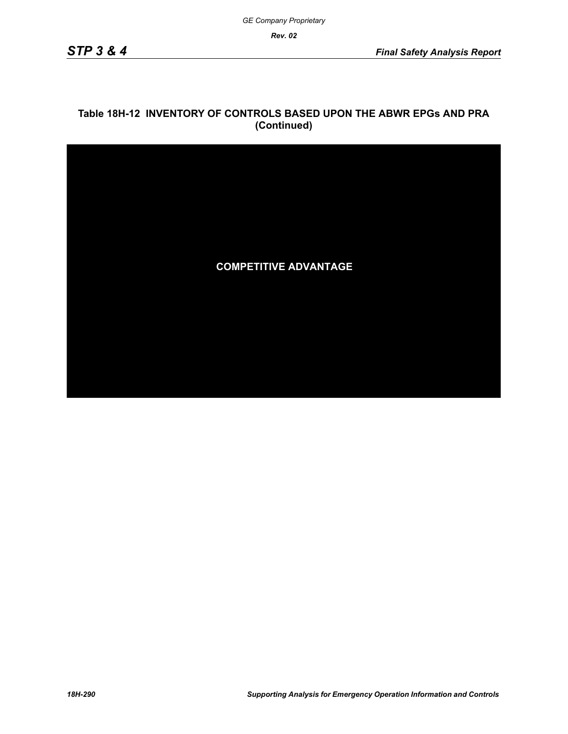## Table 18H-12 INVENTORY OF CONTROLS BASED UPON THE ABWR EPGs AND PRA (Continued)

COMPETITIVE ADVANTAGE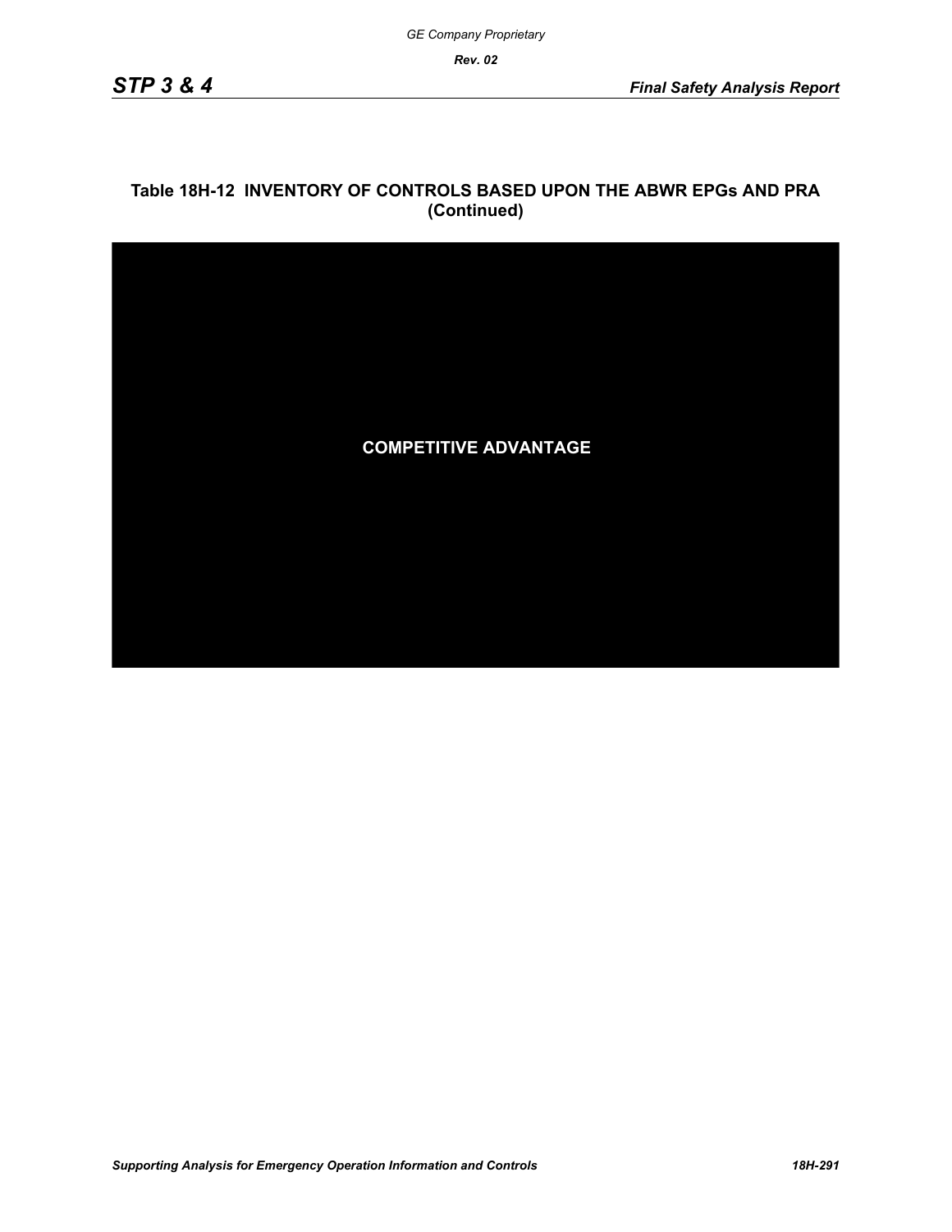## Table 18H-12 INVENTORY OF CONTROLS BASED UPON THE ABWR EPGs AND PRA (Continued)

**COMPETITIVE ADVANTAGE**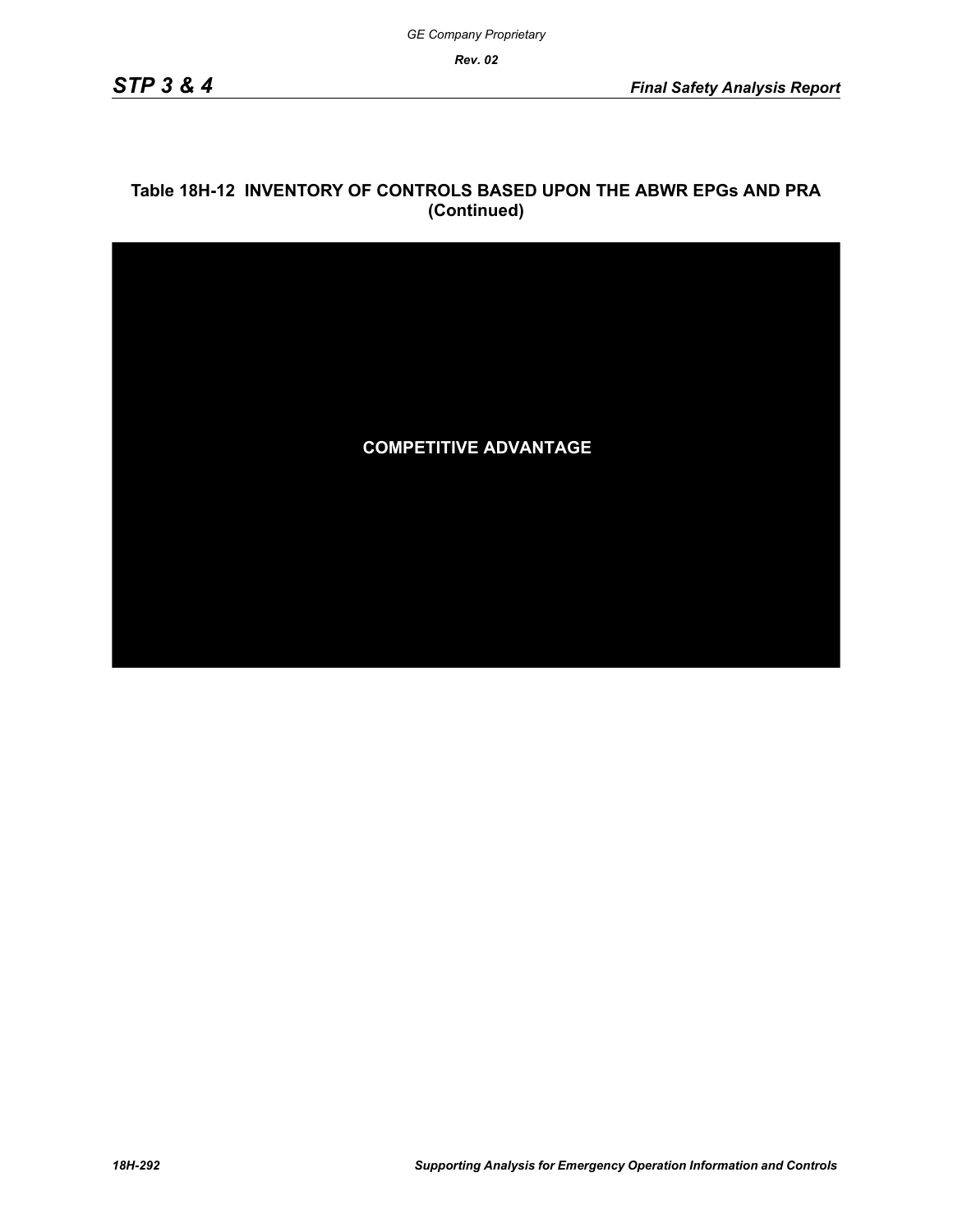**Table 18H-12 INVENTORY OF CONTROLS BASED UPON THE ABWR EPGs AND PRA (Continued)**

**COMPETITIVE ADVANTAGE**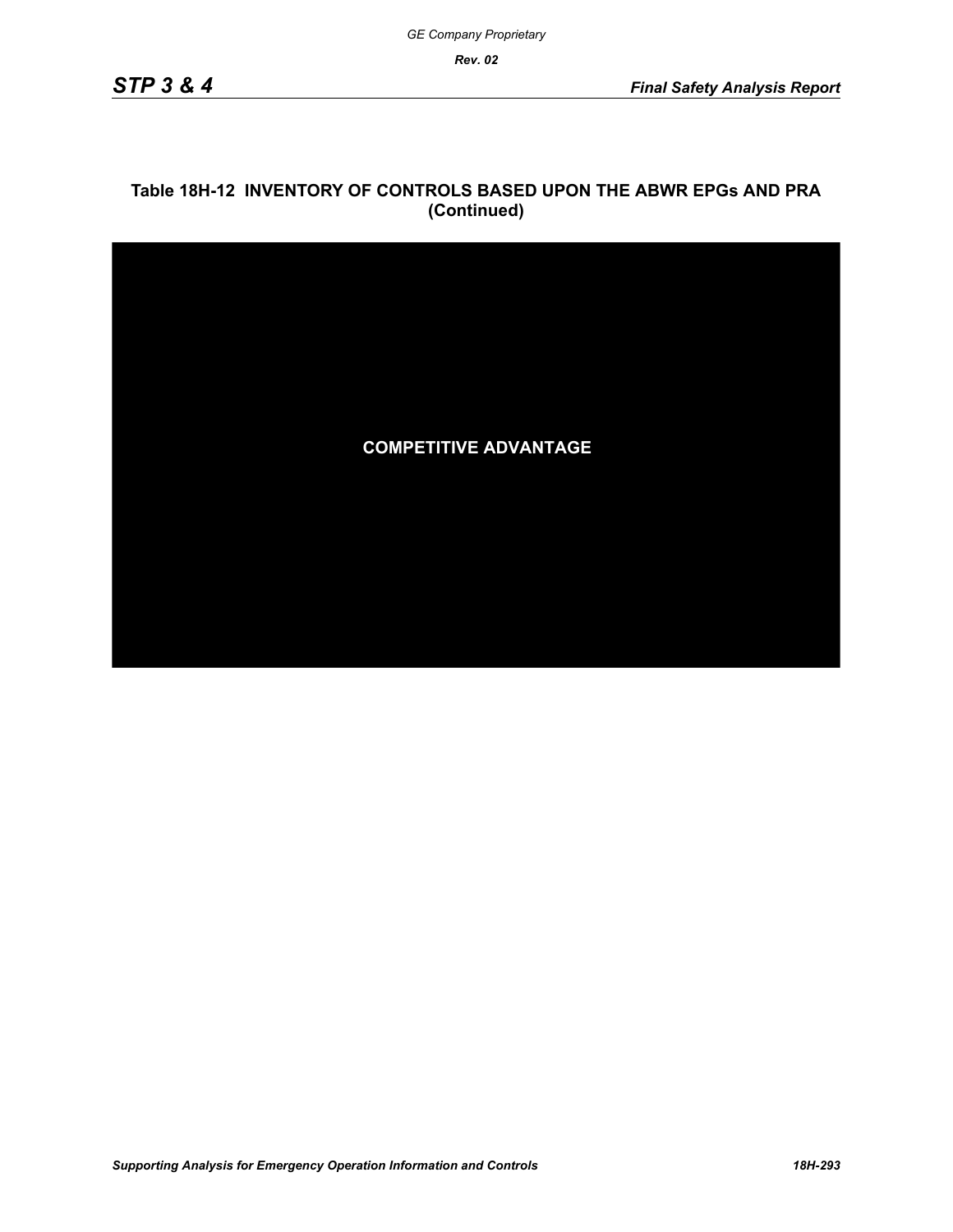## Table 18H-12 INVENTORY OF CONTROLS BASED UPON THE ABWR EPGs AND PRA (Continued)

**COMPETITIVE ADVANTAGE**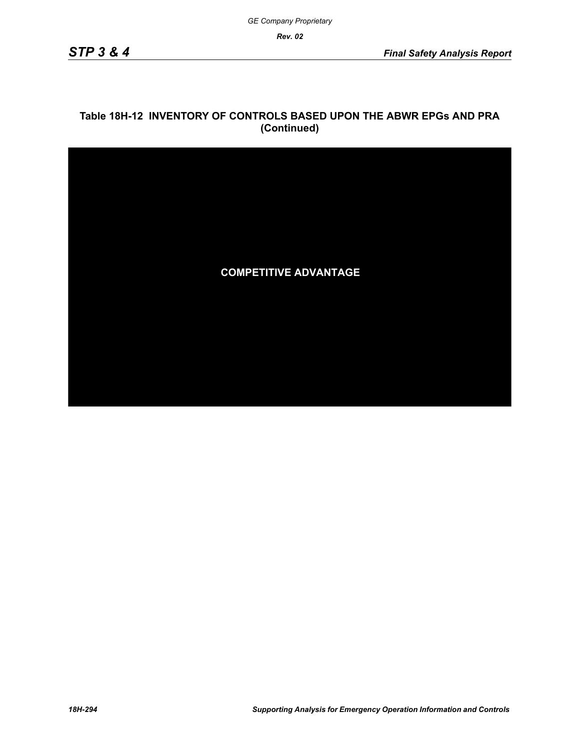## Table 18H-12 INVENTORY OF CONTROLS BASED UPON THE ABWR EPGs AND PRA (Continued)

**COMPETITIVE ADVANTAGE**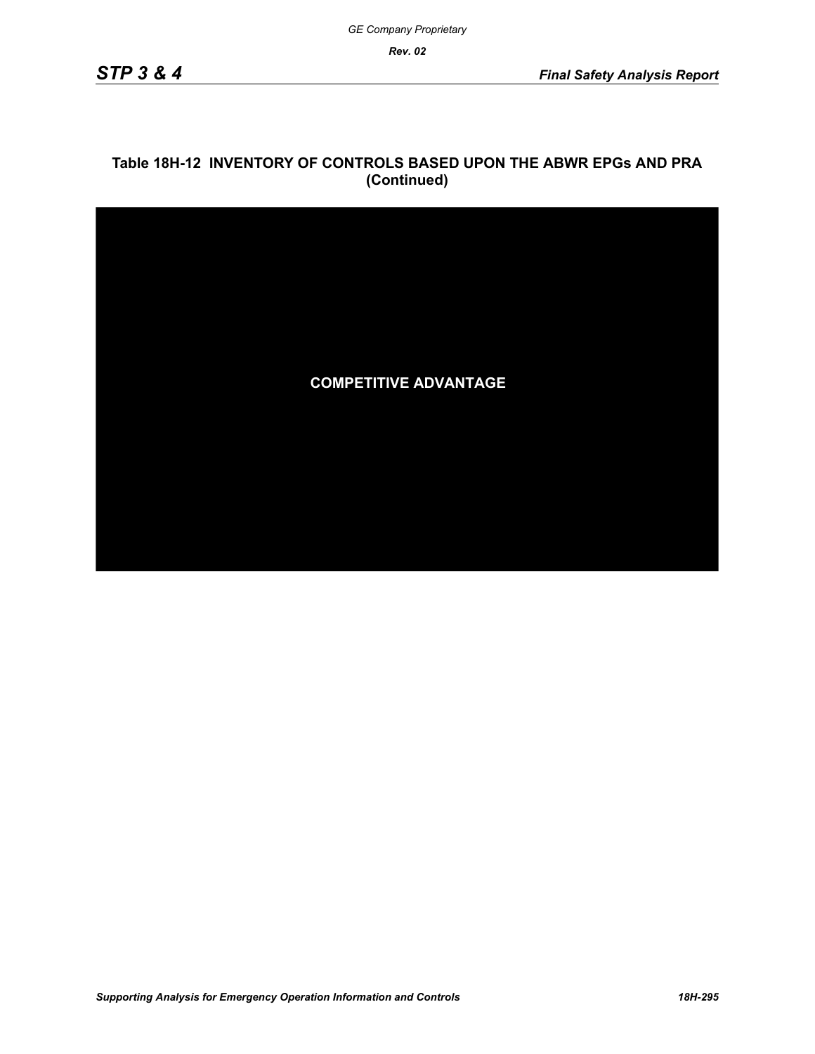## Table 18H-12 INVENTORY OF CONTROLS BASED UPON THE ABWR EPGs AND PRA (Continued)

**COMPETITIVE ADVANTAGE**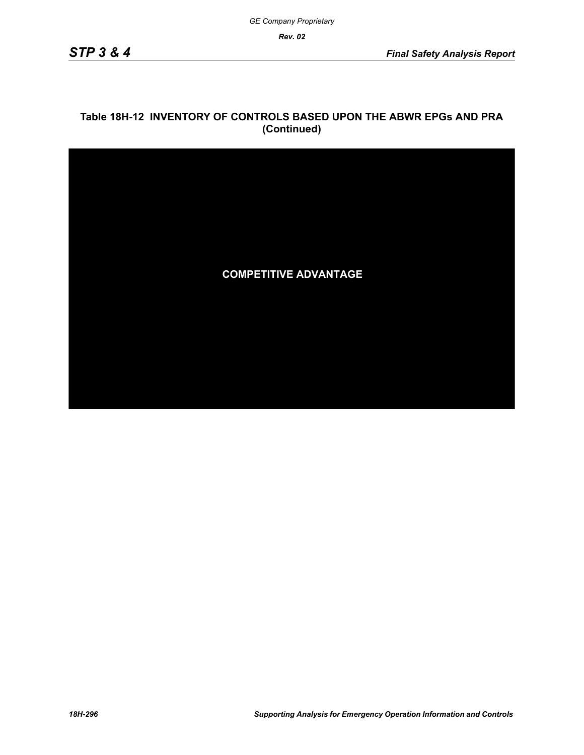## Table 18H-12 INVENTORY OF CONTROLS BASED UPON THE ABWR EPGs AND PRA (Continued)

**COMPETITIVE ADVANTAGE**